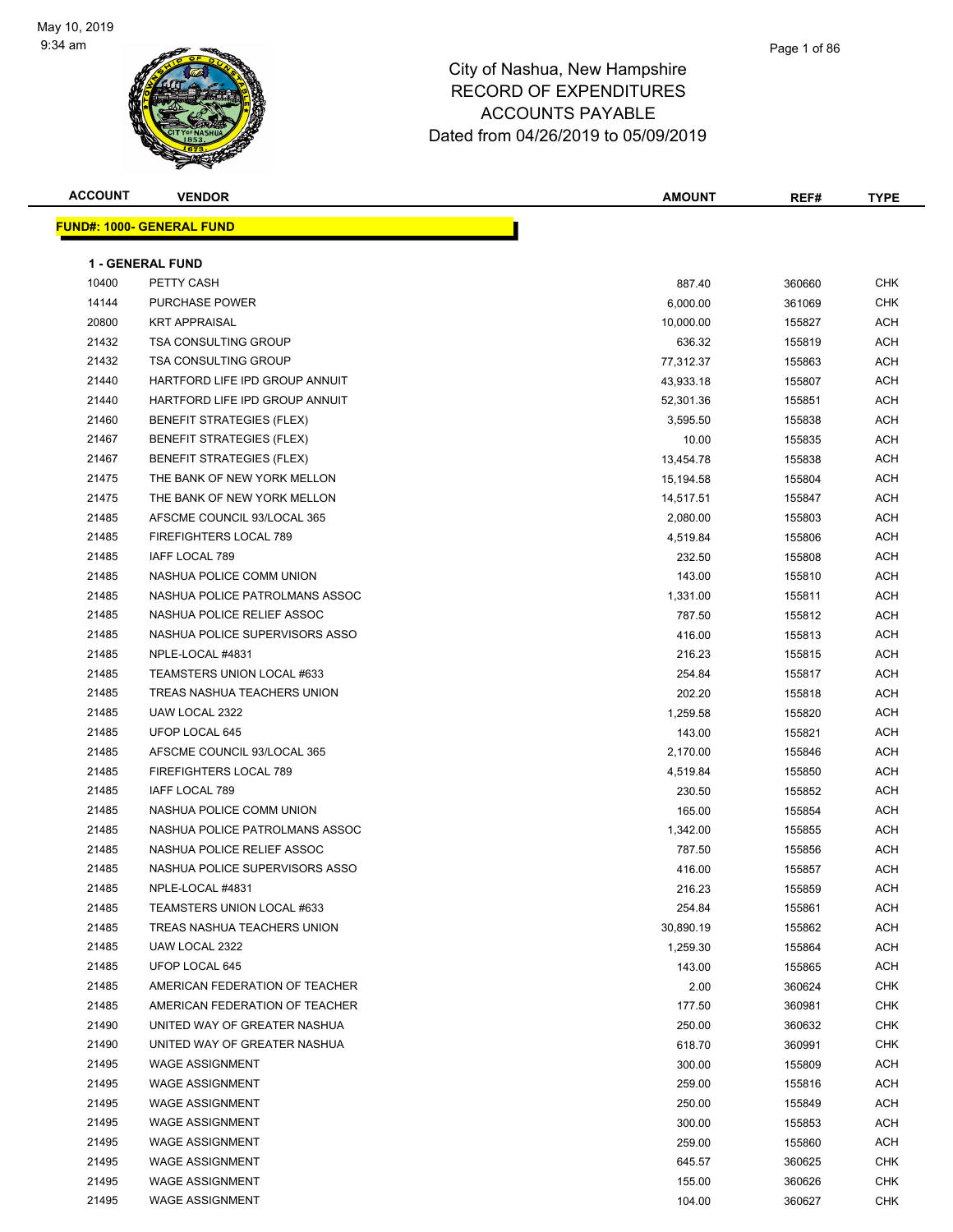# City of Nashua, New Hampshire
## RECORD OF EXPENDITURES
## ACCOUNTS PAYABLE
## Dated from 04/26/2019 to 05/09/2019

May 10, 2019
9:34 am

| ACCOUNT | VENDOR | AMOUNT | REF# | TYPE |
|---|---|---|---|---|

**FUND#: 1000- GENERAL FUND**

**1 - GENERAL FUND**

| ACCOUNT | VENDOR | AMOUNT | REF# | TYPE |
|---|---|---|---|---|
| 10400 | PETTY CASH | 887.40 | 360660 | CHK |
| 14144 | PURCHASE POWER | 6,000.00 | 361069 | CHK |
| 20800 | KRT APPRAISAL | 10,000.00 | 155827 | ACH |
| 21432 | TSA CONSULTING GROUP | 636.32 | 155819 | ACH |
| 21432 | TSA CONSULTING GROUP | 77,312.37 | 155863 | ACH |
| 21440 | HARTFORD LIFE IPD GROUP ANNUIT | 43,933.18 | 155807 | ACH |
| 21440 | HARTFORD LIFE IPD GROUP ANNUIT | 52,301.36 | 155851 | ACH |
| 21460 | BENEFIT STRATEGIES (FLEX) | 3,595.50 | 155838 | ACH |
| 21467 | BENEFIT STRATEGIES (FLEX) | 10.00 | 155835 | ACH |
| 21467 | BENEFIT STRATEGIES (FLEX) | 13,454.78 | 155838 | ACH |
| 21475 | THE BANK OF NEW YORK MELLON | 15,194.58 | 155804 | ACH |
| 21475 | THE BANK OF NEW YORK MELLON | 14,517.51 | 155847 | ACH |
| 21485 | AFSCME COUNCIL 93/LOCAL 365 | 2,080.00 | 155803 | ACH |
| 21485 | FIREFIGHTERS LOCAL 789 | 4,519.84 | 155806 | ACH |
| 21485 | IAFF LOCAL 789 | 232.50 | 155808 | ACH |
| 21485 | NASHUA POLICE COMM UNION | 143.00 | 155810 | ACH |
| 21485 | NASHUA POLICE PATROLMANS ASSOC | 1,331.00 | 155811 | ACH |
| 21485 | NASHUA POLICE RELIEF ASSOC | 787.50 | 155812 | ACH |
| 21485 | NASHUA POLICE SUPERVISORS ASSO | 416.00 | 155813 | ACH |
| 21485 | NPLE-LOCAL #4831 | 216.23 | 155815 | ACH |
| 21485 | TEAMSTERS UNION LOCAL #633 | 254.84 | 155817 | ACH |
| 21485 | TREAS NASHUA TEACHERS UNION | 202.20 | 155818 | ACH |
| 21485 | UAW LOCAL 2322 | 1,259.58 | 155820 | ACH |
| 21485 | UFOP LOCAL 645 | 143.00 | 155821 | ACH |
| 21485 | AFSCME COUNCIL 93/LOCAL 365 | 2,170.00 | 155846 | ACH |
| 21485 | FIREFIGHTERS LOCAL 789 | 4,519.84 | 155850 | ACH |
| 21485 | IAFF LOCAL 789 | 230.50 | 155852 | ACH |
| 21485 | NASHUA POLICE COMM UNION | 165.00 | 155854 | ACH |
| 21485 | NASHUA POLICE PATROLMANS ASSOC | 1,342.00 | 155855 | ACH |
| 21485 | NASHUA POLICE RELIEF ASSOC | 787.50 | 155856 | ACH |
| 21485 | NASHUA POLICE SUPERVISORS ASSO | 416.00 | 155857 | ACH |
| 21485 | NPLE-LOCAL #4831 | 216.23 | 155859 | ACH |
| 21485 | TEAMSTERS UNION LOCAL #633 | 254.84 | 155861 | ACH |
| 21485 | TREAS NASHUA TEACHERS UNION | 30,890.19 | 155862 | ACH |
| 21485 | UAW LOCAL 2322 | 1,259.30 | 155864 | ACH |
| 21485 | UFOP LOCAL 645 | 143.00 | 155865 | ACH |
| 21485 | AMERICAN FEDERATION OF TEACHER | 2.00 | 360624 | CHK |
| 21485 | AMERICAN FEDERATION OF TEACHER | 177.50 | 360981 | CHK |
| 21490 | UNITED WAY OF GREATER NASHUA | 250.00 | 360632 | CHK |
| 21490 | UNITED WAY OF GREATER NASHUA | 618.70 | 360991 | CHK |
| 21495 | WAGE ASSIGNMENT | 300.00 | 155809 | ACH |
| 21495 | WAGE ASSIGNMENT | 259.00 | 155816 | ACH |
| 21495 | WAGE ASSIGNMENT | 250.00 | 155849 | ACH |
| 21495 | WAGE ASSIGNMENT | 300.00 | 155853 | ACH |
| 21495 | WAGE ASSIGNMENT | 259.00 | 155860 | ACH |
| 21495 | WAGE ASSIGNMENT | 645.57 | 360625 | CHK |
| 21495 | WAGE ASSIGNMENT | 155.00 | 360626 | CHK |
| 21495 | WAGE ASSIGNMENT | 104.00 | 360627 | CHK |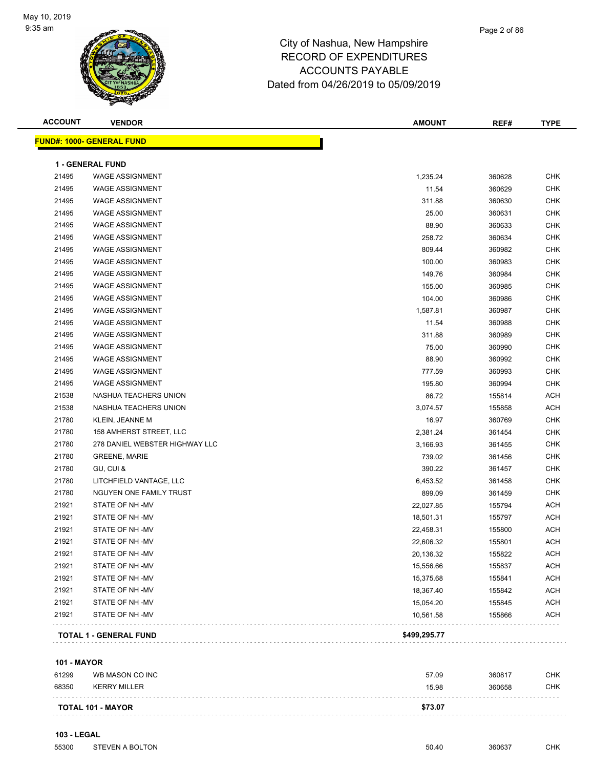# City of Nashua, New Hampshire
## RECORD OF EXPENDITURES
## ACCOUNTS PAYABLE
## Dated from 04/26/2019 to 05/09/2019

| ACCOUNT | VENDOR | AMOUNT | REF# | TYPE |
|---|---|---|---|---|
| **FUND#: 1000- GENERAL FUND** | | | | |
| **1 - GENERAL FUND** | | | | |
| 21495 | WAGE ASSIGNMENT | 1,235.24 | 360628 | CHK |
| 21495 | WAGE ASSIGNMENT | 11.54 | 360629 | CHK |
| 21495 | WAGE ASSIGNMENT | 311.88 | 360630 | CHK |
| 21495 | WAGE ASSIGNMENT | 25.00 | 360631 | CHK |
| 21495 | WAGE ASSIGNMENT | 88.90 | 360633 | CHK |
| 21495 | WAGE ASSIGNMENT | 258.72 | 360634 | CHK |
| 21495 | WAGE ASSIGNMENT | 809.44 | 360982 | CHK |
| 21495 | WAGE ASSIGNMENT | 100.00 | 360983 | CHK |
| 21495 | WAGE ASSIGNMENT | 149.76 | 360984 | CHK |
| 21495 | WAGE ASSIGNMENT | 155.00 | 360985 | CHK |
| 21495 | WAGE ASSIGNMENT | 104.00 | 360986 | CHK |
| 21495 | WAGE ASSIGNMENT | 1,587.81 | 360987 | CHK |
| 21495 | WAGE ASSIGNMENT | 11.54 | 360988 | CHK |
| 21495 | WAGE ASSIGNMENT | 311.88 | 360989 | CHK |
| 21495 | WAGE ASSIGNMENT | 75.00 | 360990 | CHK |
| 21495 | WAGE ASSIGNMENT | 88.90 | 360992 | CHK |
| 21495 | WAGE ASSIGNMENT | 777.59 | 360993 | CHK |
| 21495 | WAGE ASSIGNMENT | 195.80 | 360994 | CHK |
| 21538 | NASHUA TEACHERS UNION | 86.72 | 155814 | ACH |
| 21538 | NASHUA TEACHERS UNION | 3,074.57 | 155858 | ACH |
| 21780 | KLEIN, JEANNE M | 16.97 | 360769 | CHK |
| 21780 | 158 AMHERST STREET, LLC | 2,381.24 | 361454 | CHK |
| 21780 | 278 DANIEL WEBSTER HIGHWAY LLC | 3,166.93 | 361455 | CHK |
| 21780 | GREENE, MARIE | 739.02 | 361456 | CHK |
| 21780 | GU, CUI & | 390.22 | 361457 | CHK |
| 21780 | LITCHFIELD VANTAGE, LLC | 6,453.52 | 361458 | CHK |
| 21780 | NGUYEN ONE FAMILY TRUST | 899.09 | 361459 | CHK |
| 21921 | STATE OF NH -MV | 22,027.85 | 155794 | ACH |
| 21921 | STATE OF NH -MV | 18,501.31 | 155797 | ACH |
| 21921 | STATE OF NH -MV | 22,458.31 | 155800 | ACH |
| 21921 | STATE OF NH -MV | 22,606.32 | 155801 | ACH |
| 21921 | STATE OF NH -MV | 20,136.32 | 155822 | ACH |
| 21921 | STATE OF NH -MV | 15,556.66 | 155837 | ACH |
| 21921 | STATE OF NH -MV | 15,375.68 | 155841 | ACH |
| 21921 | STATE OF NH -MV | 18,367.40 | 155842 | ACH |
| 21921 | STATE OF NH -MV | 15,054.20 | 155845 | ACH |
| 21921 | STATE OF NH -MV | 10,561.58 | 155866 | ACH |
| **TOTAL 1 - GENERAL FUND** | | **$499,295.77** | | |
| **101 - MAYOR** | | | | |
| 61299 | WB MASON CO INC | 57.09 | 360817 | CHK |
| 68350 | KERRY MILLER | 15.98 | 360658 | CHK |
| **TOTAL 101 - MAYOR** | | **$73.07** | | |
| **103 - LEGAL** | | | | |
| 55300 | STEVEN A BOLTON | 50.40 | 360637 | CHK |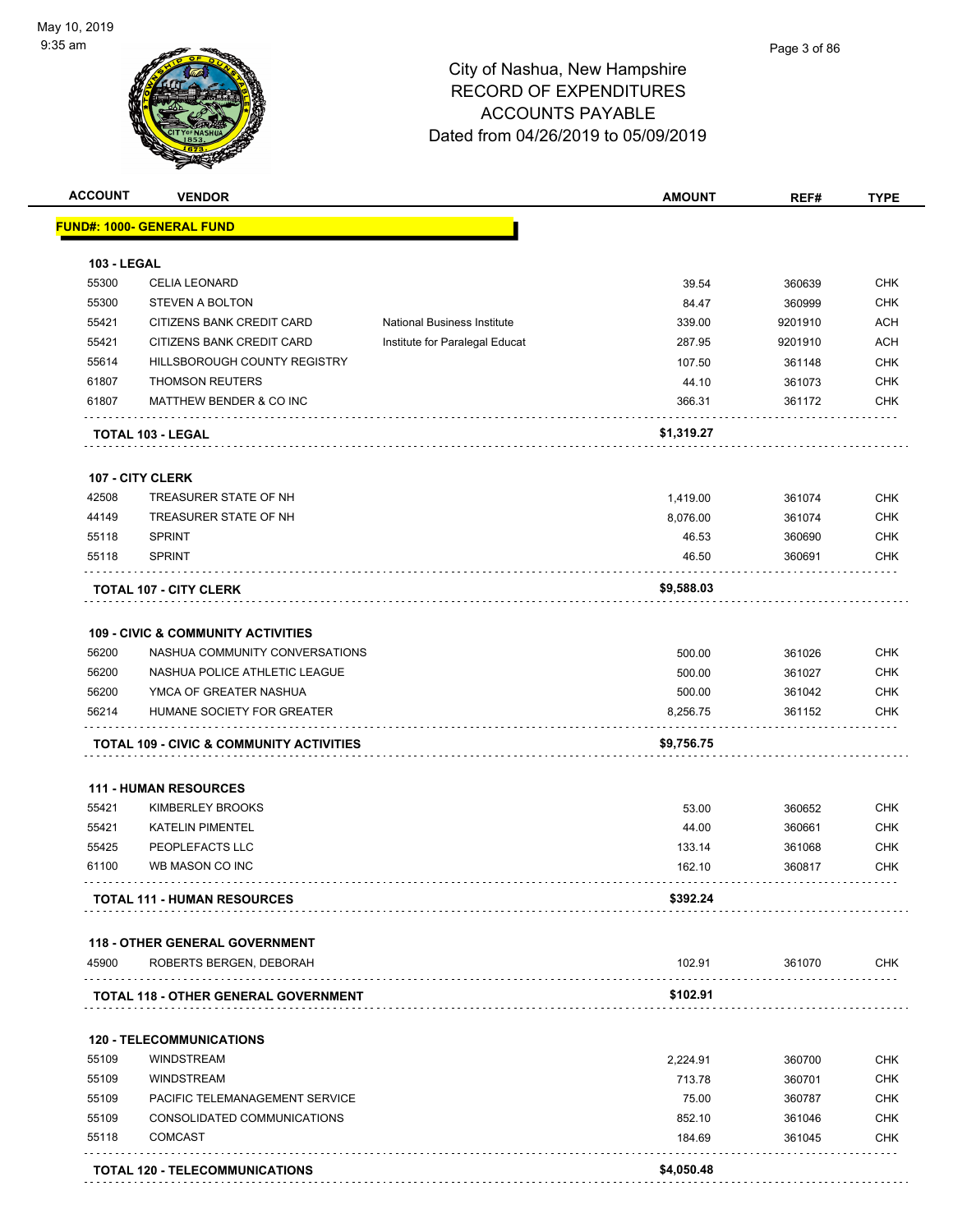# City of Nashua, New Hampshire
## RECORD OF EXPENDITURES
## ACCOUNTS PAYABLE
## Dated from 04/26/2019 to 05/09/2019

May 10, 2019
9:35 am

| ACCOUNT | VENDOR | | AMOUNT | REF# | TYPE |
|---|---|---|---|---|---|
| **FUND#: 1000- GENERAL FUND** | | | | | |
| **103 - LEGAL** | | | | | |
| 55300 | CELIA LEONARD | | 39.54 | 360639 | CHK |
| 55300 | STEVEN A BOLTON | | 84.47 | 360999 | CHK |
| 55421 | CITIZENS BANK CREDIT CARD | National Business Institute | 339.00 | 9201910 | ACH |
| 55421 | CITIZENS BANK CREDIT CARD | Institute for Paralegal Educat | 287.95 | 9201910 | ACH |
| 55614 | HILLSBOROUGH COUNTY REGISTRY | | 107.50 | 361148 | CHK |
| 61807 | THOMSON REUTERS | | 44.10 | 361073 | CHK |
| 61807 | MATTHEW BENDER & CO INC | | 366.31 | 361172 | CHK |
| **TOTAL 103 - LEGAL** | | | **$1,319.27** | | |
| **107 - CITY CLERK** | | | | | |
| 42508 | TREASURER STATE OF NH | | 1,419.00 | 361074 | CHK |
| 44149 | TREASURER STATE OF NH | | 8,076.00 | 361074 | CHK |
| 55118 | SPRINT | | 46.53 | 360690 | CHK |
| 55118 | SPRINT | | 46.50 | 360691 | CHK |
| **TOTAL 107 - CITY CLERK** | | | **$9,588.03** | | |
| **109 - CIVIC & COMMUNITY ACTIVITIES** | | | | | |
| 56200 | NASHUA COMMUNITY CONVERSATIONS | | 500.00 | 361026 | CHK |
| 56200 | NASHUA POLICE ATHLETIC LEAGUE | | 500.00 | 361027 | CHK |
| 56200 | YMCA OF GREATER NASHUA | | 500.00 | 361042 | CHK |
| 56214 | HUMANE SOCIETY FOR GREATER | | 8,256.75 | 361152 | CHK |
| **TOTAL 109 - CIVIC & COMMUNITY ACTIVITIES** | | | **$9,756.75** | | |
| **111 - HUMAN RESOURCES** | | | | | |
| 55421 | KIMBERLEY BROOKS | | 53.00 | 360652 | CHK |
| 55421 | KATELIN PIMENTEL | | 44.00 | 360661 | CHK |
| 55425 | PEOPLEFACTS LLC | | 133.14 | 361068 | CHK |
| 61100 | WB MASON CO INC | | 162.10 | 360817 | CHK |
| **TOTAL 111 - HUMAN RESOURCES** | | | **$392.24** | | |
| **118 - OTHER GENERAL GOVERNMENT** | | | | | |
| 45900 | ROBERTS BERGEN, DEBORAH | | 102.91 | 361070 | CHK |
| **TOTAL 118 - OTHER GENERAL GOVERNMENT** | | | **$102.91** | | |
| **120 - TELECOMMUNICATIONS** | | | | | |
| 55109 | WINDSTREAM | | 2,224.91 | 360700 | CHK |
| 55109 | WINDSTREAM | | 713.78 | 360701 | CHK |
| 55109 | PACIFIC TELEMANAGEMENT SERVICE | | 75.00 | 360787 | CHK |
| 55109 | CONSOLIDATED COMMUNICATIONS | | 852.10 | 361046 | CHK |
| 55118 | COMCAST | | 184.69 | 361045 | CHK |
| **TOTAL 120 - TELECOMMUNICATIONS** | | | **$4,050.48** | | |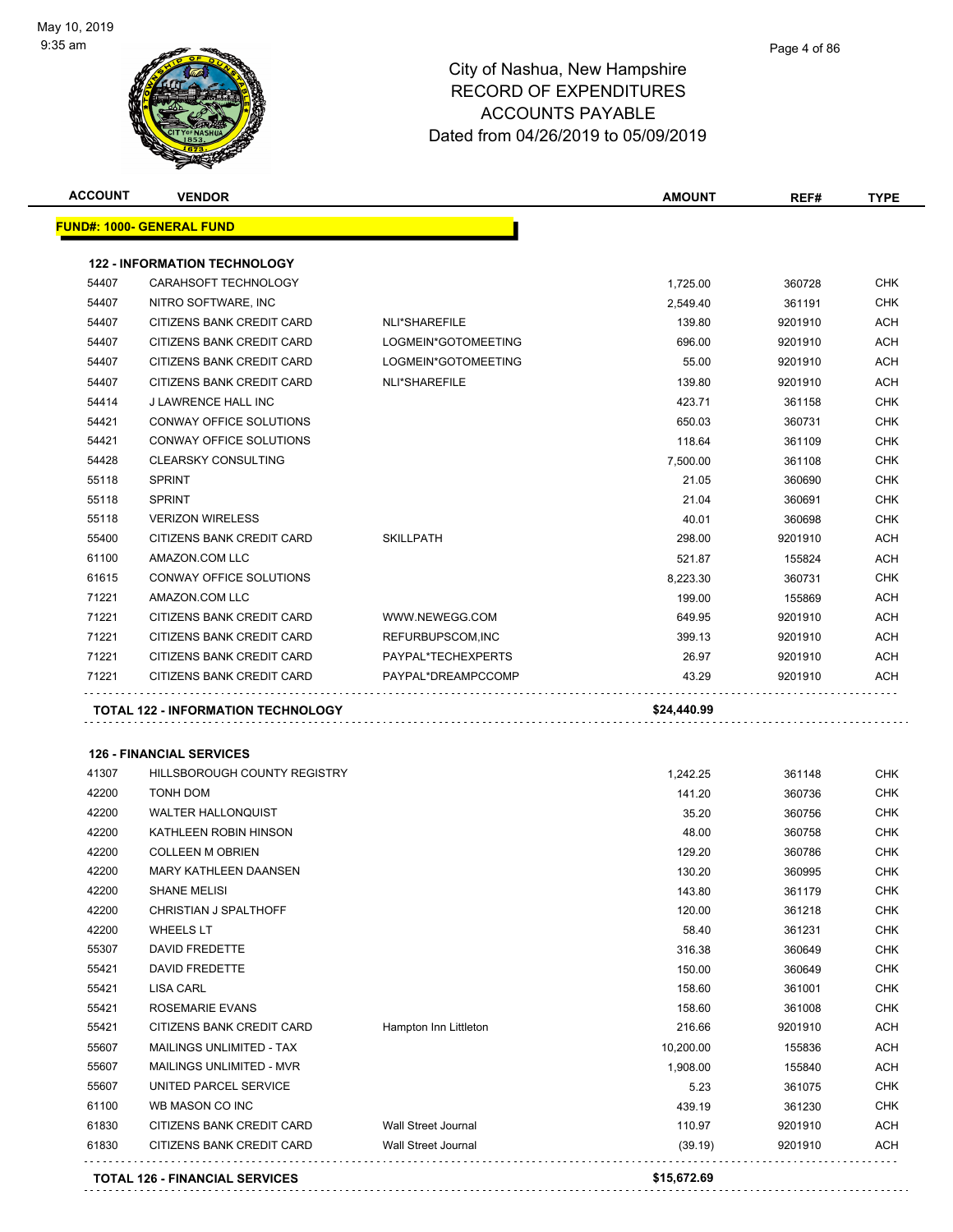City of Nashua, New Hampshire
RECORD OF EXPENDITURES
ACCOUNTS PAYABLE
Dated from 04/26/2019 to 05/09/2019

| ACCOUNT | VENDOR | | AMOUNT | REF# | TYPE |
|---|---|---|---|---|---|
| **FUND#: 1000- GENERAL FUND** | | | | | |
| **122 - INFORMATION TECHNOLOGY** | | | | | |
| 54407 | CARAHSOFT TECHNOLOGY | | 1,725.00 | 360728 | CHK |
| 54407 | NITRO SOFTWARE, INC | | 2,549.40 | 361191 | CHK |
| 54407 | CITIZENS BANK CREDIT CARD | NLI*SHAREFILE | 139.80 | 9201910 | ACH |
| 54407 | CITIZENS BANK CREDIT CARD | LOGMEIN*GOTOMEETING | 696.00 | 9201910 | ACH |
| 54407 | CITIZENS BANK CREDIT CARD | LOGMEIN*GOTOMEETING | 55.00 | 9201910 | ACH |
| 54407 | CITIZENS BANK CREDIT CARD | NLI*SHAREFILE | 139.80 | 9201910 | ACH |
| 54414 | J LAWRENCE HALL INC | | 423.71 | 361158 | CHK |
| 54421 | CONWAY OFFICE SOLUTIONS | | 650.03 | 360731 | CHK |
| 54421 | CONWAY OFFICE SOLUTIONS | | 118.64 | 361109 | CHK |
| 54428 | CLEARSKY CONSULTING | | 7,500.00 | 361108 | CHK |
| 55118 | SPRINT | | 21.05 | 360690 | CHK |
| 55118 | SPRINT | | 21.04 | 360691 | CHK |
| 55118 | VERIZON WIRELESS | | 40.01 | 360698 | CHK |
| 55400 | CITIZENS BANK CREDIT CARD | SKILLPATH | 298.00 | 9201910 | ACH |
| 61100 | AMAZON.COM LLC | | 521.87 | 155824 | ACH |
| 61615 | CONWAY OFFICE SOLUTIONS | | 8,223.30 | 360731 | CHK |
| 71221 | AMAZON.COM LLC | | 199.00 | 155869 | ACH |
| 71221 | CITIZENS BANK CREDIT CARD | WWW.NEWEGG.COM | 649.95 | 9201910 | ACH |
| 71221 | CITIZENS BANK CREDIT CARD | REFURBUPSCOM,INC | 399.13 | 9201910 | ACH |
| 71221 | CITIZENS BANK CREDIT CARD | PAYPAL*TECHEXPERTS | 26.97 | 9201910 | ACH |
| 71221 | CITIZENS BANK CREDIT CARD | PAYPAL*DREAMPCCOMP | 43.29 | 9201910 | ACH |
| **TOTAL 122 - INFORMATION TECHNOLOGY** | | | **$24,440.99** | | |
| **126 - FINANCIAL SERVICES** | | | | | |
| 41307 | HILLSBOROUGH COUNTY REGISTRY | | 1,242.25 | 361148 | CHK |
| 42200 | TONH DOM | | 141.20 | 360736 | CHK |
| 42200 | WALTER HALLONQUIST | | 35.20 | 360756 | CHK |
| 42200 | KATHLEEN ROBIN HINSON | | 48.00 | 360758 | CHK |
| 42200 | COLLEEN M OBRIEN | | 129.20 | 360786 | CHK |
| 42200 | MARY KATHLEEN DAANSEN | | 130.20 | 360995 | CHK |
| 42200 | SHANE MELISI | | 143.80 | 361179 | CHK |
| 42200 | CHRISTIAN J SPALTHOFF | | 120.00 | 361218 | CHK |
| 42200 | WHEELS LT | | 58.40 | 361231 | CHK |
| 55307 | DAVID FREDETTE | | 316.38 | 360649 | CHK |
| 55421 | DAVID FREDETTE | | 150.00 | 360649 | CHK |
| 55421 | LISA CARL | | 158.60 | 361001 | CHK |
| 55421 | ROSEMARIE EVANS | | 158.60 | 361008 | CHK |
| 55421 | CITIZENS BANK CREDIT CARD | Hampton Inn Littleton | 216.66 | 9201910 | ACH |
| 55607 | MAILINGS UNLIMITED - TAX | | 10,200.00 | 155836 | ACH |
| 55607 | MAILINGS UNLIMITED - MVR | | 1,908.00 | 155840 | ACH |
| 55607 | UNITED PARCEL SERVICE | | 5.23 | 361075 | CHK |
| 61100 | WB MASON CO INC | | 439.19 | 361230 | CHK |
| 61830 | CITIZENS BANK CREDIT CARD | Wall Street Journal | 110.97 | 9201910 | ACH |
| 61830 | CITIZENS BANK CREDIT CARD | Wall Street Journal | (39.19) | 9201910 | ACH |
| **TOTAL 126 - FINANCIAL SERVICES** | | | **$15,672.69** | | |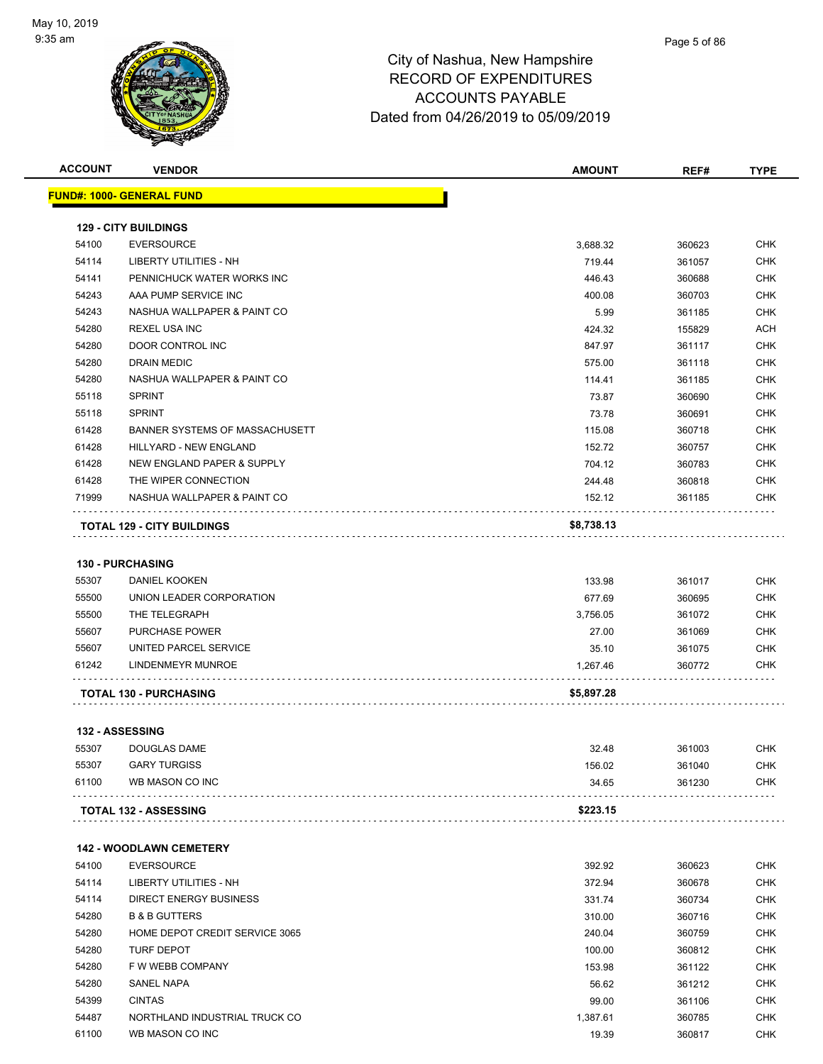# City of Nashua, New Hampshire
## RECORD OF EXPENDITURES
## ACCOUNTS PAYABLE
## Dated from 04/26/2019 to 05/09/2019

| ACCOUNT | VENDOR | AMOUNT | REF# | TYPE |
|---|---|---|---|---|
| **FUND#: 1000- GENERAL FUND** | | | | |
| **129 - CITY BUILDINGS** | | | | |
| 54100 | EVERSOURCE | 3,688.32 | 360623 | CHK |
| 54114 | LIBERTY UTILITIES - NH | 719.44 | 361057 | CHK |
| 54141 | PENNICHUCK WATER WORKS INC | 446.43 | 360688 | CHK |
| 54243 | AAA PUMP SERVICE INC | 400.08 | 360703 | CHK |
| 54243 | NASHUA WALLPAPER & PAINT CO | 5.99 | 361185 | CHK |
| 54280 | REXEL USA INC | 424.32 | 155829 | ACH |
| 54280 | DOOR CONTROL INC | 847.97 | 361117 | CHK |
| 54280 | DRAIN MEDIC | 575.00 | 361118 | CHK |
| 54280 | NASHUA WALLPAPER & PAINT CO | 114.41 | 361185 | CHK |
| 55118 | SPRINT | 73.87 | 360690 | CHK |
| 55118 | SPRINT | 73.78 | 360691 | CHK |
| 61428 | BANNER SYSTEMS OF MASSACHUSETT | 115.08 | 360718 | CHK |
| 61428 | HILLYARD - NEW ENGLAND | 152.72 | 360757 | CHK |
| 61428 | NEW ENGLAND PAPER & SUPPLY | 704.12 | 360783 | CHK |
| 61428 | THE WIPER CONNECTION | 244.48 | 360818 | CHK |
| 71999 | NASHUA WALLPAPER & PAINT CO | 152.12 | 361185 | CHK |
| **TOTAL 129 - CITY BUILDINGS** | | **$8,738.13** | | |
| **130 - PURCHASING** | | | | |
| 55307 | DANIEL KOOKEN | 133.98 | 361017 | CHK |
| 55500 | UNION LEADER CORPORATION | 677.69 | 360695 | CHK |
| 55500 | THE TELEGRAPH | 3,756.05 | 361072 | CHK |
| 55607 | PURCHASE POWER | 27.00 | 361069 | CHK |
| 55607 | UNITED PARCEL SERVICE | 35.10 | 361075 | CHK |
| 61242 | LINDENMEYR MUNROE | 1,267.46 | 360772 | CHK |
| **TOTAL 130 - PURCHASING** | | **$5,897.28** | | |
| **132 - ASSESSING** | | | | |
| 55307 | DOUGLAS DAME | 32.48 | 361003 | CHK |
| 55307 | GARY TURGISS | 156.02 | 361040 | CHK |
| 61100 | WB MASON CO INC | 34.65 | 361230 | CHK |
| **TOTAL 132 - ASSESSING** | | **$223.15** | | |
| **142 - WOODLAWN CEMETERY** | | | | |
| 54100 | EVERSOURCE | 392.92 | 360623 | CHK |
| 54114 | LIBERTY UTILITIES - NH | 372.94 | 360678 | CHK |
| 54114 | DIRECT ENERGY BUSINESS | 331.74 | 360734 | CHK |
| 54280 | B & B GUTTERS | 310.00 | 360716 | CHK |
| 54280 | HOME DEPOT CREDIT SERVICE 3065 | 240.04 | 360759 | CHK |
| 54280 | TURF DEPOT | 100.00 | 360812 | CHK |
| 54280 | F W WEBB COMPANY | 153.98 | 361122 | CHK |
| 54280 | SANEL NAPA | 56.62 | 361212 | CHK |
| 54399 | CINTAS | 99.00 | 361106 | CHK |
| 54487 | NORTHLAND INDUSTRIAL TRUCK CO | 1,387.61 | 360785 | CHK |
| 61100 | WB MASON CO INC | 19.39 | 360817 | CHK |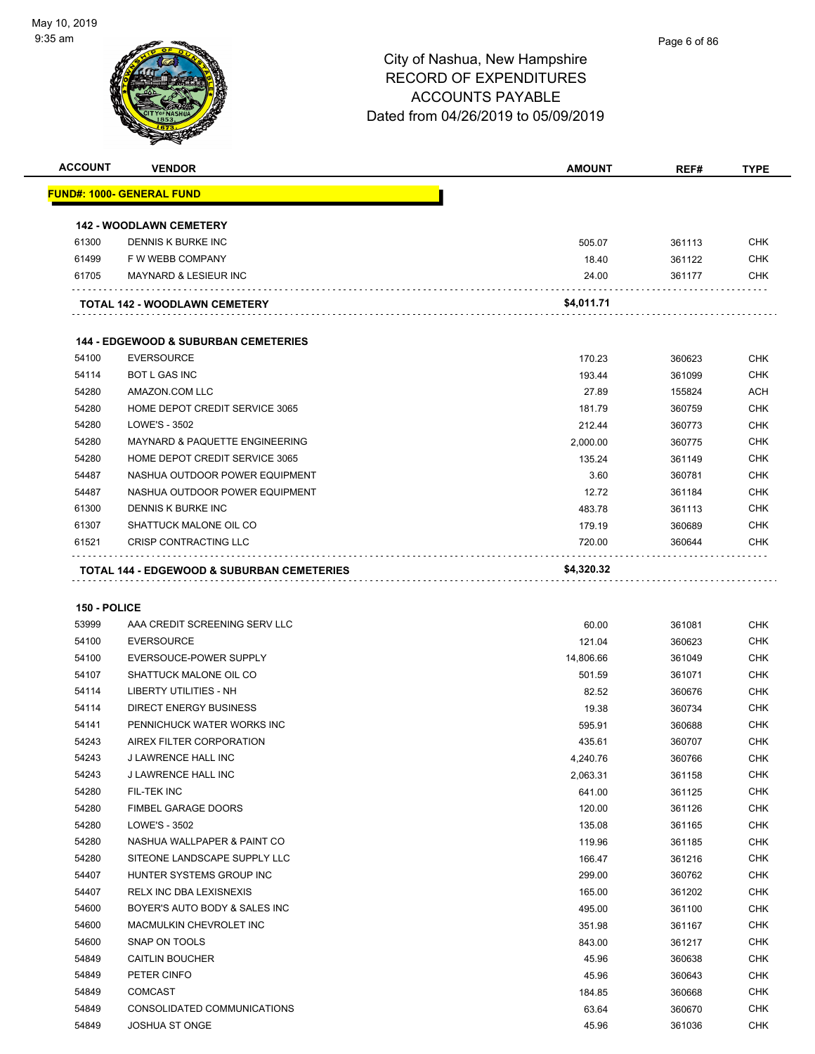City of Nashua, New Hampshire
RECORD OF EXPENDITURES
ACCOUNTS PAYABLE
Dated from 04/26/2019 to 05/09/2019

| ACCOUNT | VENDOR | AMOUNT | REF# | TYPE |
|---|---|---|---|---|
| **FUND#: 1000- GENERAL FUND** | | | | |
| **142 - WOODLAWN CEMETERY** | | | | |
| 61300 | DENNIS K BURKE INC | 505.07 | 361113 | CHK |
| 61499 | F W WEBB COMPANY | 18.40 | 361122 | CHK |
| 61705 | MAYNARD & LESIEUR INC | 24.00 | 361177 | CHK |
| | **TOTAL 142 - WOODLAWN CEMETERY** | **$4,011.71** | | |
| **144 - EDGEWOOD & SUBURBAN CEMETERIES** | | | | |
| 54100 | EVERSOURCE | 170.23 | 360623 | CHK |
| 54114 | BOT L GAS INC | 193.44 | 361099 | CHK |
| 54280 | AMAZON.COM LLC | 27.89 | 155824 | ACH |
| 54280 | HOME DEPOT CREDIT SERVICE 3065 | 181.79 | 360759 | CHK |
| 54280 | LOWE'S - 3502 | 212.44 | 360773 | CHK |
| 54280 | MAYNARD & PAQUETTE ENGINEERING | 2,000.00 | 360775 | CHK |
| 54280 | HOME DEPOT CREDIT SERVICE 3065 | 135.24 | 361149 | CHK |
| 54487 | NASHUA OUTDOOR POWER EQUIPMENT | 3.60 | 360781 | CHK |
| 54487 | NASHUA OUTDOOR POWER EQUIPMENT | 12.72 | 361184 | CHK |
| 61300 | DENNIS K BURKE INC | 483.78 | 361113 | CHK |
| 61307 | SHATTUCK MALONE OIL CO | 179.19 | 360689 | CHK |
| 61521 | CRISP CONTRACTING LLC | 720.00 | 360644 | CHK |
| | **TOTAL 144 - EDGEWOOD & SUBURBAN CEMETERIES** | **$4,320.32** | | |
| **150 - POLICE** | | | | |
| 53999 | AAA CREDIT SCREENING SERV LLC | 60.00 | 361081 | CHK |
| 54100 | EVERSOURCE | 121.04 | 360623 | CHK |
| 54100 | EVERSOUCE-POWER SUPPLY | 14,806.66 | 361049 | CHK |
| 54107 | SHATTUCK MALONE OIL CO | 501.59 | 361071 | CHK |
| 54114 | LIBERTY UTILITIES - NH | 82.52 | 360676 | CHK |
| 54114 | DIRECT ENERGY BUSINESS | 19.38 | 360734 | CHK |
| 54141 | PENNICHUCK WATER WORKS INC | 595.91 | 360688 | CHK |
| 54243 | AIREX FILTER CORPORATION | 435.61 | 360707 | CHK |
| 54243 | J LAWRENCE HALL INC | 4,240.76 | 360766 | CHK |
| 54243 | J LAWRENCE HALL INC | 2,063.31 | 361158 | CHK |
| 54280 | FIL-TEK INC | 641.00 | 361125 | CHK |
| 54280 | FIMBEL GARAGE DOORS | 120.00 | 361126 | CHK |
| 54280 | LOWE'S - 3502 | 135.08 | 361165 | CHK |
| 54280 | NASHUA WALLPAPER & PAINT CO | 119.96 | 361185 | CHK |
| 54280 | SITEONE LANDSCAPE SUPPLY LLC | 166.47 | 361216 | CHK |
| 54407 | HUNTER SYSTEMS GROUP INC | 299.00 | 360762 | CHK |
| 54407 | RELX INC DBA LEXISNEXIS | 165.00 | 361202 | CHK |
| 54600 | BOYER'S AUTO BODY & SALES INC | 495.00 | 361100 | CHK |
| 54600 | MACMULKIN CHEVROLET INC | 351.98 | 361167 | CHK |
| 54600 | SNAP ON TOOLS | 843.00 | 361217 | CHK |
| 54849 | CAITLIN BOUCHER | 45.96 | 360638 | CHK |
| 54849 | PETER CINFO | 45.96 | 360643 | CHK |
| 54849 | COMCAST | 184.85 | 360668 | CHK |
| 54849 | CONSOLIDATED COMMUNICATIONS | 63.64 | 360670 | CHK |
| 54849 | JOSHUA ST ONGE | 45.96 | 361036 | CHK |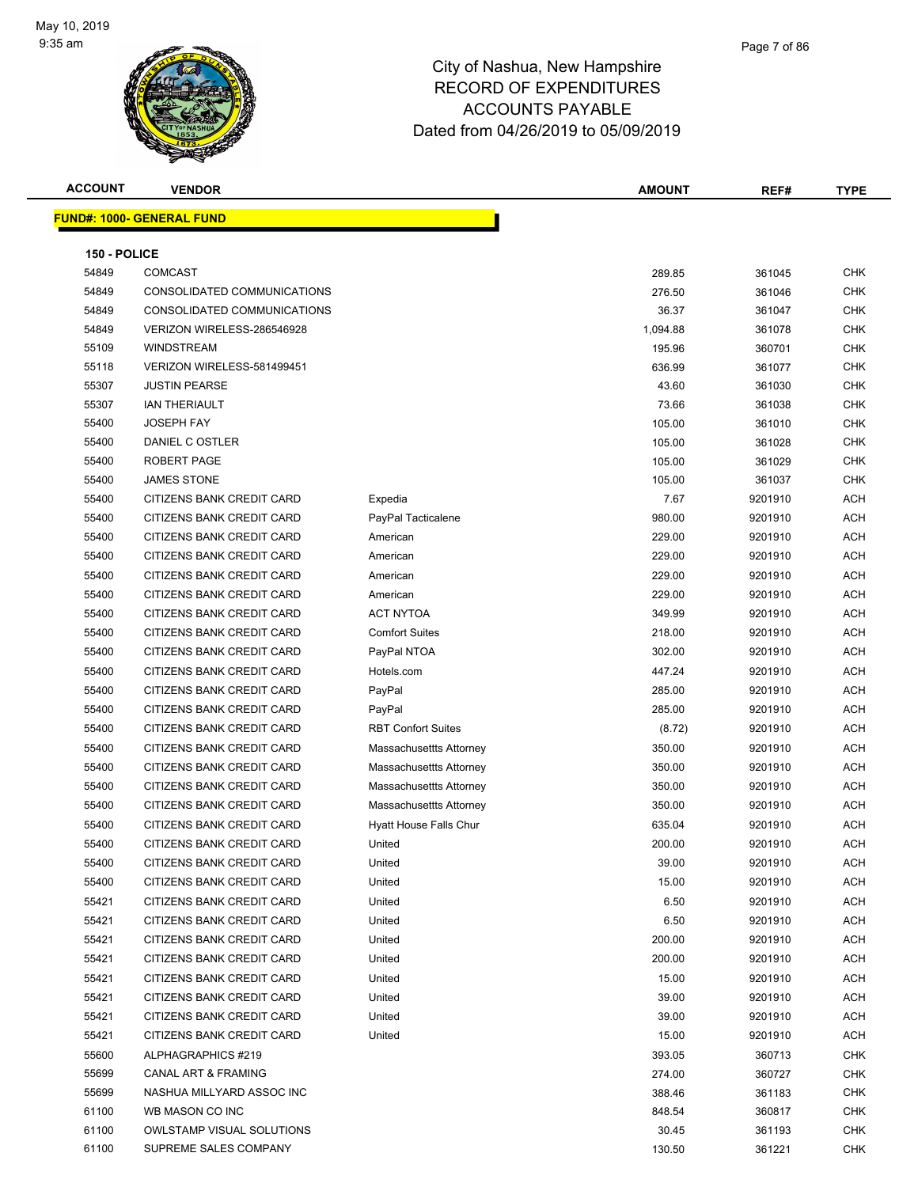# City of Nashua, New Hampshire
## RECORD OF EXPENDITURES
## ACCOUNTS PAYABLE
## Dated from 04/26/2019 to 05/09/2019

May 10, 2019
9:35 am

| ACCOUNT | VENDOR | | AMOUNT | REF# | TYPE |
|---|---|---|---|---|---|
| **FUND#: 1000- GENERAL FUND** | | | | | |
| **150 - POLICE** | | | | | |
| 54849 | COMCAST | | 289.85 | 361045 | CHK |
| 54849 | CONSOLIDATED COMMUNICATIONS | | 276.50 | 361046 | CHK |
| 54849 | CONSOLIDATED COMMUNICATIONS | | 36.37 | 361047 | CHK |
| 54849 | VERIZON WIRELESS-286546928 | | 1,094.88 | 361078 | CHK |
| 55109 | WINDSTREAM | | 195.96 | 360701 | CHK |
| 55118 | VERIZON WIRELESS-581499451 | | 636.99 | 361077 | CHK |
| 55307 | JUSTIN PEARSE | | 43.60 | 361030 | CHK |
| 55307 | IAN THERIAULT | | 73.66 | 361038 | CHK |
| 55400 | JOSEPH FAY | | 105.00 | 361010 | CHK |
| 55400 | DANIEL C OSTLER | | 105.00 | 361028 | CHK |
| 55400 | ROBERT PAGE | | 105.00 | 361029 | CHK |
| 55400 | JAMES STONE | | 105.00 | 361037 | CHK |
| 55400 | CITIZENS BANK CREDIT CARD | Expedia | 7.67 | 9201910 | ACH |
| 55400 | CITIZENS BANK CREDIT CARD | PayPal Tacticalene | 980.00 | 9201910 | ACH |
| 55400 | CITIZENS BANK CREDIT CARD | American | 229.00 | 9201910 | ACH |
| 55400 | CITIZENS BANK CREDIT CARD | American | 229.00 | 9201910 | ACH |
| 55400 | CITIZENS BANK CREDIT CARD | American | 229.00 | 9201910 | ACH |
| 55400 | CITIZENS BANK CREDIT CARD | American | 229.00 | 9201910 | ACH |
| 55400 | CITIZENS BANK CREDIT CARD | ACT NYTOA | 349.99 | 9201910 | ACH |
| 55400 | CITIZENS BANK CREDIT CARD | Comfort Suites | 218.00 | 9201910 | ACH |
| 55400 | CITIZENS BANK CREDIT CARD | PayPal NTOA | 302.00 | 9201910 | ACH |
| 55400 | CITIZENS BANK CREDIT CARD | Hotels.com | 447.24 | 9201910 | ACH |
| 55400 | CITIZENS BANK CREDIT CARD | PayPal | 285.00 | 9201910 | ACH |
| 55400 | CITIZENS BANK CREDIT CARD | PayPal | 285.00 | 9201910 | ACH |
| 55400 | CITIZENS BANK CREDIT CARD | RBT Confort Suites | (8.72) | 9201910 | ACH |
| 55400 | CITIZENS BANK CREDIT CARD | Massachusettts Attorney | 350.00 | 9201910 | ACH |
| 55400 | CITIZENS BANK CREDIT CARD | Massachusettts Attorney | 350.00 | 9201910 | ACH |
| 55400 | CITIZENS BANK CREDIT CARD | Massachusettts Attorney | 350.00 | 9201910 | ACH |
| 55400 | CITIZENS BANK CREDIT CARD | Massachusettts Attorney | 350.00 | 9201910 | ACH |
| 55400 | CITIZENS BANK CREDIT CARD | Hyatt House Falls Chur | 635.04 | 9201910 | ACH |
| 55400 | CITIZENS BANK CREDIT CARD | United | 200.00 | 9201910 | ACH |
| 55400 | CITIZENS BANK CREDIT CARD | United | 39.00 | 9201910 | ACH |
| 55400 | CITIZENS BANK CREDIT CARD | United | 15.00 | 9201910 | ACH |
| 55421 | CITIZENS BANK CREDIT CARD | United | 6.50 | 9201910 | ACH |
| 55421 | CITIZENS BANK CREDIT CARD | United | 6.50 | 9201910 | ACH |
| 55421 | CITIZENS BANK CREDIT CARD | United | 200.00 | 9201910 | ACH |
| 55421 | CITIZENS BANK CREDIT CARD | United | 200.00 | 9201910 | ACH |
| 55421 | CITIZENS BANK CREDIT CARD | United | 15.00 | 9201910 | ACH |
| 55421 | CITIZENS BANK CREDIT CARD | United | 39.00 | 9201910 | ACH |
| 55421 | CITIZENS BANK CREDIT CARD | United | 39.00 | 9201910 | ACH |
| 55421 | CITIZENS BANK CREDIT CARD | United | 15.00 | 9201910 | ACH |
| 55600 | ALPHAGRAPHICS #219 | | 393.05 | 360713 | CHK |
| 55699 | CANAL ART & FRAMING | | 274.00 | 360727 | CHK |
| 55699 | NASHUA MILLYARD ASSOC INC | | 388.46 | 361183 | CHK |
| 61100 | WB MASON CO INC | | 848.54 | 360817 | CHK |
| 61100 | OWLSTAMP VISUAL SOLUTIONS | | 30.45 | 361193 | CHK |
| 61100 | SUPREME SALES COMPANY | | 130.50 | 361221 | CHK |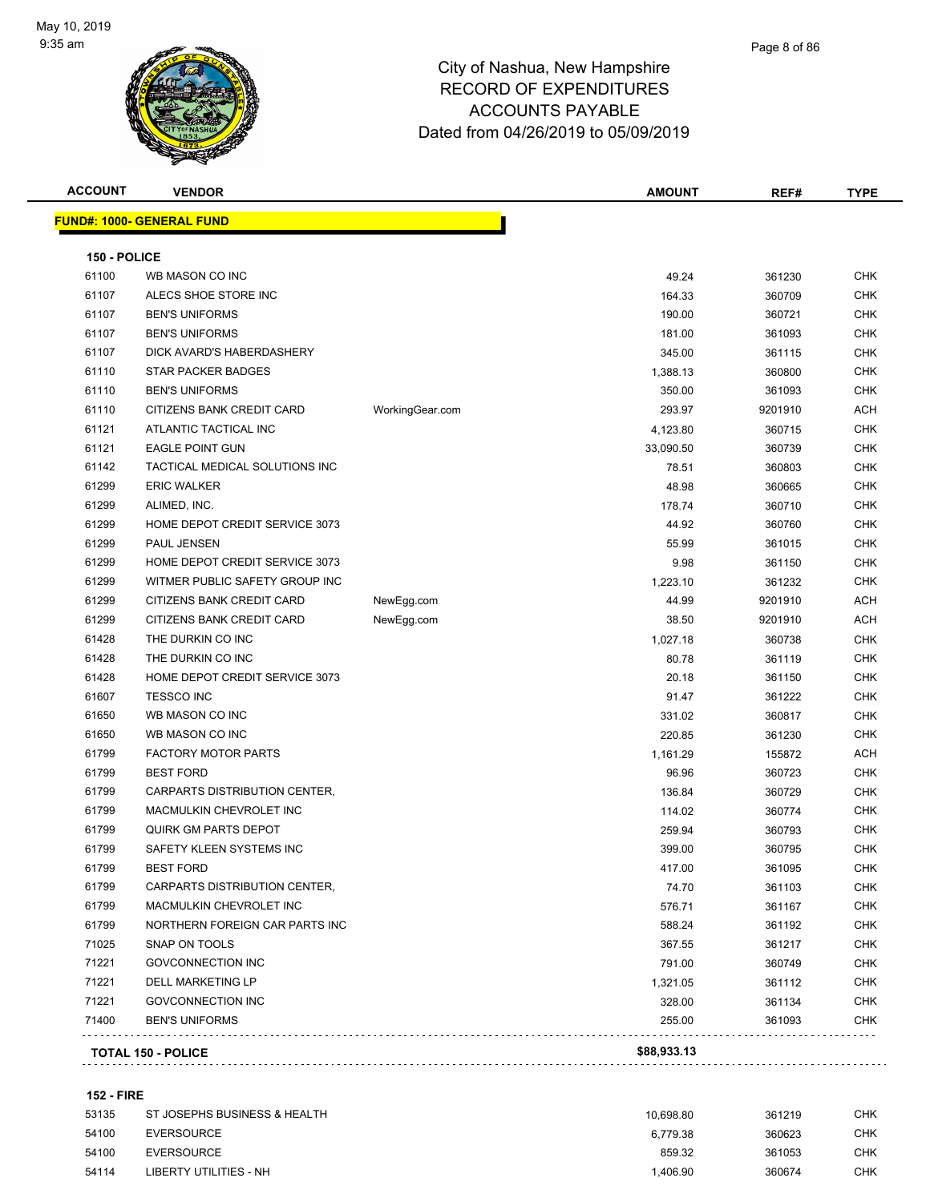# City of Nashua, New Hampshire
## RECORD OF EXPENDITURES
## ACCOUNTS PAYABLE
## Dated from 04/26/2019 to 05/09/2019

**FUND#: 1000- GENERAL FUND**

**150 - POLICE**

| ACCOUNT | VENDOR | | AMOUNT | REF# | TYPE |
|---|---|---|---|---|---|
| 61100 | WB MASON CO INC | | 49.24 | 361230 | CHK |
| 61107 | ALECS SHOE STORE INC | | 164.33 | 360709 | CHK |
| 61107 | BEN'S UNIFORMS | | 190.00 | 360721 | CHK |
| 61107 | BEN'S UNIFORMS | | 181.00 | 361093 | CHK |
| 61107 | DICK AVARD'S HABERDASHERY | | 345.00 | 361115 | CHK |
| 61110 | STAR PACKER BADGES | | 1,388.13 | 360800 | CHK |
| 61110 | BEN'S UNIFORMS | | 350.00 | 361093 | CHK |
| 61110 | CITIZENS BANK CREDIT CARD | WorkingGear.com | 293.97 | 9201910 | ACH |
| 61121 | ATLANTIC TACTICAL INC | | 4,123.80 | 360715 | CHK |
| 61121 | EAGLE POINT GUN | | 33,090.50 | 360739 | CHK |
| 61142 | TACTICAL MEDICAL SOLUTIONS INC | | 78.51 | 360803 | CHK |
| 61299 | ERIC WALKER | | 48.98 | 360665 | CHK |
| 61299 | ALIMED, INC. | | 178.74 | 360710 | CHK |
| 61299 | HOME DEPOT CREDIT SERVICE 3073 | | 44.92 | 360760 | CHK |
| 61299 | PAUL JENSEN | | 55.99 | 361015 | CHK |
| 61299 | HOME DEPOT CREDIT SERVICE 3073 | | 9.98 | 361150 | CHK |
| 61299 | WITMER PUBLIC SAFETY GROUP INC | | 1,223.10 | 361232 | CHK |
| 61299 | CITIZENS BANK CREDIT CARD | NewEgg.com | 44.99 | 9201910 | ACH |
| 61299 | CITIZENS BANK CREDIT CARD | NewEgg.com | 38.50 | 9201910 | ACH |
| 61428 | THE DURKIN CO INC | | 1,027.18 | 360738 | CHK |
| 61428 | THE DURKIN CO INC | | 80.78 | 361119 | CHK |
| 61428 | HOME DEPOT CREDIT SERVICE 3073 | | 20.18 | 361150 | CHK |
| 61607 | TESSCO INC | | 91.47 | 361222 | CHK |
| 61650 | WB MASON CO INC | | 331.02 | 360817 | CHK |
| 61650 | WB MASON CO INC | | 220.85 | 361230 | CHK |
| 61799 | FACTORY MOTOR PARTS | | 1,161.29 | 155872 | ACH |
| 61799 | BEST FORD | | 96.96 | 360723 | CHK |
| 61799 | CARPARTS DISTRIBUTION CENTER, | | 136.84 | 360729 | CHK |
| 61799 | MACMULKIN CHEVROLET INC | | 114.02 | 360774 | CHK |
| 61799 | QUIRK GM PARTS DEPOT | | 259.94 | 360793 | CHK |
| 61799 | SAFETY KLEEN SYSTEMS INC | | 399.00 | 360795 | CHK |
| 61799 | BEST FORD | | 417.00 | 361095 | CHK |
| 61799 | CARPARTS DISTRIBUTION CENTER, | | 74.70 | 361103 | CHK |
| 61799 | MACMULKIN CHEVROLET INC | | 576.71 | 361167 | CHK |
| 61799 | NORTHERN FOREIGN CAR PARTS INC | | 588.24 | 361192 | CHK |
| 71025 | SNAP ON TOOLS | | 367.55 | 361217 | CHK |
| 71221 | GOVCONNECTION INC | | 791.00 | 360749 | CHK |
| 71221 | DELL MARKETING LP | | 1,321.05 | 361112 | CHK |
| 71221 | GOVCONNECTION INC | | 328.00 | 361134 | CHK |
| 71400 | BEN'S UNIFORMS | | 255.00 | 361093 | CHK |
| **TOTAL 150 - POLICE** | | | **$88,933.13** | | |

**152 - FIRE**

| ACCOUNT | VENDOR | | AMOUNT | REF# | TYPE |
|---|---|---|---|---|---|
| 53135 | ST JOSEPHS BUSINESS & HEALTH | | 10,698.80 | 361219 | CHK |
| 54100 | EVERSOURCE | | 6,779.38 | 360623 | CHK |
| 54100 | EVERSOURCE | | 859.32 | 361053 | CHK |
| 54114 | LIBERTY UTILITIES - NH | | 1,406.90 | 360674 | CHK |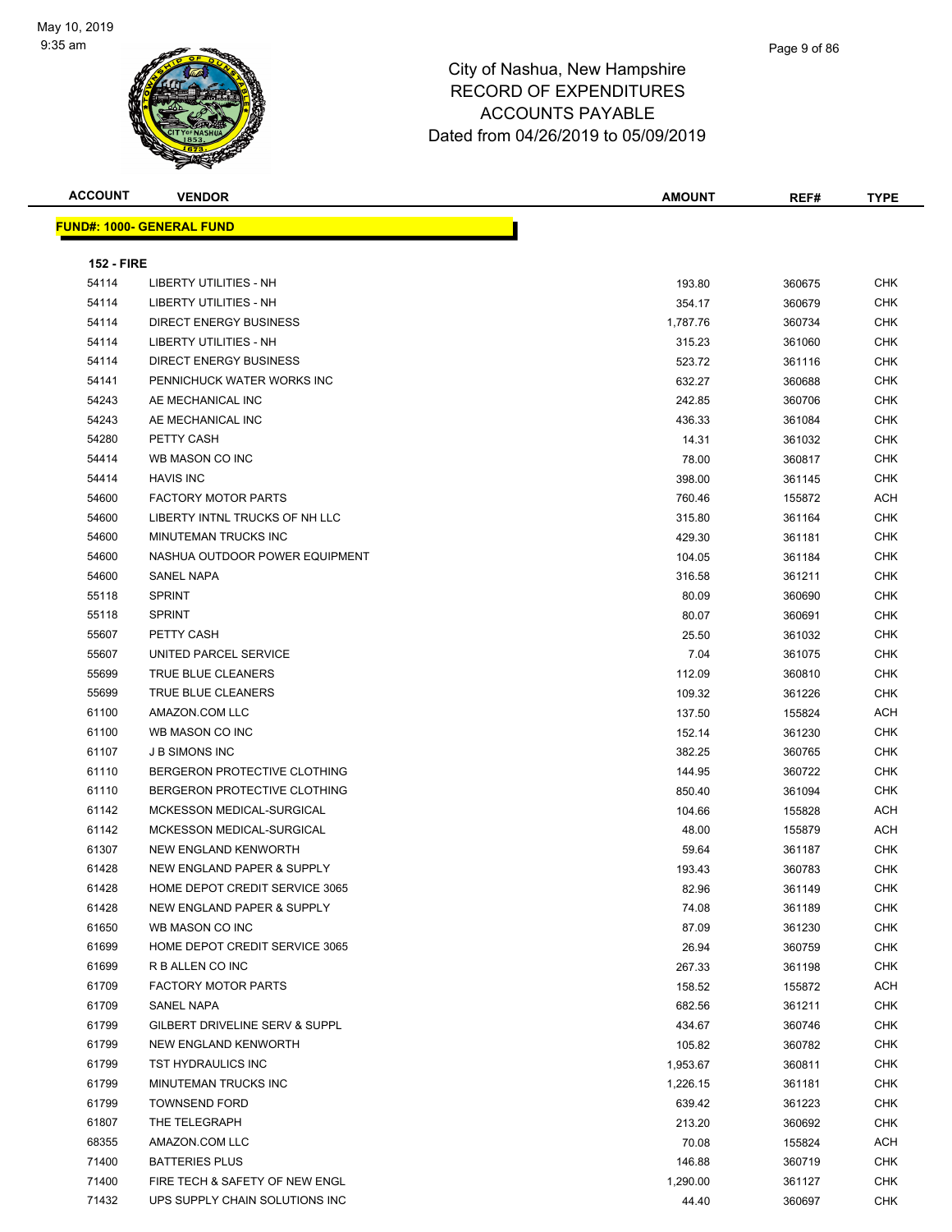# City of Nashua, New Hampshire
# RECORD OF EXPENDITURES
# ACCOUNTS PAYABLE
# Dated from 04/26/2019 to 05/09/2019

## FUND#: 1000- GENERAL FUND

### 152 - FIRE

| ACCOUNT | VENDOR | AMOUNT | REF# | TYPE |
|---|---|---|---|---|
| 54114 | LIBERTY UTILITIES - NH | 193.80 | 360675 | CHK |
| 54114 | LIBERTY UTILITIES - NH | 354.17 | 360679 | CHK |
| 54114 | DIRECT ENERGY BUSINESS | 1,787.76 | 360734 | CHK |
| 54114 | LIBERTY UTILITIES - NH | 315.23 | 361060 | CHK |
| 54114 | DIRECT ENERGY BUSINESS | 523.72 | 361116 | CHK |
| 54141 | PENNICHUCK WATER WORKS INC | 632.27 | 360688 | CHK |
| 54243 | AE MECHANICAL INC | 242.85 | 360706 | CHK |
| 54243 | AE MECHANICAL INC | 436.33 | 361084 | CHK |
| 54280 | PETTY CASH | 14.31 | 361032 | CHK |
| 54414 | WB MASON CO INC | 78.00 | 360817 | CHK |
| 54414 | HAVIS INC | 398.00 | 361145 | CHK |
| 54600 | FACTORY MOTOR PARTS | 760.46 | 155872 | ACH |
| 54600 | LIBERTY INTNL TRUCKS OF NH LLC | 315.80 | 361164 | CHK |
| 54600 | MINUTEMAN TRUCKS INC | 429.30 | 361181 | CHK |
| 54600 | NASHUA OUTDOOR POWER EQUIPMENT | 104.05 | 361184 | CHK |
| 54600 | SANEL NAPA | 316.58 | 361211 | CHK |
| 55118 | SPRINT | 80.09 | 360690 | CHK |
| 55118 | SPRINT | 80.07 | 360691 | CHK |
| 55607 | PETTY CASH | 25.50 | 361032 | CHK |
| 55607 | UNITED PARCEL SERVICE | 7.04 | 361075 | CHK |
| 55699 | TRUE BLUE CLEANERS | 112.09 | 360810 | CHK |
| 55699 | TRUE BLUE CLEANERS | 109.32 | 361226 | CHK |
| 61100 | AMAZON.COM LLC | 137.50 | 155824 | ACH |
| 61100 | WB MASON CO INC | 152.14 | 361230 | CHK |
| 61107 | J B SIMONS INC | 382.25 | 360765 | CHK |
| 61110 | BERGERON PROTECTIVE CLOTHING | 144.95 | 360722 | CHK |
| 61110 | BERGERON PROTECTIVE CLOTHING | 850.40 | 361094 | CHK |
| 61142 | MCKESSON MEDICAL-SURGICAL | 104.66 | 155828 | ACH |
| 61142 | MCKESSON MEDICAL-SURGICAL | 48.00 | 155879 | ACH |
| 61307 | NEW ENGLAND KENWORTH | 59.64 | 361187 | CHK |
| 61428 | NEW ENGLAND PAPER & SUPPLY | 193.43 | 360783 | CHK |
| 61428 | HOME DEPOT CREDIT SERVICE 3065 | 82.96 | 361149 | CHK |
| 61428 | NEW ENGLAND PAPER & SUPPLY | 74.08 | 361189 | CHK |
| 61650 | WB MASON CO INC | 87.09 | 361230 | CHK |
| 61699 | HOME DEPOT CREDIT SERVICE 3065 | 26.94 | 360759 | CHK |
| 61699 | R B ALLEN CO INC | 267.33 | 361198 | CHK |
| 61709 | FACTORY MOTOR PARTS | 158.52 | 155872 | ACH |
| 61709 | SANEL NAPA | 682.56 | 361211 | CHK |
| 61799 | GILBERT DRIVELINE SERV & SUPPL | 434.67 | 360746 | CHK |
| 61799 | NEW ENGLAND KENWORTH | 105.82 | 360782 | CHK |
| 61799 | TST HYDRAULICS INC | 1,953.67 | 360811 | CHK |
| 61799 | MINUTEMAN TRUCKS INC | 1,226.15 | 361181 | CHK |
| 61799 | TOWNSEND FORD | 639.42 | 361223 | CHK |
| 61807 | THE TELEGRAPH | 213.20 | 360692 | CHK |
| 68355 | AMAZON.COM LLC | 70.08 | 155824 | ACH |
| 71400 | BATTERIES PLUS | 146.88 | 360719 | CHK |
| 71400 | FIRE TECH & SAFETY OF NEW ENGL | 1,290.00 | 361127 | CHK |
| 71432 | UPS SUPPLY CHAIN SOLUTIONS INC | 44.40 | 360697 | CHK |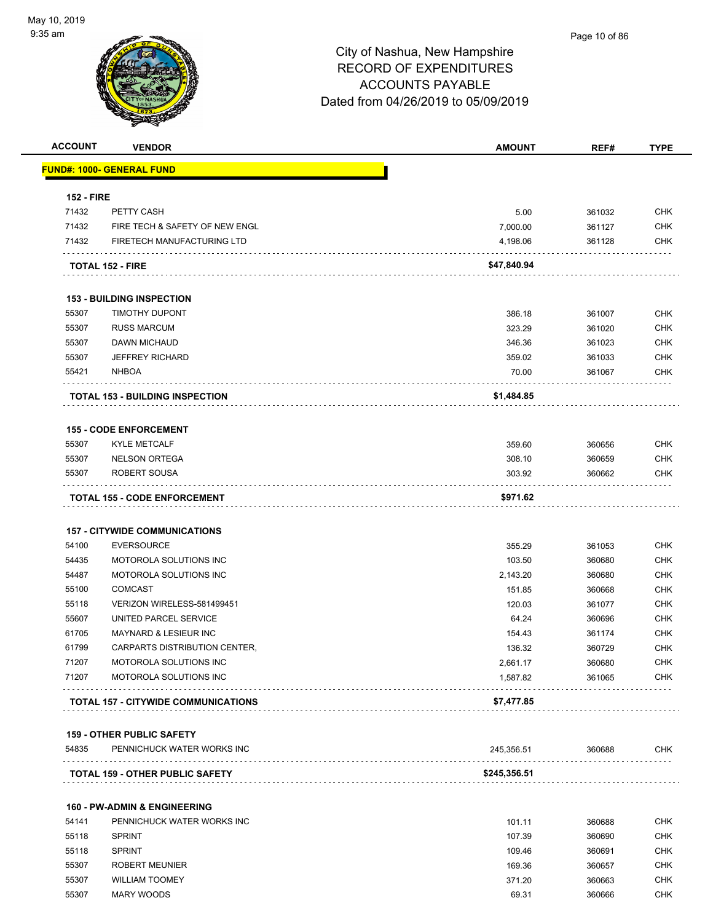City of Nashua, New Hampshire
RECORD OF EXPENDITURES
ACCOUNTS PAYABLE
Dated from 04/26/2019 to 05/09/2019

| ACCOUNT | VENDOR | AMOUNT | REF# | TYPE |
|---|---|---|---|---|
| **FUND#: 1000- GENERAL FUND** | | | | |
| **152 - FIRE** | | | | |
| 71432 | PETTY CASH | 5.00 | 361032 | CHK |
| 71432 | FIRE TECH & SAFETY OF NEW ENGL | 7,000.00 | 361127 | CHK |
| 71432 | FIRETECH MANUFACTURING LTD | 4,198.06 | 361128 | CHK |
| **TOTAL 152 - FIRE** | | **$47,840.94** | | |
| **153 - BUILDING INSPECTION** | | | | |
| 55307 | TIMOTHY DUPONT | 386.18 | 361007 | CHK |
| 55307 | RUSS MARCUM | 323.29 | 361020 | CHK |
| 55307 | DAWN MICHAUD | 346.36 | 361023 | CHK |
| 55307 | JEFFREY RICHARD | 359.02 | 361033 | CHK |
| 55421 | NHBOA | 70.00 | 361067 | CHK |
| **TOTAL 153 - BUILDING INSPECTION** | | **$1,484.85** | | |
| **155 - CODE ENFORCEMENT** | | | | |
| 55307 | KYLE METCALF | 359.60 | 360656 | CHK |
| 55307 | NELSON ORTEGA | 308.10 | 360659 | CHK |
| 55307 | ROBERT SOUSA | 303.92 | 360662 | CHK |
| **TOTAL 155 - CODE ENFORCEMENT** | | **$971.62** | | |
| **157 - CITYWIDE COMMUNICATIONS** | | | | |
| 54100 | EVERSOURCE | 355.29 | 361053 | CHK |
| 54435 | MOTOROLA SOLUTIONS INC | 103.50 | 360680 | CHK |
| 54487 | MOTOROLA SOLUTIONS INC | 2,143.20 | 360680 | CHK |
| 55100 | COMCAST | 151.85 | 360668 | CHK |
| 55118 | VERIZON WIRELESS-581499451 | 120.03 | 361077 | CHK |
| 55607 | UNITED PARCEL SERVICE | 64.24 | 360696 | CHK |
| 61705 | MAYNARD & LESIEUR INC | 154.43 | 361174 | CHK |
| 61799 | CARPARTS DISTRIBUTION CENTER, | 136.32 | 360729 | CHK |
| 71207 | MOTOROLA SOLUTIONS INC | 2,661.17 | 360680 | CHK |
| 71207 | MOTOROLA SOLUTIONS INC | 1,587.82 | 361065 | CHK |
| **TOTAL 157 - CITYWIDE COMMUNICATIONS** | | **$7,477.85** | | |
| **159 - OTHER PUBLIC SAFETY** | | | | |
| 54835 | PENNICHUCK WATER WORKS INC | 245,356.51 | 360688 | CHK |
| **TOTAL 159 - OTHER PUBLIC SAFETY** | | **$245,356.51** | | |
| **160 - PW-ADMIN & ENGINEERING** | | | | |
| 54141 | PENNICHUCK WATER WORKS INC | 101.11 | 360688 | CHK |
| 55118 | SPRINT | 107.39 | 360690 | CHK |
| 55118 | SPRINT | 109.46 | 360691 | CHK |
| 55307 | ROBERT MEUNIER | 169.36 | 360657 | CHK |
| 55307 | WILLIAM TOOMEY | 371.20 | 360663 | CHK |
| 55307 | MARY WOODS | 69.31 | 360666 | CHK |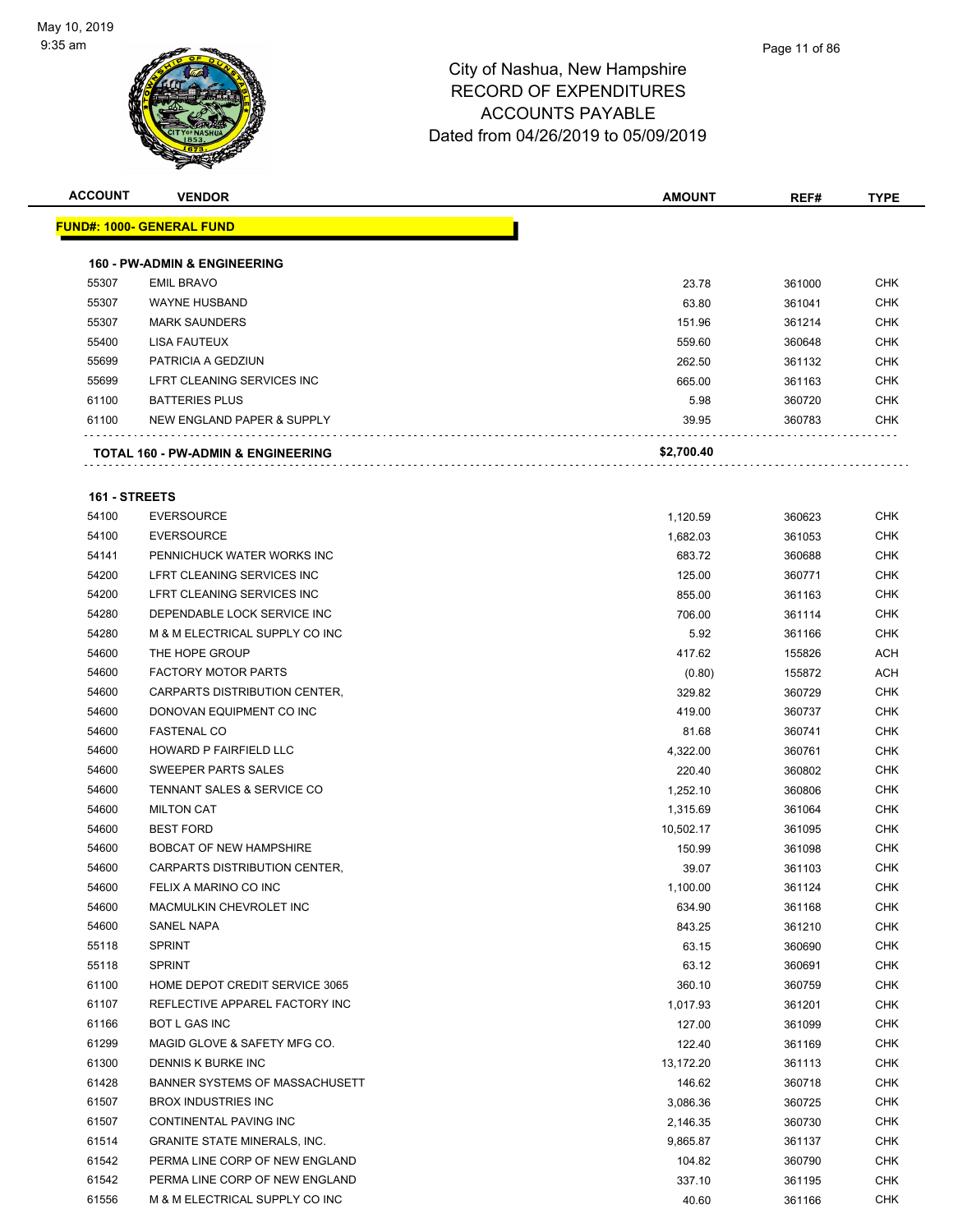# City of Nashua, New Hampshire
## RECORD OF EXPENDITURES
## ACCOUNTS PAYABLE
## Dated from 04/26/2019 to 05/09/2019

May 10, 2019
9:35 am

| ACCOUNT | VENDOR | AMOUNT | REF# | TYPE |
|---|---|---|---|---|
| **FUND#: 1000- GENERAL FUND** | | | | |
| **160 - PW-ADMIN & ENGINEERING** | | | | |
| 55307 | EMIL BRAVO | 23.78 | 361000 | CHK |
| 55307 | WAYNE HUSBAND | 63.80 | 361041 | CHK |
| 55307 | MARK SAUNDERS | 151.96 | 361214 | CHK |
| 55400 | LISA FAUTEUX | 559.60 | 360648 | CHK |
| 55699 | PATRICIA A GEDZIUN | 262.50 | 361132 | CHK |
| 55699 | LFRT CLEANING SERVICES INC | 665.00 | 361163 | CHK |
| 61100 | BATTERIES PLUS | 5.98 | 360720 | CHK |
| 61100 | NEW ENGLAND PAPER & SUPPLY | 39.95 | 360783 | CHK |
| **TOTAL 160 - PW-ADMIN & ENGINEERING** | | **$2,700.40** | | |
| **161 - STREETS** | | | | |
| 54100 | EVERSOURCE | 1,120.59 | 360623 | CHK |
| 54100 | EVERSOURCE | 1,682.03 | 361053 | CHK |
| 54141 | PENNICHUCK WATER WORKS INC | 683.72 | 360688 | CHK |
| 54200 | LFRT CLEANING SERVICES INC | 125.00 | 360771 | CHK |
| 54200 | LFRT CLEANING SERVICES INC | 855.00 | 361163 | CHK |
| 54280 | DEPENDABLE LOCK SERVICE INC | 706.00 | 361114 | CHK |
| 54280 | M & M ELECTRICAL SUPPLY CO INC | 5.92 | 361166 | CHK |
| 54600 | THE HOPE GROUP | 417.62 | 155826 | ACH |
| 54600 | FACTORY MOTOR PARTS | (0.80) | 155872 | ACH |
| 54600 | CARPARTS DISTRIBUTION CENTER, | 329.82 | 360729 | CHK |
| 54600 | DONOVAN EQUIPMENT CO INC | 419.00 | 360737 | CHK |
| 54600 | FASTENAL CO | 81.68 | 360741 | CHK |
| 54600 | HOWARD P FAIRFIELD LLC | 4,322.00 | 360761 | CHK |
| 54600 | SWEEPER PARTS SALES | 220.40 | 360802 | CHK |
| 54600 | TENNANT SALES & SERVICE CO | 1,252.10 | 360806 | CHK |
| 54600 | MILTON CAT | 1,315.69 | 361064 | CHK |
| 54600 | BEST FORD | 10,502.17 | 361095 | CHK |
| 54600 | BOBCAT OF NEW HAMPSHIRE | 150.99 | 361098 | CHK |
| 54600 | CARPARTS DISTRIBUTION CENTER, | 39.07 | 361103 | CHK |
| 54600 | FELIX A MARINO CO INC | 1,100.00 | 361124 | CHK |
| 54600 | MACMULKIN CHEVROLET INC | 634.90 | 361168 | CHK |
| 54600 | SANEL NAPA | 843.25 | 361210 | CHK |
| 55118 | SPRINT | 63.15 | 360690 | CHK |
| 55118 | SPRINT | 63.12 | 360691 | CHK |
| 61100 | HOME DEPOT CREDIT SERVICE 3065 | 360.10 | 360759 | CHK |
| 61107 | REFLECTIVE APPAREL FACTORY INC | 1,017.93 | 361201 | CHK |
| 61166 | BOT L GAS INC | 127.00 | 361099 | CHK |
| 61299 | MAGID GLOVE & SAFETY MFG CO. | 122.40 | 361169 | CHK |
| 61300 | DENNIS K BURKE INC | 13,172.20 | 361113 | CHK |
| 61428 | BANNER SYSTEMS OF MASSACHUSETT | 146.62 | 360718 | CHK |
| 61507 | BROX INDUSTRIES INC | 3,086.36 | 360725 | CHK |
| 61507 | CONTINENTAL PAVING INC | 2,146.35 | 360730 | CHK |
| 61514 | GRANITE STATE MINERALS, INC. | 9,865.87 | 361137 | CHK |
| 61542 | PERMA LINE CORP OF NEW ENGLAND | 104.82 | 360790 | CHK |
| 61542 | PERMA LINE CORP OF NEW ENGLAND | 337.10 | 361195 | CHK |
| 61556 | M & M ELECTRICAL SUPPLY CO INC | 40.60 | 361166 | CHK |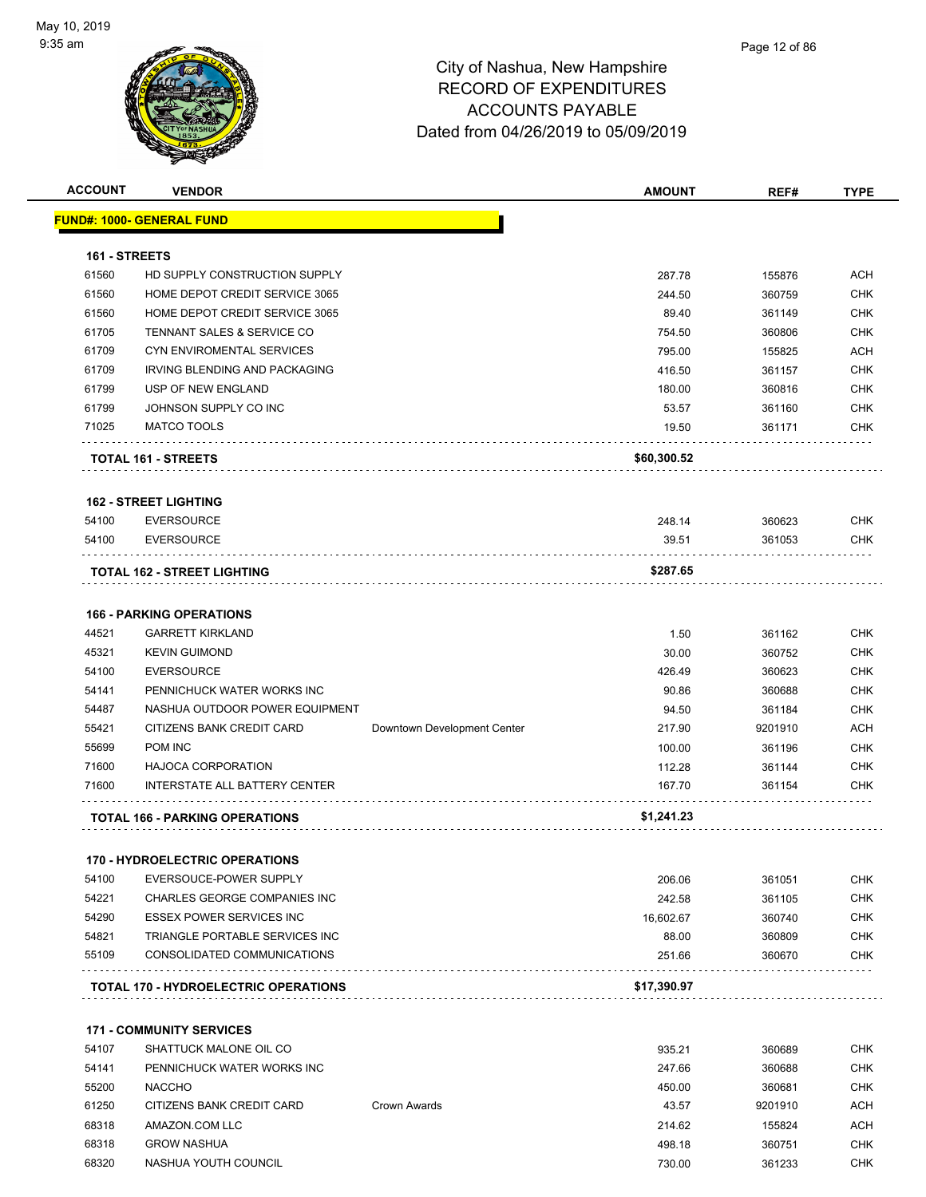City of Nashua, New Hampshire
RECORD OF EXPENDITURES
ACCOUNTS PAYABLE
Dated from 04/26/2019 to 05/09/2019

May 10, 2019
9:35 am

| ACCOUNT | VENDOR | | AMOUNT | REF# | TYPE |
|---|---|---|---|---|---|
| **FUND#: 1000- GENERAL FUND** | | | | | |
| **161 - STREETS** | | | | | |
| 61560 | HD SUPPLY CONSTRUCTION SUPPLY | | 287.78 | 155876 | ACH |
| 61560 | HOME DEPOT CREDIT SERVICE 3065 | | 244.50 | 360759 | CHK |
| 61560 | HOME DEPOT CREDIT SERVICE 3065 | | 89.40 | 361149 | CHK |
| 61705 | TENNANT SALES & SERVICE CO | | 754.50 | 360806 | CHK |
| 61709 | CYN ENVIROMENTAL SERVICES | | 795.00 | 155825 | ACH |
| 61709 | IRVING BLENDING AND PACKAGING | | 416.50 | 361157 | CHK |
| 61799 | USP OF NEW ENGLAND | | 180.00 | 360816 | CHK |
| 61799 | JOHNSON SUPPLY CO INC | | 53.57 | 361160 | CHK |
| 71025 | MATCO TOOLS | | 19.50 | 361171 | CHK |
| **TOTAL 161 - STREETS** | | | **$60,300.52** | | |
| **162 - STREET LIGHTING** | | | | | |
| 54100 | EVERSOURCE | | 248.14 | 360623 | CHK |
| 54100 | EVERSOURCE | | 39.51 | 361053 | CHK |
| **TOTAL 162 - STREET LIGHTING** | | | **$287.65** | | |
| **166 - PARKING OPERATIONS** | | | | | |
| 44521 | GARRETT KIRKLAND | | 1.50 | 361162 | CHK |
| 45321 | KEVIN GUIMOND | | 30.00 | 360752 | CHK |
| 54100 | EVERSOURCE | | 426.49 | 360623 | CHK |
| 54141 | PENNICHUCK WATER WORKS INC | | 90.86 | 360688 | CHK |
| 54487 | NASHUA OUTDOOR POWER EQUIPMENT | | 94.50 | 361184 | CHK |
| 55421 | CITIZENS BANK CREDIT CARD | Downtown Development Center | 217.90 | 9201910 | ACH |
| 55699 | POM INC | | 100.00 | 361196 | CHK |
| 71600 | HAJOCA CORPORATION | | 112.28 | 361144 | CHK |
| 71600 | INTERSTATE ALL BATTERY CENTER | | 167.70 | 361154 | CHK |
| **TOTAL 166 - PARKING OPERATIONS** | | | **$1,241.23** | | |
| **170 - HYDROELECTRIC OPERATIONS** | | | | | |
| 54100 | EVERSOUCE-POWER SUPPLY | | 206.06 | 361051 | CHK |
| 54221 | CHARLES GEORGE COMPANIES INC | | 242.58 | 361105 | CHK |
| 54290 | ESSEX POWER SERVICES INC | | 16,602.67 | 360740 | CHK |
| 54821 | TRIANGLE PORTABLE SERVICES INC | | 88.00 | 360809 | CHK |
| 55109 | CONSOLIDATED COMMUNICATIONS | | 251.66 | 360670 | CHK |
| **TOTAL 170 - HYDROELECTRIC OPERATIONS** | | | **$17,390.97** | | |
| **171 - COMMUNITY SERVICES** | | | | | |
| 54107 | SHATTUCK MALONE OIL CO | | 935.21 | 360689 | CHK |
| 54141 | PENNICHUCK WATER WORKS INC | | 247.66 | 360688 | CHK |
| 55200 | NACCHO | | 450.00 | 360681 | CHK |
| 61250 | CITIZENS BANK CREDIT CARD | Crown Awards | 43.57 | 9201910 | ACH |
| 68318 | AMAZON.COM LLC | | 214.62 | 155824 | ACH |
| 68318 | GROW NASHUA | | 498.18 | 360751 | CHK |
| 68320 | NASHUA YOUTH COUNCIL | | 730.00 | 361233 | CHK |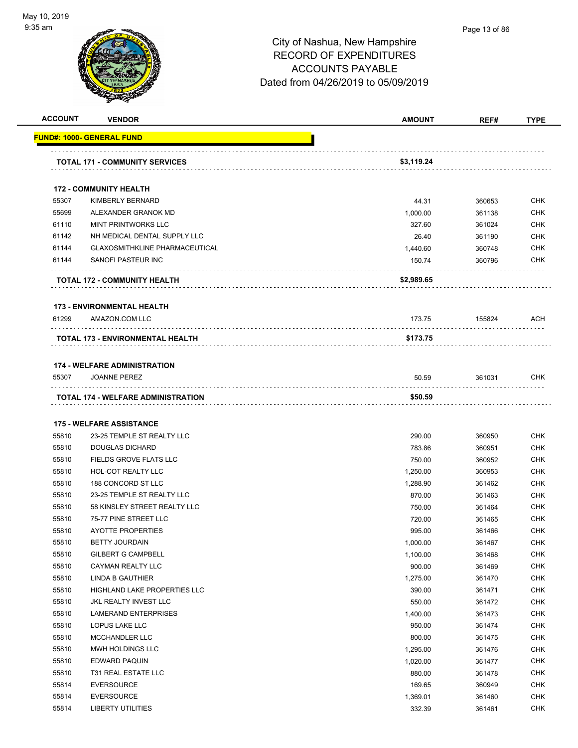# City of Nashua, New Hampshire
## RECORD OF EXPENDITURES
## ACCOUNTS PAYABLE
## Dated from 04/26/2019 to 05/09/2019

| ACCOUNT | VENDOR | AMOUNT | REF# | TYPE |
|---|---|---|---|---|
| **FUND#: 1000- GENERAL FUND** | | | | |
| | **TOTAL 171 - COMMUNITY SERVICES** | **$3,119.24** | | |
| | **172 - COMMUNITY HEALTH** | | | |
| 55307 | KIMBERLY BERNARD | 44.31 | 360653 | CHK |
| 55699 | ALEXANDER GRANOK MD | 1,000.00 | 361138 | CHK |
| 61110 | MINT PRINTWORKS LLC | 327.60 | 361024 | CHK |
| 61142 | NH MEDICAL DENTAL SUPPLY LLC | 26.40 | 361190 | CHK |
| 61144 | GLAXOSMITHKLINE PHARMACEUTICAL | 1,440.60 | 360748 | CHK |
| 61144 | SANOFI PASTEUR INC | 150.74 | 360796 | CHK |
| | **TOTAL 172 - COMMUNITY HEALTH** | **$2,989.65** | | |
| | **173 - ENVIRONMENTAL HEALTH** | | | |
| 61299 | AMAZON.COM LLC | 173.75 | 155824 | ACH |
| | **TOTAL 173 - ENVIRONMENTAL HEALTH** | **$173.75** | | |
| | **174 - WELFARE ADMINISTRATION** | | | |
| 55307 | JOANNE PEREZ | 50.59 | 361031 | CHK |
| | **TOTAL 174 - WELFARE ADMINISTRATION** | **$50.59** | | |
| | **175 - WELFARE ASSISTANCE** | | | |
| 55810 | 23-25 TEMPLE ST REALTY LLC | 290.00 | 360950 | CHK |
| 55810 | DOUGLAS DICHARD | 783.86 | 360951 | CHK |
| 55810 | FIELDS GROVE FLATS LLC | 750.00 | 360952 | CHK |
| 55810 | HOL-COT REALTY LLC | 1,250.00 | 360953 | CHK |
| 55810 | 188 CONCORD ST LLC | 1,288.90 | 361462 | CHK |
| 55810 | 23-25 TEMPLE ST REALTY LLC | 870.00 | 361463 | CHK |
| 55810 | 58 KINSLEY STREET REALTY LLC | 750.00 | 361464 | CHK |
| 55810 | 75-77 PINE STREET LLC | 720.00 | 361465 | CHK |
| 55810 | AYOTTE PROPERTIES | 995.00 | 361466 | CHK |
| 55810 | BETTY JOURDAIN | 1,000.00 | 361467 | CHK |
| 55810 | GILBERT G CAMPBELL | 1,100.00 | 361468 | CHK |
| 55810 | CAYMAN REALTY LLC | 900.00 | 361469 | CHK |
| 55810 | LINDA B GAUTHIER | 1,275.00 | 361470 | CHK |
| 55810 | HIGHLAND LAKE PROPERTIES LLC | 390.00 | 361471 | CHK |
| 55810 | JKL REALTY INVEST LLC | 550.00 | 361472 | CHK |
| 55810 | LAMERAND ENTERPRISES | 1,400.00 | 361473 | CHK |
| 55810 | LOPUS LAKE LLC | 950.00 | 361474 | CHK |
| 55810 | MCCHANDLER LLC | 800.00 | 361475 | CHK |
| 55810 | MWH HOLDINGS LLC | 1,295.00 | 361476 | CHK |
| 55810 | EDWARD PAQUIN | 1,020.00 | 361477 | CHK |
| 55810 | T31 REAL ESTATE LLC | 880.00 | 361478 | CHK |
| 55814 | EVERSOURCE | 169.65 | 360949 | CHK |
| 55814 | EVERSOURCE | 1,369.01 | 361460 | CHK |
| 55814 | LIBERTY UTILITIES | 332.39 | 361461 | CHK |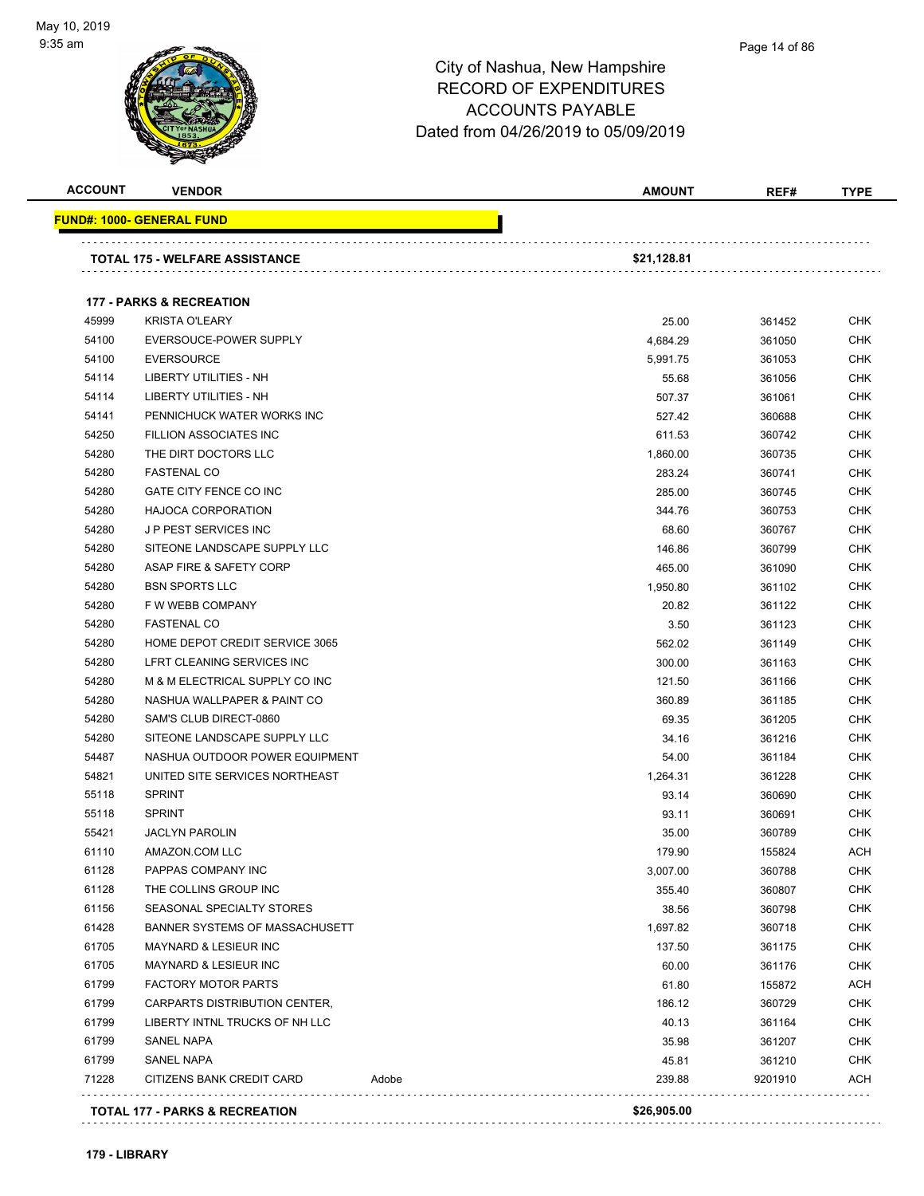# City of Nashua, New Hampshire
# RECORD OF EXPENDITURES
# ACCOUNTS PAYABLE
# Dated from 04/26/2019 to 05/09/2019

| ACCOUNT | VENDOR | | AMOUNT | REF# | TYPE |
|---|---|---|---|---|---|
| **FUND#: 1000- GENERAL FUND** | | | | | |
| **TOTAL 175 - WELFARE ASSISTANCE** | | | **$21,128.81** | | |
| **177 - PARKS & RECREATION** | | | | | |
| 45999 | KRISTA O'LEARY | | 25.00 | 361452 | CHK |
| 54100 | EVERSOUCE-POWER SUPPLY | | 4,684.29 | 361050 | CHK |
| 54100 | EVERSOURCE | | 5,991.75 | 361053 | CHK |
| 54114 | LIBERTY UTILITIES - NH | | 55.68 | 361056 | CHK |
| 54114 | LIBERTY UTILITIES - NH | | 507.37 | 361061 | CHK |
| 54141 | PENNICHUCK WATER WORKS INC | | 527.42 | 360688 | CHK |
| 54250 | FILLION ASSOCIATES INC | | 611.53 | 360742 | CHK |
| 54280 | THE DIRT DOCTORS LLC | | 1,860.00 | 360735 | CHK |
| 54280 | FASTENAL CO | | 283.24 | 360741 | CHK |
| 54280 | GATE CITY FENCE CO INC | | 285.00 | 360745 | CHK |
| 54280 | HAJOCA CORPORATION | | 344.76 | 360753 | CHK |
| 54280 | J P PEST SERVICES INC | | 68.60 | 360767 | CHK |
| 54280 | SITEONE LANDSCAPE SUPPLY LLC | | 146.86 | 360799 | CHK |
| 54280 | ASAP FIRE & SAFETY CORP | | 465.00 | 361090 | CHK |
| 54280 | BSN SPORTS LLC | | 1,950.80 | 361102 | CHK |
| 54280 | F W WEBB COMPANY | | 20.82 | 361122 | CHK |
| 54280 | FASTENAL CO | | 3.50 | 361123 | CHK |
| 54280 | HOME DEPOT CREDIT SERVICE 3065 | | 562.02 | 361149 | CHK |
| 54280 | LFRT CLEANING SERVICES INC | | 300.00 | 361163 | CHK |
| 54280 | M & M ELECTRICAL SUPPLY CO INC | | 121.50 | 361166 | CHK |
| 54280 | NASHUA WALLPAPER & PAINT CO | | 360.89 | 361185 | CHK |
| 54280 | SAM'S CLUB DIRECT-0860 | | 69.35 | 361205 | CHK |
| 54280 | SITEONE LANDSCAPE SUPPLY LLC | | 34.16 | 361216 | CHK |
| 54487 | NASHUA OUTDOOR POWER EQUIPMENT | | 54.00 | 361184 | CHK |
| 54821 | UNITED SITE SERVICES NORTHEAST | | 1,264.31 | 361228 | CHK |
| 55118 | SPRINT | | 93.14 | 360690 | CHK |
| 55118 | SPRINT | | 93.11 | 360691 | CHK |
| 55421 | JACLYN PAROLIN | | 35.00 | 360789 | CHK |
| 61110 | AMAZON.COM LLC | | 179.90 | 155824 | ACH |
| 61128 | PAPPAS COMPANY INC | | 3,007.00 | 360788 | CHK |
| 61128 | THE COLLINS GROUP INC | | 355.40 | 360807 | CHK |
| 61156 | SEASONAL SPECIALTY STORES | | 38.56 | 360798 | CHK |
| 61428 | BANNER SYSTEMS OF MASSACHUSETT | | 1,697.82 | 360718 | CHK |
| 61705 | MAYNARD & LESIEUR INC | | 137.50 | 361175 | CHK |
| 61705 | MAYNARD & LESIEUR INC | | 60.00 | 361176 | CHK |
| 61799 | FACTORY MOTOR PARTS | | 61.80 | 155872 | ACH |
| 61799 | CARPARTS DISTRIBUTION CENTER, | | 186.12 | 360729 | CHK |
| 61799 | LIBERTY INTNL TRUCKS OF NH LLC | | 40.13 | 361164 | CHK |
| 61799 | SANEL NAPA | | 35.98 | 361207 | CHK |
| 61799 | SANEL NAPA | | 45.81 | 361210 | CHK |
| 71228 | CITIZENS BANK CREDIT CARD | Adobe | 239.88 | 9201910 | ACH |
| **TOTAL 177 - PARKS & RECREATION** | | | **$26,905.00** | | |

**179 - LIBRARY**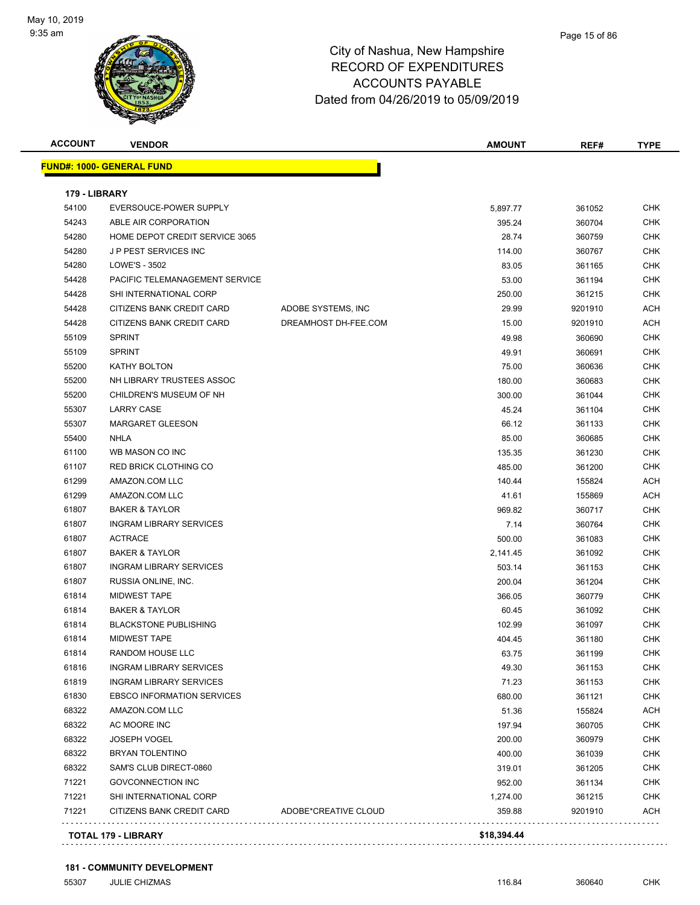# City of Nashua, New Hampshire
## RECORD OF EXPENDITURES
## ACCOUNTS PAYABLE
## Dated from 04/26/2019 to 05/09/2019

| ACCOUNT | VENDOR | | AMOUNT | REF# | TYPE |
|---|---|---|---|---|---|
| **FUND#: 1000- GENERAL FUND** | | | | | |
| **179 - LIBRARY** | | | | | |
| 54100 | EVERSOUCE-POWER SUPPLY | | 5,897.77 | 361052 | CHK |
| 54243 | ABLE AIR CORPORATION | | 395.24 | 360704 | CHK |
| 54280 | HOME DEPOT CREDIT SERVICE 3065 | | 28.74 | 360759 | CHK |
| 54280 | J P PEST SERVICES INC | | 114.00 | 360767 | CHK |
| 54280 | LOWE'S - 3502 | | 83.05 | 361165 | CHK |
| 54428 | PACIFIC TELEMANAGEMENT SERVICE | | 53.00 | 361194 | CHK |
| 54428 | SHI INTERNATIONAL CORP | | 250.00 | 361215 | CHK |
| 54428 | CITIZENS BANK CREDIT CARD | ADOBE SYSTEMS, INC | 29.99 | 9201910 | ACH |
| 54428 | CITIZENS BANK CREDIT CARD | DREAMHOST DH-FEE.COM | 15.00 | 9201910 | ACH |
| 55109 | SPRINT | | 49.98 | 360690 | CHK |
| 55109 | SPRINT | | 49.91 | 360691 | CHK |
| 55200 | KATHY BOLTON | | 75.00 | 360636 | CHK |
| 55200 | NH LIBRARY TRUSTEES ASSOC | | 180.00 | 360683 | CHK |
| 55200 | CHILDREN'S MUSEUM OF NH | | 300.00 | 361044 | CHK |
| 55307 | LARRY CASE | | 45.24 | 361104 | CHK |
| 55307 | MARGARET GLEESON | | 66.12 | 361133 | CHK |
| 55400 | NHLA | | 85.00 | 360685 | CHK |
| 61100 | WB MASON CO INC | | 135.35 | 361230 | CHK |
| 61107 | RED BRICK CLOTHING CO | | 485.00 | 361200 | CHK |
| 61299 | AMAZON.COM LLC | | 140.44 | 155824 | ACH |
| 61299 | AMAZON.COM LLC | | 41.61 | 155869 | ACH |
| 61807 | BAKER & TAYLOR | | 969.82 | 360717 | CHK |
| 61807 | INGRAM LIBRARY SERVICES | | 7.14 | 360764 | CHK |
| 61807 | ACTRACE | | 500.00 | 361083 | CHK |
| 61807 | BAKER & TAYLOR | | 2,141.45 | 361092 | CHK |
| 61807 | INGRAM LIBRARY SERVICES | | 503.14 | 361153 | CHK |
| 61807 | RUSSIA ONLINE, INC. | | 200.04 | 361204 | CHK |
| 61814 | MIDWEST TAPE | | 366.05 | 360779 | CHK |
| 61814 | BAKER & TAYLOR | | 60.45 | 361092 | CHK |
| 61814 | BLACKSTONE PUBLISHING | | 102.99 | 361097 | CHK |
| 61814 | MIDWEST TAPE | | 404.45 | 361180 | CHK |
| 61814 | RANDOM HOUSE LLC | | 63.75 | 361199 | CHK |
| 61816 | INGRAM LIBRARY SERVICES | | 49.30 | 361153 | CHK |
| 61819 | INGRAM LIBRARY SERVICES | | 71.23 | 361153 | CHK |
| 61830 | EBSCO INFORMATION SERVICES | | 680.00 | 361121 | CHK |
| 68322 | AMAZON.COM LLC | | 51.36 | 155824 | ACH |
| 68322 | AC MOORE INC | | 197.94 | 360705 | CHK |
| 68322 | JOSEPH VOGEL | | 200.00 | 360979 | CHK |
| 68322 | BRYAN TOLENTINO | | 400.00 | 361039 | CHK |
| 68322 | SAM'S CLUB DIRECT-0860 | | 319.01 | 361205 | CHK |
| 71221 | GOVCONNECTION INC | | 952.00 | 361134 | CHK |
| 71221 | SHI INTERNATIONAL CORP | | 1,274.00 | 361215 | CHK |
| 71221 | CITIZENS BANK CREDIT CARD | ADOBE*CREATIVE CLOUD | 359.88 | 9201910 | ACH |
| **TOTAL 179 - LIBRARY** | | | **$18,394.44** | | |
| **181 - COMMUNITY DEVELOPMENT** | | | | | |
| 55307 | JULIE CHIZMAS | | 116.84 | 360640 | CHK |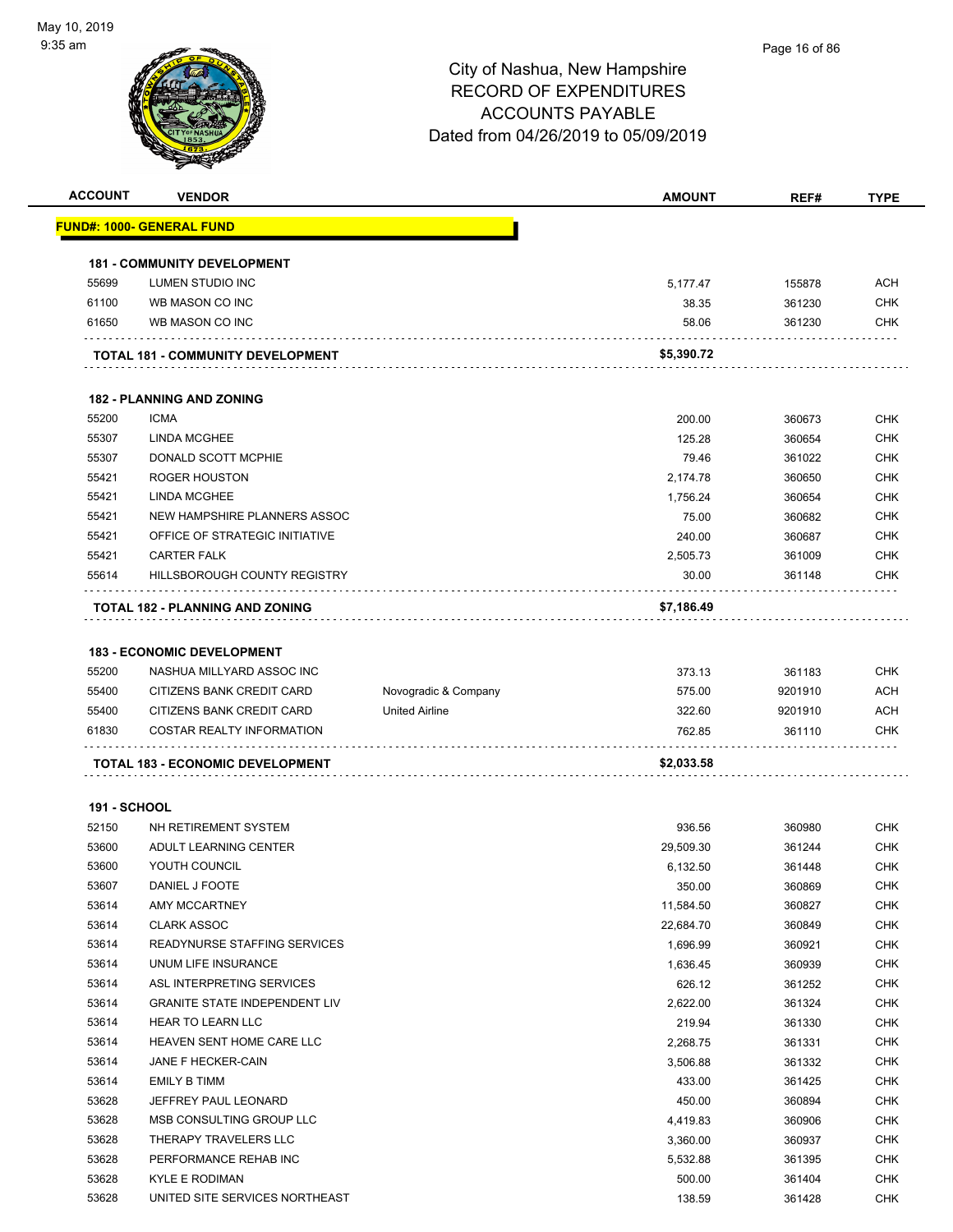City of Nashua, New Hampshire
RECORD OF EXPENDITURES
ACCOUNTS PAYABLE
Dated from 04/26/2019 to 05/09/2019

| ACCOUNT | VENDOR | | AMOUNT | REF# | TYPE |
|---|---|---|---|---|---|
| **FUND#: 1000- GENERAL FUND** | | | | | |
| **181 - COMMUNITY DEVELOPMENT** | | | | | |
| 55699 | LUMEN STUDIO INC | | 5,177.47 | 155878 | ACH |
| 61100 | WB MASON CO INC | | 38.35 | 361230 | CHK |
| 61650 | WB MASON CO INC | | 58.06 | 361230 | CHK |
| **TOTAL 181 - COMMUNITY DEVELOPMENT** | | | **$5,390.72** | | |
| **182 - PLANNING AND ZONING** | | | | | |
| 55200 | ICMA | | 200.00 | 360673 | CHK |
| 55307 | LINDA MCGHEE | | 125.28 | 360654 | CHK |
| 55307 | DONALD SCOTT MCPHIE | | 79.46 | 361022 | CHK |
| 55421 | ROGER HOUSTON | | 2,174.78 | 360650 | CHK |
| 55421 | LINDA MCGHEE | | 1,756.24 | 360654 | CHK |
| 55421 | NEW HAMPSHIRE PLANNERS ASSOC | | 75.00 | 360682 | CHK |
| 55421 | OFFICE OF STRATEGIC INITIATIVE | | 240.00 | 360687 | CHK |
| 55421 | CARTER FALK | | 2,505.73 | 361009 | CHK |
| 55614 | HILLSBOROUGH COUNTY REGISTRY | | 30.00 | 361148 | CHK |
| **TOTAL 182 - PLANNING AND ZONING** | | | **$7,186.49** | | |
| **183 - ECONOMIC DEVELOPMENT** | | | | | |
| 55200 | NASHUA MILLYARD ASSOC INC | | 373.13 | 361183 | CHK |
| 55400 | CITIZENS BANK CREDIT CARD | Novogradic & Company | 575.00 | 9201910 | ACH |
| 55400 | CITIZENS BANK CREDIT CARD | United Airline | 322.60 | 9201910 | ACH |
| 61830 | COSTAR REALTY INFORMATION | | 762.85 | 361110 | CHK |
| **TOTAL 183 - ECONOMIC DEVELOPMENT** | | | **$2,033.58** | | |
| **191 - SCHOOL** | | | | | |
| 52150 | NH RETIREMENT SYSTEM | | 936.56 | 360980 | CHK |
| 53600 | ADULT LEARNING CENTER | | 29,509.30 | 361244 | CHK |
| 53600 | YOUTH COUNCIL | | 6,132.50 | 361448 | CHK |
| 53607 | DANIEL J FOOTE | | 350.00 | 360869 | CHK |
| 53614 | AMY MCCARTNEY | | 11,584.50 | 360827 | CHK |
| 53614 | CLARK ASSOC | | 22,684.70 | 360849 | CHK |
| 53614 | READYNURSE STAFFING SERVICES | | 1,696.99 | 360921 | CHK |
| 53614 | UNUM LIFE INSURANCE | | 1,636.45 | 360939 | CHK |
| 53614 | ASL INTERPRETING SERVICES | | 626.12 | 361252 | CHK |
| 53614 | GRANITE STATE INDEPENDENT LIV | | 2,622.00 | 361324 | CHK |
| 53614 | HEAR TO LEARN LLC | | 219.94 | 361330 | CHK |
| 53614 | HEAVEN SENT HOME CARE LLC | | 2,268.75 | 361331 | CHK |
| 53614 | JANE F HECKER-CAIN | | 3,506.88 | 361332 | CHK |
| 53614 | EMILY B TIMM | | 433.00 | 361425 | CHK |
| 53628 | JEFFREY PAUL LEONARD | | 450.00 | 360894 | CHK |
| 53628 | MSB CONSULTING GROUP LLC | | 4,419.83 | 360906 | CHK |
| 53628 | THERAPY TRAVELERS LLC | | 3,360.00 | 360937 | CHK |
| 53628 | PERFORMANCE REHAB INC | | 5,532.88 | 361395 | CHK |
| 53628 | KYLE E RODIMAN | | 500.00 | 361404 | CHK |
| 53628 | UNITED SITE SERVICES NORTHEAST | | 138.59 | 361428 | CHK |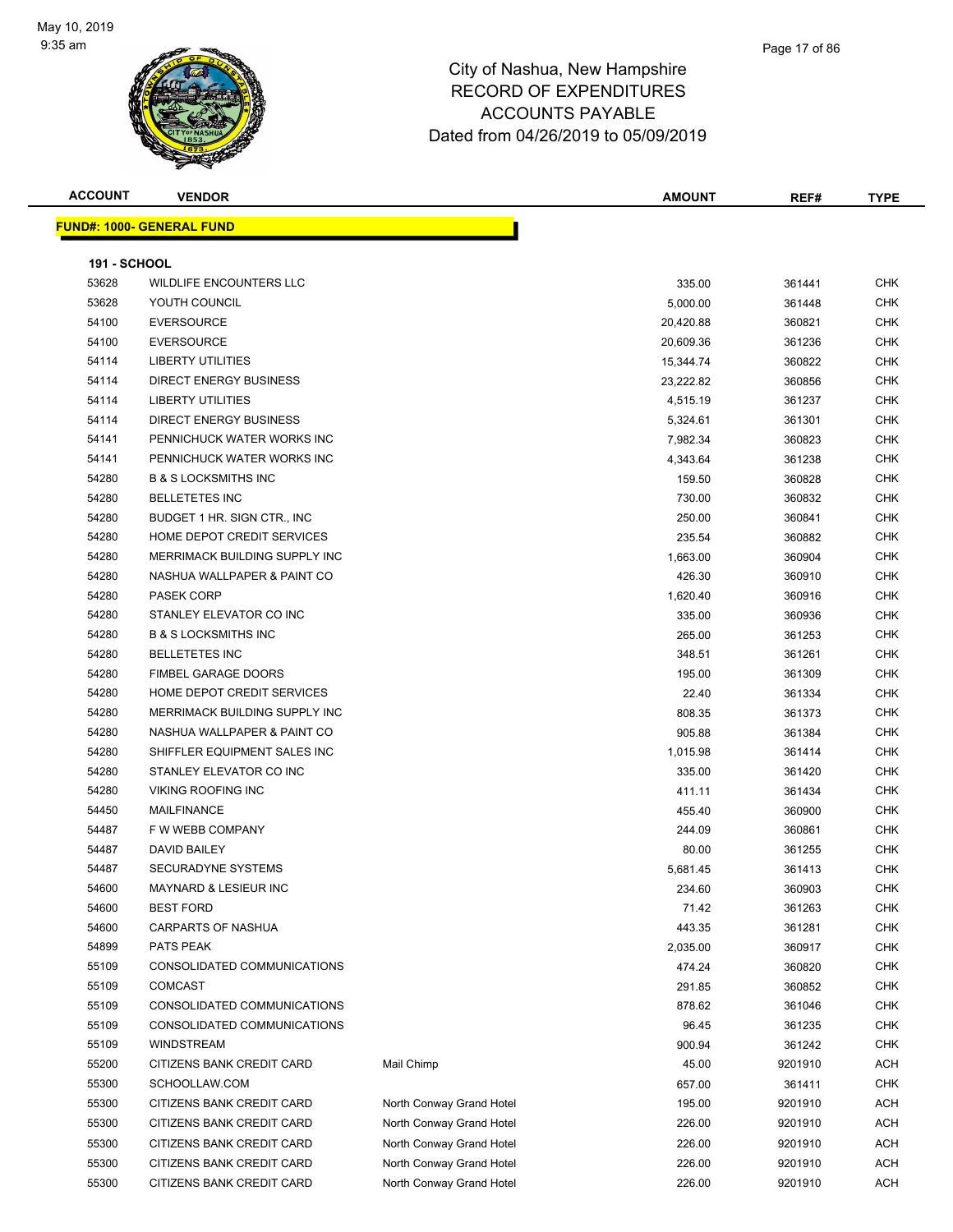City of Nashua, New Hampshire
RECORD OF EXPENDITURES
ACCOUNTS PAYABLE
Dated from 04/26/2019 to 05/09/2019

| ACCOUNT | VENDOR | | AMOUNT | REF# | TYPE |
|---|---|---|---|---|---|

**FUND#: 1000- GENERAL FUND**

**191 - SCHOOL**

| ACCOUNT | VENDOR | | AMOUNT | REF# | TYPE |
|---|---|---|---|---|---|
| 53628 | WILDLIFE ENCOUNTERS LLC | | 335.00 | 361441 | CHK |
| 53628 | YOUTH COUNCIL | | 5,000.00 | 361448 | CHK |
| 54100 | EVERSOURCE | | 20,420.88 | 360821 | CHK |
| 54100 | EVERSOURCE | | 20,609.36 | 361236 | CHK |
| 54114 | LIBERTY UTILITIES | | 15,344.74 | 360822 | CHK |
| 54114 | DIRECT ENERGY BUSINESS | | 23,222.82 | 360856 | CHK |
| 54114 | LIBERTY UTILITIES | | 4,515.19 | 361237 | CHK |
| 54114 | DIRECT ENERGY BUSINESS | | 5,324.61 | 361301 | CHK |
| 54141 | PENNICHUCK WATER WORKS INC | | 7,982.34 | 360823 | CHK |
| 54141 | PENNICHUCK WATER WORKS INC | | 4,343.64 | 361238 | CHK |
| 54280 | B & S LOCKSMITHS INC | | 159.50 | 360828 | CHK |
| 54280 | BELLETETES INC | | 730.00 | 360832 | CHK |
| 54280 | BUDGET 1 HR. SIGN CTR., INC | | 250.00 | 360841 | CHK |
| 54280 | HOME DEPOT CREDIT SERVICES | | 235.54 | 360882 | CHK |
| 54280 | MERRIMACK BUILDING SUPPLY INC | | 1,663.00 | 360904 | CHK |
| 54280 | NASHUA WALLPAPER & PAINT CO | | 426.30 | 360910 | CHK |
| 54280 | PASEK CORP | | 1,620.40 | 360916 | CHK |
| 54280 | STANLEY ELEVATOR CO INC | | 335.00 | 360936 | CHK |
| 54280 | B & S LOCKSMITHS INC | | 265.00 | 361253 | CHK |
| 54280 | BELLETETES INC | | 348.51 | 361261 | CHK |
| 54280 | FIMBEL GARAGE DOORS | | 195.00 | 361309 | CHK |
| 54280 | HOME DEPOT CREDIT SERVICES | | 22.40 | 361334 | CHK |
| 54280 | MERRIMACK BUILDING SUPPLY INC | | 808.35 | 361373 | CHK |
| 54280 | NASHUA WALLPAPER & PAINT CO | | 905.88 | 361384 | CHK |
| 54280 | SHIFFLER EQUIPMENT SALES INC | | 1,015.98 | 361414 | CHK |
| 54280 | STANLEY ELEVATOR CO INC | | 335.00 | 361420 | CHK |
| 54280 | VIKING ROOFING INC | | 411.11 | 361434 | CHK |
| 54450 | MAILFINANCE | | 455.40 | 360900 | CHK |
| 54487 | F W WEBB COMPANY | | 244.09 | 360861 | CHK |
| 54487 | DAVID BAILEY | | 80.00 | 361255 | CHK |
| 54487 | SECURADYNE SYSTEMS | | 5,681.45 | 361413 | CHK |
| 54600 | MAYNARD & LESIEUR INC | | 234.60 | 360903 | CHK |
| 54600 | BEST FORD | | 71.42 | 361263 | CHK |
| 54600 | CARPARTS OF NASHUA | | 443.35 | 361281 | CHK |
| 54899 | PATS PEAK | | 2,035.00 | 360917 | CHK |
| 55109 | CONSOLIDATED COMMUNICATIONS | | 474.24 | 360820 | CHK |
| 55109 | COMCAST | | 291.85 | 360852 | CHK |
| 55109 | CONSOLIDATED COMMUNICATIONS | | 878.62 | 361046 | CHK |
| 55109 | CONSOLIDATED COMMUNICATIONS | | 96.45 | 361235 | CHK |
| 55109 | WINDSTREAM | | 900.94 | 361242 | CHK |
| 55200 | CITIZENS BANK CREDIT CARD | Mail Chimp | 45.00 | 9201910 | ACH |
| 55300 | SCHOOLLAW.COM | | 657.00 | 361411 | CHK |
| 55300 | CITIZENS BANK CREDIT CARD | North Conway Grand Hotel | 195.00 | 9201910 | ACH |
| 55300 | CITIZENS BANK CREDIT CARD | North Conway Grand Hotel | 226.00 | 9201910 | ACH |
| 55300 | CITIZENS BANK CREDIT CARD | North Conway Grand Hotel | 226.00 | 9201910 | ACH |
| 55300 | CITIZENS BANK CREDIT CARD | North Conway Grand Hotel | 226.00 | 9201910 | ACH |
| 55300 | CITIZENS BANK CREDIT CARD | North Conway Grand Hotel | 226.00 | 9201910 | ACH |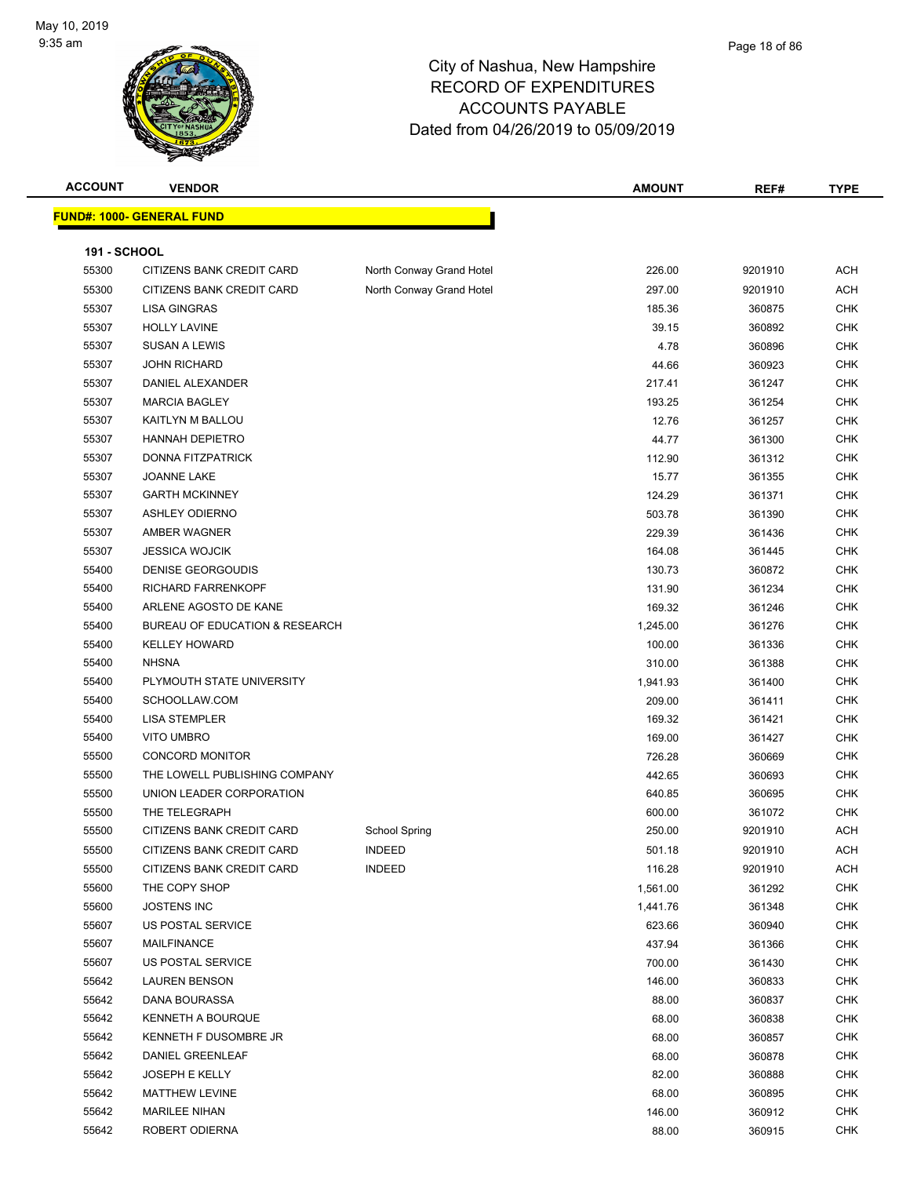# City of Nashua, New Hampshire
## RECORD OF EXPENDITURES
## ACCOUNTS PAYABLE
## Dated from 04/26/2019 to 05/09/2019

| ACCOUNT | VENDOR | | AMOUNT | REF# | TYPE |
|---|---|---|---|---|---|
| **FUND#: 1000- GENERAL FUND** | | | | | |
| **191 - SCHOOL** | | | | | |
| 55300 | CITIZENS BANK CREDIT CARD | North Conway Grand Hotel | 226.00 | 9201910 | ACH |
| 55300 | CITIZENS BANK CREDIT CARD | North Conway Grand Hotel | 297.00 | 9201910 | ACH |
| 55307 | LISA GINGRAS | | 185.36 | 360875 | CHK |
| 55307 | HOLLY LAVINE | | 39.15 | 360892 | CHK |
| 55307 | SUSAN A LEWIS | | 4.78 | 360896 | CHK |
| 55307 | JOHN RICHARD | | 44.66 | 360923 | CHK |
| 55307 | DANIEL ALEXANDER | | 217.41 | 361247 | CHK |
| 55307 | MARCIA BAGLEY | | 193.25 | 361254 | CHK |
| 55307 | KAITLYN M BALLOU | | 12.76 | 361257 | CHK |
| 55307 | HANNAH DEPIETRO | | 44.77 | 361300 | CHK |
| 55307 | DONNA FITZPATRICK | | 112.90 | 361312 | CHK |
| 55307 | JOANNE LAKE | | 15.77 | 361355 | CHK |
| 55307 | GARTH MCKINNEY | | 124.29 | 361371 | CHK |
| 55307 | ASHLEY ODIERNO | | 503.78 | 361390 | CHK |
| 55307 | AMBER WAGNER | | 229.39 | 361436 | CHK |
| 55307 | JESSICA WOJCIK | | 164.08 | 361445 | CHK |
| 55400 | DENISE GEORGOUDIS | | 130.73 | 360872 | CHK |
| 55400 | RICHARD FARRENKOPF | | 131.90 | 361234 | CHK |
| 55400 | ARLENE AGOSTO DE KANE | | 169.32 | 361246 | CHK |
| 55400 | BUREAU OF EDUCATION & RESEARCH | | 1,245.00 | 361276 | CHK |
| 55400 | KELLEY HOWARD | | 100.00 | 361336 | CHK |
| 55400 | NHSNA | | 310.00 | 361388 | CHK |
| 55400 | PLYMOUTH STATE UNIVERSITY | | 1,941.93 | 361400 | CHK |
| 55400 | SCHOOLLAW.COM | | 209.00 | 361411 | CHK |
| 55400 | LISA STEMPLER | | 169.32 | 361421 | CHK |
| 55400 | VITO UMBRO | | 169.00 | 361427 | CHK |
| 55500 | CONCORD MONITOR | | 726.28 | 360669 | CHK |
| 55500 | THE LOWELL PUBLISHING COMPANY | | 442.65 | 360693 | CHK |
| 55500 | UNION LEADER CORPORATION | | 640.85 | 360695 | CHK |
| 55500 | THE TELEGRAPH | | 600.00 | 361072 | CHK |
| 55500 | CITIZENS BANK CREDIT CARD | School Spring | 250.00 | 9201910 | ACH |
| 55500 | CITIZENS BANK CREDIT CARD | INDEED | 501.18 | 9201910 | ACH |
| 55500 | CITIZENS BANK CREDIT CARD | INDEED | 116.28 | 9201910 | ACH |
| 55600 | THE COPY SHOP | | 1,561.00 | 361292 | CHK |
| 55600 | JOSTENS INC | | 1,441.76 | 361348 | CHK |
| 55607 | US POSTAL SERVICE | | 623.66 | 360940 | CHK |
| 55607 | MAILFINANCE | | 437.94 | 361366 | CHK |
| 55607 | US POSTAL SERVICE | | 700.00 | 361430 | CHK |
| 55642 | LAUREN BENSON | | 146.00 | 360833 | CHK |
| 55642 | DANA BOURASSA | | 88.00 | 360837 | CHK |
| 55642 | KENNETH A BOURQUE | | 68.00 | 360838 | CHK |
| 55642 | KENNETH F DUSOMBRE JR | | 68.00 | 360857 | CHK |
| 55642 | DANIEL GREENLEAF | | 68.00 | 360878 | CHK |
| 55642 | JOSEPH E KELLY | | 82.00 | 360888 | CHK |
| 55642 | MATTHEW LEVINE | | 68.00 | 360895 | CHK |
| 55642 | MARILEE NIHAN | | 146.00 | 360912 | CHK |
| 55642 | ROBERT ODIERNA | | 88.00 | 360915 | CHK |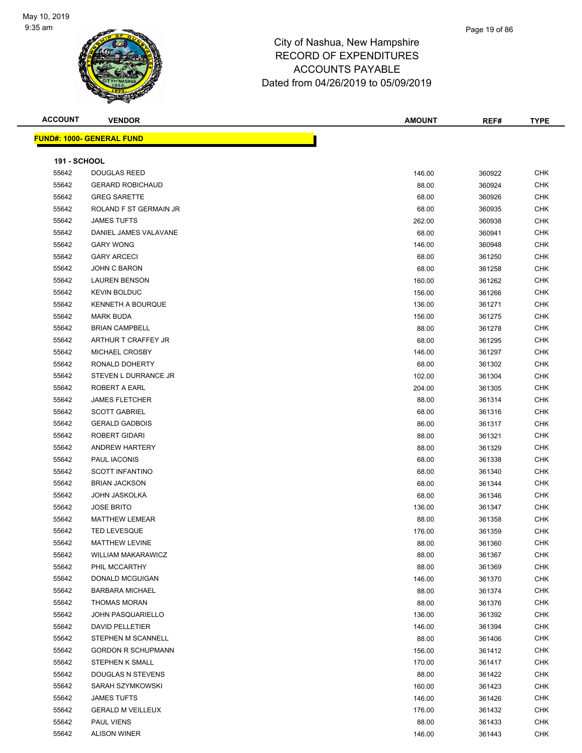City of Nashua, New Hampshire
RECORD OF EXPENDITURES
ACCOUNTS PAYABLE
Dated from 04/26/2019 to 05/09/2019

| ACCOUNT | VENDOR | AMOUNT | REF# | TYPE |
|---|---|---|---|---|

**FUND#: 1000- GENERAL FUND**

**191 - SCHOOL**

| ACCOUNT | VENDOR | AMOUNT | REF# | TYPE |
|---|---|---|---|---|
| 55642 | DOUGLAS REED | 146.00 | 360922 | CHK |
| 55642 | GERARD ROBICHAUD | 88.00 | 360924 | CHK |
| 55642 | GREG SARETTE | 68.00 | 360926 | CHK |
| 55642 | ROLAND F ST GERMAIN JR | 68.00 | 360935 | CHK |
| 55642 | JAMES TUFTS | 262.00 | 360938 | CHK |
| 55642 | DANIEL JAMES VALAVANE | 68.00 | 360941 | CHK |
| 55642 | GARY WONG | 146.00 | 360948 | CHK |
| 55642 | GARY ARCECI | 68.00 | 361250 | CHK |
| 55642 | JOHN C BARON | 68.00 | 361258 | CHK |
| 55642 | LAUREN BENSON | 160.00 | 361262 | CHK |
| 55642 | KEVIN BOLDUC | 156.00 | 361266 | CHK |
| 55642 | KENNETH A BOURQUE | 136.00 | 361271 | CHK |
| 55642 | MARK BUDA | 156.00 | 361275 | CHK |
| 55642 | BRIAN CAMPBELL | 88.00 | 361278 | CHK |
| 55642 | ARTHUR T CRAFFEY JR | 68.00 | 361295 | CHK |
| 55642 | MICHAEL CROSBY | 146.00 | 361297 | CHK |
| 55642 | RONALD DOHERTY | 68.00 | 361302 | CHK |
| 55642 | STEVEN L DURRANCE JR | 102.00 | 361304 | CHK |
| 55642 | ROBERT A EARL | 204.00 | 361305 | CHK |
| 55642 | JAMES FLETCHER | 88.00 | 361314 | CHK |
| 55642 | SCOTT GABRIEL | 68.00 | 361316 | CHK |
| 55642 | GERALD GADBOIS | 86.00 | 361317 | CHK |
| 55642 | ROBERT GIDARI | 88.00 | 361321 | CHK |
| 55642 | ANDREW HARTERY | 88.00 | 361329 | CHK |
| 55642 | PAUL IACONIS | 68.00 | 361338 | CHK |
| 55642 | SCOTT INFANTINO | 68.00 | 361340 | CHK |
| 55642 | BRIAN JACKSON | 68.00 | 361344 | CHK |
| 55642 | JOHN JASKOLKA | 68.00 | 361346 | CHK |
| 55642 | JOSE BRITO | 136.00 | 361347 | CHK |
| 55642 | MATTHEW LEMEAR | 88.00 | 361358 | CHK |
| 55642 | TED LEVESQUE | 176.00 | 361359 | CHK |
| 55642 | MATTHEW LEVINE | 88.00 | 361360 | CHK |
| 55642 | WILLIAM MAKARAWICZ | 88.00 | 361367 | CHK |
| 55642 | PHIL MCCARTHY | 88.00 | 361369 | CHK |
| 55642 | DONALD MCGUIGAN | 146.00 | 361370 | CHK |
| 55642 | BARBARA MICHAEL | 88.00 | 361374 | CHK |
| 55642 | THOMAS MORAN | 88.00 | 361376 | CHK |
| 55642 | JOHN PASQUARIELLO | 136.00 | 361392 | CHK |
| 55642 | DAVID PELLETIER | 146.00 | 361394 | CHK |
| 55642 | STEPHEN M SCANNELL | 88.00 | 361406 | CHK |
| 55642 | GORDON R SCHUPMANN | 156.00 | 361412 | CHK |
| 55642 | STEPHEN K SMALL | 170.00 | 361417 | CHK |
| 55642 | DOUGLAS N STEVENS | 88.00 | 361422 | CHK |
| 55642 | SARAH SZYMKOWSKI | 160.00 | 361423 | CHK |
| 55642 | JAMES TUFTS | 146.00 | 361426 | CHK |
| 55642 | GERALD M VEILLEUX | 176.00 | 361432 | CHK |
| 55642 | PAUL VIENS | 88.00 | 361433 | CHK |
| 55642 | ALISON WINER | 146.00 | 361443 | CHK |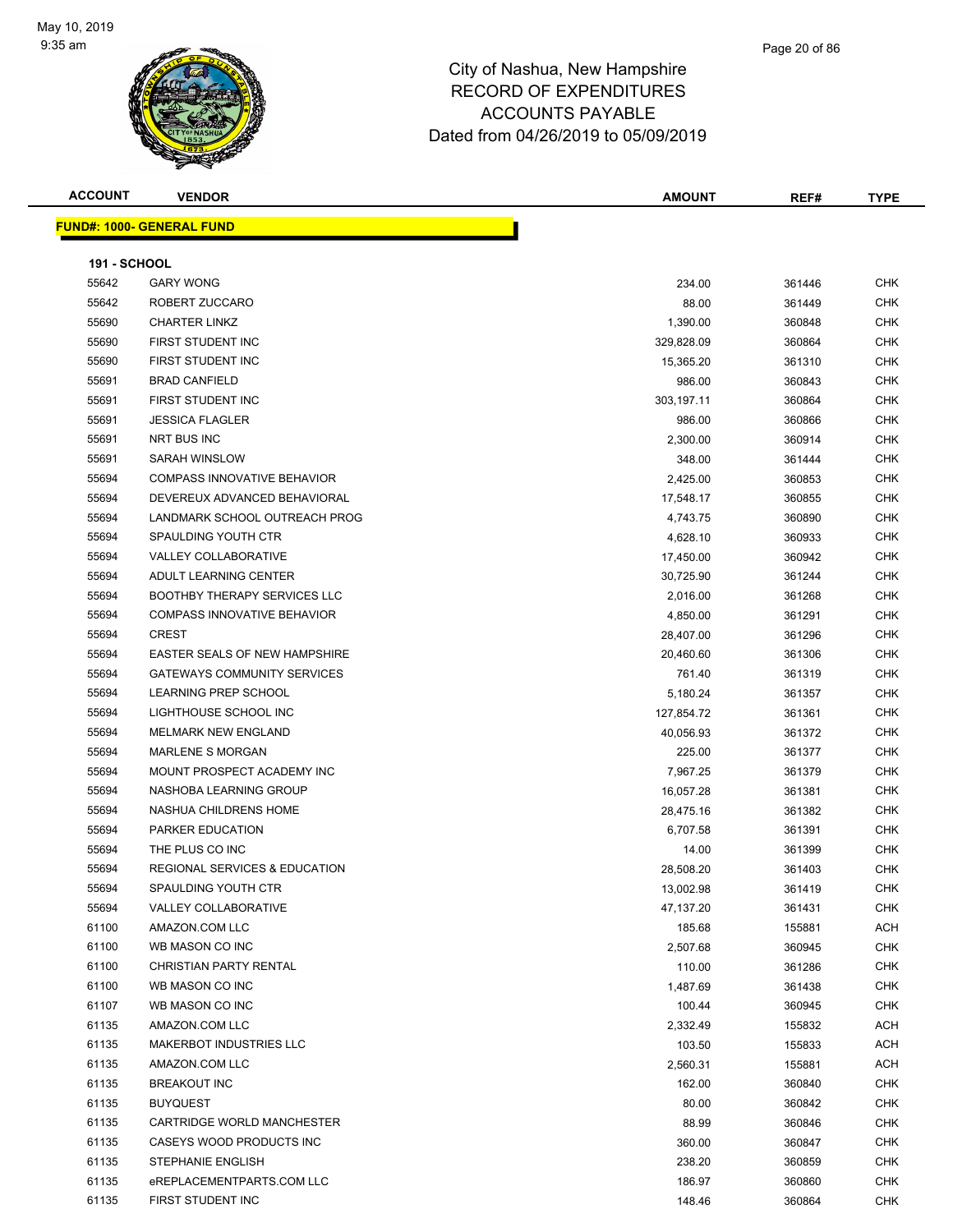# City of Nashua, New Hampshire
## RECORD OF EXPENDITURES
## ACCOUNTS PAYABLE
## Dated from 04/26/2019 to 05/09/2019

| ACCOUNT | VENDOR | AMOUNT | REF# | TYPE |
|---|---|---|---|---|

**FUND#: 1000- GENERAL FUND**

**191 - SCHOOL**

| ACCOUNT | VENDOR | AMOUNT | REF# | TYPE |
|---|---|---|---|---|
| 55642 | GARY WONG | 234.00 | 361446 | CHK |
| 55642 | ROBERT ZUCCARO | 88.00 | 361449 | CHK |
| 55690 | CHARTER LINKZ | 1,390.00 | 360848 | CHK |
| 55690 | FIRST STUDENT INC | 329,828.09 | 360864 | CHK |
| 55690 | FIRST STUDENT INC | 15,365.20 | 361310 | CHK |
| 55691 | BRAD CANFIELD | 986.00 | 360843 | CHK |
| 55691 | FIRST STUDENT INC | 303,197.11 | 360864 | CHK |
| 55691 | JESSICA FLAGLER | 986.00 | 360866 | CHK |
| 55691 | NRT BUS INC | 2,300.00 | 360914 | CHK |
| 55691 | SARAH WINSLOW | 348.00 | 361444 | CHK |
| 55694 | COMPASS INNOVATIVE BEHAVIOR | 2,425.00 | 360853 | CHK |
| 55694 | DEVEREUX ADVANCED BEHAVIORAL | 17,548.17 | 360855 | CHK |
| 55694 | LANDMARK SCHOOL OUTREACH PROG | 4,743.75 | 360890 | CHK |
| 55694 | SPAULDING YOUTH CTR | 4,628.10 | 360933 | CHK |
| 55694 | VALLEY COLLABORATIVE | 17,450.00 | 360942 | CHK |
| 55694 | ADULT LEARNING CENTER | 30,725.90 | 361244 | CHK |
| 55694 | BOOTHBY THERAPY SERVICES LLC | 2,016.00 | 361268 | CHK |
| 55694 | COMPASS INNOVATIVE BEHAVIOR | 4,850.00 | 361291 | CHK |
| 55694 | CREST | 28,407.00 | 361296 | CHK |
| 55694 | EASTER SEALS OF NEW HAMPSHIRE | 20,460.60 | 361306 | CHK |
| 55694 | GATEWAYS COMMUNITY SERVICES | 761.40 | 361319 | CHK |
| 55694 | LEARNING PREP SCHOOL | 5,180.24 | 361357 | CHK |
| 55694 | LIGHTHOUSE SCHOOL INC | 127,854.72 | 361361 | CHK |
| 55694 | MELMARK NEW ENGLAND | 40,056.93 | 361372 | CHK |
| 55694 | MARLENE S MORGAN | 225.00 | 361377 | CHK |
| 55694 | MOUNT PROSPECT ACADEMY INC | 7,967.25 | 361379 | CHK |
| 55694 | NASHOBA LEARNING GROUP | 16,057.28 | 361381 | CHK |
| 55694 | NASHUA CHILDRENS HOME | 28,475.16 | 361382 | CHK |
| 55694 | PARKER EDUCATION | 6,707.58 | 361391 | CHK |
| 55694 | THE PLUS CO INC | 14.00 | 361399 | CHK |
| 55694 | REGIONAL SERVICES & EDUCATION | 28,508.20 | 361403 | CHK |
| 55694 | SPAULDING YOUTH CTR | 13,002.98 | 361419 | CHK |
| 55694 | VALLEY COLLABORATIVE | 47,137.20 | 361431 | CHK |
| 61100 | AMAZON.COM LLC | 185.68 | 155881 | ACH |
| 61100 | WB MASON CO INC | 2,507.68 | 360945 | CHK |
| 61100 | CHRISTIAN PARTY RENTAL | 110.00 | 361286 | CHK |
| 61100 | WB MASON CO INC | 1,487.69 | 361438 | CHK |
| 61107 | WB MASON CO INC | 100.44 | 360945 | CHK |
| 61135 | AMAZON.COM LLC | 2,332.49 | 155832 | ACH |
| 61135 | MAKERBOT INDUSTRIES LLC | 103.50 | 155833 | ACH |
| 61135 | AMAZON.COM LLC | 2,560.31 | 155881 | ACH |
| 61135 | BREAKOUT INC | 162.00 | 360840 | CHK |
| 61135 | BUYQUEST | 80.00 | 360842 | CHK |
| 61135 | CARTRIDGE WORLD MANCHESTER | 88.99 | 360846 | CHK |
| 61135 | CASEYS WOOD PRODUCTS INC | 360.00 | 360847 | CHK |
| 61135 | STEPHANIE ENGLISH | 238.20 | 360859 | CHK |
| 61135 | eREPLACEMENTPARTS.COM LLC | 186.97 | 360860 | CHK |
| 61135 | FIRST STUDENT INC | 148.46 | 360864 | CHK |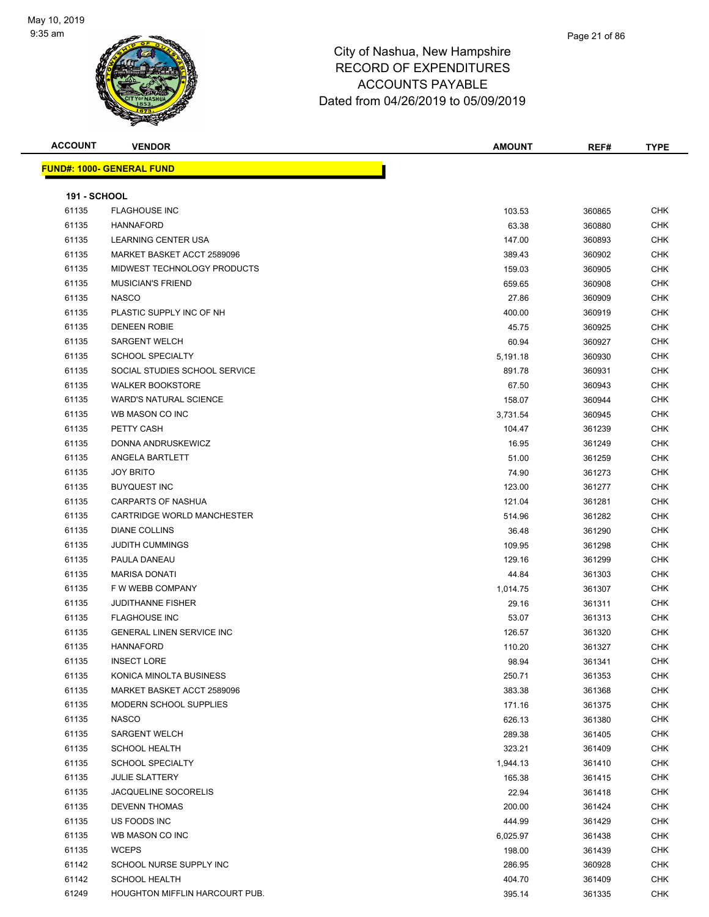# City of Nashua, New Hampshire
## RECORD OF EXPENDITURES
## ACCOUNTS PAYABLE
## Dated from 04/26/2019 to 05/09/2019

| ACCOUNT | VENDOR | AMOUNT | REF# | TYPE |
|---|---|---|---|---|

**FUND#: 1000- GENERAL FUND**

**191 - SCHOOL**

| ACCOUNT | VENDOR | AMOUNT | REF# | TYPE |
|---|---|---|---|---|
| 61135 | FLAGHOUSE INC | 103.53 | 360865 | CHK |
| 61135 | HANNAFORD | 63.38 | 360880 | CHK |
| 61135 | LEARNING CENTER USA | 147.00 | 360893 | CHK |
| 61135 | MARKET BASKET ACCT 2589096 | 389.43 | 360902 | CHK |
| 61135 | MIDWEST TECHNOLOGY PRODUCTS | 159.03 | 360905 | CHK |
| 61135 | MUSICIAN'S FRIEND | 659.65 | 360908 | CHK |
| 61135 | NASCO | 27.86 | 360909 | CHK |
| 61135 | PLASTIC SUPPLY INC OF NH | 400.00 | 360919 | CHK |
| 61135 | DENEEN ROBIE | 45.75 | 360925 | CHK |
| 61135 | SARGENT WELCH | 60.94 | 360927 | CHK |
| 61135 | SCHOOL SPECIALTY | 5,191.18 | 360930 | CHK |
| 61135 | SOCIAL STUDIES SCHOOL SERVICE | 891.78 | 360931 | CHK |
| 61135 | WALKER BOOKSTORE | 67.50 | 360943 | CHK |
| 61135 | WARD'S NATURAL SCIENCE | 158.07 | 360944 | CHK |
| 61135 | WB MASON CO INC | 3,731.54 | 360945 | CHK |
| 61135 | PETTY CASH | 104.47 | 361239 | CHK |
| 61135 | DONNA ANDRUSKEWICZ | 16.95 | 361249 | CHK |
| 61135 | ANGELA BARTLETT | 51.00 | 361259 | CHK |
| 61135 | JOY BRITO | 74.90 | 361273 | CHK |
| 61135 | BUYQUEST INC | 123.00 | 361277 | CHK |
| 61135 | CARPARTS OF NASHUA | 121.04 | 361281 | CHK |
| 61135 | CARTRIDGE WORLD MANCHESTER | 514.96 | 361282 | CHK |
| 61135 | DIANE COLLINS | 36.48 | 361290 | CHK |
| 61135 | JUDITH CUMMINGS | 109.95 | 361298 | CHK |
| 61135 | PAULA DANEAU | 129.16 | 361299 | CHK |
| 61135 | MARISA DONATI | 44.84 | 361303 | CHK |
| 61135 | F W WEBB COMPANY | 1,014.75 | 361307 | CHK |
| 61135 | JUDITHANNE FISHER | 29.16 | 361311 | CHK |
| 61135 | FLAGHOUSE INC | 53.07 | 361313 | CHK |
| 61135 | GENERAL LINEN SERVICE INC | 126.57 | 361320 | CHK |
| 61135 | HANNAFORD | 110.20 | 361327 | CHK |
| 61135 | INSECT LORE | 98.94 | 361341 | CHK |
| 61135 | KONICA MINOLTA BUSINESS | 250.71 | 361353 | CHK |
| 61135 | MARKET BASKET ACCT 2589096 | 383.38 | 361368 | CHK |
| 61135 | MODERN SCHOOL SUPPLIES | 171.16 | 361375 | CHK |
| 61135 | NASCO | 626.13 | 361380 | CHK |
| 61135 | SARGENT WELCH | 289.38 | 361405 | CHK |
| 61135 | SCHOOL HEALTH | 323.21 | 361409 | CHK |
| 61135 | SCHOOL SPECIALTY | 1,944.13 | 361410 | CHK |
| 61135 | JULIE SLATTERY | 165.38 | 361415 | CHK |
| 61135 | JACQUELINE SOCORELIS | 22.94 | 361418 | CHK |
| 61135 | DEVENN THOMAS | 200.00 | 361424 | CHK |
| 61135 | US FOODS INC | 444.99 | 361429 | CHK |
| 61135 | WB MASON CO INC | 6,025.97 | 361438 | CHK |
| 61135 | WCEPS | 198.00 | 361439 | CHK |
| 61142 | SCHOOL NURSE SUPPLY INC | 286.95 | 360928 | CHK |
| 61142 | SCHOOL HEALTH | 404.70 | 361409 | CHK |
| 61249 | HOUGHTON MIFFLIN HARCOURT PUB. | 395.14 | 361335 | CHK |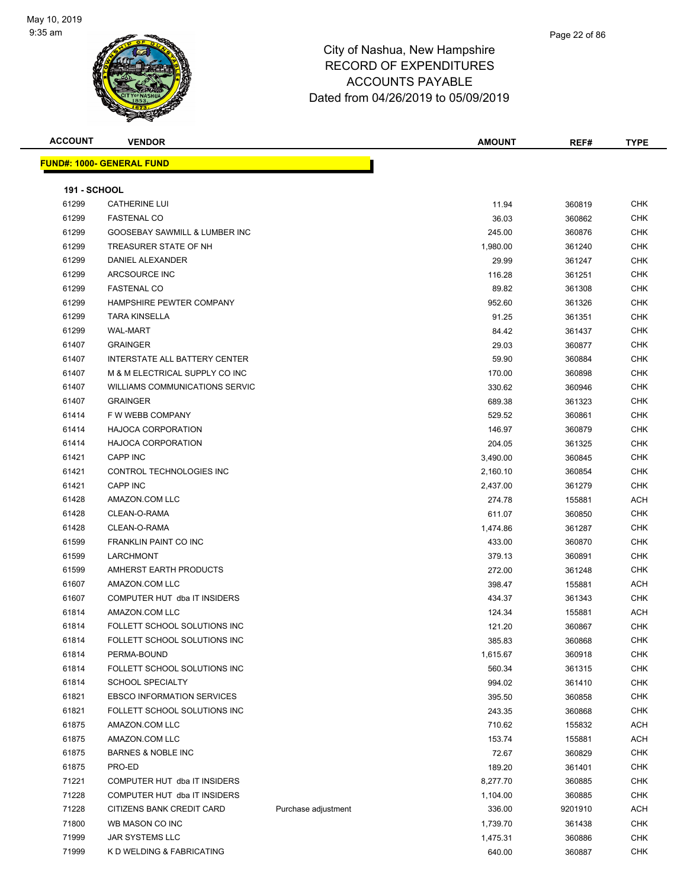# City of Nashua, New Hampshire
## RECORD OF EXPENDITURES
## ACCOUNTS PAYABLE
## Dated from 04/26/2019 to 05/09/2019

| ACCOUNT | VENDOR | | AMOUNT | REF# | TYPE |
|---|---|---|---|---|---|

**FUND#: 1000- GENERAL FUND**

**191 - SCHOOL**

| ACCOUNT | VENDOR | | AMOUNT | REF# | TYPE |
|---|---|---|---|---|---|
| 61299 | CATHERINE LUI | | 11.94 | 360819 | CHK |
| 61299 | FASTENAL CO | | 36.03 | 360862 | CHK |
| 61299 | GOOSEBAY SAWMILL & LUMBER INC | | 245.00 | 360876 | CHK |
| 61299 | TREASURER STATE OF NH | | 1,980.00 | 361240 | CHK |
| 61299 | DANIEL ALEXANDER | | 29.99 | 361247 | CHK |
| 61299 | ARCSOURCE INC | | 116.28 | 361251 | CHK |
| 61299 | FASTENAL CO | | 89.82 | 361308 | CHK |
| 61299 | HAMPSHIRE PEWTER COMPANY | | 952.60 | 361326 | CHK |
| 61299 | TARA KINSELLA | | 91.25 | 361351 | CHK |
| 61299 | WAL-MART | | 84.42 | 361437 | CHK |
| 61407 | GRAINGER | | 29.03 | 360877 | CHK |
| 61407 | INTERSTATE ALL BATTERY CENTER | | 59.90 | 360884 | CHK |
| 61407 | M & M ELECTRICAL SUPPLY CO INC | | 170.00 | 360898 | CHK |
| 61407 | WILLIAMS COMMUNICATIONS SERVIC | | 330.62 | 360946 | CHK |
| 61407 | GRAINGER | | 689.38 | 361323 | CHK |
| 61414 | F W WEBB COMPANY | | 529.52 | 360861 | CHK |
| 61414 | HAJOCA CORPORATION | | 146.97 | 360879 | CHK |
| 61414 | HAJOCA CORPORATION | | 204.05 | 361325 | CHK |
| 61421 | CAPP INC | | 3,490.00 | 360845 | CHK |
| 61421 | CONTROL TECHNOLOGIES INC | | 2,160.10 | 360854 | CHK |
| 61421 | CAPP INC | | 2,437.00 | 361279 | CHK |
| 61428 | AMAZON.COM LLC | | 274.78 | 155881 | ACH |
| 61428 | CLEAN-O-RAMA | | 611.07 | 360850 | CHK |
| 61428 | CLEAN-O-RAMA | | 1,474.86 | 361287 | CHK |
| 61599 | FRANKLIN PAINT CO INC | | 433.00 | 360870 | CHK |
| 61599 | LARCHMONT | | 379.13 | 360891 | CHK |
| 61599 | AMHERST EARTH PRODUCTS | | 272.00 | 361248 | CHK |
| 61607 | AMAZON.COM LLC | | 398.47 | 155881 | ACH |
| 61607 | COMPUTER HUT dba IT INSIDERS | | 434.37 | 361343 | CHK |
| 61814 | AMAZON.COM LLC | | 124.34 | 155881 | ACH |
| 61814 | FOLLETT SCHOOL SOLUTIONS INC | | 121.20 | 360867 | CHK |
| 61814 | FOLLETT SCHOOL SOLUTIONS INC | | 385.83 | 360868 | CHK |
| 61814 | PERMA-BOUND | | 1,615.67 | 360918 | CHK |
| 61814 | FOLLETT SCHOOL SOLUTIONS INC | | 560.34 | 361315 | CHK |
| 61814 | SCHOOL SPECIALTY | | 994.02 | 361410 | CHK |
| 61821 | EBSCO INFORMATION SERVICES | | 395.50 | 360858 | CHK |
| 61821 | FOLLETT SCHOOL SOLUTIONS INC | | 243.35 | 360868 | CHK |
| 61875 | AMAZON.COM LLC | | 710.62 | 155832 | ACH |
| 61875 | AMAZON.COM LLC | | 153.74 | 155881 | ACH |
| 61875 | BARNES & NOBLE INC | | 72.67 | 360829 | CHK |
| 61875 | PRO-ED | | 189.20 | 361401 | CHK |
| 71221 | COMPUTER HUT dba IT INSIDERS | | 8,277.70 | 360885 | CHK |
| 71228 | COMPUTER HUT dba IT INSIDERS | | 1,104.00 | 360885 | CHK |
| 71228 | CITIZENS BANK CREDIT CARD | Purchase adjustment | 336.00 | 9201910 | ACH |
| 71800 | WB MASON CO INC | | 1,739.70 | 361438 | CHK |
| 71999 | JAR SYSTEMS LLC | | 1,475.31 | 360886 | CHK |
| 71999 | K D WELDING & FABRICATING | | 640.00 | 360887 | CHK |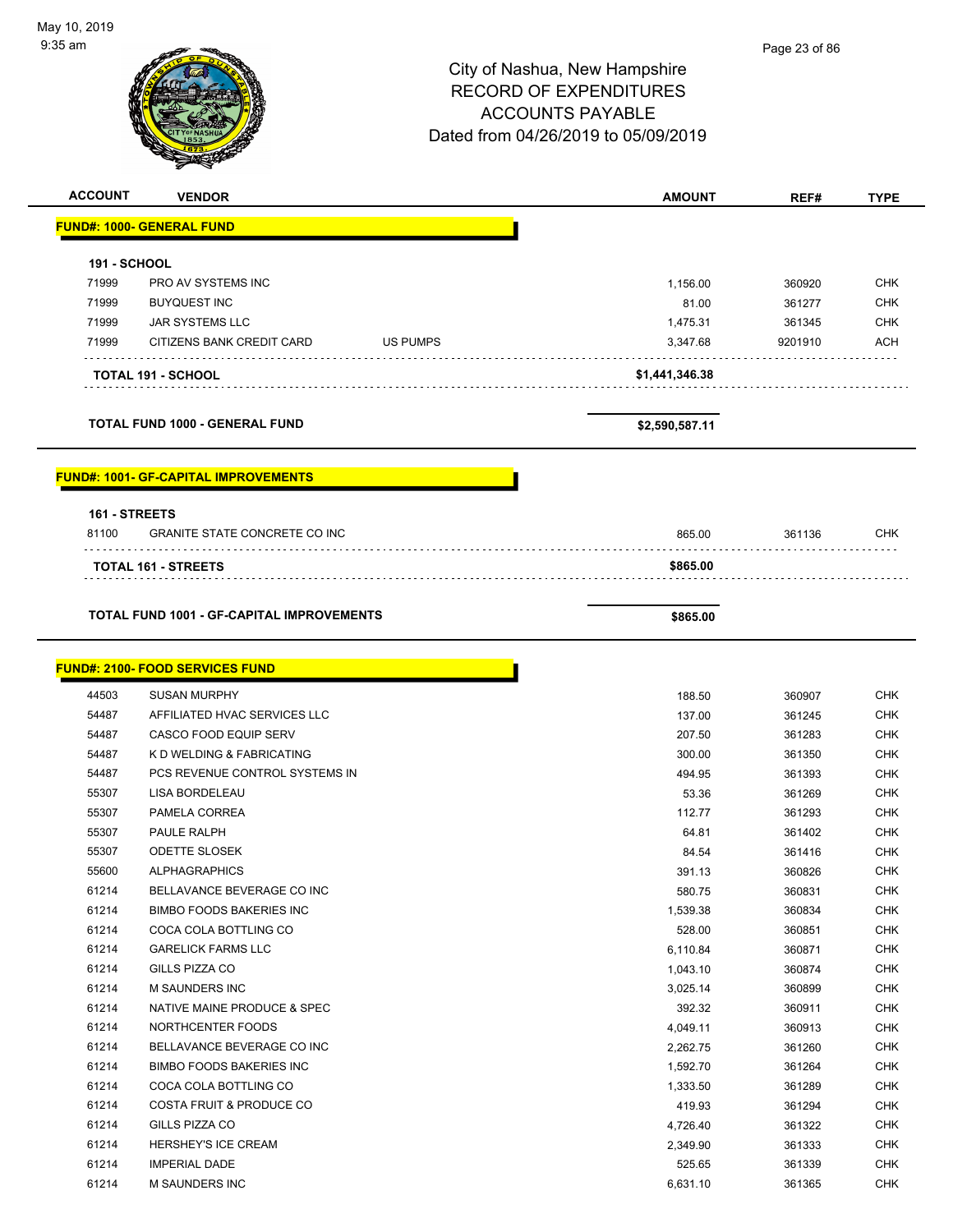# City of Nashua, New Hampshire
## RECORD OF EXPENDITURES
## ACCOUNTS PAYABLE
## Dated from 04/26/2019 to 05/09/2019

| ACCOUNT | VENDOR | | AMOUNT | REF# | TYPE |
|---|---|---|---|---|---|
| **FUND#: 1000- GENERAL FUND** | | | | | |
| **191 - SCHOOL** | | | | | |
| 71999 | PRO AV SYSTEMS INC | | 1,156.00 | 360920 | CHK |
| 71999 | BUYQUEST INC | | 81.00 | 361277 | CHK |
| 71999 | JAR SYSTEMS LLC | | 1,475.31 | 361345 | CHK |
| 71999 | CITIZENS BANK CREDIT CARD | US PUMPS | 3,347.68 | 9201910 | ACH |
| | **TOTAL 191 - SCHOOL** | | **$1,441,346.38** | | |
| | **TOTAL FUND 1000 - GENERAL FUND** | | **$2,590,587.11** | | |
| **FUND#: 1001- GF-CAPITAL IMPROVEMENTS** | | | | | |
| **161 - STREETS** | | | | | |
| 81100 | GRANITE STATE CONCRETE CO INC | | 865.00 | 361136 | CHK |
| | **TOTAL 161 - STREETS** | | **$865.00** | | |
| | **TOTAL FUND 1001 - GF-CAPITAL IMPROVEMENTS** | | **$865.00** | | |
| **FUND#: 2100- FOOD SERVICES FUND** | | | | | |
| 44503 | SUSAN MURPHY | | 188.50 | 360907 | CHK |
| 54487 | AFFILIATED HVAC SERVICES LLC | | 137.00 | 361245 | CHK |
| 54487 | CASCO FOOD EQUIP SERV | | 207.50 | 361283 | CHK |
| 54487 | K D WELDING & FABRICATING | | 300.00 | 361350 | CHK |
| 54487 | PCS REVENUE CONTROL SYSTEMS IN | | 494.95 | 361393 | CHK |
| 55307 | LISA BORDELEAU | | 53.36 | 361269 | CHK |
| 55307 | PAMELA CORREA | | 112.77 | 361293 | CHK |
| 55307 | PAULE RALPH | | 64.81 | 361402 | CHK |
| 55307 | ODETTE SLOSEK | | 84.54 | 361416 | CHK |
| 55600 | ALPHAGRAPHICS | | 391.13 | 360826 | CHK |
| 61214 | BELLAVANCE BEVERAGE CO INC | | 580.75 | 360831 | CHK |
| 61214 | BIMBO FOODS BAKERIES INC | | 1,539.38 | 360834 | CHK |
| 61214 | COCA COLA BOTTLING CO | | 528.00 | 360851 | CHK |
| 61214 | GARELICK FARMS LLC | | 6,110.84 | 360871 | CHK |
| 61214 | GILLS PIZZA CO | | 1,043.10 | 360874 | CHK |
| 61214 | M SAUNDERS INC | | 3,025.14 | 360899 | CHK |
| 61214 | NATIVE MAINE PRODUCE & SPEC | | 392.32 | 360911 | CHK |
| 61214 | NORTHCENTER FOODS | | 4,049.11 | 360913 | CHK |
| 61214 | BELLAVANCE BEVERAGE CO INC | | 2,262.75 | 361260 | CHK |
| 61214 | BIMBO FOODS BAKERIES INC | | 1,592.70 | 361264 | CHK |
| 61214 | COCA COLA BOTTLING CO | | 1,333.50 | 361289 | CHK |
| 61214 | COSTA FRUIT & PRODUCE CO | | 419.93 | 361294 | CHK |
| 61214 | GILLS PIZZA CO | | 4,726.40 | 361322 | CHK |
| 61214 | HERSHEY'S ICE CREAM | | 2,349.90 | 361333 | CHK |
| 61214 | IMPERIAL DADE | | 525.65 | 361339 | CHK |
| 61214 | M SAUNDERS INC | | 6,631.10 | 361365 | CHK |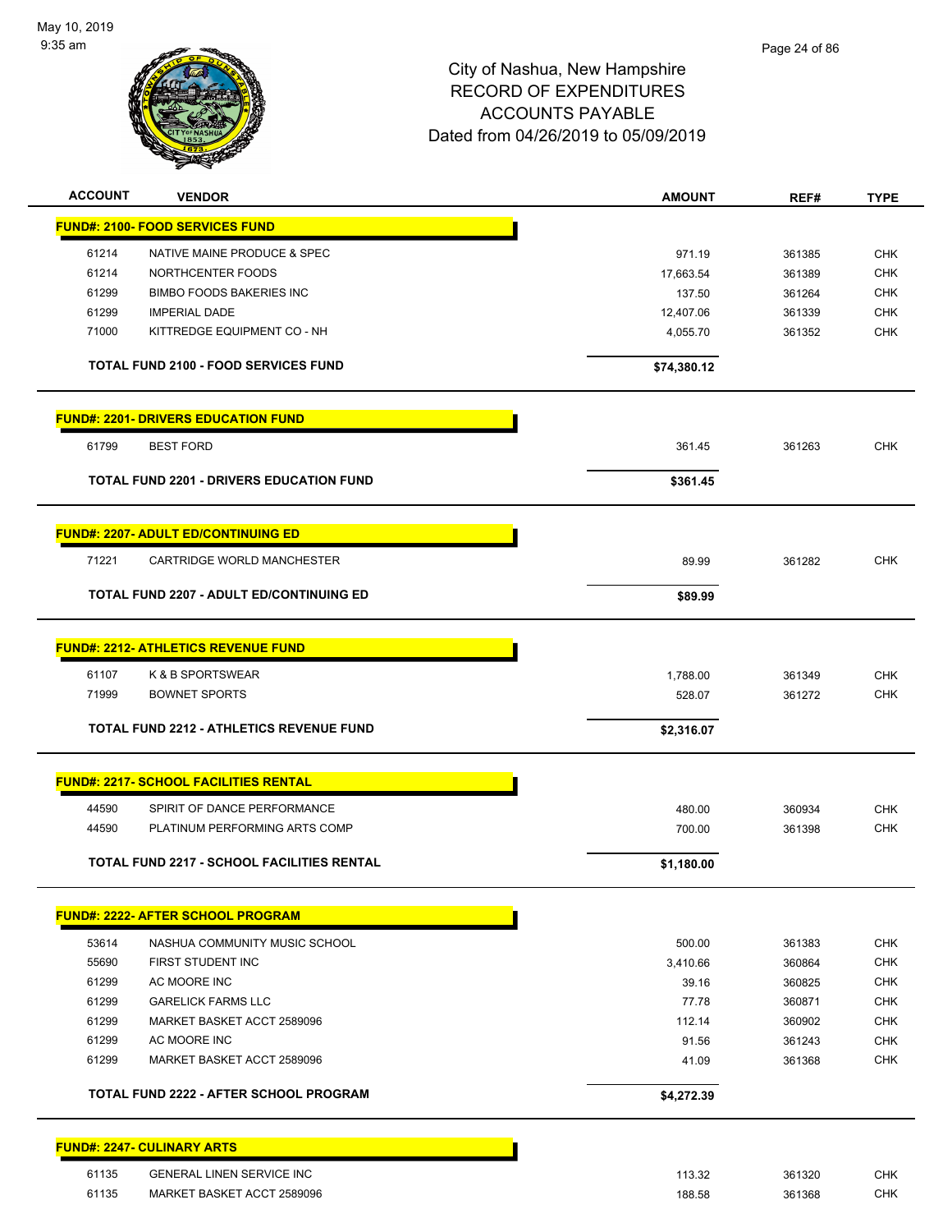# City of Nashua, New Hampshire
## RECORD OF EXPENDITURES
## ACCOUNTS PAYABLE
## Dated from 04/26/2019 to 05/09/2019

| ACCOUNT | VENDOR | AMOUNT | REF# | TYPE |
|---|---|---|---|---|
| **FUND#: 2100- FOOD SERVICES FUND** | | | | |
| 61214 | NATIVE MAINE PRODUCE & SPEC | 971.19 | 361385 | CHK |
| 61214 | NORTHCENTER FOODS | 17,663.54 | 361389 | CHK |
| 61299 | BIMBO FOODS BAKERIES INC | 137.50 | 361264 | CHK |
| 61299 | IMPERIAL DADE | 12,407.06 | 361339 | CHK |
| 71000 | KITTREDGE EQUIPMENT CO - NH | 4,055.70 | 361352 | CHK |
| | **TOTAL FUND 2100 - FOOD SERVICES FUND** | **$74,380.12** | | |
| **FUND#: 2201- DRIVERS EDUCATION FUND** | | | | |
| 61799 | BEST FORD | 361.45 | 361263 | CHK |
| | **TOTAL FUND 2201 - DRIVERS EDUCATION FUND** | **$361.45** | | |
| **FUND#: 2207- ADULT ED/CONTINUING ED** | | | | |
| 71221 | CARTRIDGE WORLD MANCHESTER | 89.99 | 361282 | CHK |
| | **TOTAL FUND 2207 - ADULT ED/CONTINUING ED** | **$89.99** | | |
| **FUND#: 2212- ATHLETICS REVENUE FUND** | | | | |
| 61107 | K & B SPORTSWEAR | 1,788.00 | 361349 | CHK |
| 71999 | BOWNET SPORTS | 528.07 | 361272 | CHK |
| | **TOTAL FUND 2212 - ATHLETICS REVENUE FUND** | **$2,316.07** | | |
| **FUND#: 2217- SCHOOL FACILITIES RENTAL** | | | | |
| 44590 | SPIRIT OF DANCE PERFORMANCE | 480.00 | 360934 | CHK |
| 44590 | PLATINUM PERFORMING ARTS COMP | 700.00 | 361398 | CHK |
| | **TOTAL FUND 2217 - SCHOOL FACILITIES RENTAL** | **$1,180.00** | | |
| **FUND#: 2222- AFTER SCHOOL PROGRAM** | | | | |
| 53614 | NASHUA COMMUNITY MUSIC SCHOOL | 500.00 | 361383 | CHK |
| 55690 | FIRST STUDENT INC | 3,410.66 | 360864 | CHK |
| 61299 | AC MOORE INC | 39.16 | 360825 | CHK |
| 61299 | GARELICK FARMS LLC | 77.78 | 360871 | CHK |
| 61299 | MARKET BASKET ACCT 2589096 | 112.14 | 360902 | CHK |
| 61299 | AC MOORE INC | 91.56 | 361243 | CHK |
| 61299 | MARKET BASKET ACCT 2589096 | 41.09 | 361368 | CHK |
| | **TOTAL FUND 2222 - AFTER SCHOOL PROGRAM** | **$4,272.39** | | |
| **FUND#: 2247- CULINARY ARTS** | | | | |
| 61135 | GENERAL LINEN SERVICE INC | 113.32 | 361320 | CHK |
| 61135 | MARKET BASKET ACCT 2589096 | 188.58 | 361368 | CHK |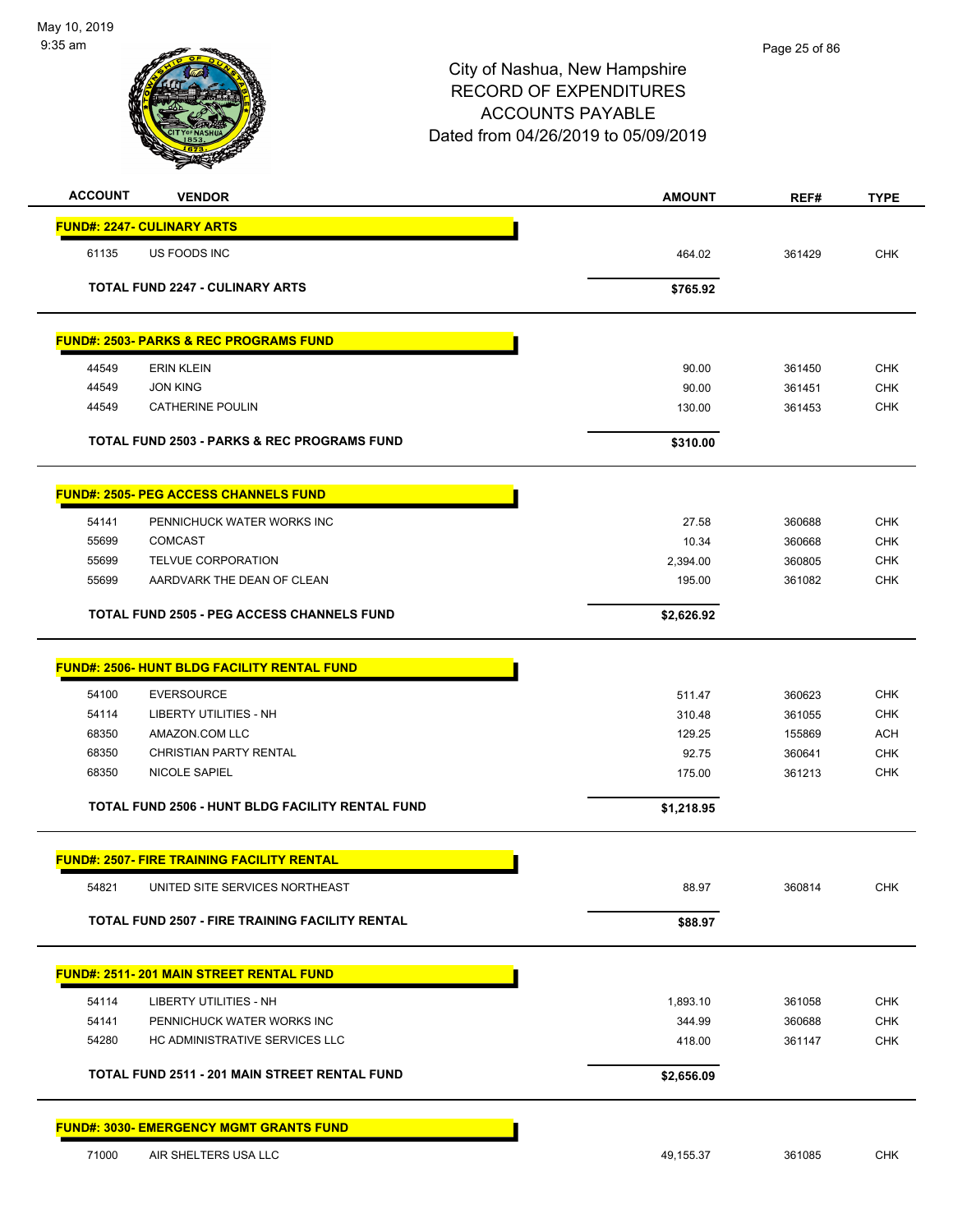City of Nashua, New Hampshire
RECORD OF EXPENDITURES
ACCOUNTS PAYABLE
Dated from 04/26/2019 to 05/09/2019

| ACCOUNT | VENDOR | AMOUNT | REF# | TYPE |
|---|---|---|---|---|
| **FUND#: 2247- CULINARY ARTS** | | | | |
| 61135 | US FOODS INC | 464.02 | 361429 | CHK |
| | **TOTAL FUND 2247 - CULINARY ARTS** | **$765.92** | | |
| **FUND#: 2503- PARKS & REC PROGRAMS FUND** | | | | |
| 44549 | ERIN KLEIN | 90.00 | 361450 | CHK |
| 44549 | JON KING | 90.00 | 361451 | CHK |
| 44549 | CATHERINE POULIN | 130.00 | 361453 | CHK |
| | **TOTAL FUND 2503 - PARKS & REC PROGRAMS FUND** | **$310.00** | | |
| **FUND#: 2505- PEG ACCESS CHANNELS FUND** | | | | |
| 54141 | PENNICHUCK WATER WORKS INC | 27.58 | 360688 | CHK |
| 55699 | COMCAST | 10.34 | 360668 | CHK |
| 55699 | TELVUE CORPORATION | 2,394.00 | 360805 | CHK |
| 55699 | AARDVARK THE DEAN OF CLEAN | 195.00 | 361082 | CHK |
| | **TOTAL FUND 2505 - PEG ACCESS CHANNELS FUND** | **$2,626.92** | | |
| **FUND#: 2506- HUNT BLDG FACILITY RENTAL FUND** | | | | |
| 54100 | EVERSOURCE | 511.47 | 360623 | CHK |
| 54114 | LIBERTY UTILITIES - NH | 310.48 | 361055 | CHK |
| 68350 | AMAZON.COM LLC | 129.25 | 155869 | ACH |
| 68350 | CHRISTIAN PARTY RENTAL | 92.75 | 360641 | CHK |
| 68350 | NICOLE SAPIEL | 175.00 | 361213 | CHK |
| | **TOTAL FUND 2506 - HUNT BLDG FACILITY RENTAL FUND** | **$1,218.95** | | |
| **FUND#: 2507- FIRE TRAINING FACILITY RENTAL** | | | | |
| 54821 | UNITED SITE SERVICES NORTHEAST | 88.97 | 360814 | CHK |
| | **TOTAL FUND 2507 - FIRE TRAINING FACILITY RENTAL** | **$88.97** | | |
| **FUND#: 2511- 201 MAIN STREET RENTAL FUND** | | | | |
| 54114 | LIBERTY UTILITIES - NH | 1,893.10 | 361058 | CHK |
| 54141 | PENNICHUCK WATER WORKS INC | 344.99 | 360688 | CHK |
| 54280 | HC ADMINISTRATIVE SERVICES LLC | 418.00 | 361147 | CHK |
| | **TOTAL FUND 2511 - 201 MAIN STREET RENTAL FUND** | **$2,656.09** | | |
| **FUND#: 3030- EMERGENCY MGMT GRANTS FUND** | | | | |
| 71000 | AIR SHELTERS USA LLC | 49,155.37 | 361085 | CHK |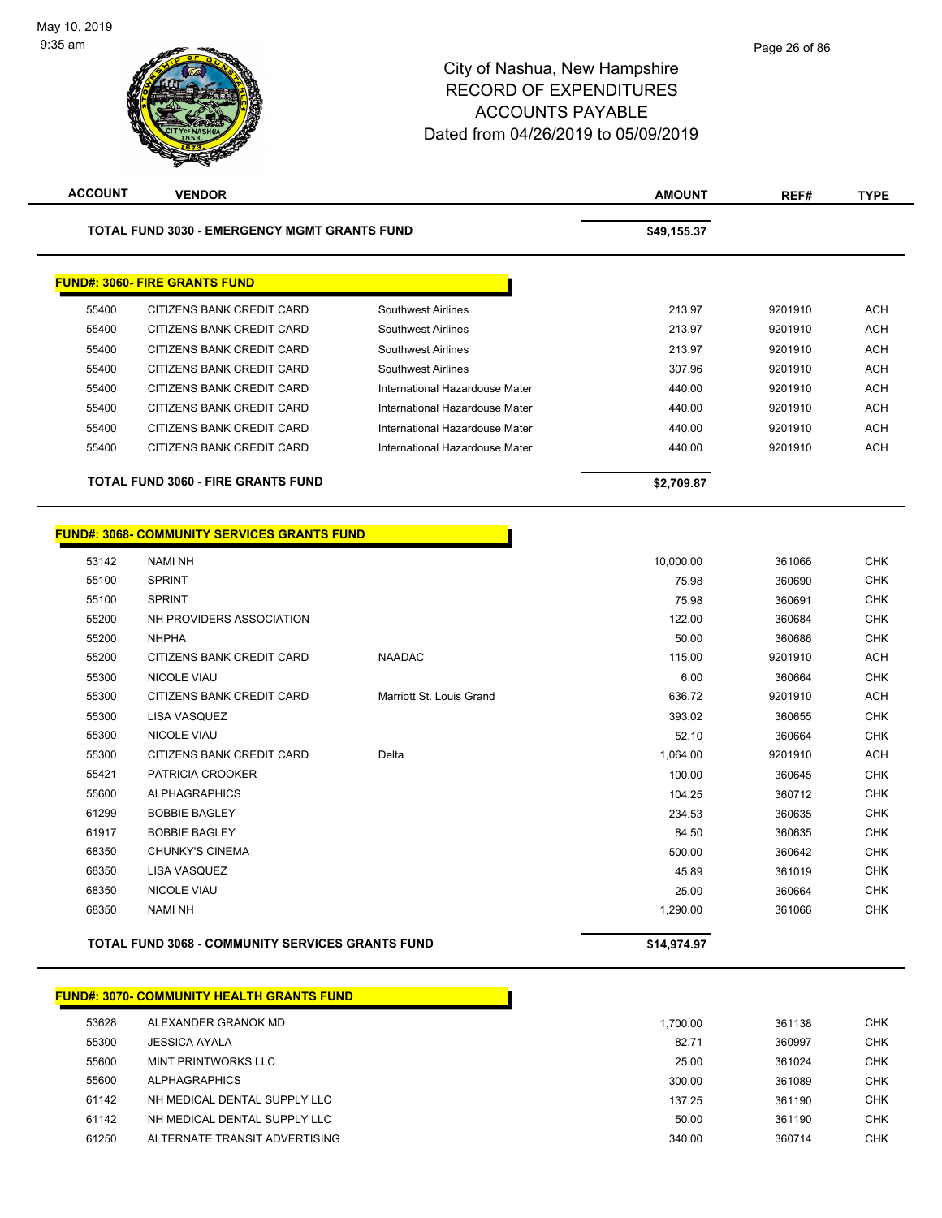City of Nashua, New Hampshire
RECORD OF EXPENDITURES
ACCOUNTS PAYABLE
Dated from 04/26/2019 to 05/09/2019

| ACCOUNT | VENDOR | | AMOUNT | REF# | TYPE |
|---|---|---|---|---|---|
| **TOTAL FUND 3030 - EMERGENCY MGMT GRANTS FUND** | | | **$49,155.37** | | |

**FUND#: 3060- FIRE GRANTS FUND**

| ACCOUNT | VENDOR | | AMOUNT | REF# | TYPE |
|---|---|---|---|---|---|
| 55400 | CITIZENS BANK CREDIT CARD | Southwest Airlines | 213.97 | 9201910 | ACH |
| 55400 | CITIZENS BANK CREDIT CARD | Southwest Airlines | 213.97 | 9201910 | ACH |
| 55400 | CITIZENS BANK CREDIT CARD | Southwest Airlines | 213.97 | 9201910 | ACH |
| 55400 | CITIZENS BANK CREDIT CARD | Southwest Airlines | 307.96 | 9201910 | ACH |
| 55400 | CITIZENS BANK CREDIT CARD | International Hazardouse Mater | 440.00 | 9201910 | ACH |
| 55400 | CITIZENS BANK CREDIT CARD | International Hazardouse Mater | 440.00 | 9201910 | ACH |
| 55400 | CITIZENS BANK CREDIT CARD | International Hazardouse Mater | 440.00 | 9201910 | ACH |
| 55400 | CITIZENS BANK CREDIT CARD | International Hazardouse Mater | 440.00 | 9201910 | ACH |
| **TOTAL FUND 3060 - FIRE GRANTS FUND** | | | **$2,709.87** | | |

**FUND#: 3068- COMMUNITY SERVICES GRANTS FUND**

| ACCOUNT | VENDOR | | AMOUNT | REF# | TYPE |
|---|---|---|---|---|---|
| 53142 | NAMI NH | | 10,000.00 | 361066 | CHK |
| 55100 | SPRINT | | 75.98 | 360690 | CHK |
| 55100 | SPRINT | | 75.98 | 360691 | CHK |
| 55200 | NH PROVIDERS ASSOCIATION | | 122.00 | 360684 | CHK |
| 55200 | NHPHA | | 50.00 | 360686 | CHK |
| 55200 | CITIZENS BANK CREDIT CARD | NAADAC | 115.00 | 9201910 | ACH |
| 55300 | NICOLE VIAU | | 6.00 | 360664 | CHK |
| 55300 | CITIZENS BANK CREDIT CARD | Marriott St. Louis Grand | 636.72 | 9201910 | ACH |
| 55300 | LISA VASQUEZ | | 393.02 | 360655 | CHK |
| 55300 | NICOLE VIAU | | 52.10 | 360664 | CHK |
| 55300 | CITIZENS BANK CREDIT CARD | Delta | 1,064.00 | 9201910 | ACH |
| 55421 | PATRICIA CROOKER | | 100.00 | 360645 | CHK |
| 55600 | ALPHAGRAPHICS | | 104.25 | 360712 | CHK |
| 61299 | BOBBIE BAGLEY | | 234.53 | 360635 | CHK |
| 61917 | BOBBIE BAGLEY | | 84.50 | 360635 | CHK |
| 68350 | CHUNKY'S CINEMA | | 500.00 | 360642 | CHK |
| 68350 | LISA VASQUEZ | | 45.89 | 361019 | CHK |
| 68350 | NICOLE VIAU | | 25.00 | 360664 | CHK |
| 68350 | NAMI NH | | 1,290.00 | 361066 | CHK |
| **TOTAL FUND 3068 - COMMUNITY SERVICES GRANTS FUND** | | | **$14,974.97** | | |

**FUND#: 3070- COMMUNITY HEALTH GRANTS FUND**

| ACCOUNT | VENDOR | | AMOUNT | REF# | TYPE |
|---|---|---|---|---|---|
| 53628 | ALEXANDER GRANOK MD | | 1,700.00 | 361138 | CHK |
| 55300 | JESSICA AYALA | | 82.71 | 360997 | CHK |
| 55600 | MINT PRINTWORKS LLC | | 25.00 | 361024 | CHK |
| 55600 | ALPHAGRAPHICS | | 300.00 | 361089 | CHK |
| 61142 | NH MEDICAL DENTAL SUPPLY LLC | | 137.25 | 361190 | CHK |
| 61142 | NH MEDICAL DENTAL SUPPLY LLC | | 50.00 | 361190 | CHK |
| 61250 | ALTERNATE TRANSIT ADVERTISING | | 340.00 | 360714 | CHK |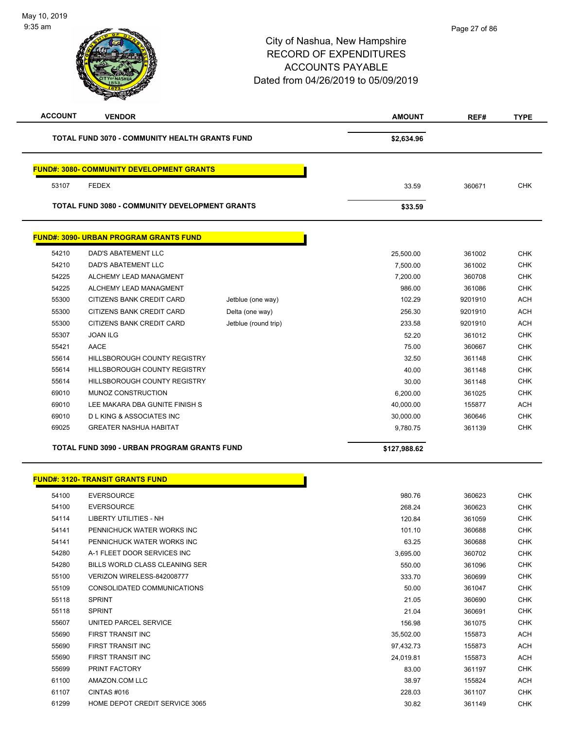City of Nashua, New Hampshire
RECORD OF EXPENDITURES
ACCOUNTS PAYABLE
Dated from 04/26/2019 to 05/09/2019

| ACCOUNT | VENDOR | | AMOUNT | REF# | TYPE |
|---|---|---|---|---|---|
| **TOTAL FUND 3070 - COMMUNITY HEALTH GRANTS FUND** | | | **$2,634.96** | | |

**FUND#: 3080- COMMUNITY DEVELOPMENT GRANTS**

| ACCOUNT | VENDOR | | AMOUNT | REF# | TYPE |
|---|---|---|---|---|---|
| 53107 | FEDEX | | 33.59 | 360671 | CHK |
| **TOTAL FUND 3080 - COMMUNITY DEVELOPMENT GRANTS** | | | **$33.59** | | |

**FUND#: 3090- URBAN PROGRAM GRANTS FUND**

| ACCOUNT | VENDOR | | AMOUNT | REF# | TYPE |
|---|---|---|---|---|---|
| 54210 | DAD'S ABATEMENT LLC | | 25,500.00 | 361002 | CHK |
| 54210 | DAD'S ABATEMENT LLC | | 7,500.00 | 361002 | CHK |
| 54225 | ALCHEMY LEAD MANAGMENT | | 7,200.00 | 360708 | CHK |
| 54225 | ALCHEMY LEAD MANAGMENT | | 986.00 | 361086 | CHK |
| 55300 | CITIZENS BANK CREDIT CARD | Jetblue (one way) | 102.29 | 9201910 | ACH |
| 55300 | CITIZENS BANK CREDIT CARD | Delta (one way) | 256.30 | 9201910 | ACH |
| 55300 | CITIZENS BANK CREDIT CARD | Jetblue (round trip) | 233.58 | 9201910 | ACH |
| 55307 | JOAN ILG | | 52.20 | 361012 | CHK |
| 55421 | AACE | | 75.00 | 360667 | CHK |
| 55614 | HILLSBOROUGH COUNTY REGISTRY | | 32.50 | 361148 | CHK |
| 55614 | HILLSBOROUGH COUNTY REGISTRY | | 40.00 | 361148 | CHK |
| 55614 | HILLSBOROUGH COUNTY REGISTRY | | 30.00 | 361148 | CHK |
| 69010 | MUNOZ CONSTRUCTION | | 6,200.00 | 361025 | CHK |
| 69010 | LEE MAKARA DBA GUNITE FINISH S | | 40,000.00 | 155877 | ACH |
| 69010 | D L KING & ASSOCIATES INC | | 30,000.00 | 360646 | CHK |
| 69025 | GREATER NASHUA HABITAT | | 9,780.75 | 361139 | CHK |
| **TOTAL FUND 3090 - URBAN PROGRAM GRANTS FUND** | | | **$127,988.62** | | |

**FUND#: 3120- TRANSIT GRANTS FUND**

| ACCOUNT | VENDOR | AMOUNT | REF# | TYPE |
|---|---|---|---|---|
| 54100 | EVERSOURCE | 980.76 | 360623 | CHK |
| 54100 | EVERSOURCE | 268.24 | 360623 | CHK |
| 54114 | LIBERTY UTILITIES - NH | 120.84 | 361059 | CHK |
| 54141 | PENNICHUCK WATER WORKS INC | 101.10 | 360688 | CHK |
| 54141 | PENNICHUCK WATER WORKS INC | 63.25 | 360688 | CHK |
| 54280 | A-1 FLEET DOOR SERVICES INC | 3,695.00 | 360702 | CHK |
| 54280 | BILLS WORLD CLASS CLEANING SER | 550.00 | 361096 | CHK |
| 55100 | VERIZON WIRELESS-842008777 | 333.70 | 360699 | CHK |
| 55109 | CONSOLIDATED COMMUNICATIONS | 50.00 | 361047 | CHK |
| 55118 | SPRINT | 21.05 | 360690 | CHK |
| 55118 | SPRINT | 21.04 | 360691 | CHK |
| 55607 | UNITED PARCEL SERVICE | 156.98 | 361075 | CHK |
| 55690 | FIRST TRANSIT INC | 35,502.00 | 155873 | ACH |
| 55690 | FIRST TRANSIT INC | 97,432.73 | 155873 | ACH |
| 55690 | FIRST TRANSIT INC | 24,019.81 | 155873 | ACH |
| 55699 | PRINT FACTORY | 83.00 | 361197 | CHK |
| 61100 | AMAZON.COM LLC | 38.97 | 155824 | ACH |
| 61107 | CINTAS #016 | 228.03 | 361107 | CHK |
| 61299 | HOME DEPOT CREDIT SERVICE 3065 | 30.82 | 361149 | CHK |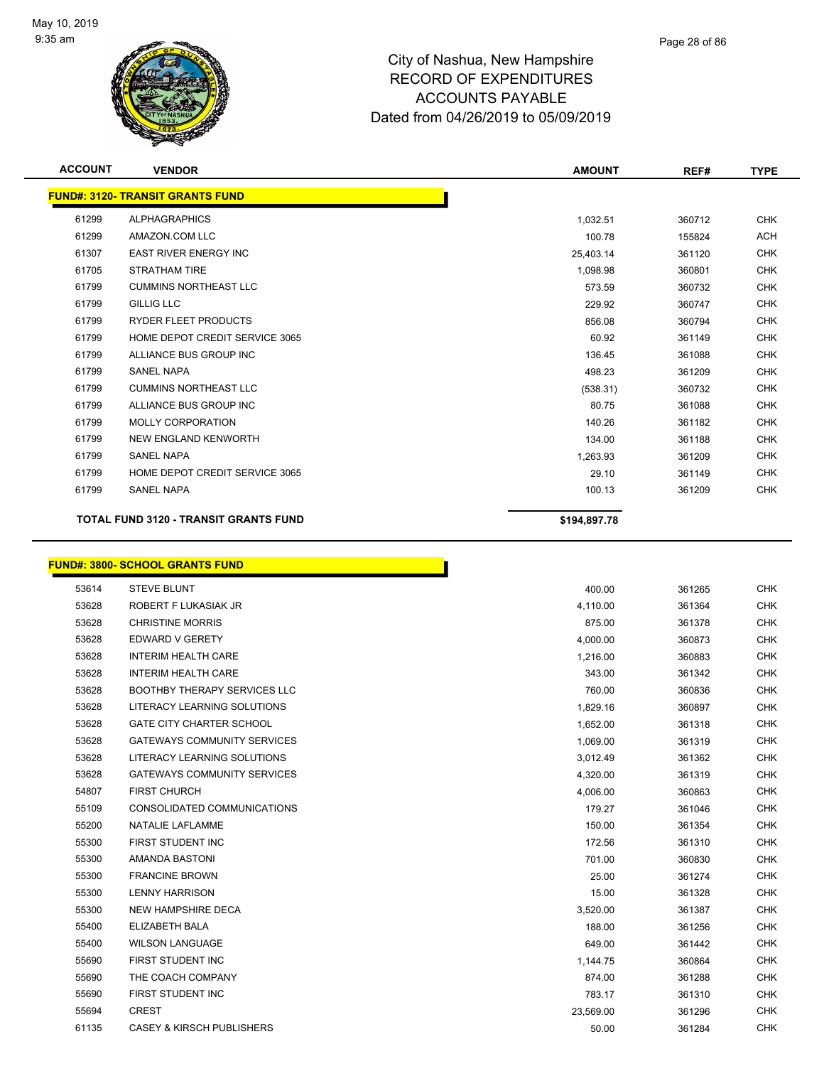City of Nashua, New Hampshire
RECORD OF EXPENDITURES
ACCOUNTS PAYABLE
Dated from 04/26/2019 to 05/09/2019

| ACCOUNT | VENDOR | AMOUNT | REF# | TYPE |
|---|---|---|---|---|
| **FUND#: 3120- TRANSIT GRANTS FUND** | | | | |
| 61299 | ALPHAGRAPHICS | 1,032.51 | 360712 | CHK |
| 61299 | AMAZON.COM LLC | 100.78 | 155824 | ACH |
| 61307 | EAST RIVER ENERGY INC | 25,403.14 | 361120 | CHK |
| 61705 | STRATHAM TIRE | 1,098.98 | 360801 | CHK |
| 61799 | CUMMINS NORTHEAST LLC | 573.59 | 360732 | CHK |
| 61799 | GILLIG LLC | 229.92 | 360747 | CHK |
| 61799 | RYDER FLEET PRODUCTS | 856.08 | 360794 | CHK |
| 61799 | HOME DEPOT CREDIT SERVICE 3065 | 60.92 | 361149 | CHK |
| 61799 | ALLIANCE BUS GROUP INC | 136.45 | 361088 | CHK |
| 61799 | SANEL NAPA | 498.23 | 361209 | CHK |
| 61799 | CUMMINS NORTHEAST LLC | (538.31) | 360732 | CHK |
| 61799 | ALLIANCE BUS GROUP INC | 80.75 | 361088 | CHK |
| 61799 | MOLLY CORPORATION | 140.26 | 361182 | CHK |
| 61799 | NEW ENGLAND KENWORTH | 134.00 | 361188 | CHK |
| 61799 | SANEL NAPA | 1,263.93 | 361209 | CHK |
| 61799 | HOME DEPOT CREDIT SERVICE 3065 | 29.10 | 361149 | CHK |
| 61799 | SANEL NAPA | 100.13 | 361209 | CHK |
| | **TOTAL FUND 3120 - TRANSIT GRANTS FUND** | **$194,897.78** | | |

| ACCOUNT | VENDOR | AMOUNT | REF# | TYPE |
|---|---|---|---|---|
| **FUND#: 3800- SCHOOL GRANTS FUND** | | | | |
| 53614 | STEVE BLUNT | 400.00 | 361265 | CHK |
| 53628 | ROBERT F LUKASIAK JR | 4,110.00 | 361364 | CHK |
| 53628 | CHRISTINE MORRIS | 875.00 | 361378 | CHK |
| 53628 | EDWARD V GERETY | 4,000.00 | 360873 | CHK |
| 53628 | INTERIM HEALTH CARE | 1,216.00 | 360883 | CHK |
| 53628 | INTERIM HEALTH CARE | 343.00 | 361342 | CHK |
| 53628 | BOOTHBY THERAPY SERVICES LLC | 760.00 | 360836 | CHK |
| 53628 | LITERACY LEARNING SOLUTIONS | 1,829.16 | 360897 | CHK |
| 53628 | GATE CITY CHARTER SCHOOL | 1,652.00 | 361318 | CHK |
| 53628 | GATEWAYS COMMUNITY SERVICES | 1,069.00 | 361319 | CHK |
| 53628 | LITERACY LEARNING SOLUTIONS | 3,012.49 | 361362 | CHK |
| 53628 | GATEWAYS COMMUNITY SERVICES | 4,320.00 | 361319 | CHK |
| 54807 | FIRST CHURCH | 4,006.00 | 360863 | CHK |
| 55109 | CONSOLIDATED COMMUNICATIONS | 179.27 | 361046 | CHK |
| 55200 | NATALIE LAFLAMME | 150.00 | 361354 | CHK |
| 55300 | FIRST STUDENT INC | 172.56 | 361310 | CHK |
| 55300 | AMANDA BASTONI | 701.00 | 360830 | CHK |
| 55300 | FRANCINE BROWN | 25.00 | 361274 | CHK |
| 55300 | LENNY HARRISON | 15.00 | 361328 | CHK |
| 55300 | NEW HAMPSHIRE DECA | 3,520.00 | 361387 | CHK |
| 55400 | ELIZABETH BALA | 188.00 | 361256 | CHK |
| 55400 | WILSON LANGUAGE | 649.00 | 361442 | CHK |
| 55690 | FIRST STUDENT INC | 1,144.75 | 360864 | CHK |
| 55690 | THE COACH COMPANY | 874.00 | 361288 | CHK |
| 55690 | FIRST STUDENT INC | 783.17 | 361310 | CHK |
| 55694 | CREST | 23,569.00 | 361296 | CHK |
| 61135 | CASEY & KIRSCH PUBLISHERS | 50.00 | 361284 | CHK |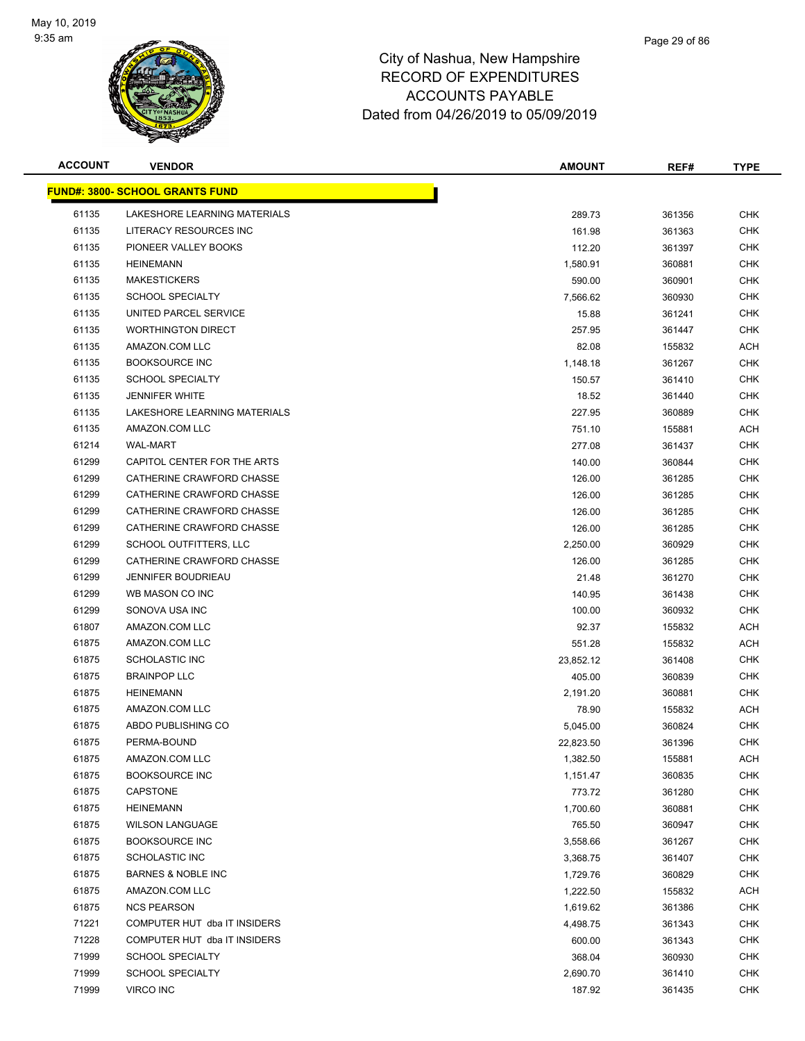City of Nashua, New Hampshire
RECORD OF EXPENDITURES
ACCOUNTS PAYABLE
Dated from 04/26/2019 to 05/09/2019

| ACCOUNT | VENDOR | AMOUNT | REF# | TYPE |
|---|---|---|---|---|
| **FUND#: 3800- SCHOOL GRANTS FUND** | | | | |
| 61135 | LAKESHORE LEARNING MATERIALS | 289.73 | 361356 | CHK |
| 61135 | LITERACY RESOURCES INC | 161.98 | 361363 | CHK |
| 61135 | PIONEER VALLEY BOOKS | 112.20 | 361397 | CHK |
| 61135 | HEINEMANN | 1,580.91 | 360881 | CHK |
| 61135 | MAKESTICKERS | 590.00 | 360901 | CHK |
| 61135 | SCHOOL SPECIALTY | 7,566.62 | 360930 | CHK |
| 61135 | UNITED PARCEL SERVICE | 15.88 | 361241 | CHK |
| 61135 | WORTHINGTON DIRECT | 257.95 | 361447 | CHK |
| 61135 | AMAZON.COM LLC | 82.08 | 155832 | ACH |
| 61135 | BOOKSOURCE INC | 1,148.18 | 361267 | CHK |
| 61135 | SCHOOL SPECIALTY | 150.57 | 361410 | CHK |
| 61135 | JENNIFER WHITE | 18.52 | 361440 | CHK |
| 61135 | LAKESHORE LEARNING MATERIALS | 227.95 | 360889 | CHK |
| 61135 | AMAZON.COM LLC | 751.10 | 155881 | ACH |
| 61214 | WAL-MART | 277.08 | 361437 | CHK |
| 61299 | CAPITOL CENTER FOR THE ARTS | 140.00 | 360844 | CHK |
| 61299 | CATHERINE CRAWFORD CHASSE | 126.00 | 361285 | CHK |
| 61299 | CATHERINE CRAWFORD CHASSE | 126.00 | 361285 | CHK |
| 61299 | CATHERINE CRAWFORD CHASSE | 126.00 | 361285 | CHK |
| 61299 | CATHERINE CRAWFORD CHASSE | 126.00 | 361285 | CHK |
| 61299 | SCHOOL OUTFITTERS, LLC | 2,250.00 | 360929 | CHK |
| 61299 | CATHERINE CRAWFORD CHASSE | 126.00 | 361285 | CHK |
| 61299 | JENNIFER BOUDRIEAU | 21.48 | 361270 | CHK |
| 61299 | WB MASON CO INC | 140.95 | 361438 | CHK |
| 61299 | SONOVA USA INC | 100.00 | 360932 | CHK |
| 61807 | AMAZON.COM LLC | 92.37 | 155832 | ACH |
| 61875 | AMAZON.COM LLC | 551.28 | 155832 | ACH |
| 61875 | SCHOLASTIC INC | 23,852.12 | 361408 | CHK |
| 61875 | BRAINPOP LLC | 405.00 | 360839 | CHK |
| 61875 | HEINEMANN | 2,191.20 | 360881 | CHK |
| 61875 | AMAZON.COM LLC | 78.90 | 155832 | ACH |
| 61875 | ABDO PUBLISHING CO | 5,045.00 | 360824 | CHK |
| 61875 | PERMA-BOUND | 22,823.50 | 361396 | CHK |
| 61875 | AMAZON.COM LLC | 1,382.50 | 155881 | ACH |
| 61875 | BOOKSOURCE INC | 1,151.47 | 360835 | CHK |
| 61875 | CAPSTONE | 773.72 | 361280 | CHK |
| 61875 | HEINEMANN | 1,700.60 | 360881 | CHK |
| 61875 | WILSON LANGUAGE | 765.50 | 360947 | CHK |
| 61875 | BOOKSOURCE INC | 3,558.66 | 361267 | CHK |
| 61875 | SCHOLASTIC INC | 3,368.75 | 361407 | CHK |
| 61875 | BARNES & NOBLE INC | 1,729.76 | 360829 | CHK |
| 61875 | AMAZON.COM LLC | 1,222.50 | 155832 | ACH |
| 61875 | NCS PEARSON | 1,619.62 | 361386 | CHK |
| 71221 | COMPUTER HUT dba IT INSIDERS | 4,498.75 | 361343 | CHK |
| 71228 | COMPUTER HUT dba IT INSIDERS | 600.00 | 361343 | CHK |
| 71999 | SCHOOL SPECIALTY | 368.04 | 360930 | CHK |
| 71999 | SCHOOL SPECIALTY | 2,690.70 | 361410 | CHK |
| 71999 | VIRCO INC | 187.92 | 361435 | CHK |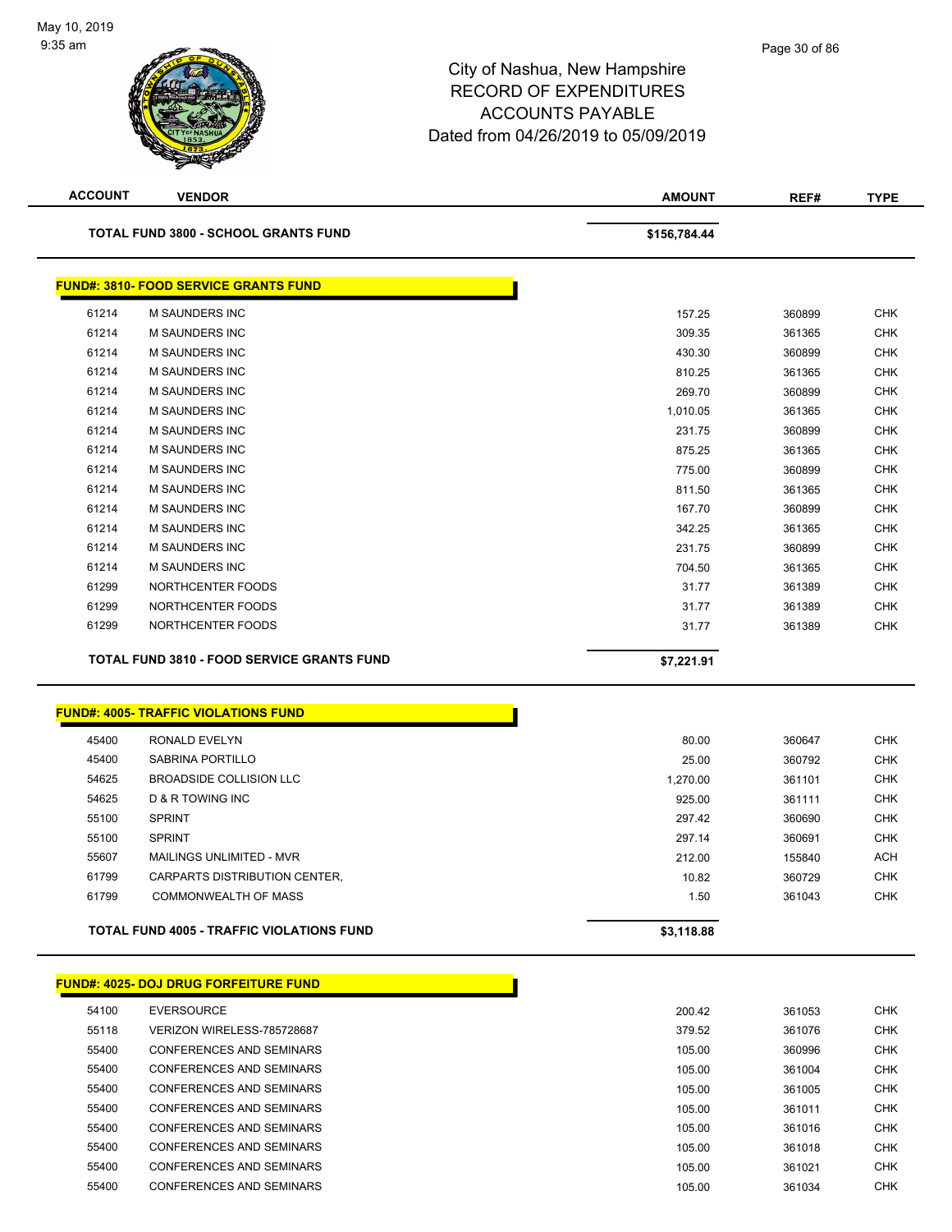City of Nashua, New Hampshire
RECORD OF EXPENDITURES
ACCOUNTS PAYABLE
Dated from 04/26/2019 to 05/09/2019

| ACCOUNT | VENDOR | AMOUNT | REF# | TYPE |
|---|---|---|---|---|
| | **TOTAL FUND 3800 - SCHOOL GRANTS FUND** | **$156,784.44** | | |

**FUND#: 3810- FOOD SERVICE GRANTS FUND**

| ACCOUNT | VENDOR | AMOUNT | REF# | TYPE |
|---|---|---|---|---|
| 61214 | M SAUNDERS INC | 157.25 | 360899 | CHK |
| 61214 | M SAUNDERS INC | 309.35 | 361365 | CHK |
| 61214 | M SAUNDERS INC | 430.30 | 360899 | CHK |
| 61214 | M SAUNDERS INC | 810.25 | 361365 | CHK |
| 61214 | M SAUNDERS INC | 269.70 | 360899 | CHK |
| 61214 | M SAUNDERS INC | 1,010.05 | 361365 | CHK |
| 61214 | M SAUNDERS INC | 231.75 | 360899 | CHK |
| 61214 | M SAUNDERS INC | 875.25 | 361365 | CHK |
| 61214 | M SAUNDERS INC | 775.00 | 360899 | CHK |
| 61214 | M SAUNDERS INC | 811.50 | 361365 | CHK |
| 61214 | M SAUNDERS INC | 167.70 | 360899 | CHK |
| 61214 | M SAUNDERS INC | 342.25 | 361365 | CHK |
| 61214 | M SAUNDERS INC | 231.75 | 360899 | CHK |
| 61214 | M SAUNDERS INC | 704.50 | 361365 | CHK |
| 61299 | NORTHCENTER FOODS | 31.77 | 361389 | CHK |
| 61299 | NORTHCENTER FOODS | 31.77 | 361389 | CHK |
| 61299 | NORTHCENTER FOODS | 31.77 | 361389 | CHK |
| | **TOTAL FUND 3810 - FOOD SERVICE GRANTS FUND** | **$7,221.91** | | |

**FUND#: 4005- TRAFFIC VIOLATIONS FUND**

| ACCOUNT | VENDOR | AMOUNT | REF# | TYPE |
|---|---|---|---|---|
| 45400 | RONALD EVELYN | 80.00 | 360647 | CHK |
| 45400 | SABRINA PORTILLO | 25.00 | 360792 | CHK |
| 54625 | BROADSIDE COLLISION LLC | 1,270.00 | 361101 | CHK |
| 54625 | D & R TOWING INC | 925.00 | 361111 | CHK |
| 55100 | SPRINT | 297.42 | 360690 | CHK |
| 55100 | SPRINT | 297.14 | 360691 | CHK |
| 55607 | MAILINGS UNLIMITED - MVR | 212.00 | 155840 | ACH |
| 61799 | CARPARTS DISTRIBUTION CENTER, | 10.82 | 360729 | CHK |
| 61799 | COMMONWEALTH OF MASS | 1.50 | 361043 | CHK |
| | **TOTAL FUND 4005 - TRAFFIC VIOLATIONS FUND** | **$3,118.88** | | |

**FUND#: 4025- DOJ DRUG FORFEITURE FUND**

| ACCOUNT | VENDOR | AMOUNT | REF# | TYPE |
|---|---|---|---|---|
| 54100 | EVERSOURCE | 200.42 | 361053 | CHK |
| 55118 | VERIZON WIRELESS-785728687 | 379.52 | 361076 | CHK |
| 55400 | CONFERENCES AND SEMINARS | 105.00 | 360996 | CHK |
| 55400 | CONFERENCES AND SEMINARS | 105.00 | 361004 | CHK |
| 55400 | CONFERENCES AND SEMINARS | 105.00 | 361005 | CHK |
| 55400 | CONFERENCES AND SEMINARS | 105.00 | 361011 | CHK |
| 55400 | CONFERENCES AND SEMINARS | 105.00 | 361016 | CHK |
| 55400 | CONFERENCES AND SEMINARS | 105.00 | 361018 | CHK |
| 55400 | CONFERENCES AND SEMINARS | 105.00 | 361021 | CHK |
| 55400 | CONFERENCES AND SEMINARS | 105.00 | 361034 | CHK |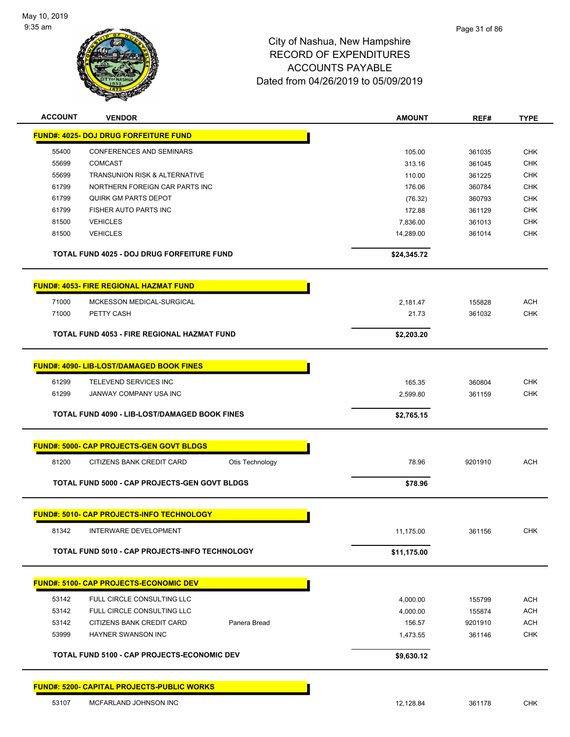# City of Nashua, New Hampshire
## RECORD OF EXPENDITURES
## ACCOUNTS PAYABLE
## Dated from 04/26/2019 to 05/09/2019

May 10, 2019
9:35 am

| ACCOUNT | VENDOR | | AMOUNT | REF# | TYPE |
|---|---|---|---|---|---|
| **FUND#: 4025- DOJ DRUG FORFEITURE FUND** | | | | | |
| 55400 | CONFERENCES AND SEMINARS | | 105.00 | 361035 | CHK |
| 55699 | COMCAST | | 313.16 | 361045 | CHK |
| 55699 | TRANSUNION RISK & ALTERNATIVE | | 110.00 | 361225 | CHK |
| 61799 | NORTHERN FOREIGN CAR PARTS INC | | 176.06 | 360784 | CHK |
| 61799 | QUIRK GM PARTS DEPOT | | (76.32) | 360793 | CHK |
| 61799 | FISHER AUTO PARTS INC | | 172.88 | 361129 | CHK |
| 81500 | VEHICLES | | 7,836.00 | 361013 | CHK |
| 81500 | VEHICLES | | 14,289.00 | 361014 | CHK |
| | **TOTAL FUND 4025 - DOJ DRUG FORFEITURE FUND** | | **$24,345.72** | | |
| **FUND#: 4053- FIRE REGIONAL HAZMAT FUND** | | | | | |
| 71000 | MCKESSON MEDICAL-SURGICAL | | 2,181.47 | 155828 | ACH |
| 71000 | PETTY CASH | | 21.73 | 361032 | CHK |
| | **TOTAL FUND 4053 - FIRE REGIONAL HAZMAT FUND** | | **$2,203.20** | | |
| **FUND#: 4090- LIB-LOST/DAMAGED BOOK FINES** | | | | | |
| 61299 | TELEVEND SERVICES INC | | 165.35 | 360804 | CHK |
| 61299 | JANWAY COMPANY USA INC | | 2,599.80 | 361159 | CHK |
| | **TOTAL FUND 4090 - LIB-LOST/DAMAGED BOOK FINES** | | **$2,765.15** | | |
| **FUND#: 5000- CAP PROJECTS-GEN GOVT BLDGS** | | | | | |
| 81200 | CITIZENS BANK CREDIT CARD | Otis Technology | 78.96 | 9201910 | ACH |
| | **TOTAL FUND 5000 - CAP PROJECTS-GEN GOVT BLDGS** | | **$78.96** | | |
| **FUND#: 5010- CAP PROJECTS-INFO TECHNOLOGY** | | | | | |
| 81342 | INTERWARE DEVELOPMENT | | 11,175.00 | 361156 | CHK |
| | **TOTAL FUND 5010 - CAP PROJECTS-INFO TECHNOLOGY** | | **$11,175.00** | | |
| **FUND#: 5100- CAP PROJECTS-ECONOMIC DEV** | | | | | |
| 53142 | FULL CIRCLE CONSULTING LLC | | 4,000.00 | 155799 | ACH |
| 53142 | FULL CIRCLE CONSULTING LLC | | 4,000.00 | 155874 | ACH |
| 53142 | CITIZENS BANK CREDIT CARD | Panera Bread | 156.57 | 9201910 | ACH |
| 53999 | HAYNER SWANSON INC | | 1,473.55 | 361146 | CHK |
| | **TOTAL FUND 5100 - CAP PROJECTS-ECONOMIC DEV** | | **$9,630.12** | | |
| **FUND#: 5200- CAPITAL PROJECTS-PUBLIC WORKS** | | | | | |
| 53107 | MCFARLAND JOHNSON INC | | 12,128.84 | 361178 | CHK |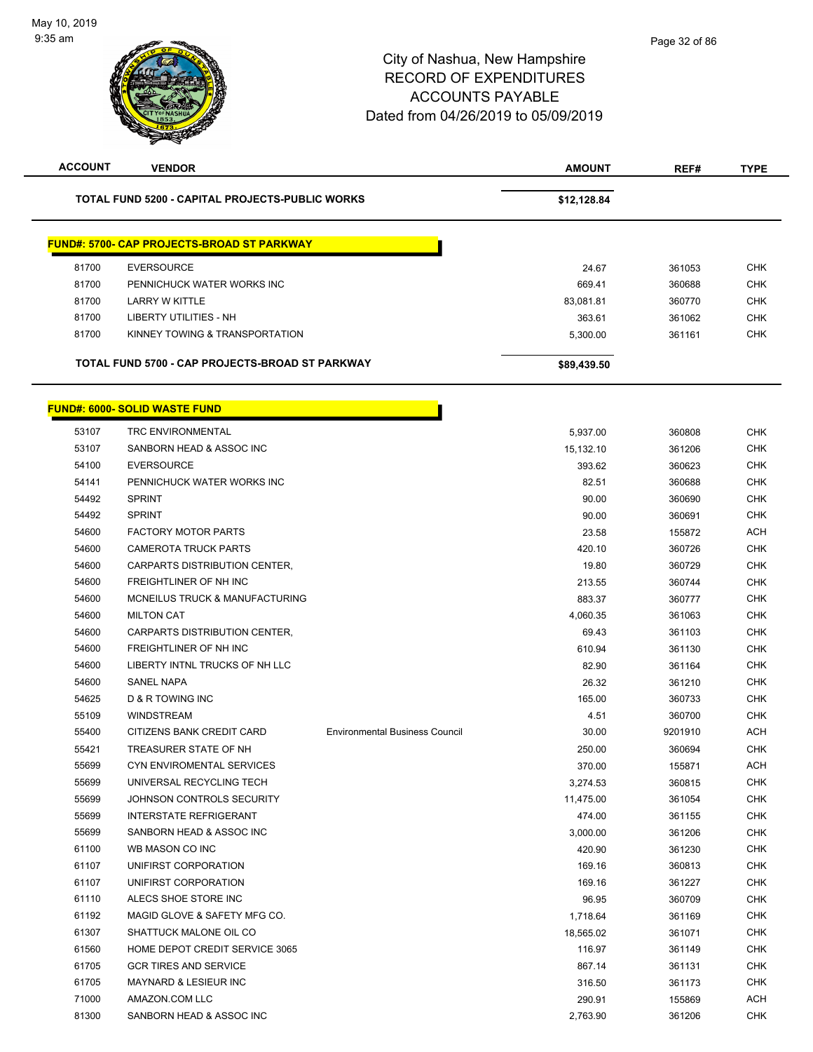City of Nashua, New Hampshire
RECORD OF EXPENDITURES
ACCOUNTS PAYABLE
Dated from 04/26/2019 to 05/09/2019

| ACCOUNT | VENDOR | | AMOUNT | REF# | TYPE |
|---|---|---|---|---|---|
| **TOTAL FUND 5200 - CAPITAL PROJECTS-PUBLIC WORKS** | | | **$12,128.84** | | |

**FUND#: 5700- CAP PROJECTS-BROAD ST PARKWAY**

| ACCOUNT | VENDOR | | AMOUNT | REF# | TYPE |
|---|---|---|---|---|---|
| 81700 | EVERSOURCE | | 24.67 | 361053 | CHK |
| 81700 | PENNICHUCK WATER WORKS INC | | 669.41 | 360688 | CHK |
| 81700 | LARRY W KITTLE | | 83,081.81 | 360770 | CHK |
| 81700 | LIBERTY UTILITIES - NH | | 363.61 | 361062 | CHK |
| 81700 | KINNEY TOWING & TRANSPORTATION | | 5,300.00 | 361161 | CHK |
| **TOTAL FUND 5700 - CAP PROJECTS-BROAD ST PARKWAY** | | | **$89,439.50** | | |

**FUND#: 6000- SOLID WASTE FUND**

| ACCOUNT | VENDOR | | AMOUNT | REF# | TYPE |
|---|---|---|---|---|---|
| 53107 | TRC ENVIRONMENTAL | | 5,937.00 | 360808 | CHK |
| 53107 | SANBORN HEAD & ASSOC INC | | 15,132.10 | 361206 | CHK |
| 54100 | EVERSOURCE | | 393.62 | 360623 | CHK |
| 54141 | PENNICHUCK WATER WORKS INC | | 82.51 | 360688 | CHK |
| 54492 | SPRINT | | 90.00 | 360690 | CHK |
| 54492 | SPRINT | | 90.00 | 360691 | CHK |
| 54600 | FACTORY MOTOR PARTS | | 23.58 | 155872 | ACH |
| 54600 | CAMEROTA TRUCK PARTS | | 420.10 | 360726 | CHK |
| 54600 | CARPARTS DISTRIBUTION CENTER, | | 19.80 | 360729 | CHK |
| 54600 | FREIGHTLINER OF NH INC | | 213.55 | 360744 | CHK |
| 54600 | MCNEILUS TRUCK & MANUFACTURING | | 883.37 | 360777 | CHK |
| 54600 | MILTON CAT | | 4,060.35 | 361063 | CHK |
| 54600 | CARPARTS DISTRIBUTION CENTER, | | 69.43 | 361103 | CHK |
| 54600 | FREIGHTLINER OF NH INC | | 610.94 | 361130 | CHK |
| 54600 | LIBERTY INTNL TRUCKS OF NH LLC | | 82.90 | 361164 | CHK |
| 54600 | SANEL NAPA | | 26.32 | 361210 | CHK |
| 54625 | D & R TOWING INC | | 165.00 | 360733 | CHK |
| 55109 | WINDSTREAM | | 4.51 | 360700 | CHK |
| 55400 | CITIZENS BANK CREDIT CARD | Environmental Business Council | 30.00 | 9201910 | ACH |
| 55421 | TREASURER STATE OF NH | | 250.00 | 360694 | CHK |
| 55699 | CYN ENVIROMENTAL SERVICES | | 370.00 | 155871 | ACH |
| 55699 | UNIVERSAL RECYCLING TECH | | 3,274.53 | 360815 | CHK |
| 55699 | JOHNSON CONTROLS SECURITY | | 11,475.00 | 361054 | CHK |
| 55699 | INTERSTATE REFRIGERANT | | 474.00 | 361155 | CHK |
| 55699 | SANBORN HEAD & ASSOC INC | | 3,000.00 | 361206 | CHK |
| 61100 | WB MASON CO INC | | 420.90 | 361230 | CHK |
| 61107 | UNIFIRST CORPORATION | | 169.16 | 360813 | CHK |
| 61107 | UNIFIRST CORPORATION | | 169.16 | 361227 | CHK |
| 61110 | ALECS SHOE STORE INC | | 96.95 | 360709 | CHK |
| 61192 | MAGID GLOVE & SAFETY MFG CO. | | 1,718.64 | 361169 | CHK |
| 61307 | SHATTUCK MALONE OIL CO | | 18,565.02 | 361071 | CHK |
| 61560 | HOME DEPOT CREDIT SERVICE 3065 | | 116.97 | 361149 | CHK |
| 61705 | GCR TIRES AND SERVICE | | 867.14 | 361131 | CHK |
| 61705 | MAYNARD & LESIEUR INC | | 316.50 | 361173 | CHK |
| 71000 | AMAZON.COM LLC | | 290.91 | 155869 | ACH |
| 81300 | SANBORN HEAD & ASSOC INC | | 2,763.90 | 361206 | CHK |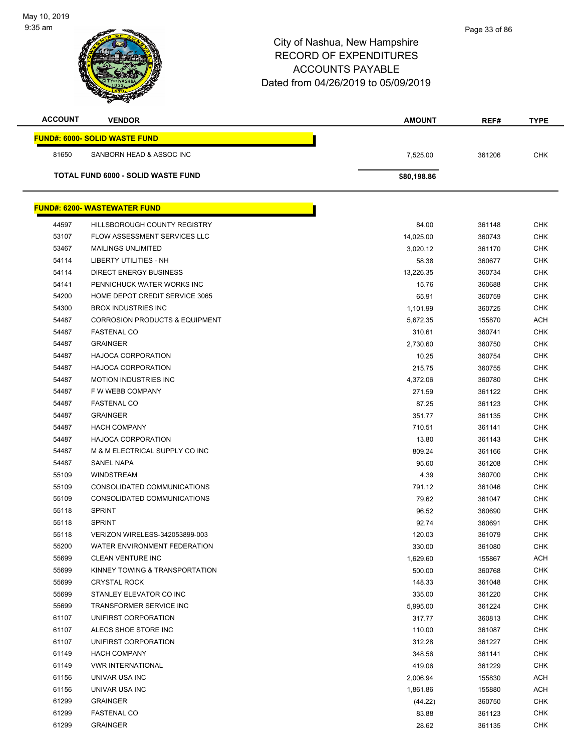# City of Nashua, New Hampshire
## RECORD OF EXPENDITURES
## ACCOUNTS PAYABLE
### Dated from 04/26/2019 to 05/09/2019

May 10, 2019
9:35 am

| ACCOUNT | VENDOR | AMOUNT | REF# | TYPE |
|---|---|---|---|---|
| **FUND#: 6000- SOLID WASTE FUND** | | | | |
| 81650 | SANBORN HEAD & ASSOC INC | 7,525.00 | 361206 | CHK |
| **TOTAL FUND 6000 - SOLID WASTE FUND** | | **$80,198.86** | | |
| **FUND#: 6200- WASTEWATER FUND** | | | | |
| 44597 | HILLSBOROUGH COUNTY REGISTRY | 84.00 | 361148 | CHK |
| 53107 | FLOW ASSESSMENT SERVICES LLC | 14,025.00 | 360743 | CHK |
| 53467 | MAILINGS UNLIMITED | 3,020.12 | 361170 | CHK |
| 54114 | LIBERTY UTILITIES - NH | 58.38 | 360677 | CHK |
| 54114 | DIRECT ENERGY BUSINESS | 13,226.35 | 360734 | CHK |
| 54141 | PENNICHUCK WATER WORKS INC | 15.76 | 360688 | CHK |
| 54200 | HOME DEPOT CREDIT SERVICE 3065 | 65.91 | 360759 | CHK |
| 54300 | BROX INDUSTRIES INC | 1,101.99 | 360725 | CHK |
| 54487 | CORROSION PRODUCTS & EQUIPMENT | 5,672.35 | 155870 | ACH |
| 54487 | FASTENAL CO | 310.61 | 360741 | CHK |
| 54487 | GRAINGER | 2,730.60 | 360750 | CHK |
| 54487 | HAJOCA CORPORATION | 10.25 | 360754 | CHK |
| 54487 | HAJOCA CORPORATION | 215.75 | 360755 | CHK |
| 54487 | MOTION INDUSTRIES INC | 4,372.06 | 360780 | CHK |
| 54487 | F W WEBB COMPANY | 271.59 | 361122 | CHK |
| 54487 | FASTENAL CO | 87.25 | 361123 | CHK |
| 54487 | GRAINGER | 351.77 | 361135 | CHK |
| 54487 | HACH COMPANY | 710.51 | 361141 | CHK |
| 54487 | HAJOCA CORPORATION | 13.80 | 361143 | CHK |
| 54487 | M & M ELECTRICAL SUPPLY CO INC | 809.24 | 361166 | CHK |
| 54487 | SANEL NAPA | 95.60 | 361208 | CHK |
| 55109 | WINDSTREAM | 4.39 | 360700 | CHK |
| 55109 | CONSOLIDATED COMMUNICATIONS | 791.12 | 361046 | CHK |
| 55109 | CONSOLIDATED COMMUNICATIONS | 79.62 | 361047 | CHK |
| 55118 | SPRINT | 96.52 | 360690 | CHK |
| 55118 | SPRINT | 92.74 | 360691 | CHK |
| 55118 | VERIZON WIRELESS-342053899-003 | 120.03 | 361079 | CHK |
| 55200 | WATER ENVIRONMENT FEDERATION | 330.00 | 361080 | CHK |
| 55699 | CLEAN VENTURE INC | 1,629.60 | 155867 | ACH |
| 55699 | KINNEY TOWING & TRANSPORTATION | 500.00 | 360768 | CHK |
| 55699 | CRYSTAL ROCK | 148.33 | 361048 | CHK |
| 55699 | STANLEY ELEVATOR CO INC | 335.00 | 361220 | CHK |
| 55699 | TRANSFORMER SERVICE INC | 5,995.00 | 361224 | CHK |
| 61107 | UNIFIRST CORPORATION | 317.77 | 360813 | CHK |
| 61107 | ALECS SHOE STORE INC | 110.00 | 361087 | CHK |
| 61107 | UNIFIRST CORPORATION | 312.28 | 361227 | CHK |
| 61149 | HACH COMPANY | 348.56 | 361141 | CHK |
| 61149 | VWR INTERNATIONAL | 419.06 | 361229 | CHK |
| 61156 | UNIVAR USA INC | 2,006.94 | 155830 | ACH |
| 61156 | UNIVAR USA INC | 1,861.86 | 155880 | ACH |
| 61299 | GRAINGER | (44.22) | 360750 | CHK |
| 61299 | FASTENAL CO | 83.88 | 361123 | CHK |
| 61299 | GRAINGER | 28.62 | 361135 | CHK |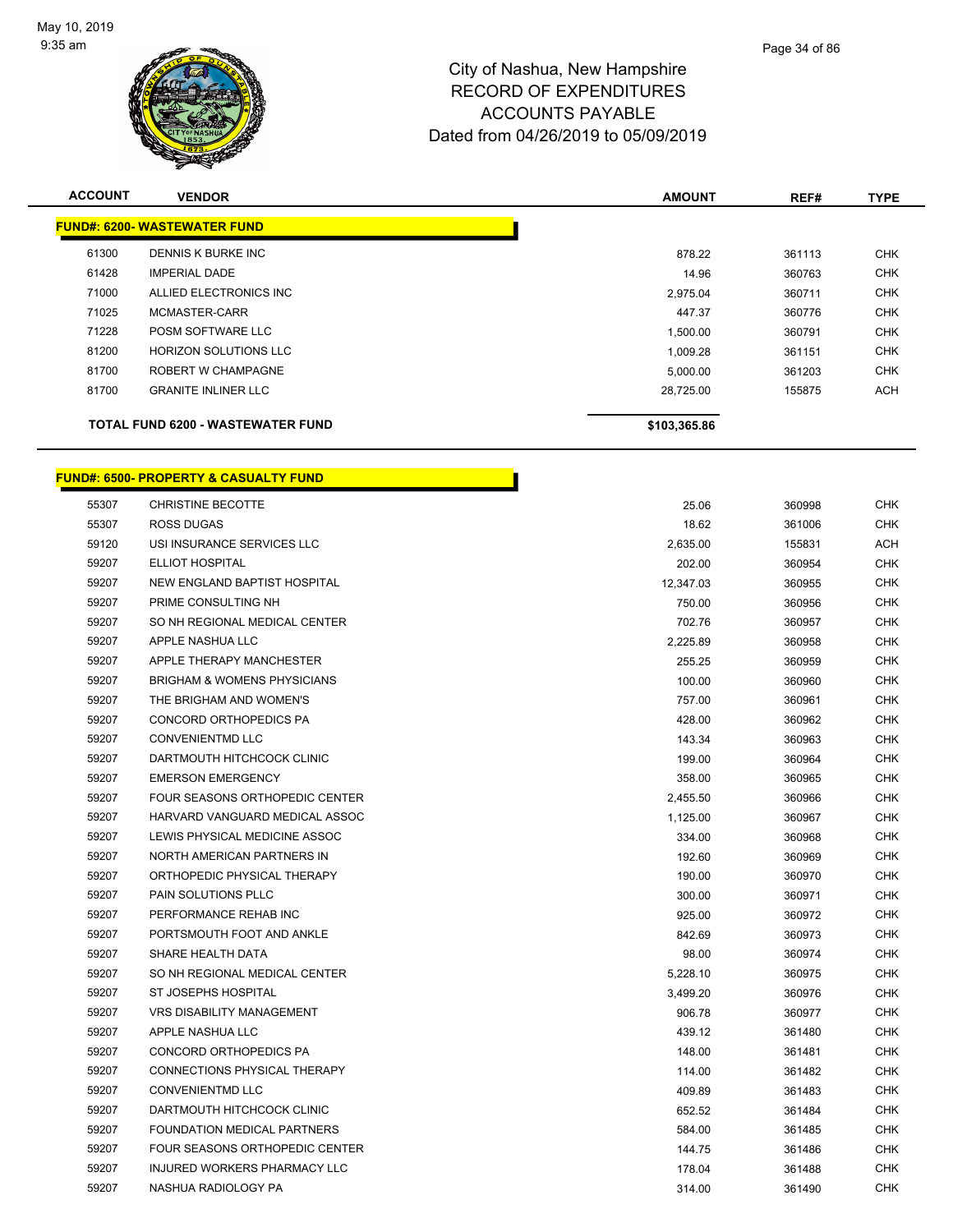City of Nashua, New Hampshire
RECORD OF EXPENDITURES
ACCOUNTS PAYABLE
Dated from 04/26/2019 to 05/09/2019

| ACCOUNT | VENDOR | AMOUNT | REF# | TYPE |
|---|---|---|---|---|
| **FUND#: 6200- WASTEWATER FUND** | | | | |
| 61300 | DENNIS K BURKE INC | 878.22 | 361113 | CHK |
| 61428 | IMPERIAL DADE | 14.96 | 360763 | CHK |
| 71000 | ALLIED ELECTRONICS INC | 2,975.04 | 360711 | CHK |
| 71025 | MCMASTER-CARR | 447.37 | 360776 | CHK |
| 71228 | POSM SOFTWARE LLC | 1,500.00 | 360791 | CHK |
| 81200 | HORIZON SOLUTIONS LLC | 1,009.28 | 361151 | CHK |
| 81700 | ROBERT W CHAMPAGNE | 5,000.00 | 361203 | CHK |
| 81700 | GRANITE INLINER LLC | 28,725.00 | 155875 | ACH |
| **TOTAL FUND 6200 - WASTEWATER FUND** | | **$103,365.86** | | |

| ACCOUNT | VENDOR | AMOUNT | REF# | TYPE |
|---|---|---|---|---|
| **FUND#: 6500- PROPERTY & CASUALTY FUND** | | | | |
| 55307 | CHRISTINE BECOTTE | 25.06 | 360998 | CHK |
| 55307 | ROSS DUGAS | 18.62 | 361006 | CHK |
| 59120 | USI INSURANCE SERVICES LLC | 2,635.00 | 155831 | ACH |
| 59207 | ELLIOT HOSPITAL | 202.00 | 360954 | CHK |
| 59207 | NEW ENGLAND BAPTIST HOSPITAL | 12,347.03 | 360955 | CHK |
| 59207 | PRIME CONSULTING NH | 750.00 | 360956 | CHK |
| 59207 | SO NH REGIONAL MEDICAL CENTER | 702.76 | 360957 | CHK |
| 59207 | APPLE NASHUA LLC | 2,225.89 | 360958 | CHK |
| 59207 | APPLE THERAPY MANCHESTER | 255.25 | 360959 | CHK |
| 59207 | BRIGHAM & WOMENS PHYSICIANS | 100.00 | 360960 | CHK |
| 59207 | THE BRIGHAM AND WOMEN'S | 757.00 | 360961 | CHK |
| 59207 | CONCORD ORTHOPEDICS PA | 428.00 | 360962 | CHK |
| 59207 | CONVENIENTMD LLC | 143.34 | 360963 | CHK |
| 59207 | DARTMOUTH HITCHCOCK CLINIC | 199.00 | 360964 | CHK |
| 59207 | EMERSON EMERGENCY | 358.00 | 360965 | CHK |
| 59207 | FOUR SEASONS ORTHOPEDIC CENTER | 2,455.50 | 360966 | CHK |
| 59207 | HARVARD VANGUARD MEDICAL ASSOC | 1,125.00 | 360967 | CHK |
| 59207 | LEWIS PHYSICAL MEDICINE ASSOC | 334.00 | 360968 | CHK |
| 59207 | NORTH AMERICAN PARTNERS IN | 192.60 | 360969 | CHK |
| 59207 | ORTHOPEDIC PHYSICAL THERAPY | 190.00 | 360970 | CHK |
| 59207 | PAIN SOLUTIONS PLLC | 300.00 | 360971 | CHK |
| 59207 | PERFORMANCE REHAB INC | 925.00 | 360972 | CHK |
| 59207 | PORTSMOUTH FOOT AND ANKLE | 842.69 | 360973 | CHK |
| 59207 | SHARE HEALTH DATA | 98.00 | 360974 | CHK |
| 59207 | SO NH REGIONAL MEDICAL CENTER | 5,228.10 | 360975 | CHK |
| 59207 | ST JOSEPHS HOSPITAL | 3,499.20 | 360976 | CHK |
| 59207 | VRS DISABILITY MANAGEMENT | 906.78 | 360977 | CHK |
| 59207 | APPLE NASHUA LLC | 439.12 | 361480 | CHK |
| 59207 | CONCORD ORTHOPEDICS PA | 148.00 | 361481 | CHK |
| 59207 | CONNECTIONS PHYSICAL THERAPY | 114.00 | 361482 | CHK |
| 59207 | CONVENIENTMD LLC | 409.89 | 361483 | CHK |
| 59207 | DARTMOUTH HITCHCOCK CLINIC | 652.52 | 361484 | CHK |
| 59207 | FOUNDATION MEDICAL PARTNERS | 584.00 | 361485 | CHK |
| 59207 | FOUR SEASONS ORTHOPEDIC CENTER | 144.75 | 361486 | CHK |
| 59207 | INJURED WORKERS PHARMACY LLC | 178.04 | 361488 | CHK |
| 59207 | NASHUA RADIOLOGY PA | 314.00 | 361490 | CHK |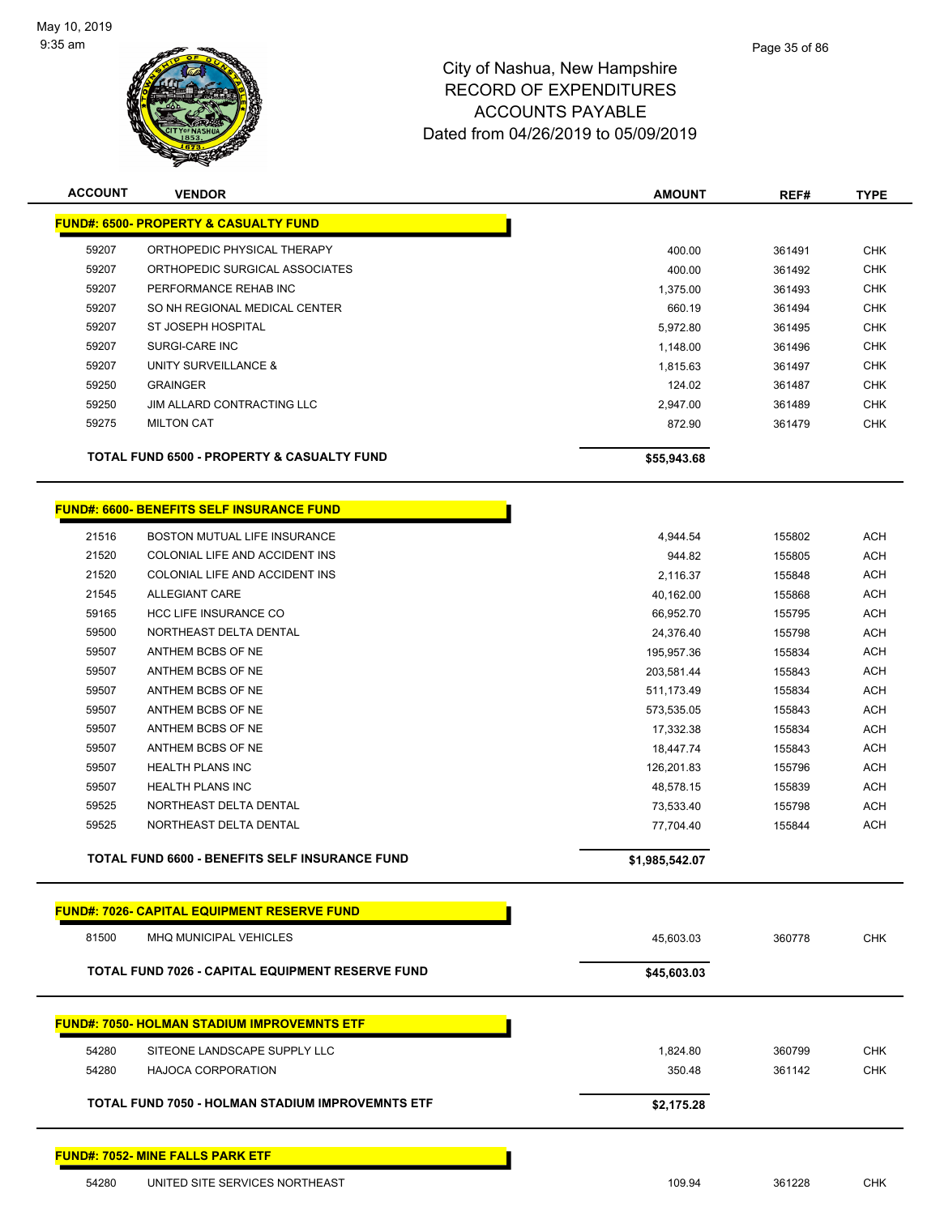City of Nashua, New Hampshire
RECORD OF EXPENDITURES
ACCOUNTS PAYABLE
Dated from 04/26/2019 to 05/09/2019

| ACCOUNT | VENDOR | AMOUNT | REF# | TYPE |
|---|---|---|---|---|
| **FUND#: 6500- PROPERTY & CASUALTY FUND** | | | | |
| 59207 | ORTHOPEDIC PHYSICAL THERAPY | 400.00 | 361491 | CHK |
| 59207 | ORTHOPEDIC SURGICAL ASSOCIATES | 400.00 | 361492 | CHK |
| 59207 | PERFORMANCE REHAB INC | 1,375.00 | 361493 | CHK |
| 59207 | SO NH REGIONAL MEDICAL CENTER | 660.19 | 361494 | CHK |
| 59207 | ST JOSEPH HOSPITAL | 5,972.80 | 361495 | CHK |
| 59207 | SURGI-CARE INC | 1,148.00 | 361496 | CHK |
| 59207 | UNITY SURVEILLANCE & | 1,815.63 | 361497 | CHK |
| 59250 | GRAINGER | 124.02 | 361487 | CHK |
| 59250 | JIM ALLARD CONTRACTING LLC | 2,947.00 | 361489 | CHK |
| 59275 | MILTON CAT | 872.90 | 361479 | CHK |
| | **TOTAL FUND 6500 - PROPERTY & CASUALTY FUND** | **$55,943.68** | | |
| **FUND#: 6600- BENEFITS SELF INSURANCE FUND** | | | | |
| 21516 | BOSTON MUTUAL LIFE INSURANCE | 4,944.54 | 155802 | ACH |
| 21520 | COLONIAL LIFE AND ACCIDENT INS | 944.82 | 155805 | ACH |
| 21520 | COLONIAL LIFE AND ACCIDENT INS | 2,116.37 | 155848 | ACH |
| 21545 | ALLEGIANT CARE | 40,162.00 | 155868 | ACH |
| 59165 | HCC LIFE INSURANCE CO | 66,952.70 | 155795 | ACH |
| 59500 | NORTHEAST DELTA DENTAL | 24,376.40 | 155798 | ACH |
| 59507 | ANTHEM BCBS OF NE | 195,957.36 | 155834 | ACH |
| 59507 | ANTHEM BCBS OF NE | 203,581.44 | 155843 | ACH |
| 59507 | ANTHEM BCBS OF NE | 511,173.49 | 155834 | ACH |
| 59507 | ANTHEM BCBS OF NE | 573,535.05 | 155843 | ACH |
| 59507 | ANTHEM BCBS OF NE | 17,332.38 | 155834 | ACH |
| 59507 | ANTHEM BCBS OF NE | 18,447.74 | 155843 | ACH |
| 59507 | HEALTH PLANS INC | 126,201.83 | 155796 | ACH |
| 59507 | HEALTH PLANS INC | 48,578.15 | 155839 | ACH |
| 59525 | NORTHEAST DELTA DENTAL | 73,533.40 | 155798 | ACH |
| 59525 | NORTHEAST DELTA DENTAL | 77,704.40 | 155844 | ACH |
| | **TOTAL FUND 6600 - BENEFITS SELF INSURANCE FUND** | **$1,985,542.07** | | |
| **FUND#: 7026- CAPITAL EQUIPMENT RESERVE FUND** | | | | |
| 81500 | MHQ MUNICIPAL VEHICLES | 45,603.03 | 360778 | CHK |
| | **TOTAL FUND 7026 - CAPITAL EQUIPMENT RESERVE FUND** | **$45,603.03** | | |
| **FUND#: 7050- HOLMAN STADIUM IMPROVEMNTS ETF** | | | | |
| 54280 | SITEONE LANDSCAPE SUPPLY LLC | 1,824.80 | 360799 | CHK |
| 54280 | HAJOCA CORPORATION | 350.48 | 361142 | CHK |
| | **TOTAL FUND 7050 - HOLMAN STADIUM IMPROVEMNTS ETF** | **$2,175.28** | | |
| **FUND#: 7052- MINE FALLS PARK ETF** | | | | |
| 54280 | UNITED SITE SERVICES NORTHEAST | 109.94 | 361228 | CHK |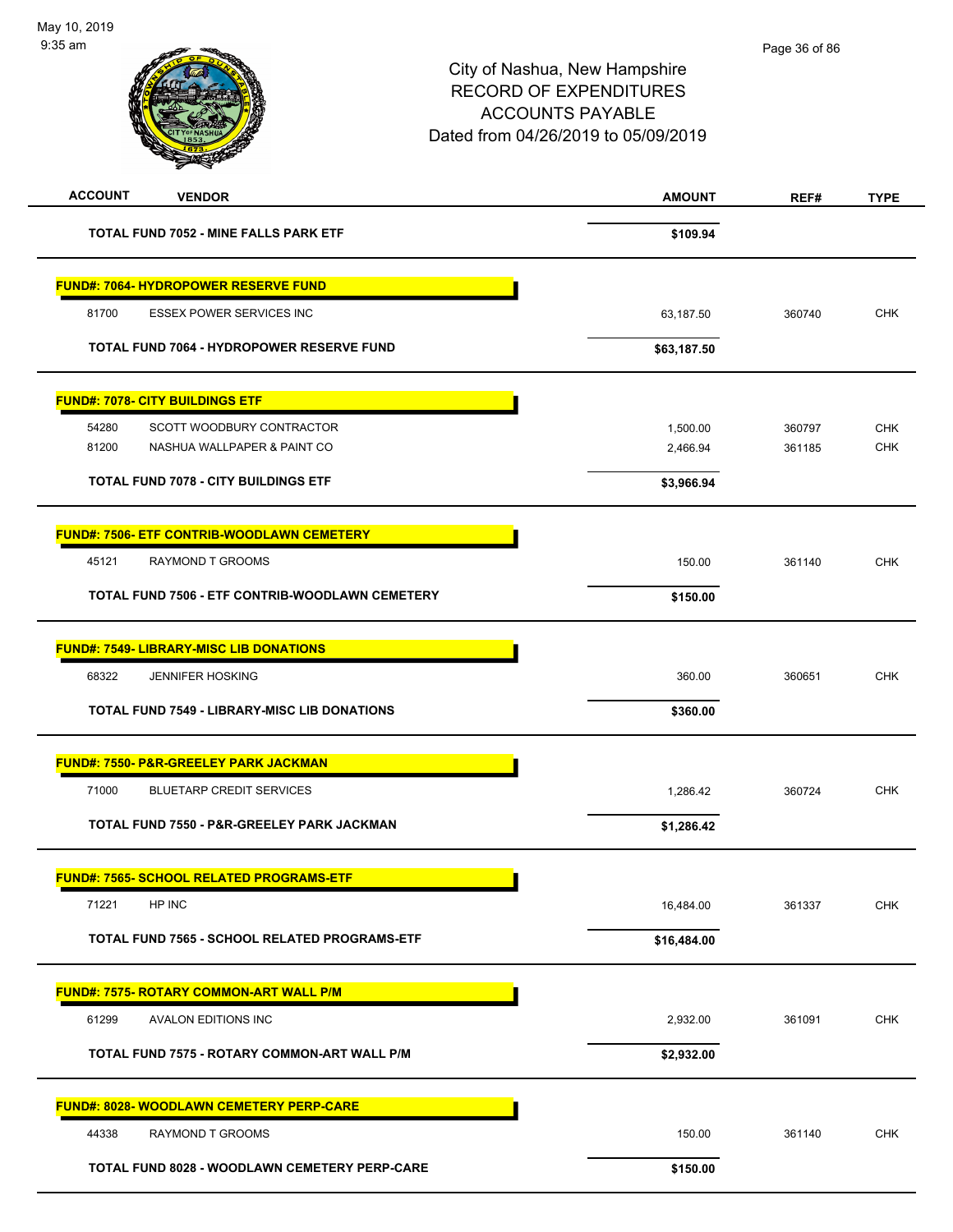City of Nashua, New Hampshire
RECORD OF EXPENDITURES
ACCOUNTS PAYABLE
Dated from 04/26/2019 to 05/09/2019

| ACCOUNT | VENDOR | AMOUNT | REF# | TYPE |
|---|---|---|---|---|
| | **TOTAL FUND 7052 - MINE FALLS PARK ETF** | **$109.94** | | |
| | **FUND#: 7064- HYDROPOWER RESERVE FUND** | | | |
| 81700 | ESSEX POWER SERVICES INC | 63,187.50 | 360740 | CHK |
| | **TOTAL FUND 7064 - HYDROPOWER RESERVE FUND** | **$63,187.50** | | |
| | **FUND#: 7078- CITY BUILDINGS ETF** | | | |
| 54280 | SCOTT WOODBURY CONTRACTOR | 1,500.00 | 360797 | CHK |
| 81200 | NASHUA WALLPAPER & PAINT CO | 2,466.94 | 361185 | CHK |
| | **TOTAL FUND 7078 - CITY BUILDINGS ETF** | **$3,966.94** | | |
| | **FUND#: 7506- ETF CONTRIB-WOODLAWN CEMETERY** | | | |
| 45121 | RAYMOND T GROOMS | 150.00 | 361140 | CHK |
| | **TOTAL FUND 7506 - ETF CONTRIB-WOODLAWN CEMETERY** | **$150.00** | | |
| | **FUND#: 7549- LIBRARY-MISC LIB DONATIONS** | | | |
| 68322 | JENNIFER HOSKING | 360.00 | 360651 | CHK |
| | **TOTAL FUND 7549 - LIBRARY-MISC LIB DONATIONS** | **$360.00** | | |
| | **FUND#: 7550- P&R-GREELEY PARK JACKMAN** | | | |
| 71000 | BLUETARP CREDIT SERVICES | 1,286.42 | 360724 | CHK |
| | **TOTAL FUND 7550 - P&R-GREELEY PARK JACKMAN** | **$1,286.42** | | |
| | **FUND#: 7565- SCHOOL RELATED PROGRAMS-ETF** | | | |
| 71221 | HP INC | 16,484.00 | 361337 | CHK |
| | **TOTAL FUND 7565 - SCHOOL RELATED PROGRAMS-ETF** | **$16,484.00** | | |
| | **FUND#: 7575- ROTARY COMMON-ART WALL P/M** | | | |
| 61299 | AVALON EDITIONS INC | 2,932.00 | 361091 | CHK |
| | **TOTAL FUND 7575 - ROTARY COMMON-ART WALL P/M** | **$2,932.00** | | |
| | **FUND#: 8028- WOODLAWN CEMETERY PERP-CARE** | | | |
| 44338 | RAYMOND T GROOMS | 150.00 | 361140 | CHK |
| | **TOTAL FUND 8028 - WOODLAWN CEMETERY PERP-CARE** | **$150.00** | | |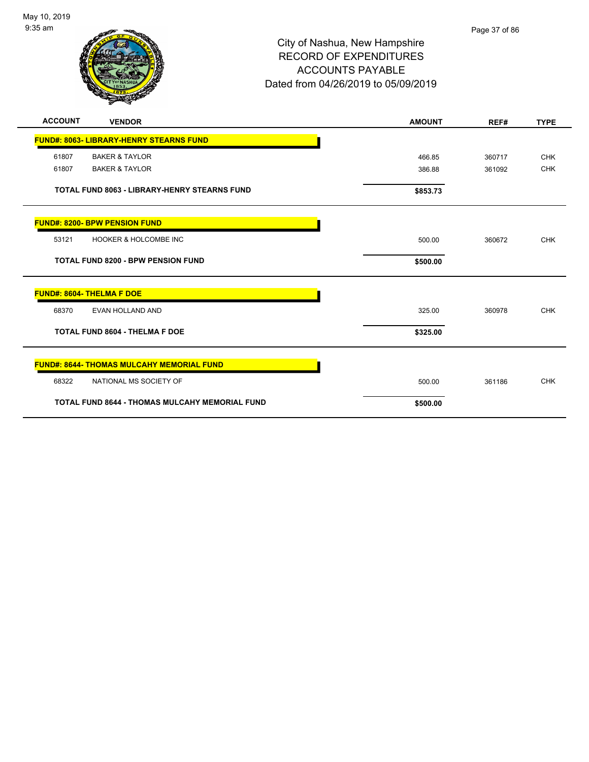# City of Nashua, New Hampshire
## RECORD OF EXPENDITURES
## ACCOUNTS PAYABLE
## Dated from 04/26/2019 to 05/09/2019

| ACCOUNT | VENDOR | AMOUNT | REF# | TYPE |
|---|---|---|---|---|
| **FUND#: 8063- LIBRARY-HENRY STEARNS FUND** | | | | |
| 61807 | BAKER & TAYLOR | 466.85 | 360717 | CHK |
| 61807 | BAKER & TAYLOR | 386.88 | 361092 | CHK |
| | **TOTAL FUND 8063 - LIBRARY-HENRY STEARNS FUND** | **$853.73** | | |
| **FUND#: 8200- BPW PENSION FUND** | | | | |
| 53121 | HOOKER & HOLCOMBE INC | 500.00 | 360672 | CHK |
| | **TOTAL FUND 8200 - BPW PENSION FUND** | **$500.00** | | |
| **FUND#: 8604- THELMA F DOE** | | | | |
| 68370 | EVAN HOLLAND AND | 325.00 | 360978 | CHK |
| | **TOTAL FUND 8604 - THELMA F DOE** | **$325.00** | | |
| **FUND#: 8644- THOMAS MULCAHY MEMORIAL FUND** | | | | |
| 68322 | NATIONAL MS SOCIETY OF | 500.00 | 361186 | CHK |
| | **TOTAL FUND 8644 - THOMAS MULCAHY MEMORIAL FUND** | **$500.00** | | |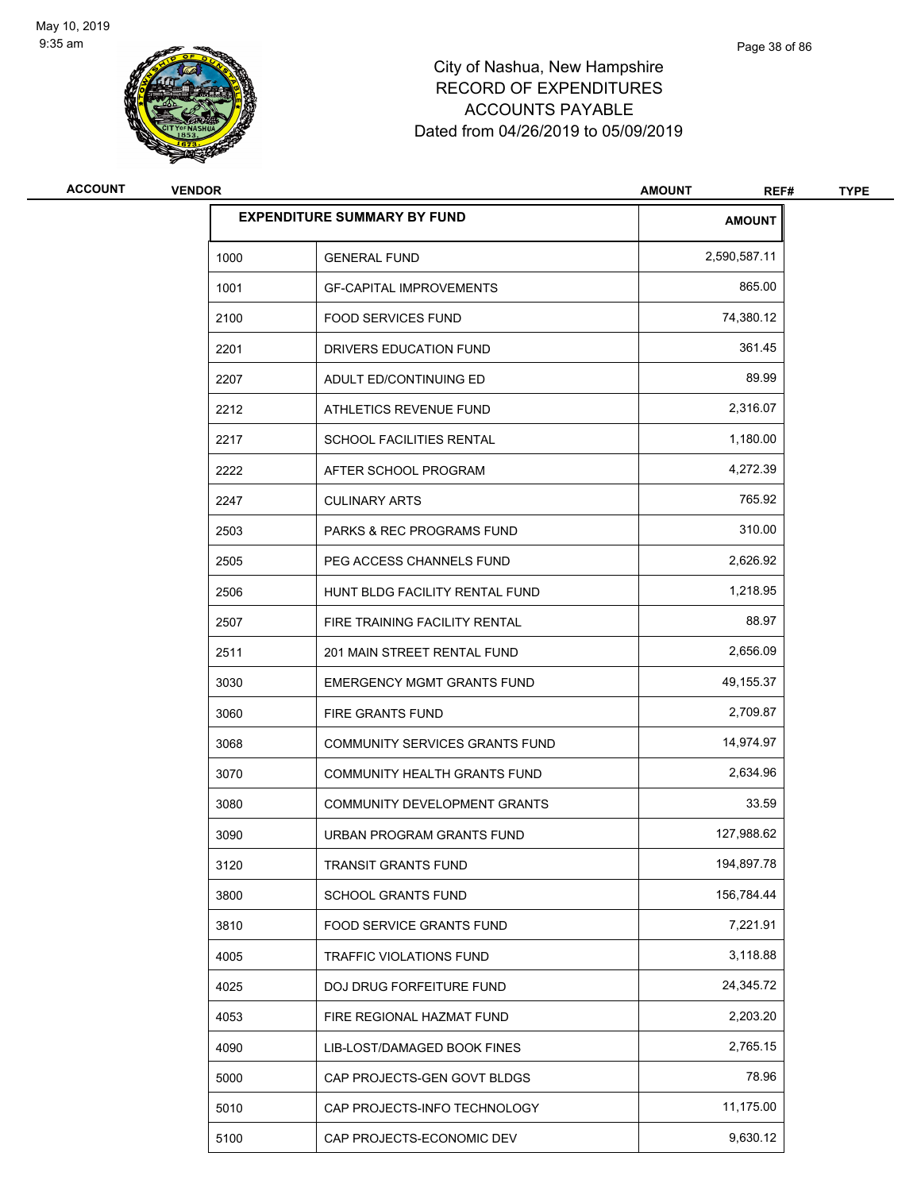City of Nashua, New Hampshire
RECORD OF EXPENDITURES
ACCOUNTS PAYABLE
Dated from 04/26/2019 to 05/09/2019

| ACCOUNT | VENDOR | AMOUNT | REF# | TYPE |
|---|---|---|---|---|

## EXPENDITURE SUMMARY BY FUND

| | | AMOUNT |
|---|---|---|
| 1000 | GENERAL FUND | 2,590,587.11 |
| 1001 | GF-CAPITAL IMPROVEMENTS | 865.00 |
| 2100 | FOOD SERVICES FUND | 74,380.12 |
| 2201 | DRIVERS EDUCATION FUND | 361.45 |
| 2207 | ADULT ED/CONTINUING ED | 89.99 |
| 2212 | ATHLETICS REVENUE FUND | 2,316.07 |
| 2217 | SCHOOL FACILITIES RENTAL | 1,180.00 |
| 2222 | AFTER SCHOOL PROGRAM | 4,272.39 |
| 2247 | CULINARY ARTS | 765.92 |
| 2503 | PARKS & REC PROGRAMS FUND | 310.00 |
| 2505 | PEG ACCESS CHANNELS FUND | 2,626.92 |
| 2506 | HUNT BLDG FACILITY RENTAL FUND | 1,218.95 |
| 2507 | FIRE TRAINING FACILITY RENTAL | 88.97 |
| 2511 | 201 MAIN STREET RENTAL FUND | 2,656.09 |
| 3030 | EMERGENCY MGMT GRANTS FUND | 49,155.37 |
| 3060 | FIRE GRANTS FUND | 2,709.87 |
| 3068 | COMMUNITY SERVICES GRANTS FUND | 14,974.97 |
| 3070 | COMMUNITY HEALTH GRANTS FUND | 2,634.96 |
| 3080 | COMMUNITY DEVELOPMENT GRANTS | 33.59 |
| 3090 | URBAN PROGRAM GRANTS FUND | 127,988.62 |
| 3120 | TRANSIT GRANTS FUND | 194,897.78 |
| 3800 | SCHOOL GRANTS FUND | 156,784.44 |
| 3810 | FOOD SERVICE GRANTS FUND | 7,221.91 |
| 4005 | TRAFFIC VIOLATIONS FUND | 3,118.88 |
| 4025 | DOJ DRUG FORFEITURE FUND | 24,345.72 |
| 4053 | FIRE REGIONAL HAZMAT FUND | 2,203.20 |
| 4090 | LIB-LOST/DAMAGED BOOK FINES | 2,765.15 |
| 5000 | CAP PROJECTS-GEN GOVT BLDGS | 78.96 |
| 5010 | CAP PROJECTS-INFO TECHNOLOGY | 11,175.00 |
| 5100 | CAP PROJECTS-ECONOMIC DEV | 9,630.12 |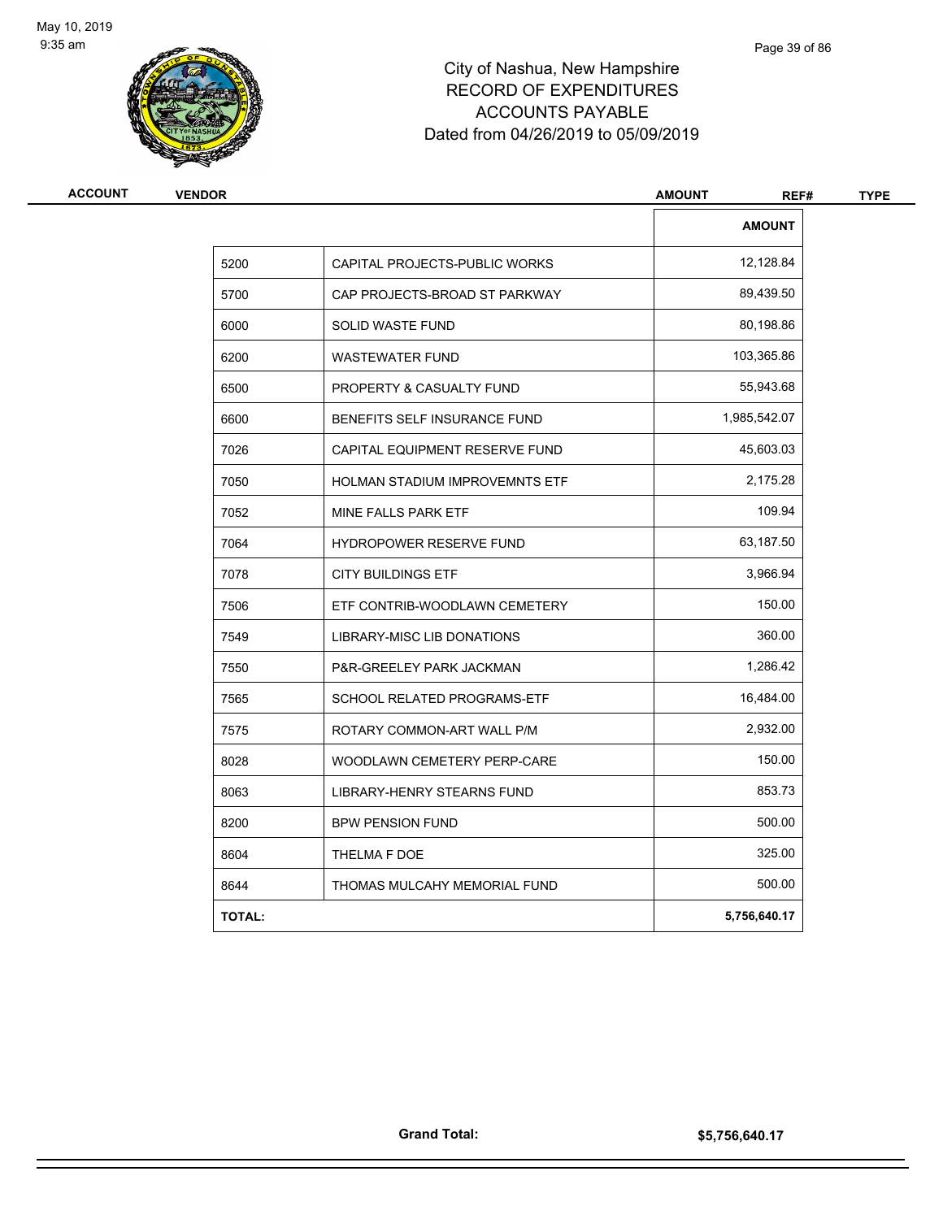# City of Nashua, New Hampshire
## RECORD OF EXPENDITURES
## ACCOUNTS PAYABLE
## Dated from 04/26/2019 to 05/09/2019

| ACCOUNT | VENDOR | AMOUNT | REF# | TYPE |
|---|---|---|---|---|

| | | AMOUNT |
|---|---|---|
| 5200 | CAPITAL PROJECTS-PUBLIC WORKS | 12,128.84 |
| 5700 | CAP PROJECTS-BROAD ST PARKWAY | 89,439.50 |
| 6000 | SOLID WASTE FUND | 80,198.86 |
| 6200 | WASTEWATER FUND | 103,365.86 |
| 6500 | PROPERTY & CASUALTY FUND | 55,943.68 |
| 6600 | BENEFITS SELF INSURANCE FUND | 1,985,542.07 |
| 7026 | CAPITAL EQUIPMENT RESERVE FUND | 45,603.03 |
| 7050 | HOLMAN STADIUM IMPROVEMNTS ETF | 2,175.28 |
| 7052 | MINE FALLS PARK ETF | 109.94 |
| 7064 | HYDROPOWER RESERVE FUND | 63,187.50 |
| 7078 | CITY BUILDINGS ETF | 3,966.94 |
| 7506 | ETF CONTRIB-WOODLAWN CEMETERY | 150.00 |
| 7549 | LIBRARY-MISC LIB DONATIONS | 360.00 |
| 7550 | P&R-GREELEY PARK JACKMAN | 1,286.42 |
| 7565 | SCHOOL RELATED PROGRAMS-ETF | 16,484.00 |
| 7575 | ROTARY COMMON-ART WALL P/M | 2,932.00 |
| 8028 | WOODLAWN CEMETERY PERP-CARE | 150.00 |
| 8063 | LIBRARY-HENRY STEARNS FUND | 853.73 |
| 8200 | BPW PENSION FUND | 500.00 |
| 8604 | THELMA F DOE | 325.00 |
| 8644 | THOMAS MULCAHY MEMORIAL FUND | 500.00 |
| **TOTAL:** | | **5,756,640.17** |

**Grand Total:** **$5,756,640.17**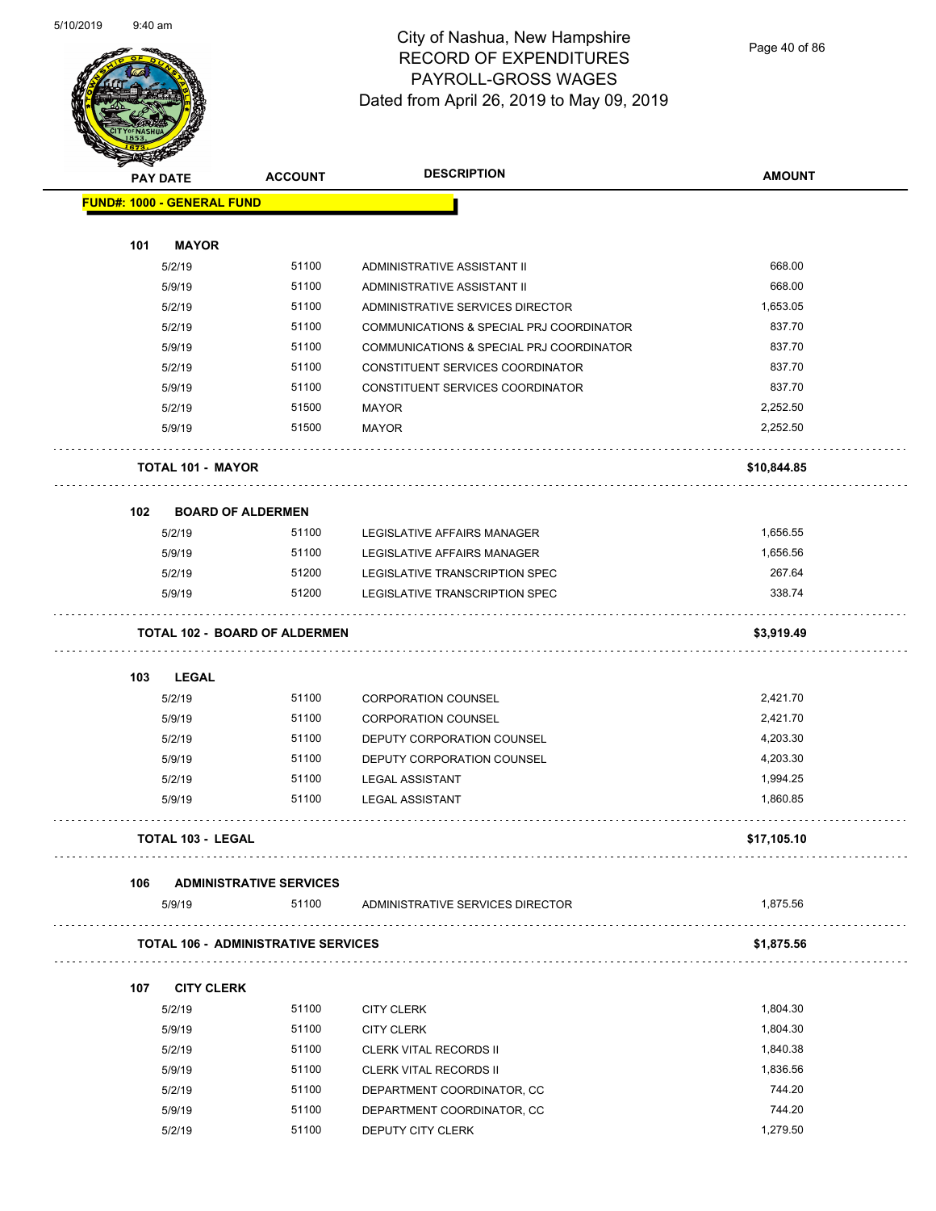# City of Nashua, New Hampshire
## RECORD OF EXPENDITURES
## PAYROLL-GROSS WAGES
## Dated from April 26, 2019 to May 09, 2019

| PAY DATE | ACCOUNT | DESCRIPTION | AMOUNT |
|---|---|---|---|
| **FUND#: 1000 - GENERAL FUND** | | | |
| **101 MAYOR** | | | |
| 5/2/19 | 51100 | ADMINISTRATIVE ASSISTANT II | 668.00 |
| 5/9/19 | 51100 | ADMINISTRATIVE ASSISTANT II | 668.00 |
| 5/2/19 | 51100 | ADMINISTRATIVE SERVICES DIRECTOR | 1,653.05 |
| 5/2/19 | 51100 | COMMUNICATIONS & SPECIAL PRJ COORDINATOR | 837.70 |
| 5/9/19 | 51100 | COMMUNICATIONS & SPECIAL PRJ COORDINATOR | 837.70 |
| 5/2/19 | 51100 | CONSTITUENT SERVICES COORDINATOR | 837.70 |
| 5/9/19 | 51100 | CONSTITUENT SERVICES COORDINATOR | 837.70 |
| 5/2/19 | 51500 | MAYOR | 2,252.50 |
| 5/9/19 | 51500 | MAYOR | 2,252.50 |
| **TOTAL 101 - MAYOR** | | | **$10,844.85** |
| **102 BOARD OF ALDERMEN** | | | |
| 5/2/19 | 51100 | LEGISLATIVE AFFAIRS MANAGER | 1,656.55 |
| 5/9/19 | 51100 | LEGISLATIVE AFFAIRS MANAGER | 1,656.56 |
| 5/2/19 | 51200 | LEGISLATIVE TRANSCRIPTION SPEC | 267.64 |
| 5/9/19 | 51200 | LEGISLATIVE TRANSCRIPTION SPEC | 338.74 |
| **TOTAL 102 - BOARD OF ALDERMEN** | | | **$3,919.49** |
| **103 LEGAL** | | | |
| 5/2/19 | 51100 | CORPORATION COUNSEL | 2,421.70 |
| 5/9/19 | 51100 | CORPORATION COUNSEL | 2,421.70 |
| 5/2/19 | 51100 | DEPUTY CORPORATION COUNSEL | 4,203.30 |
| 5/9/19 | 51100 | DEPUTY CORPORATION COUNSEL | 4,203.30 |
| 5/2/19 | 51100 | LEGAL ASSISTANT | 1,994.25 |
| 5/9/19 | 51100 | LEGAL ASSISTANT | 1,860.85 |
| **TOTAL 103 - LEGAL** | | | **$17,105.10** |
| **106 ADMINISTRATIVE SERVICES** | | | |
| 5/9/19 | 51100 | ADMINISTRATIVE SERVICES DIRECTOR | 1,875.56 |
| **TOTAL 106 - ADMINISTRATIVE SERVICES** | | | **$1,875.56** |
| **107 CITY CLERK** | | | |
| 5/2/19 | 51100 | CITY CLERK | 1,804.30 |
| 5/9/19 | 51100 | CITY CLERK | 1,804.30 |
| 5/2/19 | 51100 | CLERK VITAL RECORDS II | 1,840.38 |
| 5/9/19 | 51100 | CLERK VITAL RECORDS II | 1,836.56 |
| 5/2/19 | 51100 | DEPARTMENT COORDINATOR, CC | 744.20 |
| 5/9/19 | 51100 | DEPARTMENT COORDINATOR, CC | 744.20 |
| 5/2/19 | 51100 | DEPUTY CITY CLERK | 1,279.50 |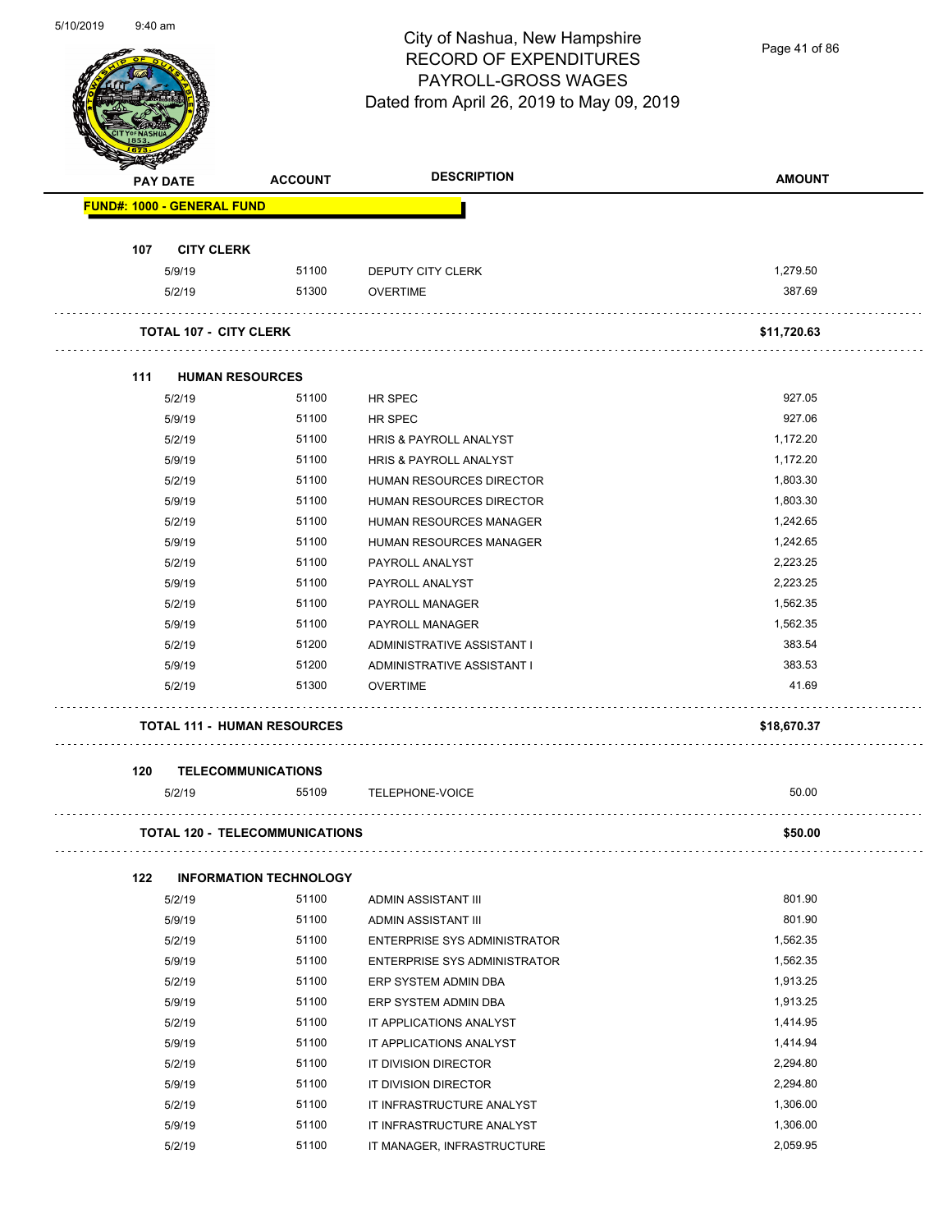City of Nashua, New Hampshire
RECORD OF EXPENDITURES
PAYROLL-GROSS WAGES
Dated from April 26, 2019 to May 09, 2019

| PAY DATE | ACCOUNT | DESCRIPTION | AMOUNT |
|---|---|---|---|
| **FUND#: 1000 - GENERAL FUND** | | | |
| **107 CITY CLERK** | | | |
| 5/9/19 | 51100 | DEPUTY CITY CLERK | 1,279.50 |
| 5/2/19 | 51300 | OVERTIME | 387.69 |
| **TOTAL 107 - CITY CLERK** | | | **$11,720.63** |
| **111 HUMAN RESOURCES** | | | |
| 5/2/19 | 51100 | HR SPEC | 927.05 |
| 5/9/19 | 51100 | HR SPEC | 927.06 |
| 5/2/19 | 51100 | HRIS & PAYROLL ANALYST | 1,172.20 |
| 5/9/19 | 51100 | HRIS & PAYROLL ANALYST | 1,172.20 |
| 5/2/19 | 51100 | HUMAN RESOURCES DIRECTOR | 1,803.30 |
| 5/9/19 | 51100 | HUMAN RESOURCES DIRECTOR | 1,803.30 |
| 5/2/19 | 51100 | HUMAN RESOURCES MANAGER | 1,242.65 |
| 5/9/19 | 51100 | HUMAN RESOURCES MANAGER | 1,242.65 |
| 5/2/19 | 51100 | PAYROLL ANALYST | 2,223.25 |
| 5/9/19 | 51100 | PAYROLL ANALYST | 2,223.25 |
| 5/2/19 | 51100 | PAYROLL MANAGER | 1,562.35 |
| 5/9/19 | 51100 | PAYROLL MANAGER | 1,562.35 |
| 5/2/19 | 51200 | ADMINISTRATIVE ASSISTANT I | 383.54 |
| 5/9/19 | 51200 | ADMINISTRATIVE ASSISTANT I | 383.53 |
| 5/2/19 | 51300 | OVERTIME | 41.69 |
| **TOTAL 111 - HUMAN RESOURCES** | | | **$18,670.37** |
| **120 TELECOMMUNICATIONS** | | | |
| 5/2/19 | 55109 | TELEPHONE-VOICE | 50.00 |
| **TOTAL 120 - TELECOMMUNICATIONS** | | | **$50.00** |
| **122 INFORMATION TECHNOLOGY** | | | |
| 5/2/19 | 51100 | ADMIN ASSISTANT III | 801.90 |
| 5/9/19 | 51100 | ADMIN ASSISTANT III | 801.90 |
| 5/2/19 | 51100 | ENTERPRISE SYS ADMINISTRATOR | 1,562.35 |
| 5/9/19 | 51100 | ENTERPRISE SYS ADMINISTRATOR | 1,562.35 |
| 5/2/19 | 51100 | ERP SYSTEM ADMIN DBA | 1,913.25 |
| 5/9/19 | 51100 | ERP SYSTEM ADMIN DBA | 1,913.25 |
| 5/2/19 | 51100 | IT APPLICATIONS ANALYST | 1,414.95 |
| 5/9/19 | 51100 | IT APPLICATIONS ANALYST | 1,414.94 |
| 5/2/19 | 51100 | IT DIVISION DIRECTOR | 2,294.80 |
| 5/9/19 | 51100 | IT DIVISION DIRECTOR | 2,294.80 |
| 5/2/19 | 51100 | IT INFRASTRUCTURE ANALYST | 1,306.00 |
| 5/9/19 | 51100 | IT INFRASTRUCTURE ANALYST | 1,306.00 |
| 5/2/19 | 51100 | IT MANAGER, INFRASTRUCTURE | 2,059.95 |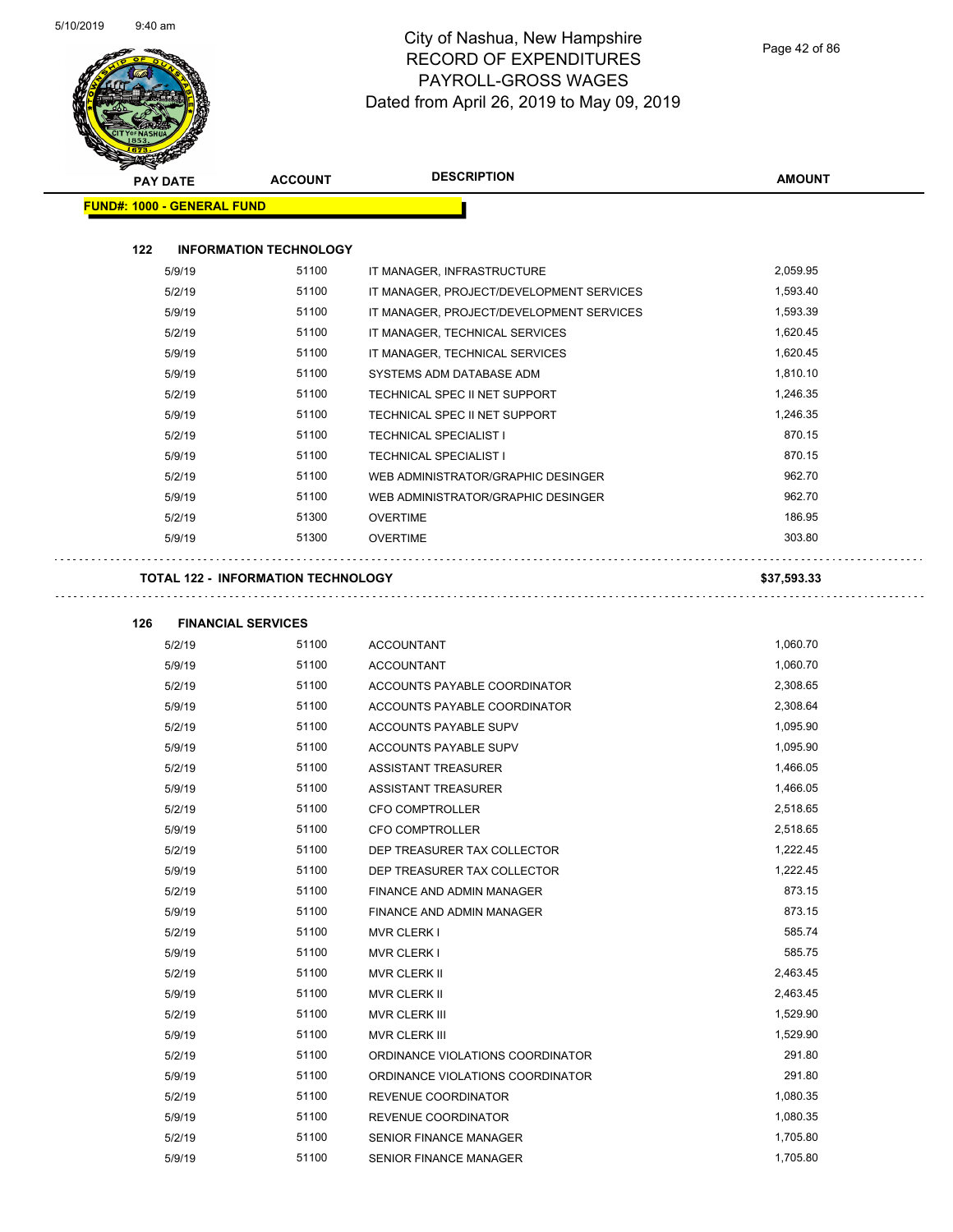# City of Nashua, New Hampshire
## RECORD OF EXPENDITURES
## PAYROLL-GROSS WAGES
## Dated from April 26, 2019 to May 09, 2019

| PAY DATE | ACCOUNT | DESCRIPTION | AMOUNT |
|---|---|---|---|
| **FUND#: 1000 - GENERAL FUND** | | | |
| **122 INFORMATION TECHNOLOGY** | | | |
| 5/9/19 | 51100 | IT MANAGER, INFRASTRUCTURE | 2,059.95 |
| 5/2/19 | 51100 | IT MANAGER, PROJECT/DEVELOPMENT SERVICES | 1,593.40 |
| 5/9/19 | 51100 | IT MANAGER, PROJECT/DEVELOPMENT SERVICES | 1,593.39 |
| 5/2/19 | 51100 | IT MANAGER, TECHNICAL SERVICES | 1,620.45 |
| 5/9/19 | 51100 | IT MANAGER, TECHNICAL SERVICES | 1,620.45 |
| 5/9/19 | 51100 | SYSTEMS ADM DATABASE ADM | 1,810.10 |
| 5/2/19 | 51100 | TECHNICAL SPEC II NET SUPPORT | 1,246.35 |
| 5/9/19 | 51100 | TECHNICAL SPEC II NET SUPPORT | 1,246.35 |
| 5/2/19 | 51100 | TECHNICAL SPECIALIST I | 870.15 |
| 5/9/19 | 51100 | TECHNICAL SPECIALIST I | 870.15 |
| 5/2/19 | 51100 | WEB ADMINISTRATOR/GRAPHIC DESINGER | 962.70 |
| 5/9/19 | 51100 | WEB ADMINISTRATOR/GRAPHIC DESINGER | 962.70 |
| 5/2/19 | 51300 | OVERTIME | 186.95 |
| 5/9/19 | 51300 | OVERTIME | 303.80 |
| **TOTAL 122 - INFORMATION TECHNOLOGY** | | | **$37,593.33** |
| **126 FINANCIAL SERVICES** | | | |
| 5/2/19 | 51100 | ACCOUNTANT | 1,060.70 |
| 5/9/19 | 51100 | ACCOUNTANT | 1,060.70 |
| 5/2/19 | 51100 | ACCOUNTS PAYABLE COORDINATOR | 2,308.65 |
| 5/9/19 | 51100 | ACCOUNTS PAYABLE COORDINATOR | 2,308.64 |
| 5/2/19 | 51100 | ACCOUNTS PAYABLE SUPV | 1,095.90 |
| 5/9/19 | 51100 | ACCOUNTS PAYABLE SUPV | 1,095.90 |
| 5/2/19 | 51100 | ASSISTANT TREASURER | 1,466.05 |
| 5/9/19 | 51100 | ASSISTANT TREASURER | 1,466.05 |
| 5/2/19 | 51100 | CFO COMPTROLLER | 2,518.65 |
| 5/9/19 | 51100 | CFO COMPTROLLER | 2,518.65 |
| 5/2/19 | 51100 | DEP TREASURER TAX COLLECTOR | 1,222.45 |
| 5/9/19 | 51100 | DEP TREASURER TAX COLLECTOR | 1,222.45 |
| 5/2/19 | 51100 | FINANCE AND ADMIN MANAGER | 873.15 |
| 5/9/19 | 51100 | FINANCE AND ADMIN MANAGER | 873.15 |
| 5/2/19 | 51100 | MVR CLERK I | 585.74 |
| 5/9/19 | 51100 | MVR CLERK I | 585.75 |
| 5/2/19 | 51100 | MVR CLERK II | 2,463.45 |
| 5/9/19 | 51100 | MVR CLERK II | 2,463.45 |
| 5/2/19 | 51100 | MVR CLERK III | 1,529.90 |
| 5/9/19 | 51100 | MVR CLERK III | 1,529.90 |
| 5/2/19 | 51100 | ORDINANCE VIOLATIONS COORDINATOR | 291.80 |
| 5/9/19 | 51100 | ORDINANCE VIOLATIONS COORDINATOR | 291.80 |
| 5/2/19 | 51100 | REVENUE COORDINATOR | 1,080.35 |
| 5/9/19 | 51100 | REVENUE COORDINATOR | 1,080.35 |
| 5/2/19 | 51100 | SENIOR FINANCE MANAGER | 1,705.80 |
| 5/9/19 | 51100 | SENIOR FINANCE MANAGER | 1,705.80 |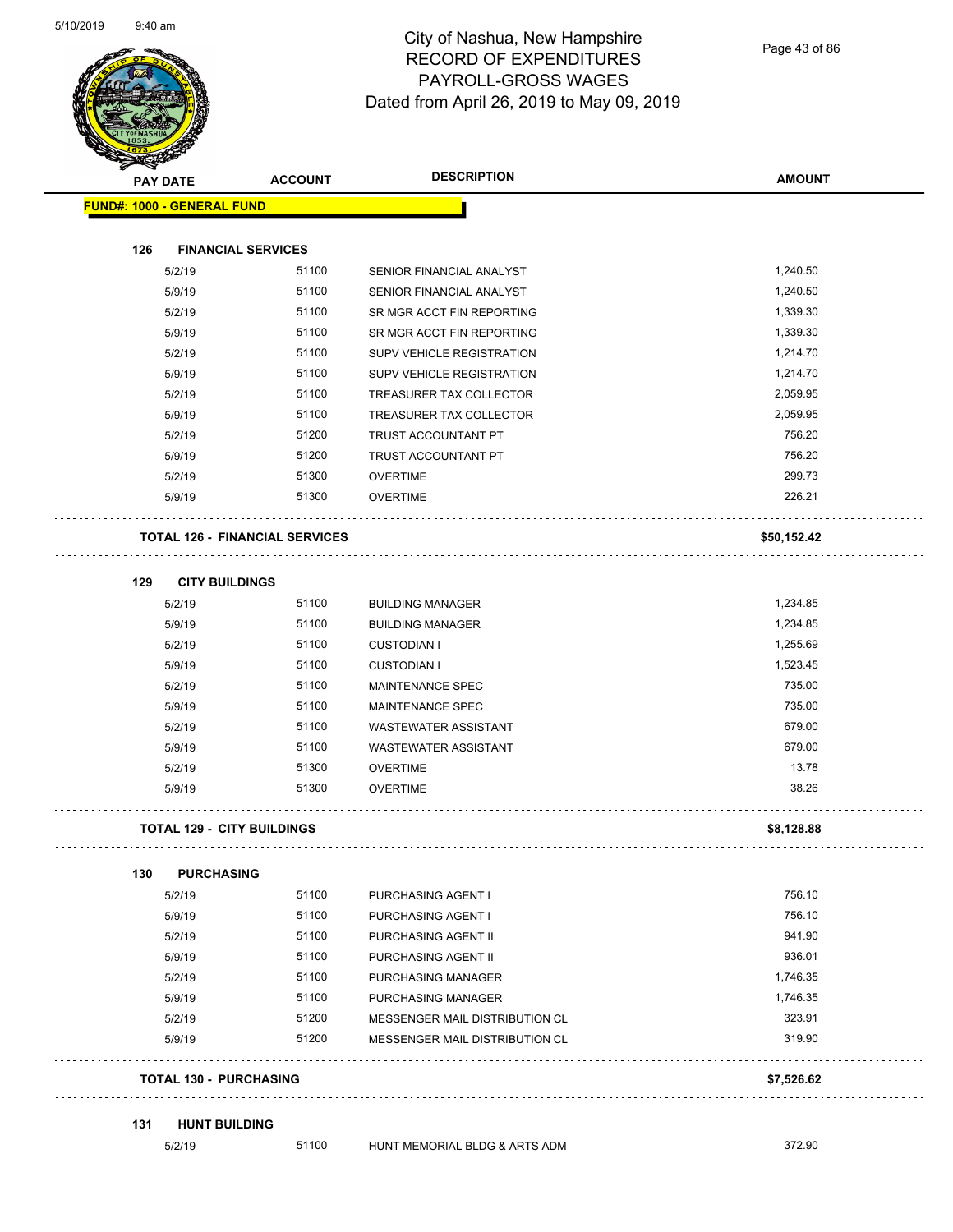# City of Nashua, New Hampshire
## RECORD OF EXPENDITURES
## PAYROLL-GROSS WAGES
## Dated from April 26, 2019 to May 09, 2019

| PAY DATE | ACCOUNT | DESCRIPTION | AMOUNT |
|---|---|---|---|
| **FUND#: 1000 - GENERAL FUND** | | | |
| **126 FINANCIAL SERVICES** | | | |
| 5/2/19 | 51100 | SENIOR FINANCIAL ANALYST | 1,240.50 |
| 5/9/19 | 51100 | SENIOR FINANCIAL ANALYST | 1,240.50 |
| 5/2/19 | 51100 | SR MGR ACCT FIN REPORTING | 1,339.30 |
| 5/9/19 | 51100 | SR MGR ACCT FIN REPORTING | 1,339.30 |
| 5/2/19 | 51100 | SUPV VEHICLE REGISTRATION | 1,214.70 |
| 5/9/19 | 51100 | SUPV VEHICLE REGISTRATION | 1,214.70 |
| 5/2/19 | 51100 | TREASURER TAX COLLECTOR | 2,059.95 |
| 5/9/19 | 51100 | TREASURER TAX COLLECTOR | 2,059.95 |
| 5/2/19 | 51200 | TRUST ACCOUNTANT PT | 756.20 |
| 5/9/19 | 51200 | TRUST ACCOUNTANT PT | 756.20 |
| 5/2/19 | 51300 | OVERTIME | 299.73 |
| 5/9/19 | 51300 | OVERTIME | 226.21 |
| **TOTAL 126 - FINANCIAL SERVICES** | | | **$50,152.42** |
| **129 CITY BUILDINGS** | | | |
| 5/2/19 | 51100 | BUILDING MANAGER | 1,234.85 |
| 5/9/19 | 51100 | BUILDING MANAGER | 1,234.85 |
| 5/2/19 | 51100 | CUSTODIAN I | 1,255.69 |
| 5/9/19 | 51100 | CUSTODIAN I | 1,523.45 |
| 5/2/19 | 51100 | MAINTENANCE SPEC | 735.00 |
| 5/9/19 | 51100 | MAINTENANCE SPEC | 735.00 |
| 5/2/19 | 51100 | WASTEWATER ASSISTANT | 679.00 |
| 5/9/19 | 51100 | WASTEWATER ASSISTANT | 679.00 |
| 5/2/19 | 51300 | OVERTIME | 13.78 |
| 5/9/19 | 51300 | OVERTIME | 38.26 |
| **TOTAL 129 - CITY BUILDINGS** | | | **$8,128.88** |
| **130 PURCHASING** | | | |
| 5/2/19 | 51100 | PURCHASING AGENT I | 756.10 |
| 5/9/19 | 51100 | PURCHASING AGENT I | 756.10 |
| 5/2/19 | 51100 | PURCHASING AGENT II | 941.90 |
| 5/9/19 | 51100 | PURCHASING AGENT II | 936.01 |
| 5/2/19 | 51100 | PURCHASING MANAGER | 1,746.35 |
| 5/9/19 | 51100 | PURCHASING MANAGER | 1,746.35 |
| 5/2/19 | 51200 | MESSENGER MAIL DISTRIBUTION CL | 323.91 |
| 5/9/19 | 51200 | MESSENGER MAIL DISTRIBUTION CL | 319.90 |
| **TOTAL 130 - PURCHASING** | | | **$7,526.62** |
| **131 HUNT BUILDING** | | | |
| 5/2/19 | 51100 | HUNT MEMORIAL BLDG & ARTS ADM | 372.90 |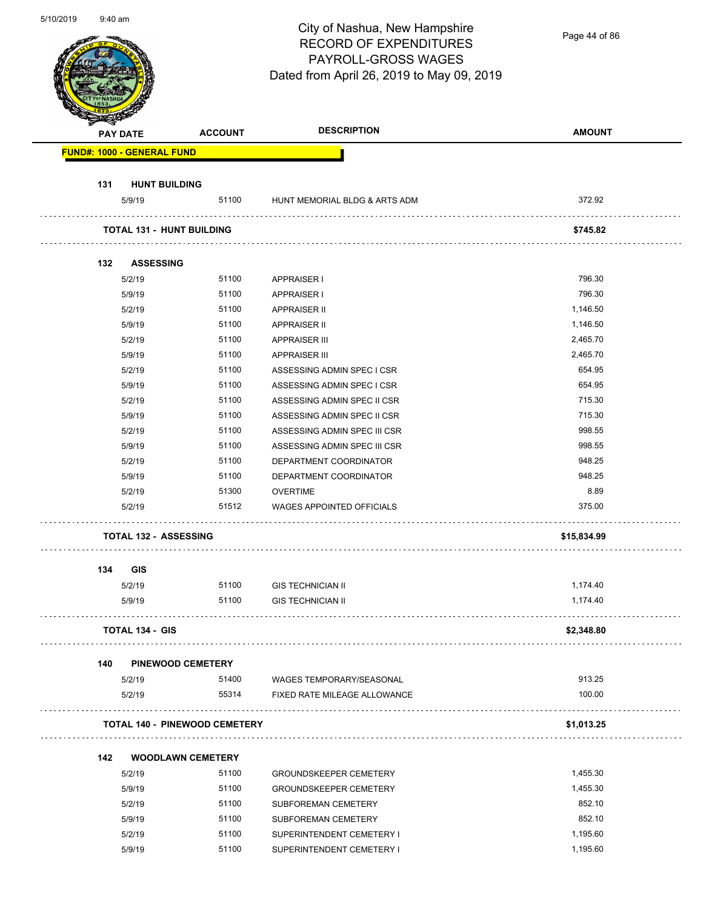# City of Nashua, New Hampshire
## RECORD OF EXPENDITURES
## PAYROLL-GROSS WAGES
### Dated from April 26, 2019 to May 09, 2019

| PAY DATE | ACCOUNT | DESCRIPTION | AMOUNT |
|---|---|---|---|
| **FUND#: 1000 - GENERAL FUND** | | | |
| **131 HUNT BUILDING** | | | |
| 5/9/19 | 51100 | HUNT MEMORIAL BLDG & ARTS ADM | 372.92 |
| **TOTAL 131 - HUNT BUILDING** | | | **$745.82** |
| **132 ASSESSING** | | | |
| 5/2/19 | 51100 | APPRAISER I | 796.30 |
| 5/9/19 | 51100 | APPRAISER I | 796.30 |
| 5/2/19 | 51100 | APPRAISER II | 1,146.50 |
| 5/9/19 | 51100 | APPRAISER II | 1,146.50 |
| 5/2/19 | 51100 | APPRAISER III | 2,465.70 |
| 5/9/19 | 51100 | APPRAISER III | 2,465.70 |
| 5/2/19 | 51100 | ASSESSING ADMIN SPEC I CSR | 654.95 |
| 5/9/19 | 51100 | ASSESSING ADMIN SPEC I CSR | 654.95 |
| 5/2/19 | 51100 | ASSESSING ADMIN SPEC II CSR | 715.30 |
| 5/9/19 | 51100 | ASSESSING ADMIN SPEC II CSR | 715.30 |
| 5/2/19 | 51100 | ASSESSING ADMIN SPEC III CSR | 998.55 |
| 5/9/19 | 51100 | ASSESSING ADMIN SPEC III CSR | 998.55 |
| 5/2/19 | 51100 | DEPARTMENT COORDINATOR | 948.25 |
| 5/9/19 | 51100 | DEPARTMENT COORDINATOR | 948.25 |
| 5/2/19 | 51300 | OVERTIME | 8.89 |
| 5/2/19 | 51512 | WAGES APPOINTED OFFICIALS | 375.00 |
| **TOTAL 132 - ASSESSING** | | | **$15,834.99** |
| **134 GIS** | | | |
| 5/2/19 | 51100 | GIS TECHNICIAN II | 1,174.40 |
| 5/9/19 | 51100 | GIS TECHNICIAN II | 1,174.40 |
| **TOTAL 134 - GIS** | | | **$2,348.80** |
| **140 PINEWOOD CEMETERY** | | | |
| 5/2/19 | 51400 | WAGES TEMPORARY/SEASONAL | 913.25 |
| 5/2/19 | 55314 | FIXED RATE MILEAGE ALLOWANCE | 100.00 |
| **TOTAL 140 - PINEWOOD CEMETERY** | | | **$1,013.25** |
| **142 WOODLAWN CEMETERY** | | | |
| 5/2/19 | 51100 | GROUNDSKEEPER CEMETERY | 1,455.30 |
| 5/9/19 | 51100 | GROUNDSKEEPER CEMETERY | 1,455.30 |
| 5/2/19 | 51100 | SUBFOREMAN CEMETERY | 852.10 |
| 5/9/19 | 51100 | SUBFOREMAN CEMETERY | 852.10 |
| 5/2/19 | 51100 | SUPERINTENDENT CEMETERY I | 1,195.60 |
| 5/9/19 | 51100 | SUPERINTENDENT CEMETERY I | 1,195.60 |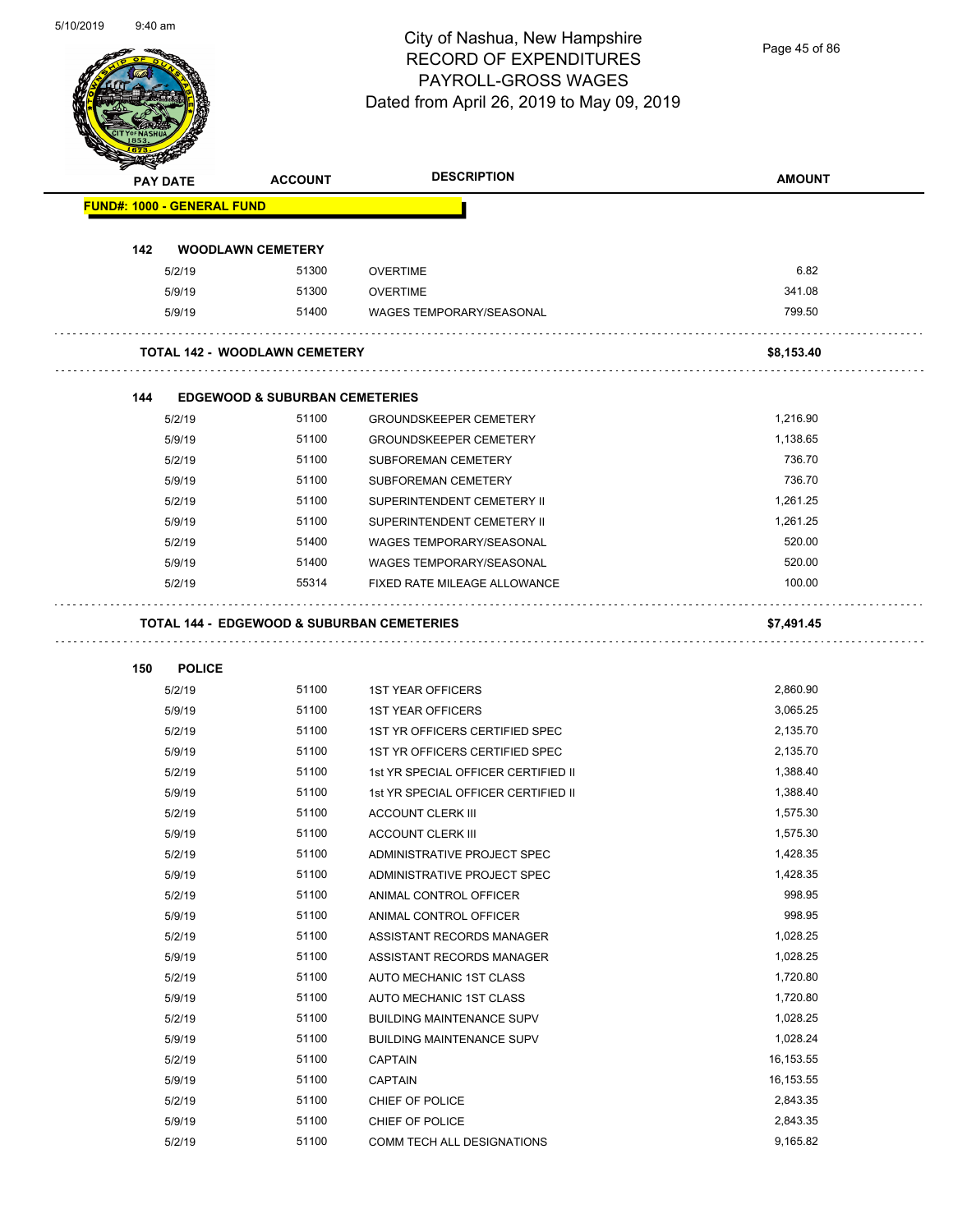# City of Nashua, New Hampshire
## RECORD OF EXPENDITURES
## PAYROLL-GROSS WAGES
### Dated from April 26, 2019 to May 09, 2019

| PAY DATE | ACCOUNT | DESCRIPTION | AMOUNT |
|---|---|---|---|
| **FUND#: 1000 - GENERAL FUND** | | | |
| **142 WOODLAWN CEMETERY** | | | |
| 5/2/19 | 51300 | OVERTIME | 6.82 |
| 5/9/19 | 51300 | OVERTIME | 341.08 |
| 5/9/19 | 51400 | WAGES TEMPORARY/SEASONAL | 799.50 |
| **TOTAL 142 - WOODLAWN CEMETERY** | | | **$8,153.40** |
| **144 EDGEWOOD & SUBURBAN CEMETERIES** | | | |
| 5/2/19 | 51100 | GROUNDSKEEPER CEMETERY | 1,216.90 |
| 5/9/19 | 51100 | GROUNDSKEEPER CEMETERY | 1,138.65 |
| 5/2/19 | 51100 | SUBFOREMAN CEMETERY | 736.70 |
| 5/9/19 | 51100 | SUBFOREMAN CEMETERY | 736.70 |
| 5/2/19 | 51100 | SUPERINTENDENT CEMETERY II | 1,261.25 |
| 5/9/19 | 51100 | SUPERINTENDENT CEMETERY II | 1,261.25 |
| 5/2/19 | 51400 | WAGES TEMPORARY/SEASONAL | 520.00 |
| 5/9/19 | 51400 | WAGES TEMPORARY/SEASONAL | 520.00 |
| 5/2/19 | 55314 | FIXED RATE MILEAGE ALLOWANCE | 100.00 |
| **TOTAL 144 - EDGEWOOD & SUBURBAN CEMETERIES** | | | **$7,491.45** |
| **150 POLICE** | | | |
| 5/2/19 | 51100 | 1ST YEAR OFFICERS | 2,860.90 |
| 5/9/19 | 51100 | 1ST YEAR OFFICERS | 3,065.25 |
| 5/2/19 | 51100 | 1ST YR OFFICERS CERTIFIED SPEC | 2,135.70 |
| 5/9/19 | 51100 | 1ST YR OFFICERS CERTIFIED SPEC | 2,135.70 |
| 5/2/19 | 51100 | 1st YR SPECIAL OFFICER CERTIFIED II | 1,388.40 |
| 5/9/19 | 51100 | 1st YR SPECIAL OFFICER CERTIFIED II | 1,388.40 |
| 5/2/19 | 51100 | ACCOUNT CLERK III | 1,575.30 |
| 5/9/19 | 51100 | ACCOUNT CLERK III | 1,575.30 |
| 5/2/19 | 51100 | ADMINISTRATIVE PROJECT SPEC | 1,428.35 |
| 5/9/19 | 51100 | ADMINISTRATIVE PROJECT SPEC | 1,428.35 |
| 5/2/19 | 51100 | ANIMAL CONTROL OFFICER | 998.95 |
| 5/9/19 | 51100 | ANIMAL CONTROL OFFICER | 998.95 |
| 5/2/19 | 51100 | ASSISTANT RECORDS MANAGER | 1,028.25 |
| 5/9/19 | 51100 | ASSISTANT RECORDS MANAGER | 1,028.25 |
| 5/2/19 | 51100 | AUTO MECHANIC 1ST CLASS | 1,720.80 |
| 5/9/19 | 51100 | AUTO MECHANIC 1ST CLASS | 1,720.80 |
| 5/2/19 | 51100 | BUILDING MAINTENANCE SUPV | 1,028.25 |
| 5/9/19 | 51100 | BUILDING MAINTENANCE SUPV | 1,028.24 |
| 5/2/19 | 51100 | CAPTAIN | 16,153.55 |
| 5/9/19 | 51100 | CAPTAIN | 16,153.55 |
| 5/2/19 | 51100 | CHIEF OF POLICE | 2,843.35 |
| 5/9/19 | 51100 | CHIEF OF POLICE | 2,843.35 |
| 5/2/19 | 51100 | COMM TECH ALL DESIGNATIONS | 9,165.82 |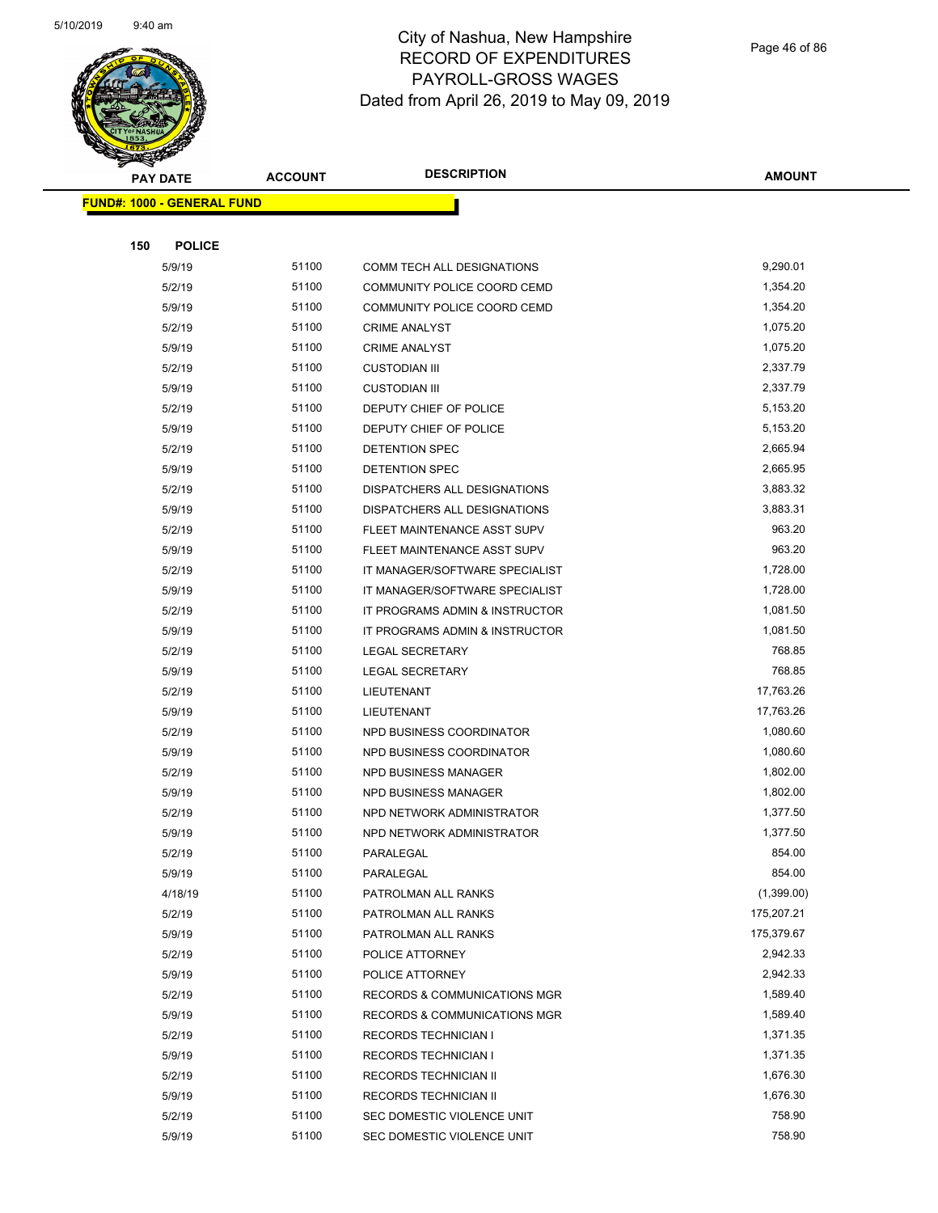# City of Nashua, New Hampshire
## RECORD OF EXPENDITURES
## PAYROLL-GROSS WAGES
## Dated from April 26, 2019 to May 09, 2019

| PAY DATE | ACCOUNT | DESCRIPTION | AMOUNT |
|---|---|---|---|
| **FUND#: 1000 - GENERAL FUND** | | | |
| **150 POLICE** | | | |
| 5/9/19 | 51100 | COMM TECH ALL DESIGNATIONS | 9,290.01 |
| 5/2/19 | 51100 | COMMUNITY POLICE COORD CEMD | 1,354.20 |
| 5/9/19 | 51100 | COMMUNITY POLICE COORD CEMD | 1,354.20 |
| 5/2/19 | 51100 | CRIME ANALYST | 1,075.20 |
| 5/9/19 | 51100 | CRIME ANALYST | 1,075.20 |
| 5/2/19 | 51100 | CUSTODIAN III | 2,337.79 |
| 5/9/19 | 51100 | CUSTODIAN III | 2,337.79 |
| 5/2/19 | 51100 | DEPUTY CHIEF OF POLICE | 5,153.20 |
| 5/9/19 | 51100 | DEPUTY CHIEF OF POLICE | 5,153.20 |
| 5/2/19 | 51100 | DETENTION SPEC | 2,665.94 |
| 5/9/19 | 51100 | DETENTION SPEC | 2,665.95 |
| 5/2/19 | 51100 | DISPATCHERS ALL DESIGNATIONS | 3,883.32 |
| 5/9/19 | 51100 | DISPATCHERS ALL DESIGNATIONS | 3,883.31 |
| 5/2/19 | 51100 | FLEET MAINTENANCE ASST SUPV | 963.20 |
| 5/9/19 | 51100 | FLEET MAINTENANCE ASST SUPV | 963.20 |
| 5/2/19 | 51100 | IT MANAGER/SOFTWARE SPECIALIST | 1,728.00 |
| 5/9/19 | 51100 | IT MANAGER/SOFTWARE SPECIALIST | 1,728.00 |
| 5/2/19 | 51100 | IT PROGRAMS ADMIN & INSTRUCTOR | 1,081.50 |
| 5/9/19 | 51100 | IT PROGRAMS ADMIN & INSTRUCTOR | 1,081.50 |
| 5/2/19 | 51100 | LEGAL SECRETARY | 768.85 |
| 5/9/19 | 51100 | LEGAL SECRETARY | 768.85 |
| 5/2/19 | 51100 | LIEUTENANT | 17,763.26 |
| 5/9/19 | 51100 | LIEUTENANT | 17,763.26 |
| 5/2/19 | 51100 | NPD BUSINESS COORDINATOR | 1,080.60 |
| 5/9/19 | 51100 | NPD BUSINESS COORDINATOR | 1,080.60 |
| 5/2/19 | 51100 | NPD BUSINESS MANAGER | 1,802.00 |
| 5/9/19 | 51100 | NPD BUSINESS MANAGER | 1,802.00 |
| 5/2/19 | 51100 | NPD NETWORK ADMINISTRATOR | 1,377.50 |
| 5/9/19 | 51100 | NPD NETWORK ADMINISTRATOR | 1,377.50 |
| 5/2/19 | 51100 | PARALEGAL | 854.00 |
| 5/9/19 | 51100 | PARALEGAL | 854.00 |
| 4/18/19 | 51100 | PATROLMAN ALL RANKS | (1,399.00) |
| 5/2/19 | 51100 | PATROLMAN ALL RANKS | 175,207.21 |
| 5/9/19 | 51100 | PATROLMAN ALL RANKS | 175,379.67 |
| 5/2/19 | 51100 | POLICE ATTORNEY | 2,942.33 |
| 5/9/19 | 51100 | POLICE ATTORNEY | 2,942.33 |
| 5/2/19 | 51100 | RECORDS & COMMUNICATIONS MGR | 1,589.40 |
| 5/9/19 | 51100 | RECORDS & COMMUNICATIONS MGR | 1,589.40 |
| 5/2/19 | 51100 | RECORDS TECHNICIAN I | 1,371.35 |
| 5/9/19 | 51100 | RECORDS TECHNICIAN I | 1,371.35 |
| 5/2/19 | 51100 | RECORDS TECHNICIAN II | 1,676.30 |
| 5/9/19 | 51100 | RECORDS TECHNICIAN II | 1,676.30 |
| 5/2/19 | 51100 | SEC DOMESTIC VIOLENCE UNIT | 758.90 |
| 5/9/19 | 51100 | SEC DOMESTIC VIOLENCE UNIT | 758.90 |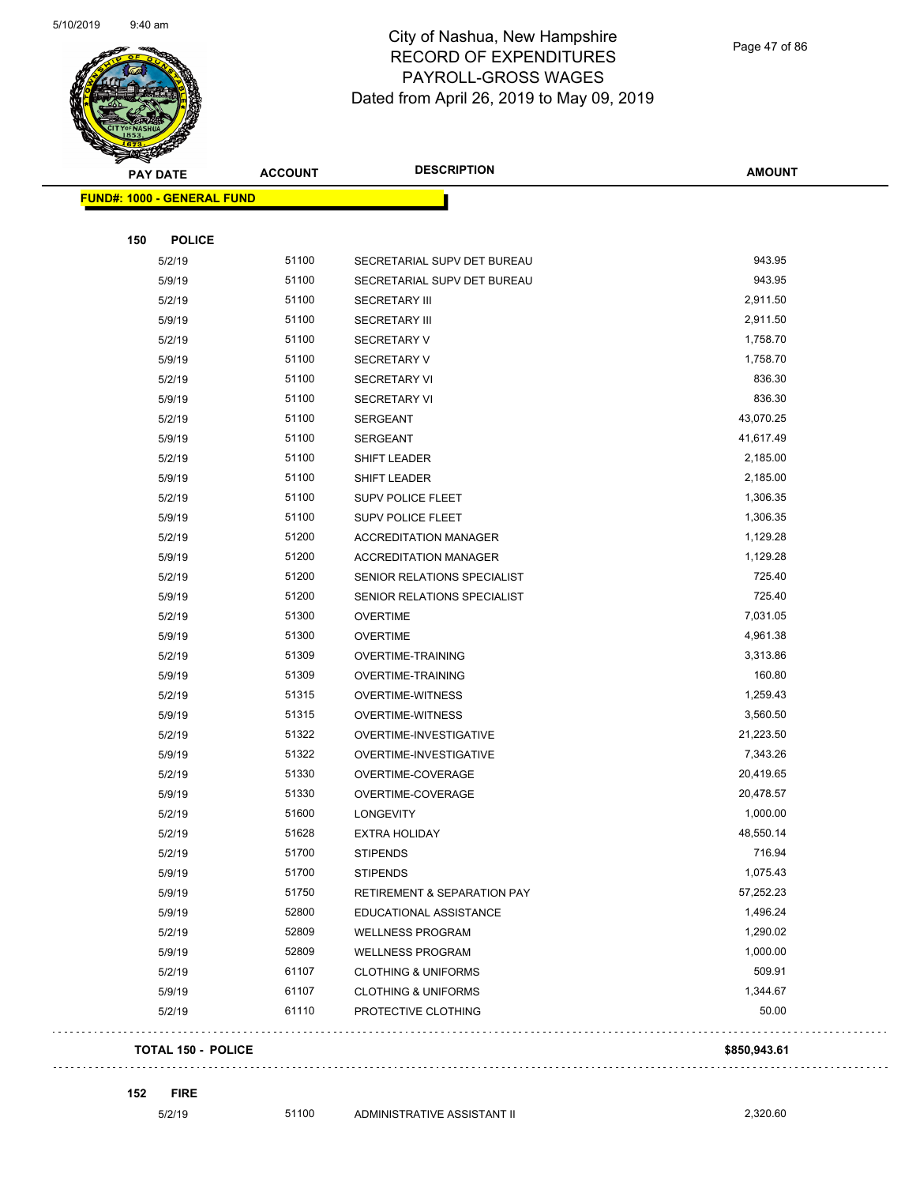# City of Nashua, New Hampshire
## RECORD OF EXPENDITURES
## PAYROLL-GROSS WAGES
## Dated from April 26, 2019 to May 09, 2019

| PAY DATE | ACCOUNT | DESCRIPTION | AMOUNT |
|---|---|---|---|
| **FUND#: 1000 - GENERAL FUND** | | | |
| **150 POLICE** | | | |
| 5/2/19 | 51100 | SECRETARIAL SUPV DET BUREAU | 943.95 |
| 5/9/19 | 51100 | SECRETARIAL SUPV DET BUREAU | 943.95 |
| 5/2/19 | 51100 | SECRETARY III | 2,911.50 |
| 5/9/19 | 51100 | SECRETARY III | 2,911.50 |
| 5/2/19 | 51100 | SECRETARY V | 1,758.70 |
| 5/9/19 | 51100 | SECRETARY V | 1,758.70 |
| 5/2/19 | 51100 | SECRETARY VI | 836.30 |
| 5/9/19 | 51100 | SECRETARY VI | 836.30 |
| 5/2/19 | 51100 | SERGEANT | 43,070.25 |
| 5/9/19 | 51100 | SERGEANT | 41,617.49 |
| 5/2/19 | 51100 | SHIFT LEADER | 2,185.00 |
| 5/9/19 | 51100 | SHIFT LEADER | 2,185.00 |
| 5/2/19 | 51100 | SUPV POLICE FLEET | 1,306.35 |
| 5/9/19 | 51100 | SUPV POLICE FLEET | 1,306.35 |
| 5/2/19 | 51200 | ACCREDITATION MANAGER | 1,129.28 |
| 5/9/19 | 51200 | ACCREDITATION MANAGER | 1,129.28 |
| 5/2/19 | 51200 | SENIOR RELATIONS SPECIALIST | 725.40 |
| 5/9/19 | 51200 | SENIOR RELATIONS SPECIALIST | 725.40 |
| 5/2/19 | 51300 | OVERTIME | 7,031.05 |
| 5/9/19 | 51300 | OVERTIME | 4,961.38 |
| 5/2/19 | 51309 | OVERTIME-TRAINING | 3,313.86 |
| 5/9/19 | 51309 | OVERTIME-TRAINING | 160.80 |
| 5/2/19 | 51315 | OVERTIME-WITNESS | 1,259.43 |
| 5/9/19 | 51315 | OVERTIME-WITNESS | 3,560.50 |
| 5/2/19 | 51322 | OVERTIME-INVESTIGATIVE | 21,223.50 |
| 5/9/19 | 51322 | OVERTIME-INVESTIGATIVE | 7,343.26 |
| 5/2/19 | 51330 | OVERTIME-COVERAGE | 20,419.65 |
| 5/9/19 | 51330 | OVERTIME-COVERAGE | 20,478.57 |
| 5/2/19 | 51600 | LONGEVITY | 1,000.00 |
| 5/2/19 | 51628 | EXTRA HOLIDAY | 48,550.14 |
| 5/2/19 | 51700 | STIPENDS | 716.94 |
| 5/9/19 | 51700 | STIPENDS | 1,075.43 |
| 5/9/19 | 51750 | RETIREMENT & SEPARATION PAY | 57,252.23 |
| 5/9/19 | 52800 | EDUCATIONAL ASSISTANCE | 1,496.24 |
| 5/2/19 | 52809 | WELLNESS PROGRAM | 1,290.02 |
| 5/9/19 | 52809 | WELLNESS PROGRAM | 1,000.00 |
| 5/2/19 | 61107 | CLOTHING & UNIFORMS | 509.91 |
| 5/9/19 | 61107 | CLOTHING & UNIFORMS | 1,344.67 |
| 5/2/19 | 61110 | PROTECTIVE CLOTHING | 50.00 |
| **TOTAL 150 - POLICE** | | | **$850,943.61** |
| **152 FIRE** | | | |
| 5/2/19 | 51100 | ADMINISTRATIVE ASSISTANT II | 2,320.60 |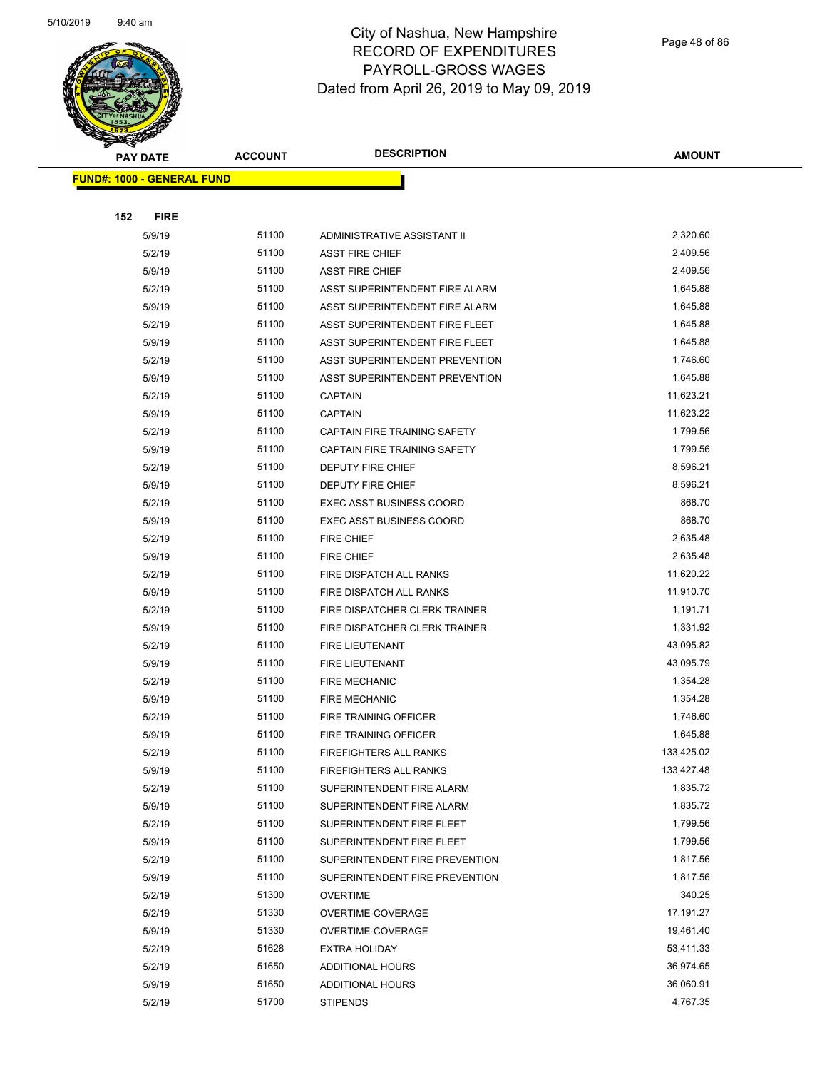# City of Nashua, New Hampshire
## RECORD OF EXPENDITURES
## PAYROLL-GROSS WAGES
## Dated from April 26, 2019 to May 09, 2019

| PAY DATE | ACCOUNT | DESCRIPTION | AMOUNT |
|---|---|---|---|
| **FUND#: 1000 - GENERAL FUND** | | | |
| **152 FIRE** | | | |
| 5/9/19 | 51100 | ADMINISTRATIVE ASSISTANT II | 2,320.60 |
| 5/2/19 | 51100 | ASST FIRE CHIEF | 2,409.56 |
| 5/9/19 | 51100 | ASST FIRE CHIEF | 2,409.56 |
| 5/2/19 | 51100 | ASST SUPERINTENDENT FIRE ALARM | 1,645.88 |
| 5/9/19 | 51100 | ASST SUPERINTENDENT FIRE ALARM | 1,645.88 |
| 5/2/19 | 51100 | ASST SUPERINTENDENT FIRE FLEET | 1,645.88 |
| 5/9/19 | 51100 | ASST SUPERINTENDENT FIRE FLEET | 1,645.88 |
| 5/2/19 | 51100 | ASST SUPERINTENDENT PREVENTION | 1,746.60 |
| 5/9/19 | 51100 | ASST SUPERINTENDENT PREVENTION | 1,645.88 |
| 5/2/19 | 51100 | CAPTAIN | 11,623.21 |
| 5/9/19 | 51100 | CAPTAIN | 11,623.22 |
| 5/2/19 | 51100 | CAPTAIN FIRE TRAINING SAFETY | 1,799.56 |
| 5/9/19 | 51100 | CAPTAIN FIRE TRAINING SAFETY | 1,799.56 |
| 5/2/19 | 51100 | DEPUTY FIRE CHIEF | 8,596.21 |
| 5/9/19 | 51100 | DEPUTY FIRE CHIEF | 8,596.21 |
| 5/2/19 | 51100 | EXEC ASST BUSINESS COORD | 868.70 |
| 5/9/19 | 51100 | EXEC ASST BUSINESS COORD | 868.70 |
| 5/2/19 | 51100 | FIRE CHIEF | 2,635.48 |
| 5/9/19 | 51100 | FIRE CHIEF | 2,635.48 |
| 5/2/19 | 51100 | FIRE DISPATCH ALL RANKS | 11,620.22 |
| 5/9/19 | 51100 | FIRE DISPATCH ALL RANKS | 11,910.70 |
| 5/2/19 | 51100 | FIRE DISPATCHER CLERK TRAINER | 1,191.71 |
| 5/9/19 | 51100 | FIRE DISPATCHER CLERK TRAINER | 1,331.92 |
| 5/2/19 | 51100 | FIRE LIEUTENANT | 43,095.82 |
| 5/9/19 | 51100 | FIRE LIEUTENANT | 43,095.79 |
| 5/2/19 | 51100 | FIRE MECHANIC | 1,354.28 |
| 5/9/19 | 51100 | FIRE MECHANIC | 1,354.28 |
| 5/2/19 | 51100 | FIRE TRAINING OFFICER | 1,746.60 |
| 5/9/19 | 51100 | FIRE TRAINING OFFICER | 1,645.88 |
| 5/2/19 | 51100 | FIREFIGHTERS ALL RANKS | 133,425.02 |
| 5/9/19 | 51100 | FIREFIGHTERS ALL RANKS | 133,427.48 |
| 5/2/19 | 51100 | SUPERINTENDENT FIRE ALARM | 1,835.72 |
| 5/9/19 | 51100 | SUPERINTENDENT FIRE ALARM | 1,835.72 |
| 5/2/19 | 51100 | SUPERINTENDENT FIRE FLEET | 1,799.56 |
| 5/9/19 | 51100 | SUPERINTENDENT FIRE FLEET | 1,799.56 |
| 5/2/19 | 51100 | SUPERINTENDENT FIRE PREVENTION | 1,817.56 |
| 5/9/19 | 51100 | SUPERINTENDENT FIRE PREVENTION | 1,817.56 |
| 5/2/19 | 51300 | OVERTIME | 340.25 |
| 5/2/19 | 51330 | OVERTIME-COVERAGE | 17,191.27 |
| 5/9/19 | 51330 | OVERTIME-COVERAGE | 19,461.40 |
| 5/2/19 | 51628 | EXTRA HOLIDAY | 53,411.33 |
| 5/2/19 | 51650 | ADDITIONAL HOURS | 36,974.65 |
| 5/9/19 | 51650 | ADDITIONAL HOURS | 36,060.91 |
| 5/2/19 | 51700 | STIPENDS | 4,767.35 |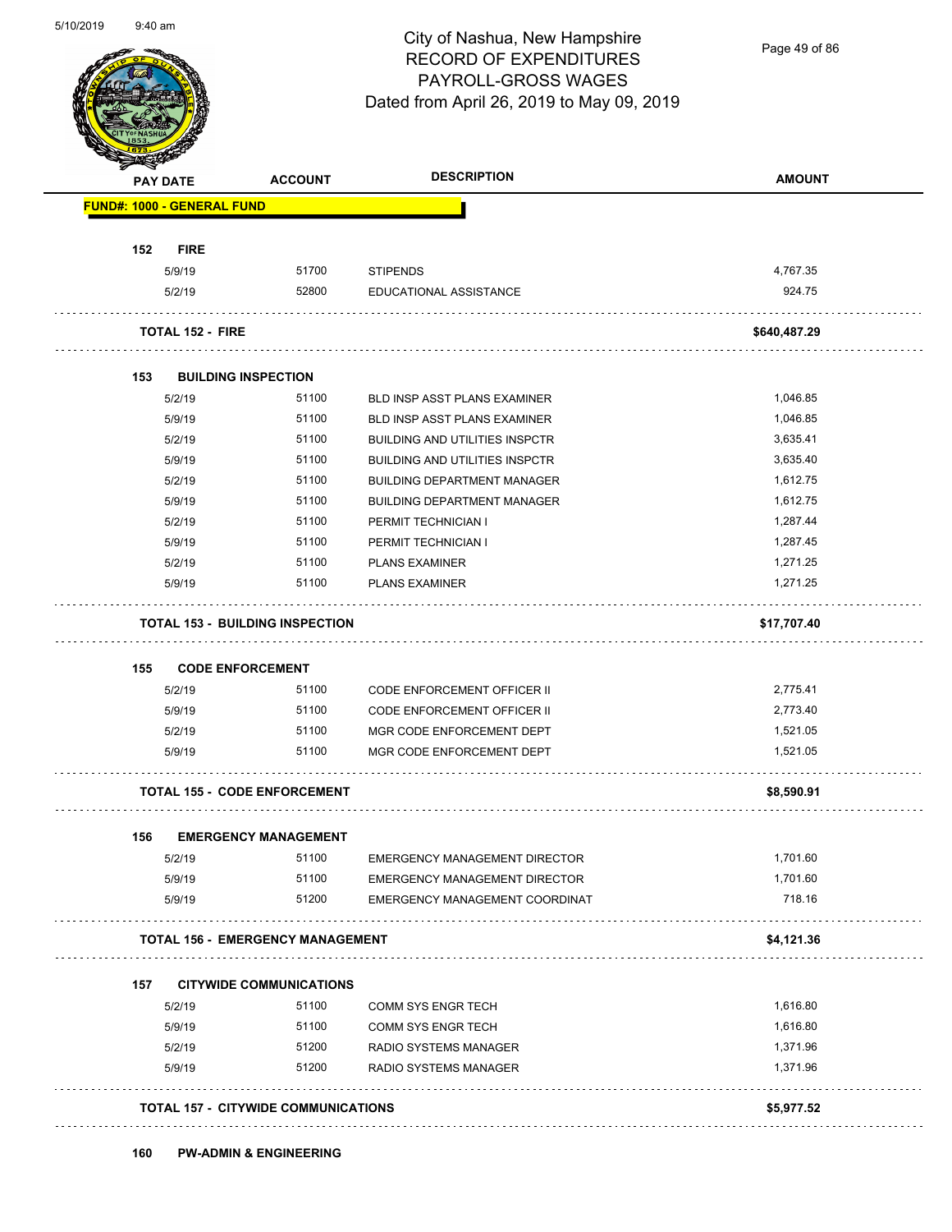# City of Nashua, New Hampshire
## RECORD OF EXPENDITURES
## PAYROLL-GROSS WAGES
### Dated from April 26, 2019 to May 09, 2019

| PAY DATE | ACCOUNT | DESCRIPTION | AMOUNT |
|---|---|---|---|
| **FUND#: 1000 - GENERAL FUND** | | | |
| **152 FIRE** | | | |
| 5/9/19 | 51700 | STIPENDS | 4,767.35 |
| 5/2/19 | 52800 | EDUCATIONAL ASSISTANCE | 924.75 |
| **TOTAL 152 - FIRE** | | | **$640,487.29** |
| **153 BUILDING INSPECTION** | | | |
| 5/2/19 | 51100 | BLD INSP ASST PLANS EXAMINER | 1,046.85 |
| 5/9/19 | 51100 | BLD INSP ASST PLANS EXAMINER | 1,046.85 |
| 5/2/19 | 51100 | BUILDING AND UTILITIES INSPCTR | 3,635.41 |
| 5/9/19 | 51100 | BUILDING AND UTILITIES INSPCTR | 3,635.40 |
| 5/2/19 | 51100 | BUILDING DEPARTMENT MANAGER | 1,612.75 |
| 5/9/19 | 51100 | BUILDING DEPARTMENT MANAGER | 1,612.75 |
| 5/2/19 | 51100 | PERMIT TECHNICIAN I | 1,287.44 |
| 5/9/19 | 51100 | PERMIT TECHNICIAN I | 1,287.45 |
| 5/2/19 | 51100 | PLANS EXAMINER | 1,271.25 |
| 5/9/19 | 51100 | PLANS EXAMINER | 1,271.25 |
| **TOTAL 153 - BUILDING INSPECTION** | | | **$17,707.40** |
| **155 CODE ENFORCEMENT** | | | |
| 5/2/19 | 51100 | CODE ENFORCEMENT OFFICER II | 2,775.41 |
| 5/9/19 | 51100 | CODE ENFORCEMENT OFFICER II | 2,773.40 |
| 5/2/19 | 51100 | MGR CODE ENFORCEMENT DEPT | 1,521.05 |
| 5/9/19 | 51100 | MGR CODE ENFORCEMENT DEPT | 1,521.05 |
| **TOTAL 155 - CODE ENFORCEMENT** | | | **$8,590.91** |
| **156 EMERGENCY MANAGEMENT** | | | |
| 5/2/19 | 51100 | EMERGENCY MANAGEMENT DIRECTOR | 1,701.60 |
| 5/9/19 | 51100 | EMERGENCY MANAGEMENT DIRECTOR | 1,701.60 |
| 5/9/19 | 51200 | EMERGENCY MANAGEMENT COORDINAT | 718.16 |
| **TOTAL 156 - EMERGENCY MANAGEMENT** | | | **$4,121.36** |
| **157 CITYWIDE COMMUNICATIONS** | | | |
| 5/2/19 | 51100 | COMM SYS ENGR TECH | 1,616.80 |
| 5/9/19 | 51100 | COMM SYS ENGR TECH | 1,616.80 |
| 5/2/19 | 51200 | RADIO SYSTEMS MANAGER | 1,371.96 |
| 5/9/19 | 51200 | RADIO SYSTEMS MANAGER | 1,371.96 |
| **TOTAL 157 - CITYWIDE COMMUNICATIONS** | | | **$5,977.52** |
| **160 PW-ADMIN & ENGINEERING** | | | |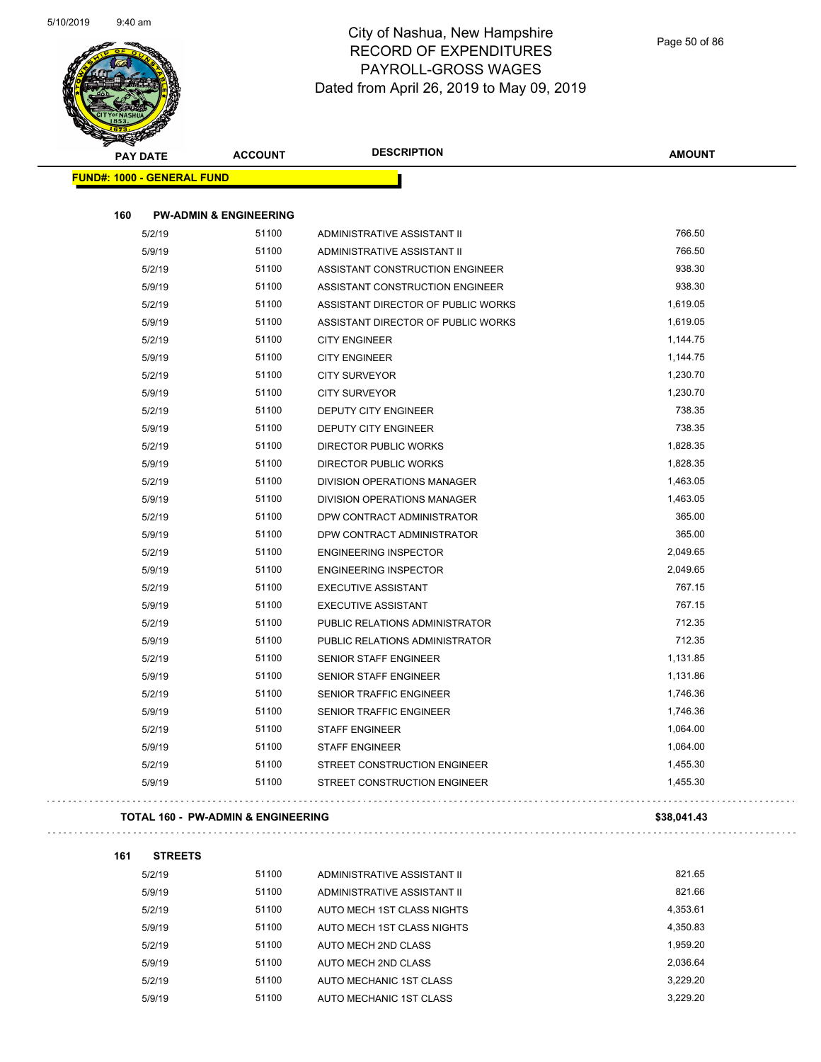# City of Nashua, New Hampshire
## RECORD OF EXPENDITURES
## PAYROLL-GROSS WAGES
## Dated from April 26, 2019 to May 09, 2019

**FUND#: 1000 - GENERAL FUND**

**160 PW-ADMIN & ENGINEERING**

| PAY DATE | ACCOUNT | DESCRIPTION | AMOUNT |
|---|---|---|---|
| 5/2/19 | 51100 | ADMINISTRATIVE ASSISTANT II | 766.50 |
| 5/9/19 | 51100 | ADMINISTRATIVE ASSISTANT II | 766.50 |
| 5/2/19 | 51100 | ASSISTANT CONSTRUCTION ENGINEER | 938.30 |
| 5/9/19 | 51100 | ASSISTANT CONSTRUCTION ENGINEER | 938.30 |
| 5/2/19 | 51100 | ASSISTANT DIRECTOR OF PUBLIC WORKS | 1,619.05 |
| 5/9/19 | 51100 | ASSISTANT DIRECTOR OF PUBLIC WORKS | 1,619.05 |
| 5/2/19 | 51100 | CITY ENGINEER | 1,144.75 |
| 5/9/19 | 51100 | CITY ENGINEER | 1,144.75 |
| 5/2/19 | 51100 | CITY SURVEYOR | 1,230.70 |
| 5/9/19 | 51100 | CITY SURVEYOR | 1,230.70 |
| 5/2/19 | 51100 | DEPUTY CITY ENGINEER | 738.35 |
| 5/9/19 | 51100 | DEPUTY CITY ENGINEER | 738.35 |
| 5/2/19 | 51100 | DIRECTOR PUBLIC WORKS | 1,828.35 |
| 5/9/19 | 51100 | DIRECTOR PUBLIC WORKS | 1,828.35 |
| 5/2/19 | 51100 | DIVISION OPERATIONS MANAGER | 1,463.05 |
| 5/9/19 | 51100 | DIVISION OPERATIONS MANAGER | 1,463.05 |
| 5/2/19 | 51100 | DPW CONTRACT ADMINISTRATOR | 365.00 |
| 5/9/19 | 51100 | DPW CONTRACT ADMINISTRATOR | 365.00 |
| 5/2/19 | 51100 | ENGINEERING INSPECTOR | 2,049.65 |
| 5/9/19 | 51100 | ENGINEERING INSPECTOR | 2,049.65 |
| 5/2/19 | 51100 | EXECUTIVE ASSISTANT | 767.15 |
| 5/9/19 | 51100 | EXECUTIVE ASSISTANT | 767.15 |
| 5/2/19 | 51100 | PUBLIC RELATIONS ADMINISTRATOR | 712.35 |
| 5/9/19 | 51100 | PUBLIC RELATIONS ADMINISTRATOR | 712.35 |
| 5/2/19 | 51100 | SENIOR STAFF ENGINEER | 1,131.85 |
| 5/9/19 | 51100 | SENIOR STAFF ENGINEER | 1,131.86 |
| 5/2/19 | 51100 | SENIOR TRAFFIC ENGINEER | 1,746.36 |
| 5/9/19 | 51100 | SENIOR TRAFFIC ENGINEER | 1,746.36 |
| 5/2/19 | 51100 | STAFF ENGINEER | 1,064.00 |
| 5/9/19 | 51100 | STAFF ENGINEER | 1,064.00 |
| 5/2/19 | 51100 | STREET CONSTRUCTION ENGINEER | 1,455.30 |
| 5/9/19 | 51100 | STREET CONSTRUCTION ENGINEER | 1,455.30 |

**TOTAL 160 - PW-ADMIN & ENGINEERING** **$38,041.43**

**161 STREETS**

| PAY DATE | ACCOUNT | DESCRIPTION | AMOUNT |
|---|---|---|---|
| 5/2/19 | 51100 | ADMINISTRATIVE ASSISTANT II | 821.65 |
| 5/9/19 | 51100 | ADMINISTRATIVE ASSISTANT II | 821.66 |
| 5/2/19 | 51100 | AUTO MECH 1ST CLASS NIGHTS | 4,353.61 |
| 5/9/19 | 51100 | AUTO MECH 1ST CLASS NIGHTS | 4,350.83 |
| 5/2/19 | 51100 | AUTO MECH 2ND CLASS | 1,959.20 |
| 5/9/19 | 51100 | AUTO MECH 2ND CLASS | 2,036.64 |
| 5/2/19 | 51100 | AUTO MECHANIC 1ST CLASS | 3,229.20 |
| 5/9/19 | 51100 | AUTO MECHANIC 1ST CLASS | 3,229.20 |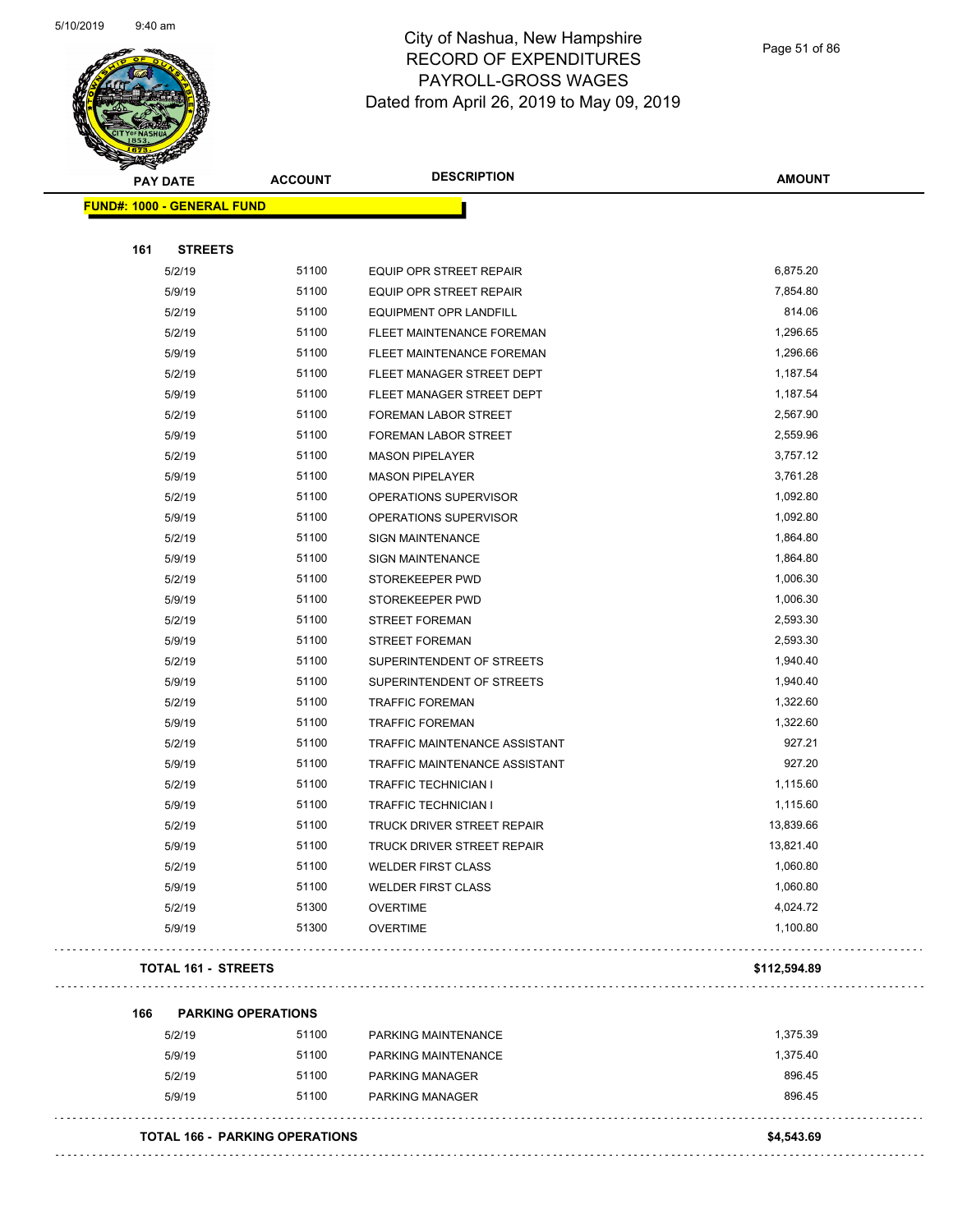# City of Nashua, New Hampshire
## RECORD OF EXPENDITURES
## PAYROLL-GROSS WAGES
### Dated from April 26, 2019 to May 09, 2019

| PAY DATE | ACCOUNT | DESCRIPTION | AMOUNT |
|---|---|---|---|
| **FUND#: 1000 - GENERAL FUND** | | | |
| **161 STREETS** | | | |
| 5/2/19 | 51100 | EQUIP OPR STREET REPAIR | 6,875.20 |
| 5/9/19 | 51100 | EQUIP OPR STREET REPAIR | 7,854.80 |
| 5/2/19 | 51100 | EQUIPMENT OPR LANDFILL | 814.06 |
| 5/2/19 | 51100 | FLEET MAINTENANCE FOREMAN | 1,296.65 |
| 5/9/19 | 51100 | FLEET MAINTENANCE FOREMAN | 1,296.66 |
| 5/2/19 | 51100 | FLEET MANAGER STREET DEPT | 1,187.54 |
| 5/9/19 | 51100 | FLEET MANAGER STREET DEPT | 1,187.54 |
| 5/2/19 | 51100 | FOREMAN LABOR STREET | 2,567.90 |
| 5/9/19 | 51100 | FOREMAN LABOR STREET | 2,559.96 |
| 5/2/19 | 51100 | MASON PIPELAYER | 3,757.12 |
| 5/9/19 | 51100 | MASON PIPELAYER | 3,761.28 |
| 5/2/19 | 51100 | OPERATIONS SUPERVISOR | 1,092.80 |
| 5/9/19 | 51100 | OPERATIONS SUPERVISOR | 1,092.80 |
| 5/2/19 | 51100 | SIGN MAINTENANCE | 1,864.80 |
| 5/9/19 | 51100 | SIGN MAINTENANCE | 1,864.80 |
| 5/2/19 | 51100 | STOREKEEPER PWD | 1,006.30 |
| 5/9/19 | 51100 | STOREKEEPER PWD | 1,006.30 |
| 5/2/19 | 51100 | STREET FOREMAN | 2,593.30 |
| 5/9/19 | 51100 | STREET FOREMAN | 2,593.30 |
| 5/2/19 | 51100 | SUPERINTENDENT OF STREETS | 1,940.40 |
| 5/9/19 | 51100 | SUPERINTENDENT OF STREETS | 1,940.40 |
| 5/2/19 | 51100 | TRAFFIC FOREMAN | 1,322.60 |
| 5/9/19 | 51100 | TRAFFIC FOREMAN | 1,322.60 |
| 5/2/19 | 51100 | TRAFFIC MAINTENANCE ASSISTANT | 927.21 |
| 5/9/19 | 51100 | TRAFFIC MAINTENANCE ASSISTANT | 927.20 |
| 5/2/19 | 51100 | TRAFFIC TECHNICIAN I | 1,115.60 |
| 5/9/19 | 51100 | TRAFFIC TECHNICIAN I | 1,115.60 |
| 5/2/19 | 51100 | TRUCK DRIVER STREET REPAIR | 13,839.66 |
| 5/9/19 | 51100 | TRUCK DRIVER STREET REPAIR | 13,821.40 |
| 5/2/19 | 51100 | WELDER FIRST CLASS | 1,060.80 |
| 5/9/19 | 51100 | WELDER FIRST CLASS | 1,060.80 |
| 5/2/19 | 51300 | OVERTIME | 4,024.72 |
| 5/9/19 | 51300 | OVERTIME | 1,100.80 |
| **TOTAL 161 - STREETS** | | | **$112,594.89** |
| **166 PARKING OPERATIONS** | | | |
| 5/2/19 | 51100 | PARKING MAINTENANCE | 1,375.39 |
| 5/9/19 | 51100 | PARKING MAINTENANCE | 1,375.40 |
| 5/2/19 | 51100 | PARKING MANAGER | 896.45 |
| 5/9/19 | 51100 | PARKING MANAGER | 896.45 |
| **TOTAL 166 - PARKING OPERATIONS** | | | **$4,543.69** |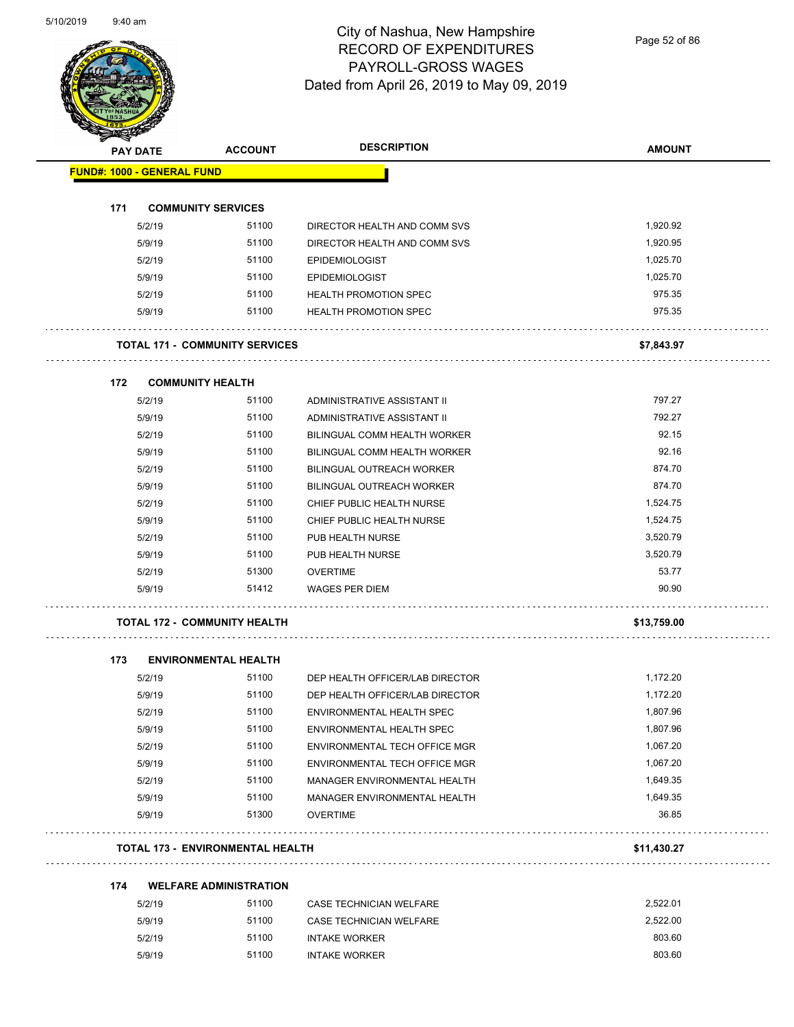# City of Nashua, New Hampshire
## RECORD OF EXPENDITURES
## PAYROLL-GROSS WAGES
## Dated from April 26, 2019 to May 09, 2019

| PAY DATE | ACCOUNT | DESCRIPTION | AMOUNT |
|---|---|---|---|
| **FUND#: 1000 - GENERAL FUND** | | | |
| **171 COMMUNITY SERVICES** | | | |
| 5/2/19 | 51100 | DIRECTOR HEALTH AND COMM SVS | 1,920.92 |
| 5/9/19 | 51100 | DIRECTOR HEALTH AND COMM SVS | 1,920.95 |
| 5/2/19 | 51100 | EPIDEMIOLOGIST | 1,025.70 |
| 5/9/19 | 51100 | EPIDEMIOLOGIST | 1,025.70 |
| 5/2/19 | 51100 | HEALTH PROMOTION SPEC | 975.35 |
| 5/9/19 | 51100 | HEALTH PROMOTION SPEC | 975.35 |
| **TOTAL 171 - COMMUNITY SERVICES** | | | **$7,843.97** |
| **172 COMMUNITY HEALTH** | | | |
| 5/2/19 | 51100 | ADMINISTRATIVE ASSISTANT II | 797.27 |
| 5/9/19 | 51100 | ADMINISTRATIVE ASSISTANT II | 792.27 |
| 5/2/19 | 51100 | BILINGUAL COMM HEALTH WORKER | 92.15 |
| 5/9/19 | 51100 | BILINGUAL COMM HEALTH WORKER | 92.16 |
| 5/2/19 | 51100 | BILINGUAL OUTREACH WORKER | 874.70 |
| 5/9/19 | 51100 | BILINGUAL OUTREACH WORKER | 874.70 |
| 5/2/19 | 51100 | CHIEF PUBLIC HEALTH NURSE | 1,524.75 |
| 5/9/19 | 51100 | CHIEF PUBLIC HEALTH NURSE | 1,524.75 |
| 5/2/19 | 51100 | PUB HEALTH NURSE | 3,520.79 |
| 5/9/19 | 51100 | PUB HEALTH NURSE | 3,520.79 |
| 5/2/19 | 51300 | OVERTIME | 53.77 |
| 5/9/19 | 51412 | WAGES PER DIEM | 90.90 |
| **TOTAL 172 - COMMUNITY HEALTH** | | | **$13,759.00** |
| **173 ENVIRONMENTAL HEALTH** | | | |
| 5/2/19 | 51100 | DEP HEALTH OFFICER/LAB DIRECTOR | 1,172.20 |
| 5/9/19 | 51100 | DEP HEALTH OFFICER/LAB DIRECTOR | 1,172.20 |
| 5/2/19 | 51100 | ENVIRONMENTAL HEALTH SPEC | 1,807.96 |
| 5/9/19 | 51100 | ENVIRONMENTAL HEALTH SPEC | 1,807.96 |
| 5/2/19 | 51100 | ENVIRONMENTAL TECH OFFICE MGR | 1,067.20 |
| 5/9/19 | 51100 | ENVIRONMENTAL TECH OFFICE MGR | 1,067.20 |
| 5/2/19 | 51100 | MANAGER ENVIRONMENTAL HEALTH | 1,649.35 |
| 5/9/19 | 51100 | MANAGER ENVIRONMENTAL HEALTH | 1,649.35 |
| 5/9/19 | 51300 | OVERTIME | 36.85 |
| **TOTAL 173 - ENVIRONMENTAL HEALTH** | | | **$11,430.27** |
| **174 WELFARE ADMINISTRATION** | | | |
| 5/2/19 | 51100 | CASE TECHNICIAN WELFARE | 2,522.01 |
| 5/9/19 | 51100 | CASE TECHNICIAN WELFARE | 2,522.00 |
| 5/2/19 | 51100 | INTAKE WORKER | 803.60 |
| 5/9/19 | 51100 | INTAKE WORKER | 803.60 |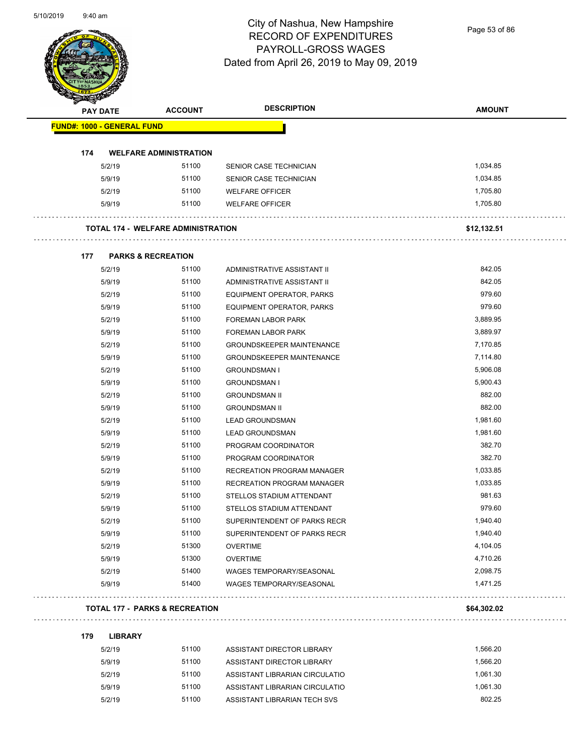# City of Nashua, New Hampshire
## RECORD OF EXPENDITURES
## PAYROLL-GROSS WAGES
### Dated from April 26, 2019 to May 09, 2019

| PAY DATE | ACCOUNT | DESCRIPTION | AMOUNT |
|---|---|---|---|
| **FUND#: 1000 - GENERAL FUND** | | | |
| **174 WELFARE ADMINISTRATION** | | | |
| 5/2/19 | 51100 | SENIOR CASE TECHNICIAN | 1,034.85 |
| 5/9/19 | 51100 | SENIOR CASE TECHNICIAN | 1,034.85 |
| 5/2/19 | 51100 | WELFARE OFFICER | 1,705.80 |
| 5/9/19 | 51100 | WELFARE OFFICER | 1,705.80 |
| **TOTAL 174 - WELFARE ADMINISTRATION** | | | **$12,132.51** |
| **177 PARKS & RECREATION** | | | |
| 5/2/19 | 51100 | ADMINISTRATIVE ASSISTANT II | 842.05 |
| 5/9/19 | 51100 | ADMINISTRATIVE ASSISTANT II | 842.05 |
| 5/2/19 | 51100 | EQUIPMENT OPERATOR, PARKS | 979.60 |
| 5/9/19 | 51100 | EQUIPMENT OPERATOR, PARKS | 979.60 |
| 5/2/19 | 51100 | FOREMAN LABOR PARK | 3,889.95 |
| 5/9/19 | 51100 | FOREMAN LABOR PARK | 3,889.97 |
| 5/2/19 | 51100 | GROUNDSKEEPER MAINTENANCE | 7,170.85 |
| 5/9/19 | 51100 | GROUNDSKEEPER MAINTENANCE | 7,114.80 |
| 5/2/19 | 51100 | GROUNDSMAN I | 5,906.08 |
| 5/9/19 | 51100 | GROUNDSMAN I | 5,900.43 |
| 5/2/19 | 51100 | GROUNDSMAN II | 882.00 |
| 5/9/19 | 51100 | GROUNDSMAN II | 882.00 |
| 5/2/19 | 51100 | LEAD GROUNDSMAN | 1,981.60 |
| 5/9/19 | 51100 | LEAD GROUNDSMAN | 1,981.60 |
| 5/2/19 | 51100 | PROGRAM COORDINATOR | 382.70 |
| 5/9/19 | 51100 | PROGRAM COORDINATOR | 382.70 |
| 5/2/19 | 51100 | RECREATION PROGRAM MANAGER | 1,033.85 |
| 5/9/19 | 51100 | RECREATION PROGRAM MANAGER | 1,033.85 |
| 5/2/19 | 51100 | STELLOS STADIUM ATTENDANT | 981.63 |
| 5/9/19 | 51100 | STELLOS STADIUM ATTENDANT | 979.60 |
| 5/2/19 | 51100 | SUPERINTENDENT OF PARKS RECR | 1,940.40 |
| 5/9/19 | 51100 | SUPERINTENDENT OF PARKS RECR | 1,940.40 |
| 5/2/19 | 51300 | OVERTIME | 4,104.05 |
| 5/9/19 | 51300 | OVERTIME | 4,710.26 |
| 5/2/19 | 51400 | WAGES TEMPORARY/SEASONAL | 2,098.75 |
| 5/9/19 | 51400 | WAGES TEMPORARY/SEASONAL | 1,471.25 |
| **TOTAL 177 - PARKS & RECREATION** | | | **$64,302.02** |
| **179 LIBRARY** | | | |
| 5/2/19 | 51100 | ASSISTANT DIRECTOR LIBRARY | 1,566.20 |
| 5/9/19 | 51100 | ASSISTANT DIRECTOR LIBRARY | 1,566.20 |
| 5/2/19 | 51100 | ASSISTANT LIBRARIAN CIRCULATIO | 1,061.30 |
| 5/9/19 | 51100 | ASSISTANT LIBRARIAN CIRCULATIO | 1,061.30 |
| 5/2/19 | 51100 | ASSISTANT LIBRARIAN TECH SVS | 802.25 |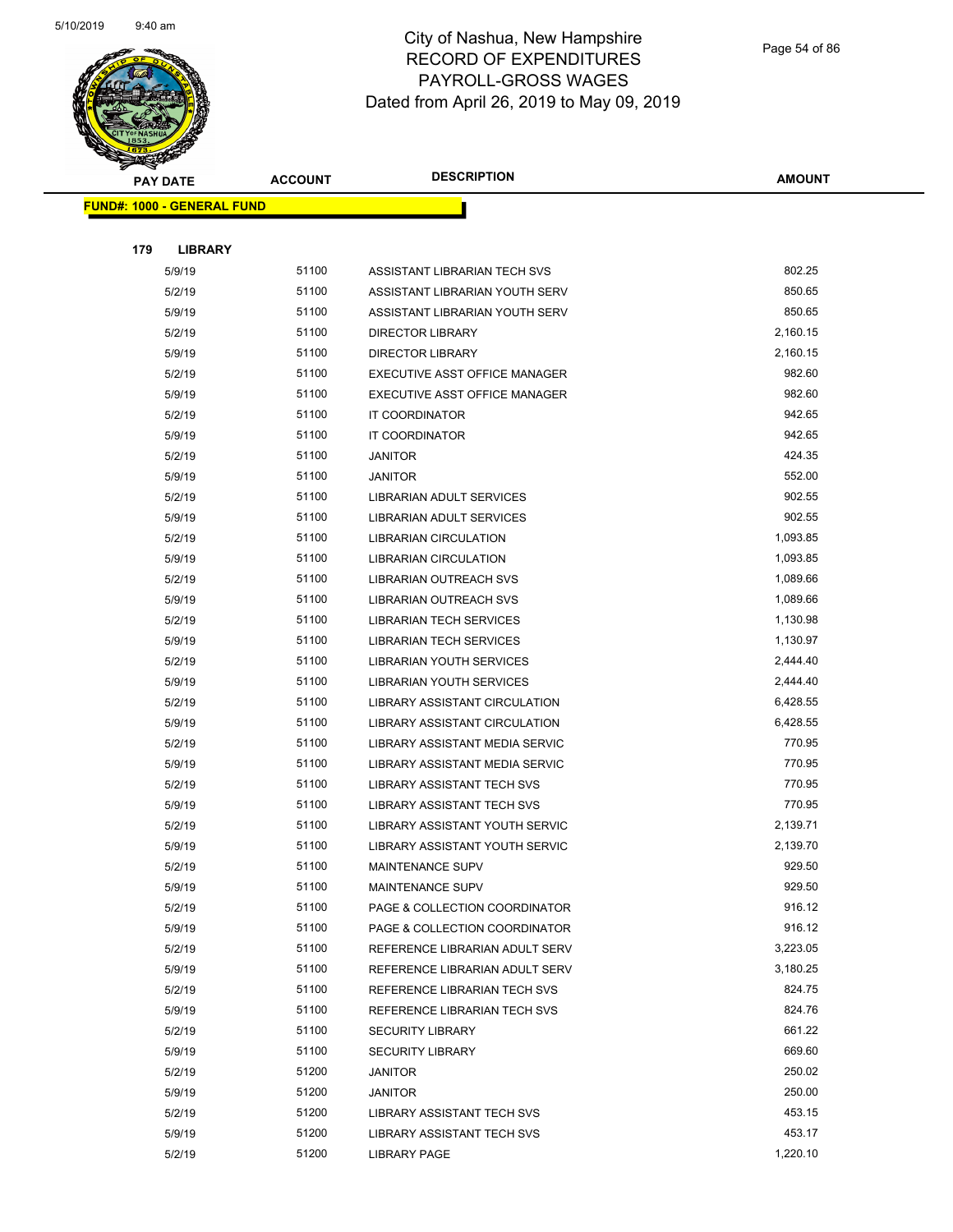# City of Nashua, New Hampshire
## RECORD OF EXPENDITURES
## PAYROLL-GROSS WAGES
### Dated from April 26, 2019 to May 09, 2019

| PAY DATE | ACCOUNT | DESCRIPTION | AMOUNT |
|---|---|---|---|
| **FUND#: 1000 - GENERAL FUND** | | | |
| **179 LIBRARY** | | | |
| 5/9/19 | 51100 | ASSISTANT LIBRARIAN TECH SVS | 802.25 |
| 5/2/19 | 51100 | ASSISTANT LIBRARIAN YOUTH SERV | 850.65 |
| 5/9/19 | 51100 | ASSISTANT LIBRARIAN YOUTH SERV | 850.65 |
| 5/2/19 | 51100 | DIRECTOR LIBRARY | 2,160.15 |
| 5/9/19 | 51100 | DIRECTOR LIBRARY | 2,160.15 |
| 5/2/19 | 51100 | EXECUTIVE ASST OFFICE MANAGER | 982.60 |
| 5/9/19 | 51100 | EXECUTIVE ASST OFFICE MANAGER | 982.60 |
| 5/2/19 | 51100 | IT COORDINATOR | 942.65 |
| 5/9/19 | 51100 | IT COORDINATOR | 942.65 |
| 5/2/19 | 51100 | JANITOR | 424.35 |
| 5/9/19 | 51100 | JANITOR | 552.00 |
| 5/2/19 | 51100 | LIBRARIAN ADULT SERVICES | 902.55 |
| 5/9/19 | 51100 | LIBRARIAN ADULT SERVICES | 902.55 |
| 5/2/19 | 51100 | LIBRARIAN CIRCULATION | 1,093.85 |
| 5/9/19 | 51100 | LIBRARIAN CIRCULATION | 1,093.85 |
| 5/2/19 | 51100 | LIBRARIAN OUTREACH SVS | 1,089.66 |
| 5/9/19 | 51100 | LIBRARIAN OUTREACH SVS | 1,089.66 |
| 5/2/19 | 51100 | LIBRARIAN TECH SERVICES | 1,130.98 |
| 5/9/19 | 51100 | LIBRARIAN TECH SERVICES | 1,130.97 |
| 5/2/19 | 51100 | LIBRARIAN YOUTH SERVICES | 2,444.40 |
| 5/9/19 | 51100 | LIBRARIAN YOUTH SERVICES | 2,444.40 |
| 5/2/19 | 51100 | LIBRARY ASSISTANT CIRCULATION | 6,428.55 |
| 5/9/19 | 51100 | LIBRARY ASSISTANT CIRCULATION | 6,428.55 |
| 5/2/19 | 51100 | LIBRARY ASSISTANT MEDIA SERVIC | 770.95 |
| 5/9/19 | 51100 | LIBRARY ASSISTANT MEDIA SERVIC | 770.95 |
| 5/2/19 | 51100 | LIBRARY ASSISTANT TECH SVS | 770.95 |
| 5/9/19 | 51100 | LIBRARY ASSISTANT TECH SVS | 770.95 |
| 5/2/19 | 51100 | LIBRARY ASSISTANT YOUTH SERVIC | 2,139.71 |
| 5/9/19 | 51100 | LIBRARY ASSISTANT YOUTH SERVIC | 2,139.70 |
| 5/2/19 | 51100 | MAINTENANCE SUPV | 929.50 |
| 5/9/19 | 51100 | MAINTENANCE SUPV | 929.50 |
| 5/2/19 | 51100 | PAGE & COLLECTION COORDINATOR | 916.12 |
| 5/9/19 | 51100 | PAGE & COLLECTION COORDINATOR | 916.12 |
| 5/2/19 | 51100 | REFERENCE LIBRARIAN ADULT SERV | 3,223.05 |
| 5/9/19 | 51100 | REFERENCE LIBRARIAN ADULT SERV | 3,180.25 |
| 5/2/19 | 51100 | REFERENCE LIBRARIAN TECH SVS | 824.75 |
| 5/9/19 | 51100 | REFERENCE LIBRARIAN TECH SVS | 824.76 |
| 5/2/19 | 51100 | SECURITY LIBRARY | 661.22 |
| 5/9/19 | 51100 | SECURITY LIBRARY | 669.60 |
| 5/2/19 | 51200 | JANITOR | 250.02 |
| 5/9/19 | 51200 | JANITOR | 250.00 |
| 5/2/19 | 51200 | LIBRARY ASSISTANT TECH SVS | 453.15 |
| 5/9/19 | 51200 | LIBRARY ASSISTANT TECH SVS | 453.17 |
| 5/2/19 | 51200 | LIBRARY PAGE | 1,220.10 |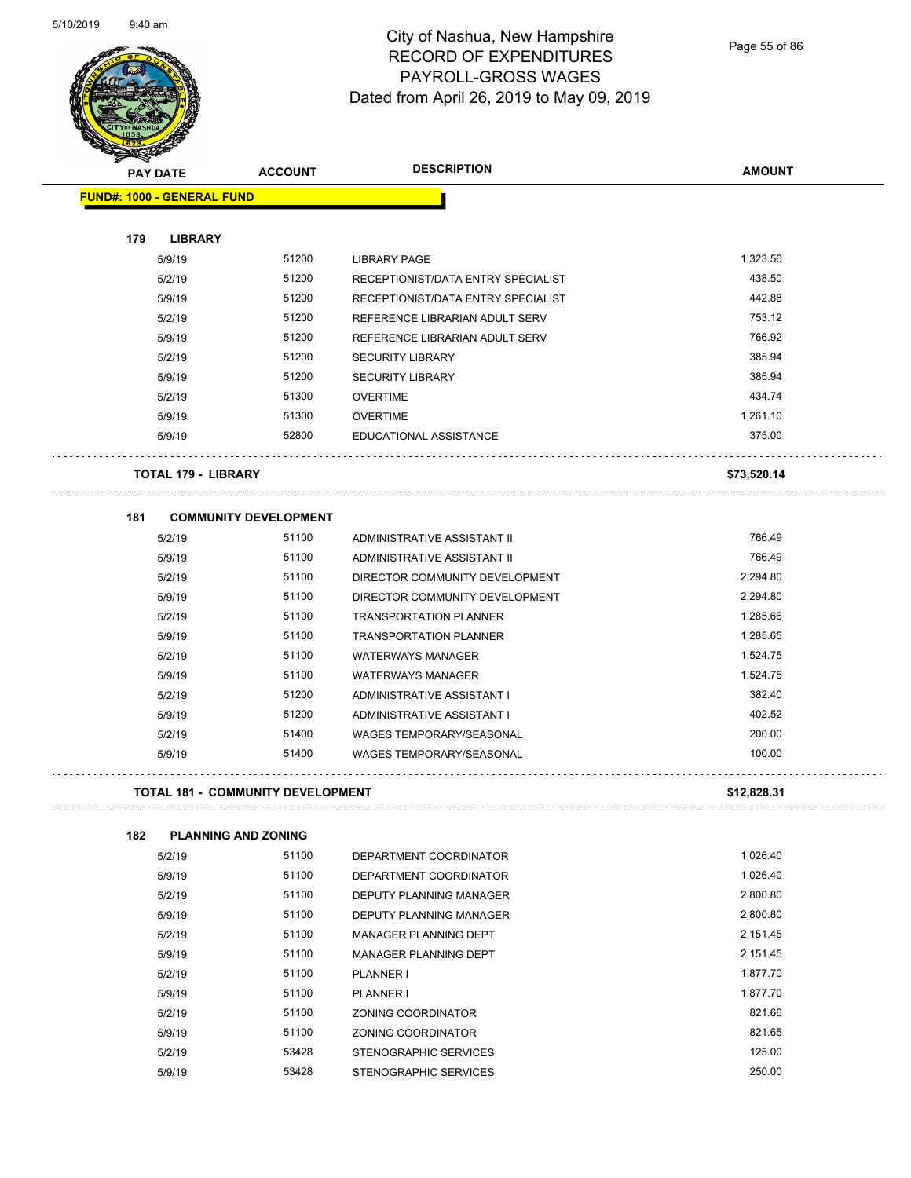# City of Nashua, New Hampshire
## RECORD OF EXPENDITURES
## PAYROLL-GROSS WAGES
### Dated from April 26, 2019 to May 09, 2019

| PAY DATE | ACCOUNT | DESCRIPTION | AMOUNT |
|---|---|---|---|
| **FUND#: 1000 - GENERAL FUND** | | | |
| **179 LIBRARY** | | | |
| 5/9/19 | 51200 | LIBRARY PAGE | 1,323.56 |
| 5/2/19 | 51200 | RECEPTIONIST/DATA ENTRY SPECIALIST | 438.50 |
| 5/9/19 | 51200 | RECEPTIONIST/DATA ENTRY SPECIALIST | 442.88 |
| 5/2/19 | 51200 | REFERENCE LIBRARIAN ADULT SERV | 753.12 |
| 5/9/19 | 51200 | REFERENCE LIBRARIAN ADULT SERV | 766.92 |
| 5/2/19 | 51200 | SECURITY LIBRARY | 385.94 |
| 5/9/19 | 51200 | SECURITY LIBRARY | 385.94 |
| 5/2/19 | 51300 | OVERTIME | 434.74 |
| 5/9/19 | 51300 | OVERTIME | 1,261.10 |
| 5/9/19 | 52800 | EDUCATIONAL ASSISTANCE | 375.00 |
| **TOTAL 179 - LIBRARY** | | | **$73,520.14** |
| **181 COMMUNITY DEVELOPMENT** | | | |
| 5/2/19 | 51100 | ADMINISTRATIVE ASSISTANT II | 766.49 |
| 5/9/19 | 51100 | ADMINISTRATIVE ASSISTANT II | 766.49 |
| 5/2/19 | 51100 | DIRECTOR COMMUNITY DEVELOPMENT | 2,294.80 |
| 5/9/19 | 51100 | DIRECTOR COMMUNITY DEVELOPMENT | 2,294.80 |
| 5/2/19 | 51100 | TRANSPORTATION PLANNER | 1,285.66 |
| 5/9/19 | 51100 | TRANSPORTATION PLANNER | 1,285.65 |
| 5/2/19 | 51100 | WATERWAYS MANAGER | 1,524.75 |
| 5/9/19 | 51100 | WATERWAYS MANAGER | 1,524.75 |
| 5/2/19 | 51200 | ADMINISTRATIVE ASSISTANT I | 382.40 |
| 5/9/19 | 51200 | ADMINISTRATIVE ASSISTANT I | 402.52 |
| 5/2/19 | 51400 | WAGES TEMPORARY/SEASONAL | 200.00 |
| 5/9/19 | 51400 | WAGES TEMPORARY/SEASONAL | 100.00 |
| **TOTAL 181 - COMMUNITY DEVELOPMENT** | | | **$12,828.31** |
| **182 PLANNING AND ZONING** | | | |
| 5/2/19 | 51100 | DEPARTMENT COORDINATOR | 1,026.40 |
| 5/9/19 | 51100 | DEPARTMENT COORDINATOR | 1,026.40 |
| 5/2/19 | 51100 | DEPUTY PLANNING MANAGER | 2,800.80 |
| 5/9/19 | 51100 | DEPUTY PLANNING MANAGER | 2,800.80 |
| 5/2/19 | 51100 | MANAGER PLANNING DEPT | 2,151.45 |
| 5/9/19 | 51100 | MANAGER PLANNING DEPT | 2,151.45 |
| 5/2/19 | 51100 | PLANNER I | 1,877.70 |
| 5/9/19 | 51100 | PLANNER I | 1,877.70 |
| 5/2/19 | 51100 | ZONING COORDINATOR | 821.66 |
| 5/9/19 | 51100 | ZONING COORDINATOR | 821.65 |
| 5/2/19 | 53428 | STENOGRAPHIC SERVICES | 125.00 |
| 5/9/19 | 53428 | STENOGRAPHIC SERVICES | 250.00 |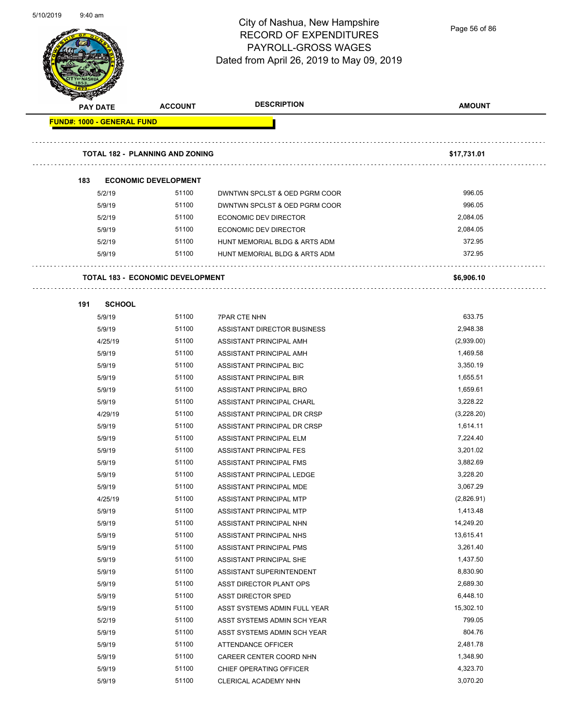City of Nashua, New Hampshire
RECORD OF EXPENDITURES
PAYROLL-GROSS WAGES
Dated from April 26, 2019 to May 09, 2019

| PAY DATE | ACCOUNT | DESCRIPTION | AMOUNT |
|---|---|---|---|
| **FUND#: 1000 - GENERAL FUND** | | | |
| **TOTAL 182 - PLANNING AND ZONING** | | | **$17,731.01** |
| **183 ECONOMIC DEVELOPMENT** | | | |
| 5/2/19 | 51100 | DWNTWN SPCLST & OED PGRM COOR | 996.05 |
| 5/9/19 | 51100 | DWNTWN SPCLST & OED PGRM COOR | 996.05 |
| 5/2/19 | 51100 | ECONOMIC DEV DIRECTOR | 2,084.05 |
| 5/9/19 | 51100 | ECONOMIC DEV DIRECTOR | 2,084.05 |
| 5/2/19 | 51100 | HUNT MEMORIAL BLDG & ARTS ADM | 372.95 |
| 5/9/19 | 51100 | HUNT MEMORIAL BLDG & ARTS ADM | 372.95 |
| **TOTAL 183 - ECONOMIC DEVELOPMENT** | | | **$6,906.10** |
| **191 SCHOOL** | | | |
| 5/9/19 | 51100 | 7PAR CTE NHN | 633.75 |
| 5/9/19 | 51100 | ASSISTANT DIRECTOR BUSINESS | 2,948.38 |
| 4/25/19 | 51100 | ASSISTANT PRINCIPAL AMH | (2,939.00) |
| 5/9/19 | 51100 | ASSISTANT PRINCIPAL AMH | 1,469.58 |
| 5/9/19 | 51100 | ASSISTANT PRINCIPAL BIC | 3,350.19 |
| 5/9/19 | 51100 | ASSISTANT PRINCIPAL BIR | 1,655.51 |
| 5/9/19 | 51100 | ASSISTANT PRINCIPAL BRO | 1,659.61 |
| 5/9/19 | 51100 | ASSISTANT PRINCIPAL CHARL | 3,228.22 |
| 4/29/19 | 51100 | ASSISTANT PRINCIPAL DR CRSP | (3,228.20) |
| 5/9/19 | 51100 | ASSISTANT PRINCIPAL DR CRSP | 1,614.11 |
| 5/9/19 | 51100 | ASSISTANT PRINCIPAL ELM | 7,224.40 |
| 5/9/19 | 51100 | ASSISTANT PRINCIPAL FES | 3,201.02 |
| 5/9/19 | 51100 | ASSISTANT PRINCIPAL FMS | 3,882.69 |
| 5/9/19 | 51100 | ASSISTANT PRINCIPAL LEDGE | 3,228.20 |
| 5/9/19 | 51100 | ASSISTANT PRINCIPAL MDE | 3,067.29 |
| 4/25/19 | 51100 | ASSISTANT PRINCIPAL MTP | (2,826.91) |
| 5/9/19 | 51100 | ASSISTANT PRINCIPAL MTP | 1,413.48 |
| 5/9/19 | 51100 | ASSISTANT PRINCIPAL NHN | 14,249.20 |
| 5/9/19 | 51100 | ASSISTANT PRINCIPAL NHS | 13,615.41 |
| 5/9/19 | 51100 | ASSISTANT PRINCIPAL PMS | 3,261.40 |
| 5/9/19 | 51100 | ASSISTANT PRINCIPAL SHE | 1,437.50 |
| 5/9/19 | 51100 | ASSISTANT SUPERINTENDENT | 8,830.90 |
| 5/9/19 | 51100 | ASST DIRECTOR PLANT OPS | 2,689.30 |
| 5/9/19 | 51100 | ASST DIRECTOR SPED | 6,448.10 |
| 5/9/19 | 51100 | ASST SYSTEMS ADMIN FULL YEAR | 15,302.10 |
| 5/2/19 | 51100 | ASST SYSTEMS ADMIN SCH YEAR | 799.05 |
| 5/9/19 | 51100 | ASST SYSTEMS ADMIN SCH YEAR | 804.76 |
| 5/9/19 | 51100 | ATTENDANCE OFFICER | 2,481.78 |
| 5/9/19 | 51100 | CAREER CENTER COORD NHN | 1,348.90 |
| 5/9/19 | 51100 | CHIEF OPERATING OFFICER | 4,323.70 |
| 5/9/19 | 51100 | CLERICAL ACADEMY NHN | 3,070.20 |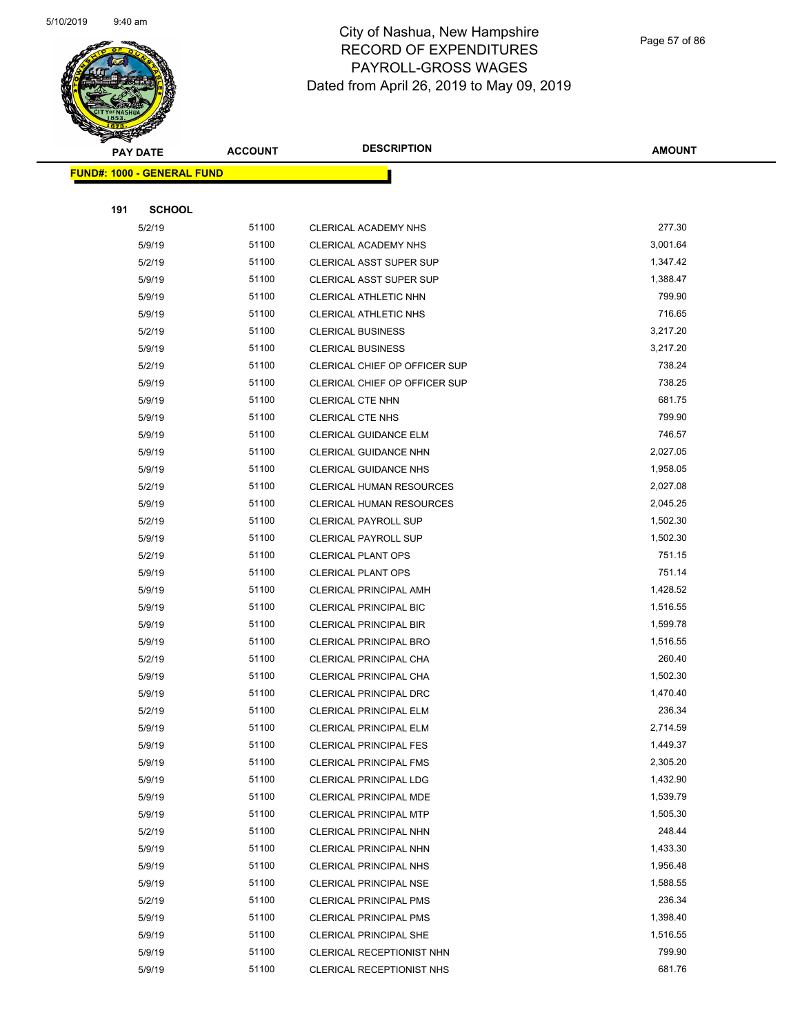# City of Nashua, New Hampshire
# RECORD OF EXPENDITURES
# PAYROLL-GROSS WAGES
# Dated from April 26, 2019 to May 09, 2019

**FUND#: 1000 - GENERAL FUND**

**191 SCHOOL**

| PAY DATE | ACCOUNT | DESCRIPTION | AMOUNT |
|---|---|---|---|
| 5/2/19 | 51100 | CLERICAL ACADEMY NHS | 277.30 |
| 5/9/19 | 51100 | CLERICAL ACADEMY NHS | 3,001.64 |
| 5/2/19 | 51100 | CLERICAL ASST SUPER SUP | 1,347.42 |
| 5/9/19 | 51100 | CLERICAL ASST SUPER SUP | 1,388.47 |
| 5/9/19 | 51100 | CLERICAL ATHLETIC NHN | 799.90 |
| 5/9/19 | 51100 | CLERICAL ATHLETIC NHS | 716.65 |
| 5/2/19 | 51100 | CLERICAL BUSINESS | 3,217.20 |
| 5/9/19 | 51100 | CLERICAL BUSINESS | 3,217.20 |
| 5/2/19 | 51100 | CLERICAL CHIEF OP OFFICER SUP | 738.24 |
| 5/9/19 | 51100 | CLERICAL CHIEF OP OFFICER SUP | 738.25 |
| 5/9/19 | 51100 | CLERICAL CTE NHN | 681.75 |
| 5/9/19 | 51100 | CLERICAL CTE NHS | 799.90 |
| 5/9/19 | 51100 | CLERICAL GUIDANCE ELM | 746.57 |
| 5/9/19 | 51100 | CLERICAL GUIDANCE NHN | 2,027.05 |
| 5/9/19 | 51100 | CLERICAL GUIDANCE NHS | 1,958.05 |
| 5/2/19 | 51100 | CLERICAL HUMAN RESOURCES | 2,027.08 |
| 5/9/19 | 51100 | CLERICAL HUMAN RESOURCES | 2,045.25 |
| 5/2/19 | 51100 | CLERICAL PAYROLL SUP | 1,502.30 |
| 5/9/19 | 51100 | CLERICAL PAYROLL SUP | 1,502.30 |
| 5/2/19 | 51100 | CLERICAL PLANT OPS | 751.15 |
| 5/9/19 | 51100 | CLERICAL PLANT OPS | 751.14 |
| 5/9/19 | 51100 | CLERICAL PRINCIPAL AMH | 1,428.52 |
| 5/9/19 | 51100 | CLERICAL PRINCIPAL BIC | 1,516.55 |
| 5/9/19 | 51100 | CLERICAL PRINCIPAL BIR | 1,599.78 |
| 5/9/19 | 51100 | CLERICAL PRINCIPAL BRO | 1,516.55 |
| 5/2/19 | 51100 | CLERICAL PRINCIPAL CHA | 260.40 |
| 5/9/19 | 51100 | CLERICAL PRINCIPAL CHA | 1,502.30 |
| 5/9/19 | 51100 | CLERICAL PRINCIPAL DRC | 1,470.40 |
| 5/2/19 | 51100 | CLERICAL PRINCIPAL ELM | 236.34 |
| 5/9/19 | 51100 | CLERICAL PRINCIPAL ELM | 2,714.59 |
| 5/9/19 | 51100 | CLERICAL PRINCIPAL FES | 1,449.37 |
| 5/9/19 | 51100 | CLERICAL PRINCIPAL FMS | 2,305.20 |
| 5/9/19 | 51100 | CLERICAL PRINCIPAL LDG | 1,432.90 |
| 5/9/19 | 51100 | CLERICAL PRINCIPAL MDE | 1,539.79 |
| 5/9/19 | 51100 | CLERICAL PRINCIPAL MTP | 1,505.30 |
| 5/2/19 | 51100 | CLERICAL PRINCIPAL NHN | 248.44 |
| 5/9/19 | 51100 | CLERICAL PRINCIPAL NHN | 1,433.30 |
| 5/9/19 | 51100 | CLERICAL PRINCIPAL NHS | 1,956.48 |
| 5/9/19 | 51100 | CLERICAL PRINCIPAL NSE | 1,588.55 |
| 5/2/19 | 51100 | CLERICAL PRINCIPAL PMS | 236.34 |
| 5/9/19 | 51100 | CLERICAL PRINCIPAL PMS | 1,398.40 |
| 5/9/19 | 51100 | CLERICAL PRINCIPAL SHE | 1,516.55 |
| 5/9/19 | 51100 | CLERICAL RECEPTIONIST NHN | 799.90 |
| 5/9/19 | 51100 | CLERICAL RECEPTIONIST NHS | 681.76 |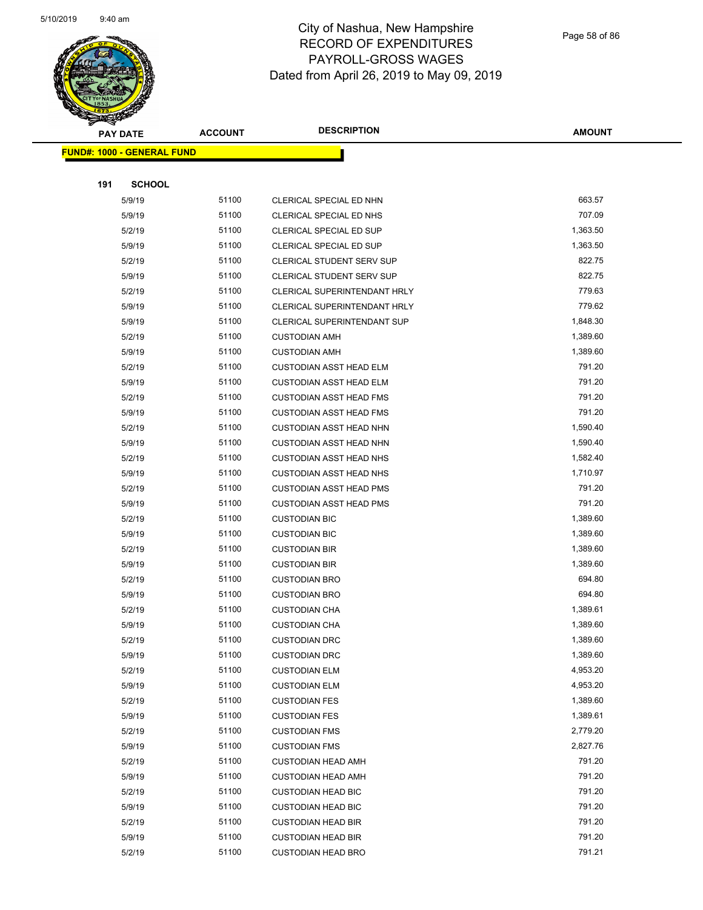# City of Nashua, New Hampshire
## RECORD OF EXPENDITURES
## PAYROLL-GROSS WAGES
### Dated from April 26, 2019 to May 09, 2019

**FUND#: 1000 - GENERAL FUND**

**191 SCHOOL**

| PAY DATE | ACCOUNT | DESCRIPTION | AMOUNT |
|---|---|---|---|
| 5/9/19 | 51100 | CLERICAL SPECIAL ED NHN | 663.57 |
| 5/9/19 | 51100 | CLERICAL SPECIAL ED NHS | 707.09 |
| 5/2/19 | 51100 | CLERICAL SPECIAL ED SUP | 1,363.50 |
| 5/9/19 | 51100 | CLERICAL SPECIAL ED SUP | 1,363.50 |
| 5/2/19 | 51100 | CLERICAL STUDENT SERV SUP | 822.75 |
| 5/9/19 | 51100 | CLERICAL STUDENT SERV SUP | 822.75 |
| 5/2/19 | 51100 | CLERICAL SUPERINTENDANT HRLY | 779.63 |
| 5/9/19 | 51100 | CLERICAL SUPERINTENDANT HRLY | 779.62 |
| 5/9/19 | 51100 | CLERICAL SUPERINTENDANT SUP | 1,848.30 |
| 5/2/19 | 51100 | CUSTODIAN AMH | 1,389.60 |
| 5/9/19 | 51100 | CUSTODIAN AMH | 1,389.60 |
| 5/2/19 | 51100 | CUSTODIAN ASST HEAD ELM | 791.20 |
| 5/9/19 | 51100 | CUSTODIAN ASST HEAD ELM | 791.20 |
| 5/2/19 | 51100 | CUSTODIAN ASST HEAD FMS | 791.20 |
| 5/9/19 | 51100 | CUSTODIAN ASST HEAD FMS | 791.20 |
| 5/2/19 | 51100 | CUSTODIAN ASST HEAD NHN | 1,590.40 |
| 5/9/19 | 51100 | CUSTODIAN ASST HEAD NHN | 1,590.40 |
| 5/2/19 | 51100 | CUSTODIAN ASST HEAD NHS | 1,582.40 |
| 5/9/19 | 51100 | CUSTODIAN ASST HEAD NHS | 1,710.97 |
| 5/2/19 | 51100 | CUSTODIAN ASST HEAD PMS | 791.20 |
| 5/9/19 | 51100 | CUSTODIAN ASST HEAD PMS | 791.20 |
| 5/2/19 | 51100 | CUSTODIAN BIC | 1,389.60 |
| 5/9/19 | 51100 | CUSTODIAN BIC | 1,389.60 |
| 5/2/19 | 51100 | CUSTODIAN BIR | 1,389.60 |
| 5/9/19 | 51100 | CUSTODIAN BIR | 1,389.60 |
| 5/2/19 | 51100 | CUSTODIAN BRO | 694.80 |
| 5/9/19 | 51100 | CUSTODIAN BRO | 694.80 |
| 5/2/19 | 51100 | CUSTODIAN CHA | 1,389.61 |
| 5/9/19 | 51100 | CUSTODIAN CHA | 1,389.60 |
| 5/2/19 | 51100 | CUSTODIAN DRC | 1,389.60 |
| 5/9/19 | 51100 | CUSTODIAN DRC | 1,389.60 |
| 5/2/19 | 51100 | CUSTODIAN ELM | 4,953.20 |
| 5/9/19 | 51100 | CUSTODIAN ELM | 4,953.20 |
| 5/2/19 | 51100 | CUSTODIAN FES | 1,389.60 |
| 5/9/19 | 51100 | CUSTODIAN FES | 1,389.61 |
| 5/2/19 | 51100 | CUSTODIAN FMS | 2,779.20 |
| 5/9/19 | 51100 | CUSTODIAN FMS | 2,827.76 |
| 5/2/19 | 51100 | CUSTODIAN HEAD AMH | 791.20 |
| 5/9/19 | 51100 | CUSTODIAN HEAD AMH | 791.20 |
| 5/2/19 | 51100 | CUSTODIAN HEAD BIC | 791.20 |
| 5/9/19 | 51100 | CUSTODIAN HEAD BIC | 791.20 |
| 5/2/19 | 51100 | CUSTODIAN HEAD BIR | 791.20 |
| 5/9/19 | 51100 | CUSTODIAN HEAD BIR | 791.20 |
| 5/2/19 | 51100 | CUSTODIAN HEAD BRO | 791.21 |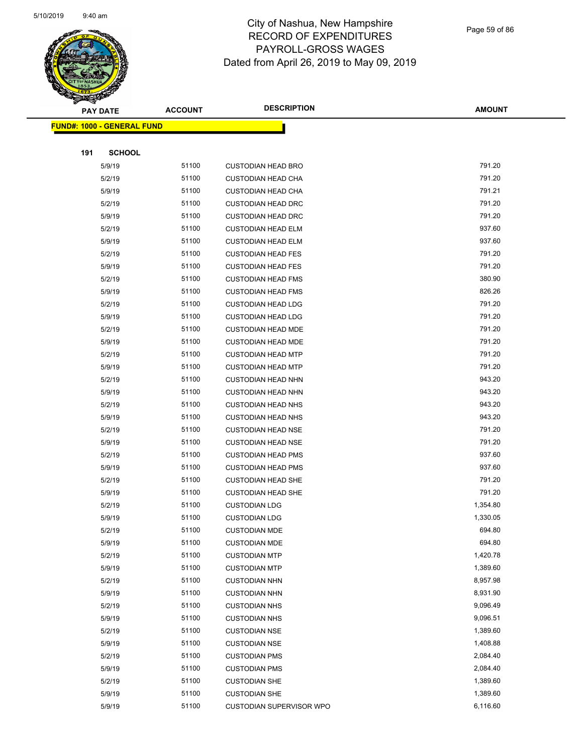# City of Nashua, New Hampshire
## RECORD OF EXPENDITURES
## PAYROLL-GROSS WAGES
### Dated from April 26, 2019 to May 09, 2019

**FUND#: 1000 - GENERAL FUND**

**191 SCHOOL**

| PAY DATE | ACCOUNT | DESCRIPTION | AMOUNT |
|---|---|---|---|
| 5/9/19 | 51100 | CUSTODIAN HEAD BRO | 791.20 |
| 5/2/19 | 51100 | CUSTODIAN HEAD CHA | 791.20 |
| 5/9/19 | 51100 | CUSTODIAN HEAD CHA | 791.21 |
| 5/2/19 | 51100 | CUSTODIAN HEAD DRC | 791.20 |
| 5/9/19 | 51100 | CUSTODIAN HEAD DRC | 791.20 |
| 5/2/19 | 51100 | CUSTODIAN HEAD ELM | 937.60 |
| 5/9/19 | 51100 | CUSTODIAN HEAD ELM | 937.60 |
| 5/2/19 | 51100 | CUSTODIAN HEAD FES | 791.20 |
| 5/9/19 | 51100 | CUSTODIAN HEAD FES | 791.20 |
| 5/2/19 | 51100 | CUSTODIAN HEAD FMS | 380.90 |
| 5/9/19 | 51100 | CUSTODIAN HEAD FMS | 826.26 |
| 5/2/19 | 51100 | CUSTODIAN HEAD LDG | 791.20 |
| 5/9/19 | 51100 | CUSTODIAN HEAD LDG | 791.20 |
| 5/2/19 | 51100 | CUSTODIAN HEAD MDE | 791.20 |
| 5/9/19 | 51100 | CUSTODIAN HEAD MDE | 791.20 |
| 5/2/19 | 51100 | CUSTODIAN HEAD MTP | 791.20 |
| 5/9/19 | 51100 | CUSTODIAN HEAD MTP | 791.20 |
| 5/2/19 | 51100 | CUSTODIAN HEAD NHN | 943.20 |
| 5/9/19 | 51100 | CUSTODIAN HEAD NHN | 943.20 |
| 5/2/19 | 51100 | CUSTODIAN HEAD NHS | 943.20 |
| 5/9/19 | 51100 | CUSTODIAN HEAD NHS | 943.20 |
| 5/2/19 | 51100 | CUSTODIAN HEAD NSE | 791.20 |
| 5/9/19 | 51100 | CUSTODIAN HEAD NSE | 791.20 |
| 5/2/19 | 51100 | CUSTODIAN HEAD PMS | 937.60 |
| 5/9/19 | 51100 | CUSTODIAN HEAD PMS | 937.60 |
| 5/2/19 | 51100 | CUSTODIAN HEAD SHE | 791.20 |
| 5/9/19 | 51100 | CUSTODIAN HEAD SHE | 791.20 |
| 5/2/19 | 51100 | CUSTODIAN LDG | 1,354.80 |
| 5/9/19 | 51100 | CUSTODIAN LDG | 1,330.05 |
| 5/2/19 | 51100 | CUSTODIAN MDE | 694.80 |
| 5/9/19 | 51100 | CUSTODIAN MDE | 694.80 |
| 5/2/19 | 51100 | CUSTODIAN MTP | 1,420.78 |
| 5/9/19 | 51100 | CUSTODIAN MTP | 1,389.60 |
| 5/2/19 | 51100 | CUSTODIAN NHN | 8,957.98 |
| 5/9/19 | 51100 | CUSTODIAN NHN | 8,931.90 |
| 5/2/19 | 51100 | CUSTODIAN NHS | 9,096.49 |
| 5/9/19 | 51100 | CUSTODIAN NHS | 9,096.51 |
| 5/2/19 | 51100 | CUSTODIAN NSE | 1,389.60 |
| 5/9/19 | 51100 | CUSTODIAN NSE | 1,408.88 |
| 5/2/19 | 51100 | CUSTODIAN PMS | 2,084.40 |
| 5/9/19 | 51100 | CUSTODIAN PMS | 2,084.40 |
| 5/2/19 | 51100 | CUSTODIAN SHE | 1,389.60 |
| 5/9/19 | 51100 | CUSTODIAN SHE | 1,389.60 |
| 5/9/19 | 51100 | CUSTODIAN SUPERVISOR WPO | 6,116.60 |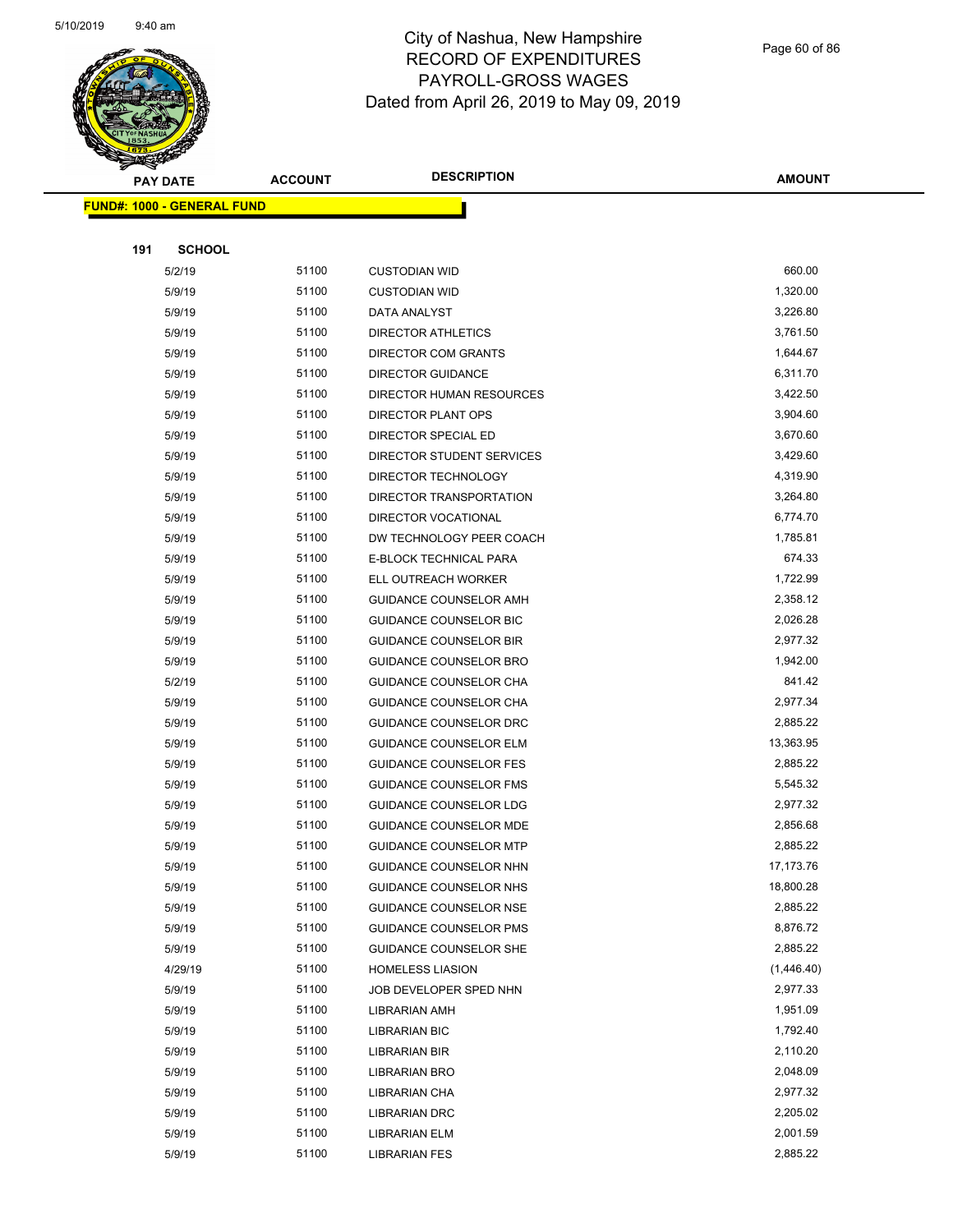# City of Nashua, New Hampshire
## RECORD OF EXPENDITURES
## PAYROLL-GROSS WAGES
### Dated from April 26, 2019 to May 09, 2019

| PAY DATE | ACCOUNT | DESCRIPTION | AMOUNT |
|---|---|---|---|
| **FUND#: 1000 - GENERAL FUND** | | | |
| **191 SCHOOL** | | | |
| 5/2/19 | 51100 | CUSTODIAN WID | 660.00 |
| 5/9/19 | 51100 | CUSTODIAN WID | 1,320.00 |
| 5/9/19 | 51100 | DATA ANALYST | 3,226.80 |
| 5/9/19 | 51100 | DIRECTOR ATHLETICS | 3,761.50 |
| 5/9/19 | 51100 | DIRECTOR COM GRANTS | 1,644.67 |
| 5/9/19 | 51100 | DIRECTOR GUIDANCE | 6,311.70 |
| 5/9/19 | 51100 | DIRECTOR HUMAN RESOURCES | 3,422.50 |
| 5/9/19 | 51100 | DIRECTOR PLANT OPS | 3,904.60 |
| 5/9/19 | 51100 | DIRECTOR SPECIAL ED | 3,670.60 |
| 5/9/19 | 51100 | DIRECTOR STUDENT SERVICES | 3,429.60 |
| 5/9/19 | 51100 | DIRECTOR TECHNOLOGY | 4,319.90 |
| 5/9/19 | 51100 | DIRECTOR TRANSPORTATION | 3,264.80 |
| 5/9/19 | 51100 | DIRECTOR VOCATIONAL | 6,774.70 |
| 5/9/19 | 51100 | DW TECHNOLOGY PEER COACH | 1,785.81 |
| 5/9/19 | 51100 | E-BLOCK TECHNICAL PARA | 674.33 |
| 5/9/19 | 51100 | ELL OUTREACH WORKER | 1,722.99 |
| 5/9/19 | 51100 | GUIDANCE COUNSELOR AMH | 2,358.12 |
| 5/9/19 | 51100 | GUIDANCE COUNSELOR BIC | 2,026.28 |
| 5/9/19 | 51100 | GUIDANCE COUNSELOR BIR | 2,977.32 |
| 5/9/19 | 51100 | GUIDANCE COUNSELOR BRO | 1,942.00 |
| 5/2/19 | 51100 | GUIDANCE COUNSELOR CHA | 841.42 |
| 5/9/19 | 51100 | GUIDANCE COUNSELOR CHA | 2,977.34 |
| 5/9/19 | 51100 | GUIDANCE COUNSELOR DRC | 2,885.22 |
| 5/9/19 | 51100 | GUIDANCE COUNSELOR ELM | 13,363.95 |
| 5/9/19 | 51100 | GUIDANCE COUNSELOR FES | 2,885.22 |
| 5/9/19 | 51100 | GUIDANCE COUNSELOR FMS | 5,545.32 |
| 5/9/19 | 51100 | GUIDANCE COUNSELOR LDG | 2,977.32 |
| 5/9/19 | 51100 | GUIDANCE COUNSELOR MDE | 2,856.68 |
| 5/9/19 | 51100 | GUIDANCE COUNSELOR MTP | 2,885.22 |
| 5/9/19 | 51100 | GUIDANCE COUNSELOR NHN | 17,173.76 |
| 5/9/19 | 51100 | GUIDANCE COUNSELOR NHS | 18,800.28 |
| 5/9/19 | 51100 | GUIDANCE COUNSELOR NSE | 2,885.22 |
| 5/9/19 | 51100 | GUIDANCE COUNSELOR PMS | 8,876.72 |
| 5/9/19 | 51100 | GUIDANCE COUNSELOR SHE | 2,885.22 |
| 4/29/19 | 51100 | HOMELESS LIASION | (1,446.40) |
| 5/9/19 | 51100 | JOB DEVELOPER SPED NHN | 2,977.33 |
| 5/9/19 | 51100 | LIBRARIAN AMH | 1,951.09 |
| 5/9/19 | 51100 | LIBRARIAN BIC | 1,792.40 |
| 5/9/19 | 51100 | LIBRARIAN BIR | 2,110.20 |
| 5/9/19 | 51100 | LIBRARIAN BRO | 2,048.09 |
| 5/9/19 | 51100 | LIBRARIAN CHA | 2,977.32 |
| 5/9/19 | 51100 | LIBRARIAN DRC | 2,205.02 |
| 5/9/19 | 51100 | LIBRARIAN ELM | 2,001.59 |
| 5/9/19 | 51100 | LIBRARIAN FES | 2,885.22 |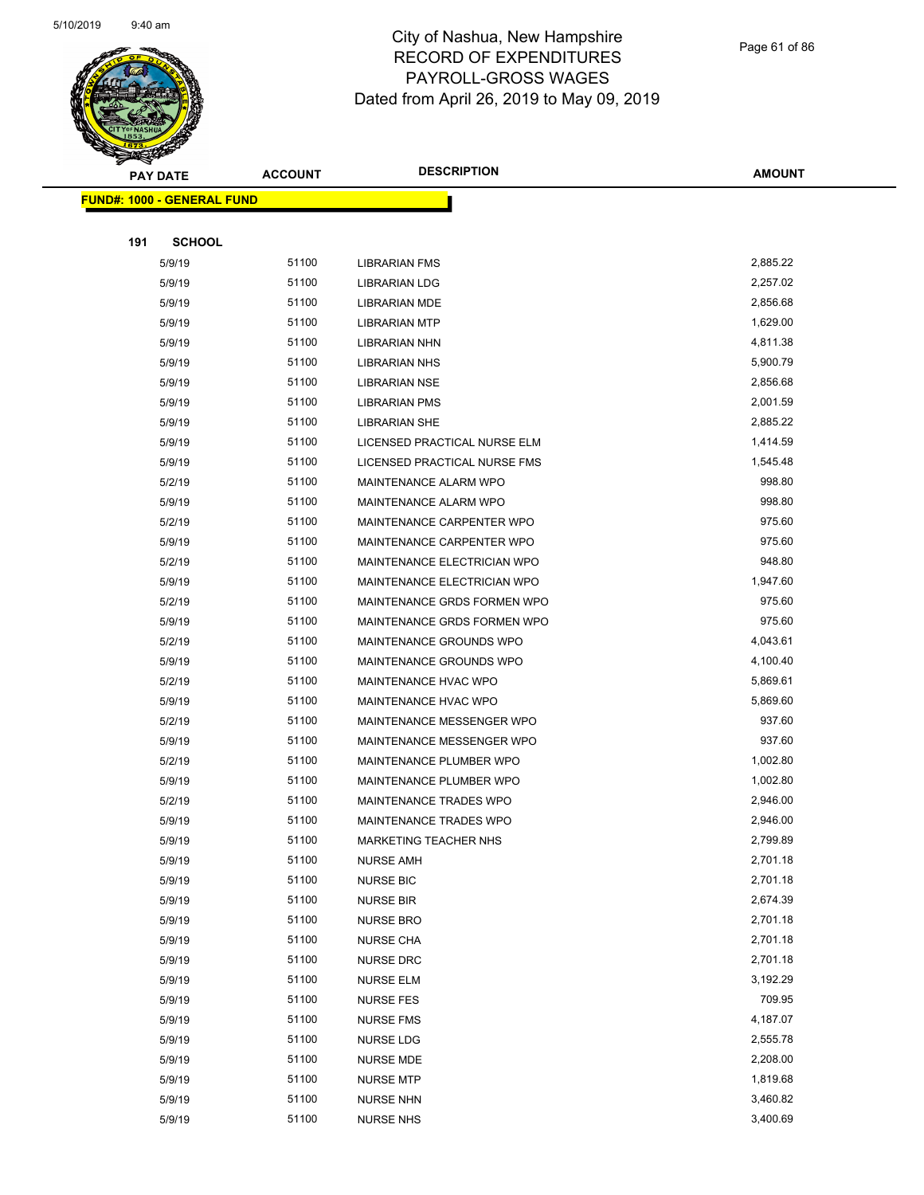# City of Nashua, New Hampshire
## RECORD OF EXPENDITURES
## PAYROLL-GROSS WAGES
### Dated from April 26, 2019 to May 09, 2019

**FUND#: 1000 - GENERAL FUND**

**191 SCHOOL**

| PAY DATE | ACCOUNT | DESCRIPTION | AMOUNT |
|---|---|---|---|
| 5/9/19 | 51100 | LIBRARIAN FMS | 2,885.22 |
| 5/9/19 | 51100 | LIBRARIAN LDG | 2,257.02 |
| 5/9/19 | 51100 | LIBRARIAN MDE | 2,856.68 |
| 5/9/19 | 51100 | LIBRARIAN MTP | 1,629.00 |
| 5/9/19 | 51100 | LIBRARIAN NHN | 4,811.38 |
| 5/9/19 | 51100 | LIBRARIAN NHS | 5,900.79 |
| 5/9/19 | 51100 | LIBRARIAN NSE | 2,856.68 |
| 5/9/19 | 51100 | LIBRARIAN PMS | 2,001.59 |
| 5/9/19 | 51100 | LIBRARIAN SHE | 2,885.22 |
| 5/9/19 | 51100 | LICENSED PRACTICAL NURSE ELM | 1,414.59 |
| 5/9/19 | 51100 | LICENSED PRACTICAL NURSE FMS | 1,545.48 |
| 5/2/19 | 51100 | MAINTENANCE ALARM WPO | 998.80 |
| 5/9/19 | 51100 | MAINTENANCE ALARM WPO | 998.80 |
| 5/2/19 | 51100 | MAINTENANCE CARPENTER WPO | 975.60 |
| 5/9/19 | 51100 | MAINTENANCE CARPENTER WPO | 975.60 |
| 5/2/19 | 51100 | MAINTENANCE ELECTRICIAN WPO | 948.80 |
| 5/9/19 | 51100 | MAINTENANCE ELECTRICIAN WPO | 1,947.60 |
| 5/2/19 | 51100 | MAINTENANCE GRDS FORMEN WPO | 975.60 |
| 5/9/19 | 51100 | MAINTENANCE GRDS FORMEN WPO | 975.60 |
| 5/2/19 | 51100 | MAINTENANCE GROUNDS WPO | 4,043.61 |
| 5/9/19 | 51100 | MAINTENANCE GROUNDS WPO | 4,100.40 |
| 5/2/19 | 51100 | MAINTENANCE HVAC WPO | 5,869.61 |
| 5/9/19 | 51100 | MAINTENANCE HVAC WPO | 5,869.60 |
| 5/2/19 | 51100 | MAINTENANCE MESSENGER WPO | 937.60 |
| 5/9/19 | 51100 | MAINTENANCE MESSENGER WPO | 937.60 |
| 5/2/19 | 51100 | MAINTENANCE PLUMBER WPO | 1,002.80 |
| 5/9/19 | 51100 | MAINTENANCE PLUMBER WPO | 1,002.80 |
| 5/2/19 | 51100 | MAINTENANCE TRADES WPO | 2,946.00 |
| 5/9/19 | 51100 | MAINTENANCE TRADES WPO | 2,946.00 |
| 5/9/19 | 51100 | MARKETING TEACHER NHS | 2,799.89 |
| 5/9/19 | 51100 | NURSE AMH | 2,701.18 |
| 5/9/19 | 51100 | NURSE BIC | 2,701.18 |
| 5/9/19 | 51100 | NURSE BIR | 2,674.39 |
| 5/9/19 | 51100 | NURSE BRO | 2,701.18 |
| 5/9/19 | 51100 | NURSE CHA | 2,701.18 |
| 5/9/19 | 51100 | NURSE DRC | 2,701.18 |
| 5/9/19 | 51100 | NURSE ELM | 3,192.29 |
| 5/9/19 | 51100 | NURSE FES | 709.95 |
| 5/9/19 | 51100 | NURSE FMS | 4,187.07 |
| 5/9/19 | 51100 | NURSE LDG | 2,555.78 |
| 5/9/19 | 51100 | NURSE MDE | 2,208.00 |
| 5/9/19 | 51100 | NURSE MTP | 1,819.68 |
| 5/9/19 | 51100 | NURSE NHN | 3,460.82 |
| 5/9/19 | 51100 | NURSE NHS | 3,400.69 |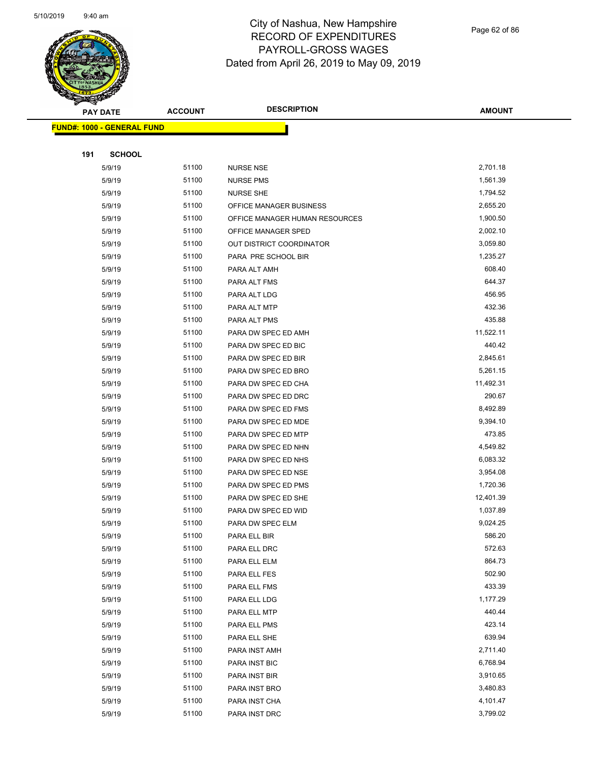# City of Nashua, New Hampshire
## RECORD OF EXPENDITURES
## PAYROLL-GROSS WAGES
## Dated from April 26, 2019 to May 09, 2019

| PAY DATE | ACCOUNT | DESCRIPTION | AMOUNT |
|---|---|---|---|
| **FUND#: 1000 - GENERAL FUND** | | | |
| **191 SCHOOL** | | | |
| 5/9/19 | 51100 | NURSE NSE | 2,701.18 |
| 5/9/19 | 51100 | NURSE PMS | 1,561.39 |
| 5/9/19 | 51100 | NURSE SHE | 1,794.52 |
| 5/9/19 | 51100 | OFFICE MANAGER BUSINESS | 2,655.20 |
| 5/9/19 | 51100 | OFFICE MANAGER HUMAN RESOURCES | 1,900.50 |
| 5/9/19 | 51100 | OFFICE MANAGER SPED | 2,002.10 |
| 5/9/19 | 51100 | OUT DISTRICT COORDINATOR | 3,059.80 |
| 5/9/19 | 51100 | PARA PRE SCHOOL BIR | 1,235.27 |
| 5/9/19 | 51100 | PARA ALT AMH | 608.40 |
| 5/9/19 | 51100 | PARA ALT FMS | 644.37 |
| 5/9/19 | 51100 | PARA ALT LDG | 456.95 |
| 5/9/19 | 51100 | PARA ALT MTP | 432.36 |
| 5/9/19 | 51100 | PARA ALT PMS | 435.88 |
| 5/9/19 | 51100 | PARA DW SPEC ED AMH | 11,522.11 |
| 5/9/19 | 51100 | PARA DW SPEC ED BIC | 440.42 |
| 5/9/19 | 51100 | PARA DW SPEC ED BIR | 2,845.61 |
| 5/9/19 | 51100 | PARA DW SPEC ED BRO | 5,261.15 |
| 5/9/19 | 51100 | PARA DW SPEC ED CHA | 11,492.31 |
| 5/9/19 | 51100 | PARA DW SPEC ED DRC | 290.67 |
| 5/9/19 | 51100 | PARA DW SPEC ED FMS | 8,492.89 |
| 5/9/19 | 51100 | PARA DW SPEC ED MDE | 9,394.10 |
| 5/9/19 | 51100 | PARA DW SPEC ED MTP | 473.85 |
| 5/9/19 | 51100 | PARA DW SPEC ED NHN | 4,549.82 |
| 5/9/19 | 51100 | PARA DW SPEC ED NHS | 6,083.32 |
| 5/9/19 | 51100 | PARA DW SPEC ED NSE | 3,954.08 |
| 5/9/19 | 51100 | PARA DW SPEC ED PMS | 1,720.36 |
| 5/9/19 | 51100 | PARA DW SPEC ED SHE | 12,401.39 |
| 5/9/19 | 51100 | PARA DW SPEC ED WID | 1,037.89 |
| 5/9/19 | 51100 | PARA DW SPEC ELM | 9,024.25 |
| 5/9/19 | 51100 | PARA ELL BIR | 586.20 |
| 5/9/19 | 51100 | PARA ELL DRC | 572.63 |
| 5/9/19 | 51100 | PARA ELL ELM | 864.73 |
| 5/9/19 | 51100 | PARA ELL FES | 502.90 |
| 5/9/19 | 51100 | PARA ELL FMS | 433.39 |
| 5/9/19 | 51100 | PARA ELL LDG | 1,177.29 |
| 5/9/19 | 51100 | PARA ELL MTP | 440.44 |
| 5/9/19 | 51100 | PARA ELL PMS | 423.14 |
| 5/9/19 | 51100 | PARA ELL SHE | 639.94 |
| 5/9/19 | 51100 | PARA INST AMH | 2,711.40 |
| 5/9/19 | 51100 | PARA INST BIC | 6,768.94 |
| 5/9/19 | 51100 | PARA INST BIR | 3,910.65 |
| 5/9/19 | 51100 | PARA INST BRO | 3,480.83 |
| 5/9/19 | 51100 | PARA INST CHA | 4,101.47 |
| 5/9/19 | 51100 | PARA INST DRC | 3,799.02 |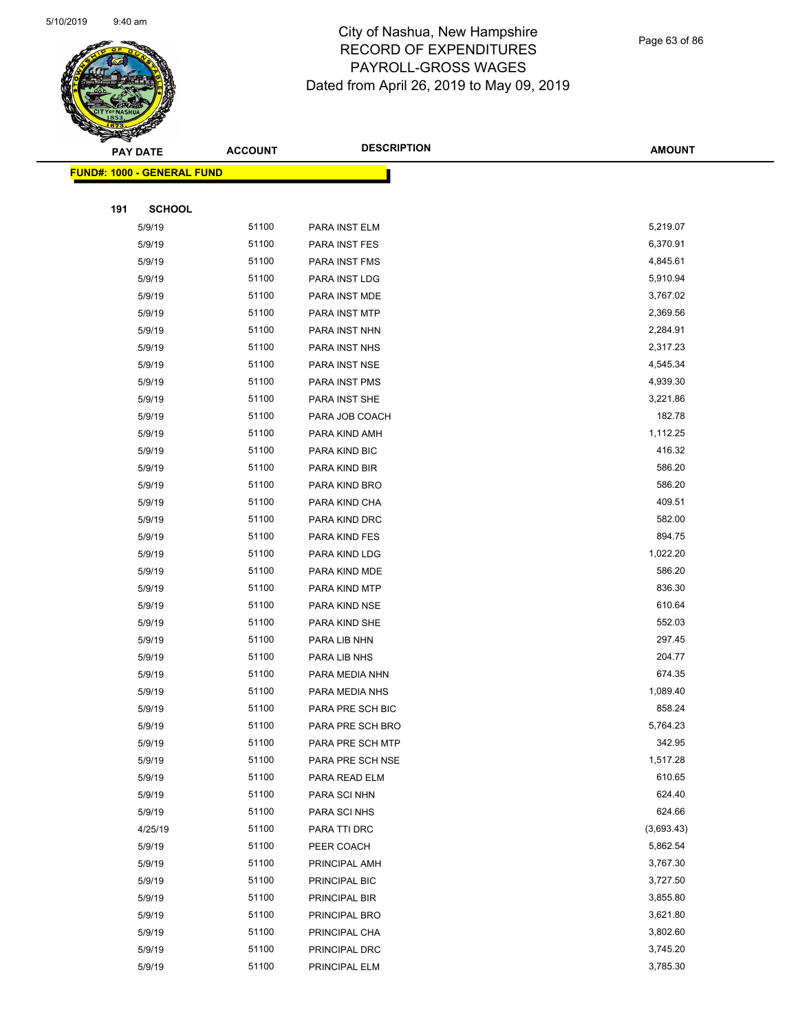# City of Nashua, New Hampshire
## RECORD OF EXPENDITURES
## PAYROLL-GROSS WAGES
## Dated from April 26, 2019 to May 09, 2019

| PAY DATE | ACCOUNT | DESCRIPTION | AMOUNT |
|---|---|---|---|
| **FUND#: 1000 - GENERAL FUND** | | | |
| **191 SCHOOL** | | | |
| 5/9/19 | 51100 | PARA INST ELM | 5,219.07 |
| 5/9/19 | 51100 | PARA INST FES | 6,370.91 |
| 5/9/19 | 51100 | PARA INST FMS | 4,845.61 |
| 5/9/19 | 51100 | PARA INST LDG | 5,910.94 |
| 5/9/19 | 51100 | PARA INST MDE | 3,767.02 |
| 5/9/19 | 51100 | PARA INST MTP | 2,369.56 |
| 5/9/19 | 51100 | PARA INST NHN | 2,284.91 |
| 5/9/19 | 51100 | PARA INST NHS | 2,317.23 |
| 5/9/19 | 51100 | PARA INST NSE | 4,545.34 |
| 5/9/19 | 51100 | PARA INST PMS | 4,939.30 |
| 5/9/19 | 51100 | PARA INST SHE | 3,221.86 |
| 5/9/19 | 51100 | PARA JOB COACH | 182.78 |
| 5/9/19 | 51100 | PARA KIND AMH | 1,112.25 |
| 5/9/19 | 51100 | PARA KIND BIC | 416.32 |
| 5/9/19 | 51100 | PARA KIND BIR | 586.20 |
| 5/9/19 | 51100 | PARA KIND BRO | 586.20 |
| 5/9/19 | 51100 | PARA KIND CHA | 409.51 |
| 5/9/19 | 51100 | PARA KIND DRC | 582.00 |
| 5/9/19 | 51100 | PARA KIND FES | 894.75 |
| 5/9/19 | 51100 | PARA KIND LDG | 1,022.20 |
| 5/9/19 | 51100 | PARA KIND MDE | 586.20 |
| 5/9/19 | 51100 | PARA KIND MTP | 836.30 |
| 5/9/19 | 51100 | PARA KIND NSE | 610.64 |
| 5/9/19 | 51100 | PARA KIND SHE | 552.03 |
| 5/9/19 | 51100 | PARA LIB NHN | 297.45 |
| 5/9/19 | 51100 | PARA LIB NHS | 204.77 |
| 5/9/19 | 51100 | PARA MEDIA NHN | 674.35 |
| 5/9/19 | 51100 | PARA MEDIA NHS | 1,089.40 |
| 5/9/19 | 51100 | PARA PRE SCH BIC | 858.24 |
| 5/9/19 | 51100 | PARA PRE SCH BRO | 5,764.23 |
| 5/9/19 | 51100 | PARA PRE SCH MTP | 342.95 |
| 5/9/19 | 51100 | PARA PRE SCH NSE | 1,517.28 |
| 5/9/19 | 51100 | PARA READ ELM | 610.65 |
| 5/9/19 | 51100 | PARA SCI NHN | 624.40 |
| 5/9/19 | 51100 | PARA SCI NHS | 624.66 |
| 4/25/19 | 51100 | PARA TTI DRC | (3,693.43) |
| 5/9/19 | 51100 | PEER COACH | 5,862.54 |
| 5/9/19 | 51100 | PRINCIPAL AMH | 3,767.30 |
| 5/9/19 | 51100 | PRINCIPAL BIC | 3,727.50 |
| 5/9/19 | 51100 | PRINCIPAL BIR | 3,855.80 |
| 5/9/19 | 51100 | PRINCIPAL BRO | 3,621.80 |
| 5/9/19 | 51100 | PRINCIPAL CHA | 3,802.60 |
| 5/9/19 | 51100 | PRINCIPAL DRC | 3,745.20 |
| 5/9/19 | 51100 | PRINCIPAL ELM | 3,785.30 |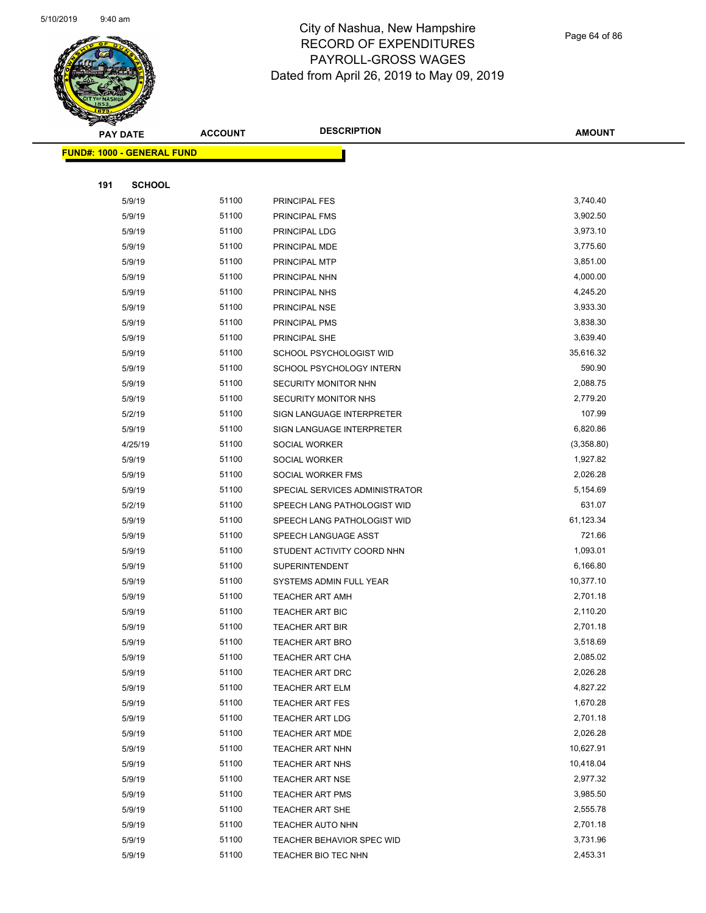# City of Nashua, New Hampshire
## RECORD OF EXPENDITURES
## PAYROLL-GROSS WAGES
### Dated from April 26, 2019 to May 09, 2019

**FUND#: 1000 - GENERAL FUND**

**191 SCHOOL**

| PAY DATE | ACCOUNT | DESCRIPTION | AMOUNT |
|---|---|---|---|
| 5/9/19 | 51100 | PRINCIPAL FES | 3,740.40 |
| 5/9/19 | 51100 | PRINCIPAL FMS | 3,902.50 |
| 5/9/19 | 51100 | PRINCIPAL LDG | 3,973.10 |
| 5/9/19 | 51100 | PRINCIPAL MDE | 3,775.60 |
| 5/9/19 | 51100 | PRINCIPAL MTP | 3,851.00 |
| 5/9/19 | 51100 | PRINCIPAL NHN | 4,000.00 |
| 5/9/19 | 51100 | PRINCIPAL NHS | 4,245.20 |
| 5/9/19 | 51100 | PRINCIPAL NSE | 3,933.30 |
| 5/9/19 | 51100 | PRINCIPAL PMS | 3,838.30 |
| 5/9/19 | 51100 | PRINCIPAL SHE | 3,639.40 |
| 5/9/19 | 51100 | SCHOOL PSYCHOLOGIST WID | 35,616.32 |
| 5/9/19 | 51100 | SCHOOL PSYCHOLOGY INTERN | 590.90 |
| 5/9/19 | 51100 | SECURITY MONITOR NHN | 2,088.75 |
| 5/9/19 | 51100 | SECURITY MONITOR NHS | 2,779.20 |
| 5/2/19 | 51100 | SIGN LANGUAGE INTERPRETER | 107.99 |
| 5/9/19 | 51100 | SIGN LANGUAGE INTERPRETER | 6,820.86 |
| 4/25/19 | 51100 | SOCIAL WORKER | (3,358.80) |
| 5/9/19 | 51100 | SOCIAL WORKER | 1,927.82 |
| 5/9/19 | 51100 | SOCIAL WORKER FMS | 2,026.28 |
| 5/9/19 | 51100 | SPECIAL SERVICES ADMINISTRATOR | 5,154.69 |
| 5/2/19 | 51100 | SPEECH LANG PATHOLOGIST WID | 631.07 |
| 5/9/19 | 51100 | SPEECH LANG PATHOLOGIST WID | 61,123.34 |
| 5/9/19 | 51100 | SPEECH LANGUAGE ASST | 721.66 |
| 5/9/19 | 51100 | STUDENT ACTIVITY COORD NHN | 1,093.01 |
| 5/9/19 | 51100 | SUPERINTENDENT | 6,166.80 |
| 5/9/19 | 51100 | SYSTEMS ADMIN FULL YEAR | 10,377.10 |
| 5/9/19 | 51100 | TEACHER ART AMH | 2,701.18 |
| 5/9/19 | 51100 | TEACHER ART BIC | 2,110.20 |
| 5/9/19 | 51100 | TEACHER ART BIR | 2,701.18 |
| 5/9/19 | 51100 | TEACHER ART BRO | 3,518.69 |
| 5/9/19 | 51100 | TEACHER ART CHA | 2,085.02 |
| 5/9/19 | 51100 | TEACHER ART DRC | 2,026.28 |
| 5/9/19 | 51100 | TEACHER ART ELM | 4,827.22 |
| 5/9/19 | 51100 | TEACHER ART FES | 1,670.28 |
| 5/9/19 | 51100 | TEACHER ART LDG | 2,701.18 |
| 5/9/19 | 51100 | TEACHER ART MDE | 2,026.28 |
| 5/9/19 | 51100 | TEACHER ART NHN | 10,627.91 |
| 5/9/19 | 51100 | TEACHER ART NHS | 10,418.04 |
| 5/9/19 | 51100 | TEACHER ART NSE | 2,977.32 |
| 5/9/19 | 51100 | TEACHER ART PMS | 3,985.50 |
| 5/9/19 | 51100 | TEACHER ART SHE | 2,555.78 |
| 5/9/19 | 51100 | TEACHER AUTO NHN | 2,701.18 |
| 5/9/19 | 51100 | TEACHER BEHAVIOR SPEC WID | 3,731.96 |
| 5/9/19 | 51100 | TEACHER BIO TEC NHN | 2,453.31 |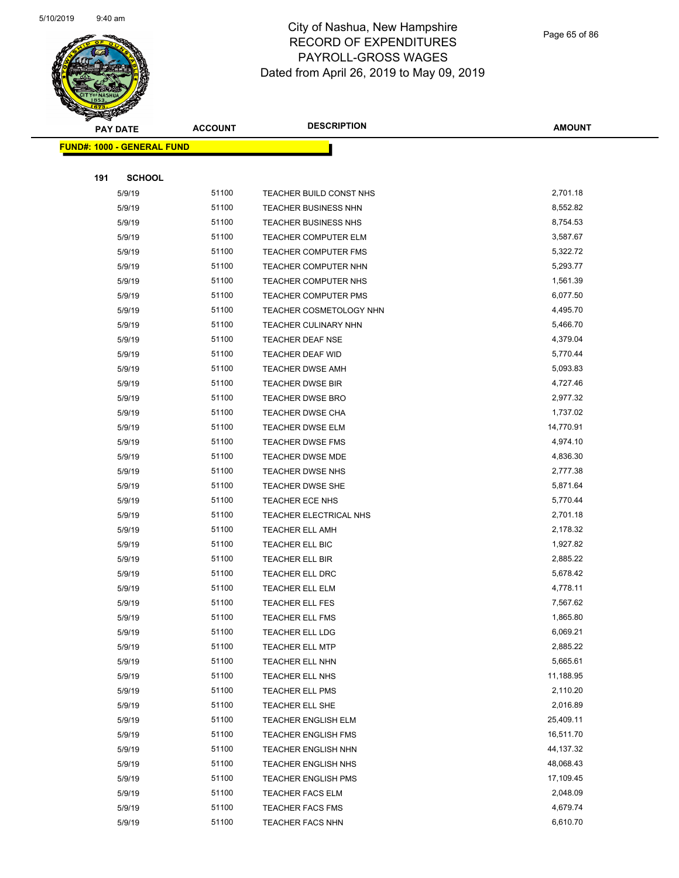City of Nashua, New Hampshire
RECORD OF EXPENDITURES
PAYROLL-GROSS WAGES
Dated from April 26, 2019 to May 09, 2019

| PAY DATE | ACCOUNT | DESCRIPTION | AMOUNT |
|---|---|---|---|
| **FUND#: 1000 - GENERAL FUND** | | | |
| **191 SCHOOL** | | | |
| 5/9/19 | 51100 | TEACHER BUILD CONST NHS | 2,701.18 |
| 5/9/19 | 51100 | TEACHER BUSINESS NHN | 8,552.82 |
| 5/9/19 | 51100 | TEACHER BUSINESS NHS | 8,754.53 |
| 5/9/19 | 51100 | TEACHER COMPUTER ELM | 3,587.67 |
| 5/9/19 | 51100 | TEACHER COMPUTER FMS | 5,322.72 |
| 5/9/19 | 51100 | TEACHER COMPUTER NHN | 5,293.77 |
| 5/9/19 | 51100 | TEACHER COMPUTER NHS | 1,561.39 |
| 5/9/19 | 51100 | TEACHER COMPUTER PMS | 6,077.50 |
| 5/9/19 | 51100 | TEACHER COSMETOLOGY NHN | 4,495.70 |
| 5/9/19 | 51100 | TEACHER CULINARY NHN | 5,466.70 |
| 5/9/19 | 51100 | TEACHER DEAF NSE | 4,379.04 |
| 5/9/19 | 51100 | TEACHER DEAF WID | 5,770.44 |
| 5/9/19 | 51100 | TEACHER DWSE AMH | 5,093.83 |
| 5/9/19 | 51100 | TEACHER DWSE BIR | 4,727.46 |
| 5/9/19 | 51100 | TEACHER DWSE BRO | 2,977.32 |
| 5/9/19 | 51100 | TEACHER DWSE CHA | 1,737.02 |
| 5/9/19 | 51100 | TEACHER DWSE ELM | 14,770.91 |
| 5/9/19 | 51100 | TEACHER DWSE FMS | 4,974.10 |
| 5/9/19 | 51100 | TEACHER DWSE MDE | 4,836.30 |
| 5/9/19 | 51100 | TEACHER DWSE NHS | 2,777.38 |
| 5/9/19 | 51100 | TEACHER DWSE SHE | 5,871.64 |
| 5/9/19 | 51100 | TEACHER ECE NHS | 5,770.44 |
| 5/9/19 | 51100 | TEACHER ELECTRICAL NHS | 2,701.18 |
| 5/9/19 | 51100 | TEACHER ELL AMH | 2,178.32 |
| 5/9/19 | 51100 | TEACHER ELL BIC | 1,927.82 |
| 5/9/19 | 51100 | TEACHER ELL BIR | 2,885.22 |
| 5/9/19 | 51100 | TEACHER ELL DRC | 5,678.42 |
| 5/9/19 | 51100 | TEACHER ELL ELM | 4,778.11 |
| 5/9/19 | 51100 | TEACHER ELL FES | 7,567.62 |
| 5/9/19 | 51100 | TEACHER ELL FMS | 1,865.80 |
| 5/9/19 | 51100 | TEACHER ELL LDG | 6,069.21 |
| 5/9/19 | 51100 | TEACHER ELL MTP | 2,885.22 |
| 5/9/19 | 51100 | TEACHER ELL NHN | 5,665.61 |
| 5/9/19 | 51100 | TEACHER ELL NHS | 11,188.95 |
| 5/9/19 | 51100 | TEACHER ELL PMS | 2,110.20 |
| 5/9/19 | 51100 | TEACHER ELL SHE | 2,016.89 |
| 5/9/19 | 51100 | TEACHER ENGLISH ELM | 25,409.11 |
| 5/9/19 | 51100 | TEACHER ENGLISH FMS | 16,511.70 |
| 5/9/19 | 51100 | TEACHER ENGLISH NHN | 44,137.32 |
| 5/9/19 | 51100 | TEACHER ENGLISH NHS | 48,068.43 |
| 5/9/19 | 51100 | TEACHER ENGLISH PMS | 17,109.45 |
| 5/9/19 | 51100 | TEACHER FACS ELM | 2,048.09 |
| 5/9/19 | 51100 | TEACHER FACS FMS | 4,679.74 |
| 5/9/19 | 51100 | TEACHER FACS NHN | 6,610.70 |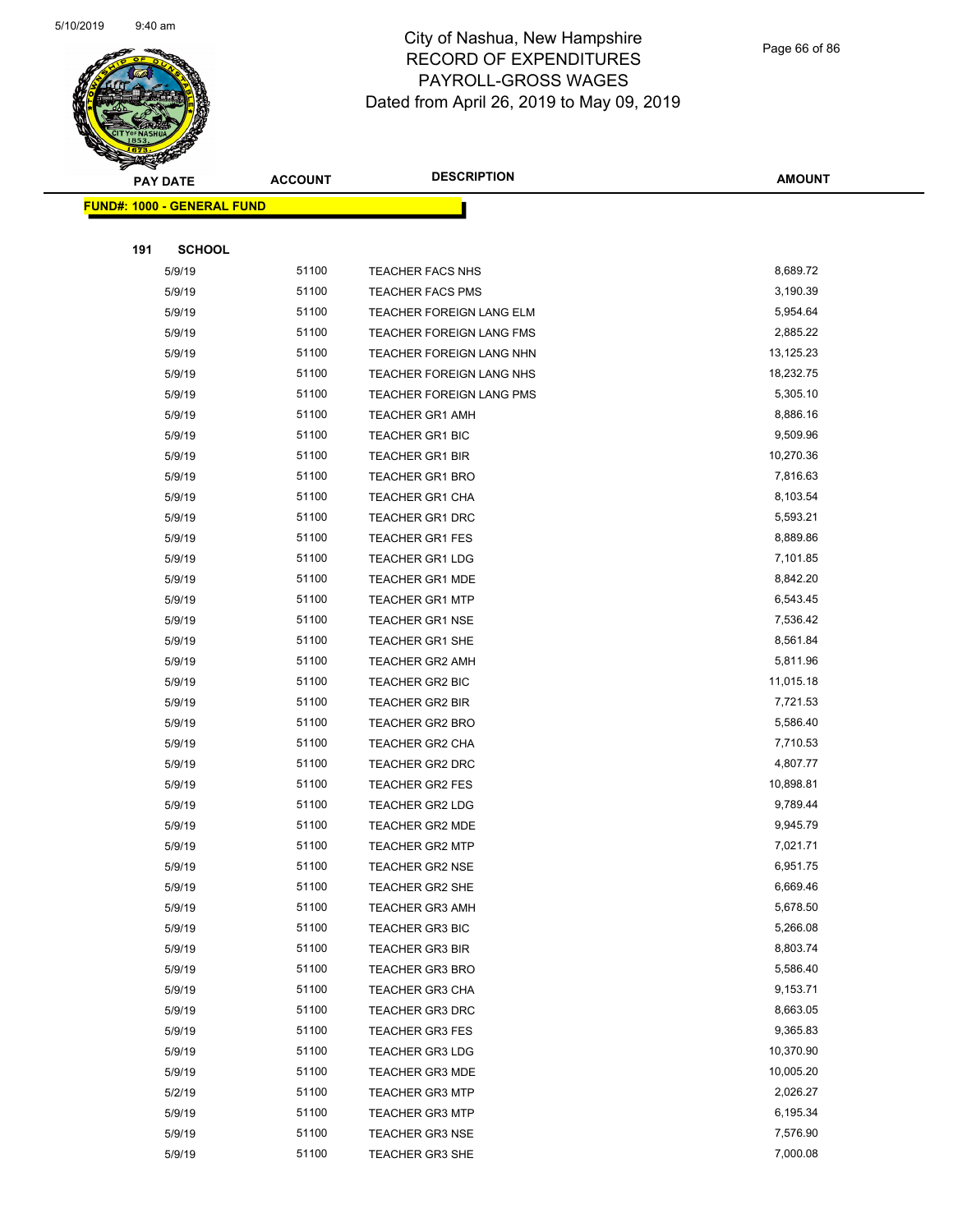# City of Nashua, New Hampshire
## RECORD OF EXPENDITURES
## PAYROLL-GROSS WAGES
### Dated from April 26, 2019 to May 09, 2019

**FUND#: 1000 - GENERAL FUND**

**191 SCHOOL**

| PAY DATE | ACCOUNT | DESCRIPTION | AMOUNT |
|---|---|---|---|
| 5/9/19 | 51100 | TEACHER FACS NHS | 8,689.72 |
| 5/9/19 | 51100 | TEACHER FACS PMS | 3,190.39 |
| 5/9/19 | 51100 | TEACHER FOREIGN LANG ELM | 5,954.64 |
| 5/9/19 | 51100 | TEACHER FOREIGN LANG FMS | 2,885.22 |
| 5/9/19 | 51100 | TEACHER FOREIGN LANG NHN | 13,125.23 |
| 5/9/19 | 51100 | TEACHER FOREIGN LANG NHS | 18,232.75 |
| 5/9/19 | 51100 | TEACHER FOREIGN LANG PMS | 5,305.10 |
| 5/9/19 | 51100 | TEACHER GR1 AMH | 8,886.16 |
| 5/9/19 | 51100 | TEACHER GR1 BIC | 9,509.96 |
| 5/9/19 | 51100 | TEACHER GR1 BIR | 10,270.36 |
| 5/9/19 | 51100 | TEACHER GR1 BRO | 7,816.63 |
| 5/9/19 | 51100 | TEACHER GR1 CHA | 8,103.54 |
| 5/9/19 | 51100 | TEACHER GR1 DRC | 5,593.21 |
| 5/9/19 | 51100 | TEACHER GR1 FES | 8,889.86 |
| 5/9/19 | 51100 | TEACHER GR1 LDG | 7,101.85 |
| 5/9/19 | 51100 | TEACHER GR1 MDE | 8,842.20 |
| 5/9/19 | 51100 | TEACHER GR1 MTP | 6,543.45 |
| 5/9/19 | 51100 | TEACHER GR1 NSE | 7,536.42 |
| 5/9/19 | 51100 | TEACHER GR1 SHE | 8,561.84 |
| 5/9/19 | 51100 | TEACHER GR2 AMH | 5,811.96 |
| 5/9/19 | 51100 | TEACHER GR2 BIC | 11,015.18 |
| 5/9/19 | 51100 | TEACHER GR2 BIR | 7,721.53 |
| 5/9/19 | 51100 | TEACHER GR2 BRO | 5,586.40 |
| 5/9/19 | 51100 | TEACHER GR2 CHA | 7,710.53 |
| 5/9/19 | 51100 | TEACHER GR2 DRC | 4,807.77 |
| 5/9/19 | 51100 | TEACHER GR2 FES | 10,898.81 |
| 5/9/19 | 51100 | TEACHER GR2 LDG | 9,789.44 |
| 5/9/19 | 51100 | TEACHER GR2 MDE | 9,945.79 |
| 5/9/19 | 51100 | TEACHER GR2 MTP | 7,021.71 |
| 5/9/19 | 51100 | TEACHER GR2 NSE | 6,951.75 |
| 5/9/19 | 51100 | TEACHER GR2 SHE | 6,669.46 |
| 5/9/19 | 51100 | TEACHER GR3 AMH | 5,678.50 |
| 5/9/19 | 51100 | TEACHER GR3 BIC | 5,266.08 |
| 5/9/19 | 51100 | TEACHER GR3 BIR | 8,803.74 |
| 5/9/19 | 51100 | TEACHER GR3 BRO | 5,586.40 |
| 5/9/19 | 51100 | TEACHER GR3 CHA | 9,153.71 |
| 5/9/19 | 51100 | TEACHER GR3 DRC | 8,663.05 |
| 5/9/19 | 51100 | TEACHER GR3 FES | 9,365.83 |
| 5/9/19 | 51100 | TEACHER GR3 LDG | 10,370.90 |
| 5/9/19 | 51100 | TEACHER GR3 MDE | 10,005.20 |
| 5/2/19 | 51100 | TEACHER GR3 MTP | 2,026.27 |
| 5/9/19 | 51100 | TEACHER GR3 MTP | 6,195.34 |
| 5/9/19 | 51100 | TEACHER GR3 NSE | 7,576.90 |
| 5/9/19 | 51100 | TEACHER GR3 SHE | 7,000.08 |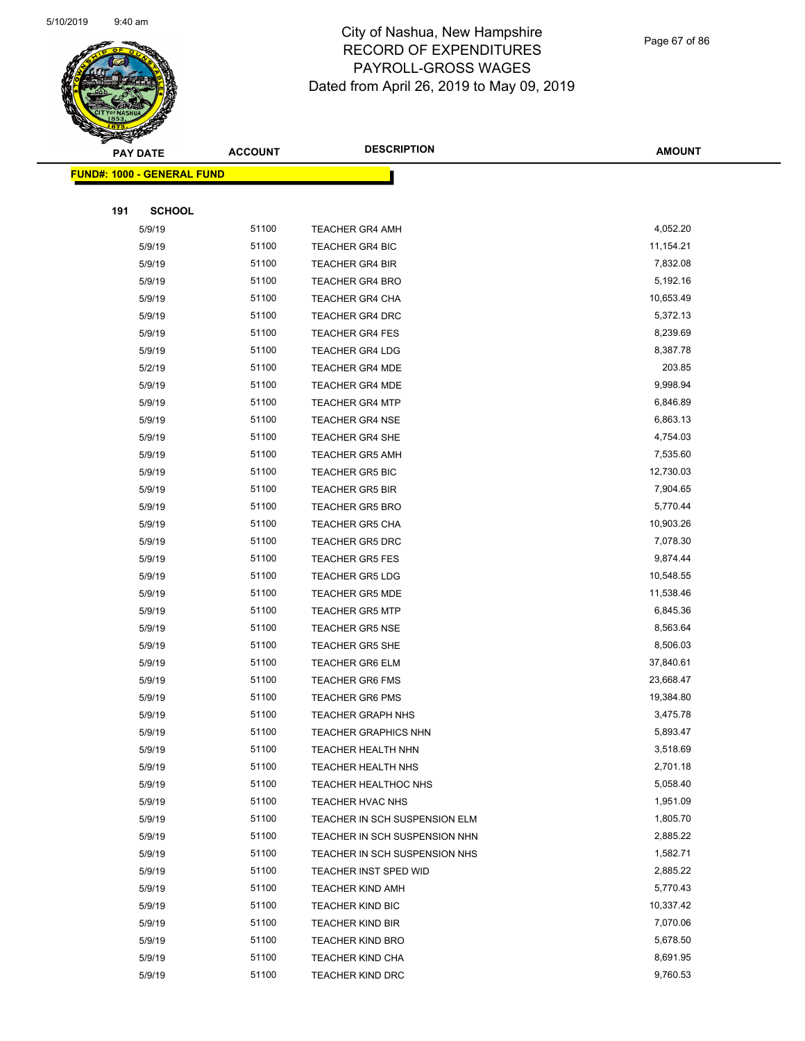City of Nashua, New Hampshire
RECORD OF EXPENDITURES
PAYROLL-GROSS WAGES
Dated from April 26, 2019 to May 09, 2019

**FUND#: 1000 - GENERAL FUND**

**191 SCHOOL**

| PAY DATE | ACCOUNT | DESCRIPTION | AMOUNT |
|---|---|---|---|
| 5/9/19 | 51100 | TEACHER GR4 AMH | 4,052.20 |
| 5/9/19 | 51100 | TEACHER GR4 BIC | 11,154.21 |
| 5/9/19 | 51100 | TEACHER GR4 BIR | 7,832.08 |
| 5/9/19 | 51100 | TEACHER GR4 BRO | 5,192.16 |
| 5/9/19 | 51100 | TEACHER GR4 CHA | 10,653.49 |
| 5/9/19 | 51100 | TEACHER GR4 DRC | 5,372.13 |
| 5/9/19 | 51100 | TEACHER GR4 FES | 8,239.69 |
| 5/9/19 | 51100 | TEACHER GR4 LDG | 8,387.78 |
| 5/2/19 | 51100 | TEACHER GR4 MDE | 203.85 |
| 5/9/19 | 51100 | TEACHER GR4 MDE | 9,998.94 |
| 5/9/19 | 51100 | TEACHER GR4 MTP | 6,846.89 |
| 5/9/19 | 51100 | TEACHER GR4 NSE | 6,863.13 |
| 5/9/19 | 51100 | TEACHER GR4 SHE | 4,754.03 |
| 5/9/19 | 51100 | TEACHER GR5 AMH | 7,535.60 |
| 5/9/19 | 51100 | TEACHER GR5 BIC | 12,730.03 |
| 5/9/19 | 51100 | TEACHER GR5 BIR | 7,904.65 |
| 5/9/19 | 51100 | TEACHER GR5 BRO | 5,770.44 |
| 5/9/19 | 51100 | TEACHER GR5 CHA | 10,903.26 |
| 5/9/19 | 51100 | TEACHER GR5 DRC | 7,078.30 |
| 5/9/19 | 51100 | TEACHER GR5 FES | 9,874.44 |
| 5/9/19 | 51100 | TEACHER GR5 LDG | 10,548.55 |
| 5/9/19 | 51100 | TEACHER GR5 MDE | 11,538.46 |
| 5/9/19 | 51100 | TEACHER GR5 MTP | 6,845.36 |
| 5/9/19 | 51100 | TEACHER GR5 NSE | 8,563.64 |
| 5/9/19 | 51100 | TEACHER GR5 SHE | 8,506.03 |
| 5/9/19 | 51100 | TEACHER GR6 ELM | 37,840.61 |
| 5/9/19 | 51100 | TEACHER GR6 FMS | 23,668.47 |
| 5/9/19 | 51100 | TEACHER GR6 PMS | 19,384.80 |
| 5/9/19 | 51100 | TEACHER GRAPH NHS | 3,475.78 |
| 5/9/19 | 51100 | TEACHER GRAPHICS NHN | 5,893.47 |
| 5/9/19 | 51100 | TEACHER HEALTH NHN | 3,518.69 |
| 5/9/19 | 51100 | TEACHER HEALTH NHS | 2,701.18 |
| 5/9/19 | 51100 | TEACHER HEALTHOC NHS | 5,058.40 |
| 5/9/19 | 51100 | TEACHER HVAC NHS | 1,951.09 |
| 5/9/19 | 51100 | TEACHER IN SCH SUSPENSION ELM | 1,805.70 |
| 5/9/19 | 51100 | TEACHER IN SCH SUSPENSION NHN | 2,885.22 |
| 5/9/19 | 51100 | TEACHER IN SCH SUSPENSION NHS | 1,582.71 |
| 5/9/19 | 51100 | TEACHER INST SPED WID | 2,885.22 |
| 5/9/19 | 51100 | TEACHER KIND AMH | 5,770.43 |
| 5/9/19 | 51100 | TEACHER KIND BIC | 10,337.42 |
| 5/9/19 | 51100 | TEACHER KIND BIR | 7,070.06 |
| 5/9/19 | 51100 | TEACHER KIND BRO | 5,678.50 |
| 5/9/19 | 51100 | TEACHER KIND CHA | 8,691.95 |
| 5/9/19 | 51100 | TEACHER KIND DRC | 9,760.53 |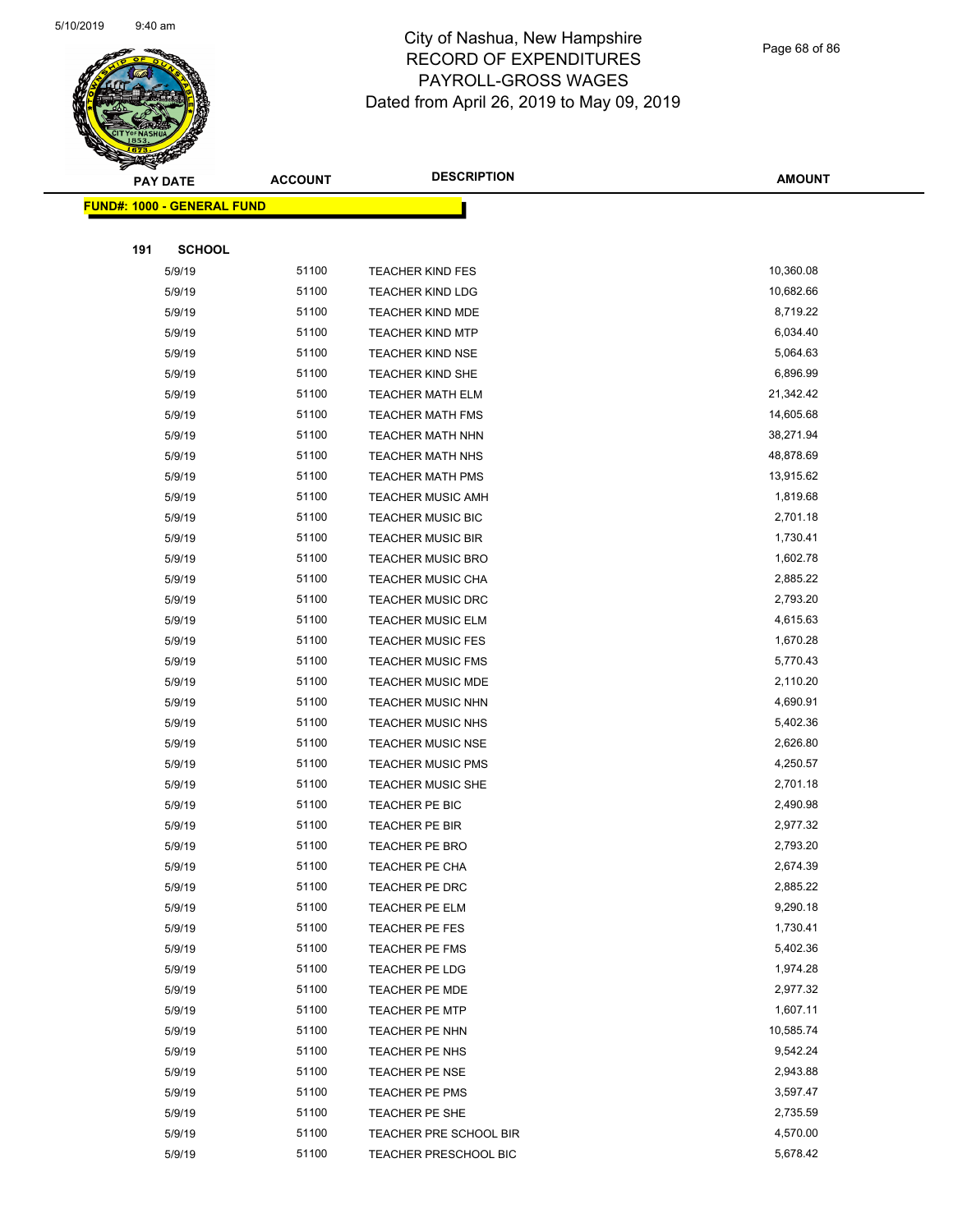# City of Nashua, New Hampshire
## RECORD OF EXPENDITURES
## PAYROLL-GROSS WAGES
## Dated from April 26, 2019 to May 09, 2019

**FUND#: 1000 - GENERAL FUND**

**191 SCHOOL**

| PAY DATE | ACCOUNT | DESCRIPTION | AMOUNT |
|---|---|---|---|
| 5/9/19 | 51100 | TEACHER KIND FES | 10,360.08 |
| 5/9/19 | 51100 | TEACHER KIND LDG | 10,682.66 |
| 5/9/19 | 51100 | TEACHER KIND MDE | 8,719.22 |
| 5/9/19 | 51100 | TEACHER KIND MTP | 6,034.40 |
| 5/9/19 | 51100 | TEACHER KIND NSE | 5,064.63 |
| 5/9/19 | 51100 | TEACHER KIND SHE | 6,896.99 |
| 5/9/19 | 51100 | TEACHER MATH ELM | 21,342.42 |
| 5/9/19 | 51100 | TEACHER MATH FMS | 14,605.68 |
| 5/9/19 | 51100 | TEACHER MATH NHN | 38,271.94 |
| 5/9/19 | 51100 | TEACHER MATH NHS | 48,878.69 |
| 5/9/19 | 51100 | TEACHER MATH PMS | 13,915.62 |
| 5/9/19 | 51100 | TEACHER MUSIC AMH | 1,819.68 |
| 5/9/19 | 51100 | TEACHER MUSIC BIC | 2,701.18 |
| 5/9/19 | 51100 | TEACHER MUSIC BIR | 1,730.41 |
| 5/9/19 | 51100 | TEACHER MUSIC BRO | 1,602.78 |
| 5/9/19 | 51100 | TEACHER MUSIC CHA | 2,885.22 |
| 5/9/19 | 51100 | TEACHER MUSIC DRC | 2,793.20 |
| 5/9/19 | 51100 | TEACHER MUSIC ELM | 4,615.63 |
| 5/9/19 | 51100 | TEACHER MUSIC FES | 1,670.28 |
| 5/9/19 | 51100 | TEACHER MUSIC FMS | 5,770.43 |
| 5/9/19 | 51100 | TEACHER MUSIC MDE | 2,110.20 |
| 5/9/19 | 51100 | TEACHER MUSIC NHN | 4,690.91 |
| 5/9/19 | 51100 | TEACHER MUSIC NHS | 5,402.36 |
| 5/9/19 | 51100 | TEACHER MUSIC NSE | 2,626.80 |
| 5/9/19 | 51100 | TEACHER MUSIC PMS | 4,250.57 |
| 5/9/19 | 51100 | TEACHER MUSIC SHE | 2,701.18 |
| 5/9/19 | 51100 | TEACHER PE BIC | 2,490.98 |
| 5/9/19 | 51100 | TEACHER PE BIR | 2,977.32 |
| 5/9/19 | 51100 | TEACHER PE BRO | 2,793.20 |
| 5/9/19 | 51100 | TEACHER PE CHA | 2,674.39 |
| 5/9/19 | 51100 | TEACHER PE DRC | 2,885.22 |
| 5/9/19 | 51100 | TEACHER PE ELM | 9,290.18 |
| 5/9/19 | 51100 | TEACHER PE FES | 1,730.41 |
| 5/9/19 | 51100 | TEACHER PE FMS | 5,402.36 |
| 5/9/19 | 51100 | TEACHER PE LDG | 1,974.28 |
| 5/9/19 | 51100 | TEACHER PE MDE | 2,977.32 |
| 5/9/19 | 51100 | TEACHER PE MTP | 1,607.11 |
| 5/9/19 | 51100 | TEACHER PE NHN | 10,585.74 |
| 5/9/19 | 51100 | TEACHER PE NHS | 9,542.24 |
| 5/9/19 | 51100 | TEACHER PE NSE | 2,943.88 |
| 5/9/19 | 51100 | TEACHER PE PMS | 3,597.47 |
| 5/9/19 | 51100 | TEACHER PE SHE | 2,735.59 |
| 5/9/19 | 51100 | TEACHER PRE SCHOOL BIR | 4,570.00 |
| 5/9/19 | 51100 | TEACHER PRESCHOOL BIC | 5,678.42 |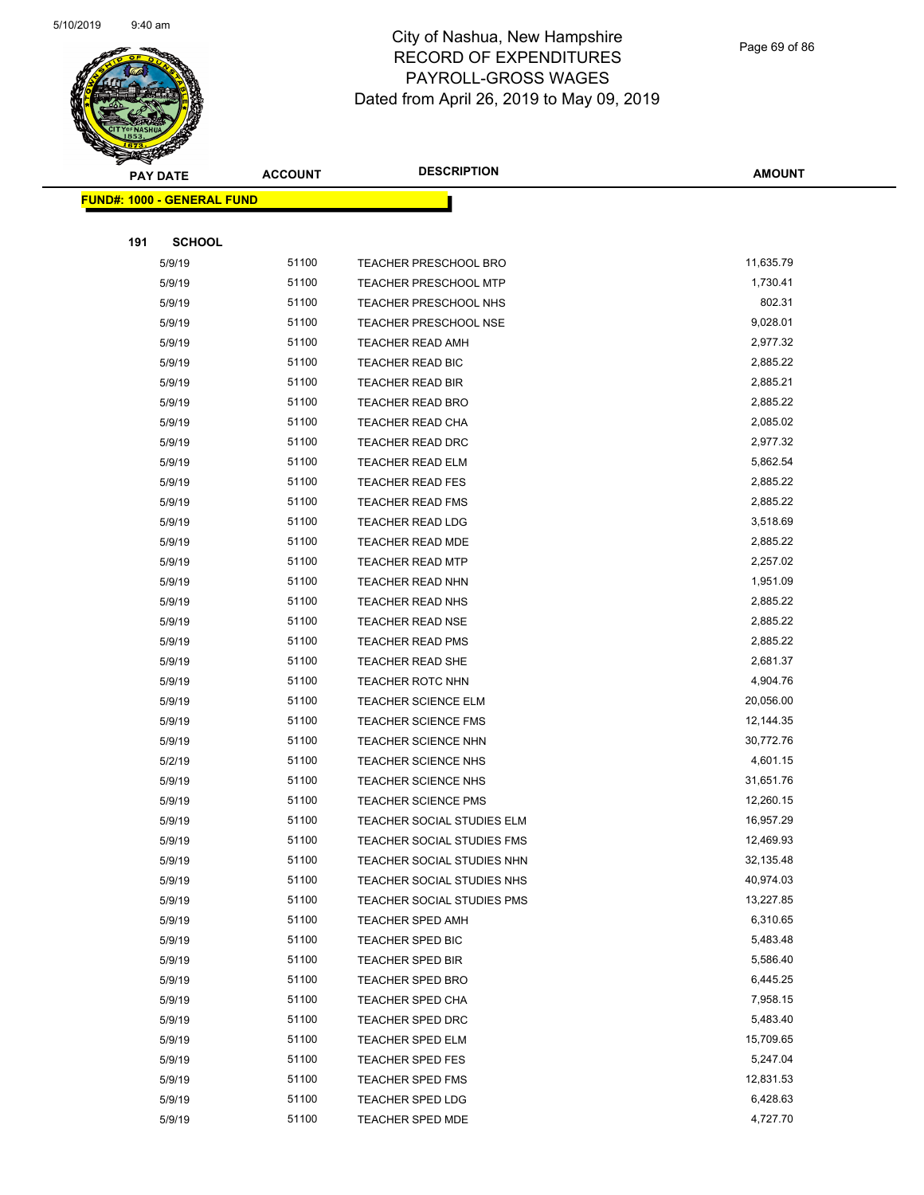# City of Nashua, New Hampshire
## RECORD OF EXPENDITURES
## PAYROLL-GROSS WAGES
Dated from April 26, 2019 to May 09, 2019

| PAY DATE | ACCOUNT | DESCRIPTION | AMOUNT |
|---|---|---|---|
| **FUND#: 1000 - GENERAL FUND** | | | |
| **191 SCHOOL** | | | |
| 5/9/19 | 51100 | TEACHER PRESCHOOL BRO | 11,635.79 |
| 5/9/19 | 51100 | TEACHER PRESCHOOL MTP | 1,730.41 |
| 5/9/19 | 51100 | TEACHER PRESCHOOL NHS | 802.31 |
| 5/9/19 | 51100 | TEACHER PRESCHOOL NSE | 9,028.01 |
| 5/9/19 | 51100 | TEACHER READ AMH | 2,977.32 |
| 5/9/19 | 51100 | TEACHER READ BIC | 2,885.22 |
| 5/9/19 | 51100 | TEACHER READ BIR | 2,885.21 |
| 5/9/19 | 51100 | TEACHER READ BRO | 2,885.22 |
| 5/9/19 | 51100 | TEACHER READ CHA | 2,085.02 |
| 5/9/19 | 51100 | TEACHER READ DRC | 2,977.32 |
| 5/9/19 | 51100 | TEACHER READ ELM | 5,862.54 |
| 5/9/19 | 51100 | TEACHER READ FES | 2,885.22 |
| 5/9/19 | 51100 | TEACHER READ FMS | 2,885.22 |
| 5/9/19 | 51100 | TEACHER READ LDG | 3,518.69 |
| 5/9/19 | 51100 | TEACHER READ MDE | 2,885.22 |
| 5/9/19 | 51100 | TEACHER READ MTP | 2,257.02 |
| 5/9/19 | 51100 | TEACHER READ NHN | 1,951.09 |
| 5/9/19 | 51100 | TEACHER READ NHS | 2,885.22 |
| 5/9/19 | 51100 | TEACHER READ NSE | 2,885.22 |
| 5/9/19 | 51100 | TEACHER READ PMS | 2,885.22 |
| 5/9/19 | 51100 | TEACHER READ SHE | 2,681.37 |
| 5/9/19 | 51100 | TEACHER ROTC NHN | 4,904.76 |
| 5/9/19 | 51100 | TEACHER SCIENCE ELM | 20,056.00 |
| 5/9/19 | 51100 | TEACHER SCIENCE FMS | 12,144.35 |
| 5/9/19 | 51100 | TEACHER SCIENCE NHN | 30,772.76 |
| 5/2/19 | 51100 | TEACHER SCIENCE NHS | 4,601.15 |
| 5/9/19 | 51100 | TEACHER SCIENCE NHS | 31,651.76 |
| 5/9/19 | 51100 | TEACHER SCIENCE PMS | 12,260.15 |
| 5/9/19 | 51100 | TEACHER SOCIAL STUDIES ELM | 16,957.29 |
| 5/9/19 | 51100 | TEACHER SOCIAL STUDIES FMS | 12,469.93 |
| 5/9/19 | 51100 | TEACHER SOCIAL STUDIES NHN | 32,135.48 |
| 5/9/19 | 51100 | TEACHER SOCIAL STUDIES NHS | 40,974.03 |
| 5/9/19 | 51100 | TEACHER SOCIAL STUDIES PMS | 13,227.85 |
| 5/9/19 | 51100 | TEACHER SPED AMH | 6,310.65 |
| 5/9/19 | 51100 | TEACHER SPED BIC | 5,483.48 |
| 5/9/19 | 51100 | TEACHER SPED BIR | 5,586.40 |
| 5/9/19 | 51100 | TEACHER SPED BRO | 6,445.25 |
| 5/9/19 | 51100 | TEACHER SPED CHA | 7,958.15 |
| 5/9/19 | 51100 | TEACHER SPED DRC | 5,483.40 |
| 5/9/19 | 51100 | TEACHER SPED ELM | 15,709.65 |
| 5/9/19 | 51100 | TEACHER SPED FES | 5,247.04 |
| 5/9/19 | 51100 | TEACHER SPED FMS | 12,831.53 |
| 5/9/19 | 51100 | TEACHER SPED LDG | 6,428.63 |
| 5/9/19 | 51100 | TEACHER SPED MDE | 4,727.70 |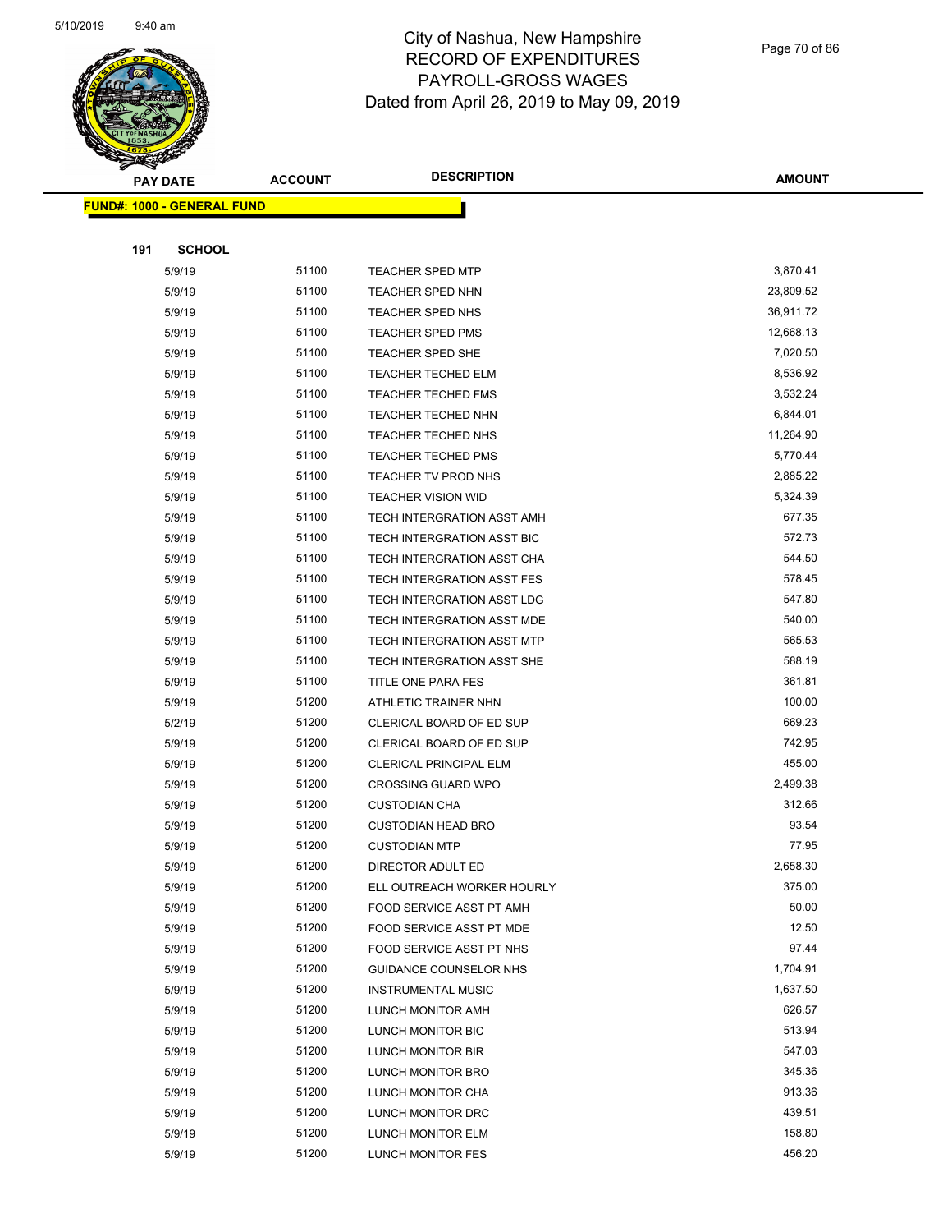# City of Nashua, New Hampshire
## RECORD OF EXPENDITURES
## PAYROLL-GROSS WAGES
## Dated from April 26, 2019 to May 09, 2019

| PAY DATE | ACCOUNT | DESCRIPTION | AMOUNT |
|---|---|---|---|
| **FUND#: 1000 - GENERAL FUND** | | | |
| **191 SCHOOL** | | | |
| 5/9/19 | 51100 | TEACHER SPED MTP | 3,870.41 |
| 5/9/19 | 51100 | TEACHER SPED NHN | 23,809.52 |
| 5/9/19 | 51100 | TEACHER SPED NHS | 36,911.72 |
| 5/9/19 | 51100 | TEACHER SPED PMS | 12,668.13 |
| 5/9/19 | 51100 | TEACHER SPED SHE | 7,020.50 |
| 5/9/19 | 51100 | TEACHER TECHED ELM | 8,536.92 |
| 5/9/19 | 51100 | TEACHER TECHED FMS | 3,532.24 |
| 5/9/19 | 51100 | TEACHER TECHED NHN | 6,844.01 |
| 5/9/19 | 51100 | TEACHER TECHED NHS | 11,264.90 |
| 5/9/19 | 51100 | TEACHER TECHED PMS | 5,770.44 |
| 5/9/19 | 51100 | TEACHER TV PROD NHS | 2,885.22 |
| 5/9/19 | 51100 | TEACHER VISION WID | 5,324.39 |
| 5/9/19 | 51100 | TECH INTERGRATION ASST AMH | 677.35 |
| 5/9/19 | 51100 | TECH INTERGRATION ASST BIC | 572.73 |
| 5/9/19 | 51100 | TECH INTERGRATION ASST CHA | 544.50 |
| 5/9/19 | 51100 | TECH INTERGRATION ASST FES | 578.45 |
| 5/9/19 | 51100 | TECH INTERGRATION ASST LDG | 547.80 |
| 5/9/19 | 51100 | TECH INTERGRATION ASST MDE | 540.00 |
| 5/9/19 | 51100 | TECH INTERGRATION ASST MTP | 565.53 |
| 5/9/19 | 51100 | TECH INTERGRATION ASST SHE | 588.19 |
| 5/9/19 | 51100 | TITLE ONE PARA FES | 361.81 |
| 5/9/19 | 51200 | ATHLETIC TRAINER NHN | 100.00 |
| 5/2/19 | 51200 | CLERICAL BOARD OF ED SUP | 669.23 |
| 5/9/19 | 51200 | CLERICAL BOARD OF ED SUP | 742.95 |
| 5/9/19 | 51200 | CLERICAL PRINCIPAL ELM | 455.00 |
| 5/9/19 | 51200 | CROSSING GUARD WPO | 2,499.38 |
| 5/9/19 | 51200 | CUSTODIAN CHA | 312.66 |
| 5/9/19 | 51200 | CUSTODIAN HEAD BRO | 93.54 |
| 5/9/19 | 51200 | CUSTODIAN MTP | 77.95 |
| 5/9/19 | 51200 | DIRECTOR ADULT ED | 2,658.30 |
| 5/9/19 | 51200 | ELL OUTREACH WORKER HOURLY | 375.00 |
| 5/9/19 | 51200 | FOOD SERVICE ASST PT AMH | 50.00 |
| 5/9/19 | 51200 | FOOD SERVICE ASST PT MDE | 12.50 |
| 5/9/19 | 51200 | FOOD SERVICE ASST PT NHS | 97.44 |
| 5/9/19 | 51200 | GUIDANCE COUNSELOR NHS | 1,704.91 |
| 5/9/19 | 51200 | INSTRUMENTAL MUSIC | 1,637.50 |
| 5/9/19 | 51200 | LUNCH MONITOR AMH | 626.57 |
| 5/9/19 | 51200 | LUNCH MONITOR BIC | 513.94 |
| 5/9/19 | 51200 | LUNCH MONITOR BIR | 547.03 |
| 5/9/19 | 51200 | LUNCH MONITOR BRO | 345.36 |
| 5/9/19 | 51200 | LUNCH MONITOR CHA | 913.36 |
| 5/9/19 | 51200 | LUNCH MONITOR DRC | 439.51 |
| 5/9/19 | 51200 | LUNCH MONITOR ELM | 158.80 |
| 5/9/19 | 51200 | LUNCH MONITOR FES | 456.20 |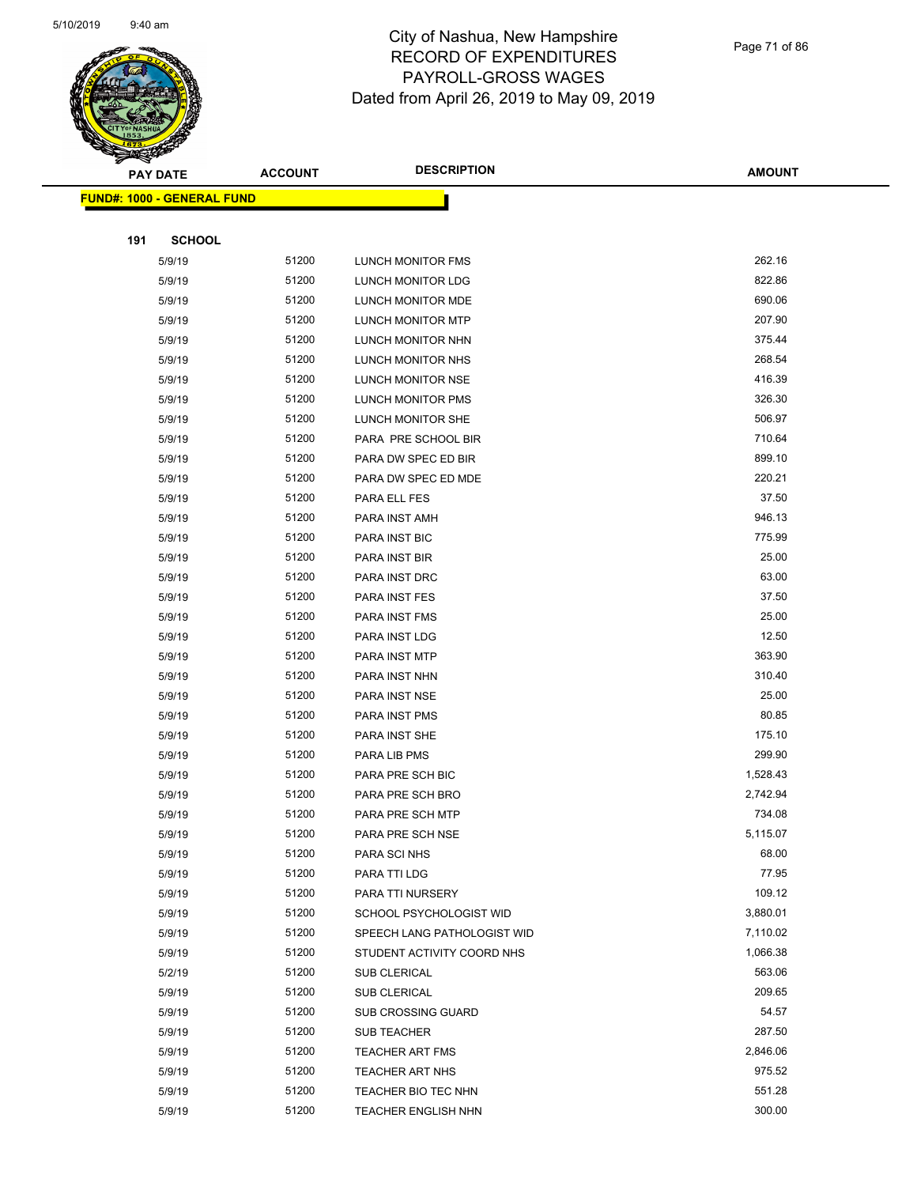# City of Nashua, New Hampshire
## RECORD OF EXPENDITURES
## PAYROLL-GROSS WAGES
### Dated from April 26, 2019 to May 09, 2019

| PAY DATE | ACCOUNT | DESCRIPTION | AMOUNT |
|---|---|---|---|

**FUND#: 1000 - GENERAL FUND**

**191 SCHOOL**

| PAY DATE | ACCOUNT | DESCRIPTION | AMOUNT |
|---|---|---|---|
| 5/9/19 | 51200 | LUNCH MONITOR FMS | 262.16 |
| 5/9/19 | 51200 | LUNCH MONITOR LDG | 822.86 |
| 5/9/19 | 51200 | LUNCH MONITOR MDE | 690.06 |
| 5/9/19 | 51200 | LUNCH MONITOR MTP | 207.90 |
| 5/9/19 | 51200 | LUNCH MONITOR NHN | 375.44 |
| 5/9/19 | 51200 | LUNCH MONITOR NHS | 268.54 |
| 5/9/19 | 51200 | LUNCH MONITOR NSE | 416.39 |
| 5/9/19 | 51200 | LUNCH MONITOR PMS | 326.30 |
| 5/9/19 | 51200 | LUNCH MONITOR SHE | 506.97 |
| 5/9/19 | 51200 | PARA PRE SCHOOL BIR | 710.64 |
| 5/9/19 | 51200 | PARA DW SPEC ED BIR | 899.10 |
| 5/9/19 | 51200 | PARA DW SPEC ED MDE | 220.21 |
| 5/9/19 | 51200 | PARA ELL FES | 37.50 |
| 5/9/19 | 51200 | PARA INST AMH | 946.13 |
| 5/9/19 | 51200 | PARA INST BIC | 775.99 |
| 5/9/19 | 51200 | PARA INST BIR | 25.00 |
| 5/9/19 | 51200 | PARA INST DRC | 63.00 |
| 5/9/19 | 51200 | PARA INST FES | 37.50 |
| 5/9/19 | 51200 | PARA INST FMS | 25.00 |
| 5/9/19 | 51200 | PARA INST LDG | 12.50 |
| 5/9/19 | 51200 | PARA INST MTP | 363.90 |
| 5/9/19 | 51200 | PARA INST NHN | 310.40 |
| 5/9/19 | 51200 | PARA INST NSE | 25.00 |
| 5/9/19 | 51200 | PARA INST PMS | 80.85 |
| 5/9/19 | 51200 | PARA INST SHE | 175.10 |
| 5/9/19 | 51200 | PARA LIB PMS | 299.90 |
| 5/9/19 | 51200 | PARA PRE SCH BIC | 1,528.43 |
| 5/9/19 | 51200 | PARA PRE SCH BRO | 2,742.94 |
| 5/9/19 | 51200 | PARA PRE SCH MTP | 734.08 |
| 5/9/19 | 51200 | PARA PRE SCH NSE | 5,115.07 |
| 5/9/19 | 51200 | PARA SCI NHS | 68.00 |
| 5/9/19 | 51200 | PARA TTI LDG | 77.95 |
| 5/9/19 | 51200 | PARA TTI NURSERY | 109.12 |
| 5/9/19 | 51200 | SCHOOL PSYCHOLOGIST WID | 3,880.01 |
| 5/9/19 | 51200 | SPEECH LANG PATHOLOGIST WID | 7,110.02 |
| 5/9/19 | 51200 | STUDENT ACTIVITY COORD NHS | 1,066.38 |
| 5/2/19 | 51200 | SUB CLERICAL | 563.06 |
| 5/9/19 | 51200 | SUB CLERICAL | 209.65 |
| 5/9/19 | 51200 | SUB CROSSING GUARD | 54.57 |
| 5/9/19 | 51200 | SUB TEACHER | 287.50 |
| 5/9/19 | 51200 | TEACHER ART FMS | 2,846.06 |
| 5/9/19 | 51200 | TEACHER ART NHS | 975.52 |
| 5/9/19 | 51200 | TEACHER BIO TEC NHN | 551.28 |
| 5/9/19 | 51200 | TEACHER ENGLISH NHN | 300.00 |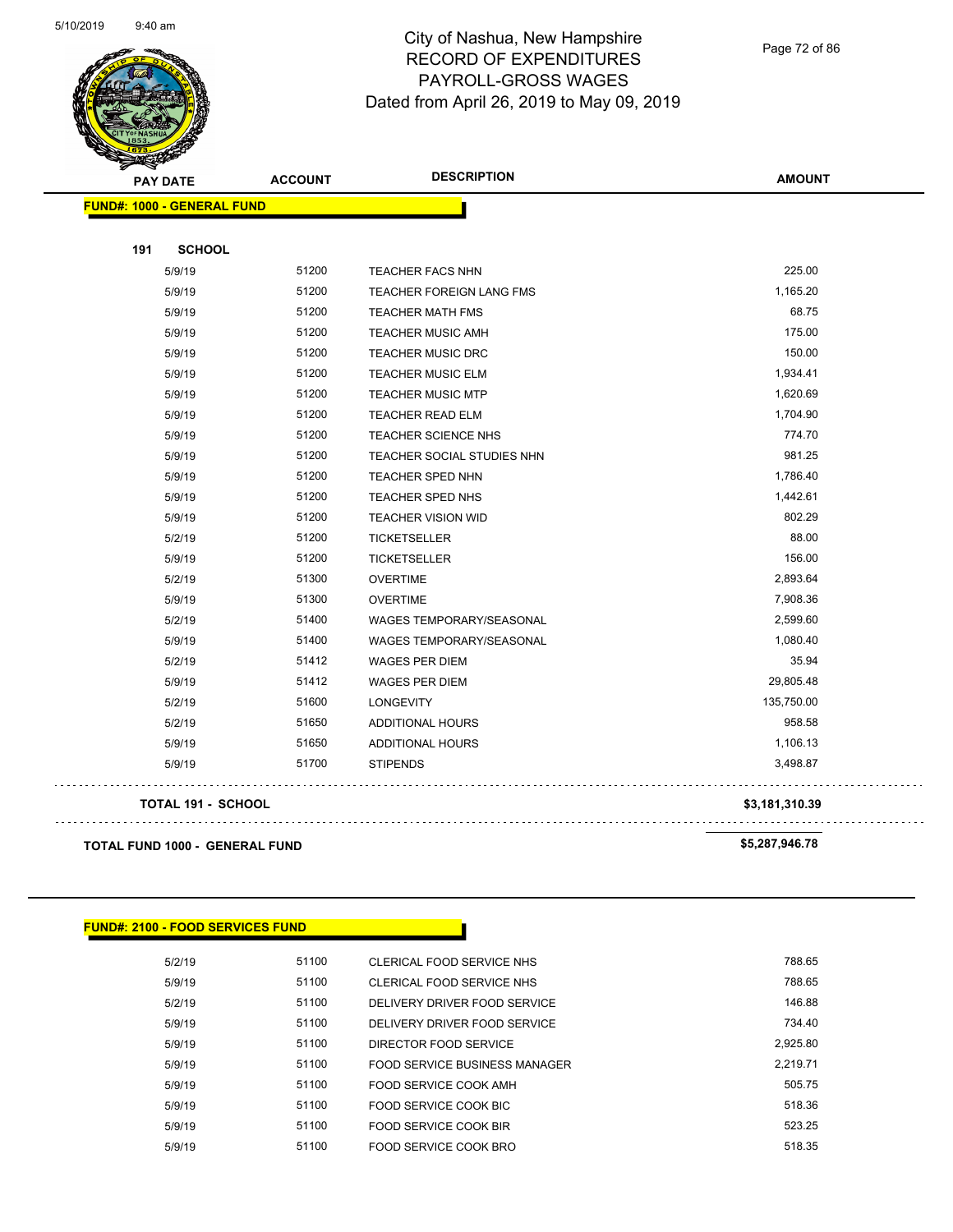# City of Nashua, New Hampshire
## RECORD OF EXPENDITURES
## PAYROLL-GROSS WAGES
## Dated from April 26, 2019 to May 09, 2019

**FUND#: 1000 - GENERAL FUND**

**191 SCHOOL**

| PAY DATE | ACCOUNT | DESCRIPTION | AMOUNT |
|---|---|---|---|
| 5/9/19 | 51200 | TEACHER FACS NHN | 225.00 |
| 5/9/19 | 51200 | TEACHER FOREIGN LANG FMS | 1,165.20 |
| 5/9/19 | 51200 | TEACHER MATH FMS | 68.75 |
| 5/9/19 | 51200 | TEACHER MUSIC AMH | 175.00 |
| 5/9/19 | 51200 | TEACHER MUSIC DRC | 150.00 |
| 5/9/19 | 51200 | TEACHER MUSIC ELM | 1,934.41 |
| 5/9/19 | 51200 | TEACHER MUSIC MTP | 1,620.69 |
| 5/9/19 | 51200 | TEACHER READ ELM | 1,704.90 |
| 5/9/19 | 51200 | TEACHER SCIENCE NHS | 774.70 |
| 5/9/19 | 51200 | TEACHER SOCIAL STUDIES NHN | 981.25 |
| 5/9/19 | 51200 | TEACHER SPED NHN | 1,786.40 |
| 5/9/19 | 51200 | TEACHER SPED NHS | 1,442.61 |
| 5/9/19 | 51200 | TEACHER VISION WID | 802.29 |
| 5/2/19 | 51200 | TICKETSELLER | 88.00 |
| 5/9/19 | 51200 | TICKETSELLER | 156.00 |
| 5/2/19 | 51300 | OVERTIME | 2,893.64 |
| 5/9/19 | 51300 | OVERTIME | 7,908.36 |
| 5/2/19 | 51400 | WAGES TEMPORARY/SEASONAL | 2,599.60 |
| 5/9/19 | 51400 | WAGES TEMPORARY/SEASONAL | 1,080.40 |
| 5/2/19 | 51412 | WAGES PER DIEM | 35.94 |
| 5/9/19 | 51412 | WAGES PER DIEM | 29,805.48 |
| 5/2/19 | 51600 | LONGEVITY | 135,750.00 |
| 5/2/19 | 51650 | ADDITIONAL HOURS | 958.58 |
| 5/9/19 | 51650 | ADDITIONAL HOURS | 1,106.13 |
| 5/9/19 | 51700 | STIPENDS | 3,498.87 |
| **TOTAL 191 - SCHOOL** | | | **$3,181,310.39** |
| **TOTAL FUND 1000 - GENERAL FUND** | | | **$5,287,946.78** |

**FUND#: 2100 - FOOD SERVICES FUND**

| PAY DATE | ACCOUNT | DESCRIPTION | AMOUNT |
|---|---|---|---|
| 5/2/19 | 51100 | CLERICAL FOOD SERVICE NHS | 788.65 |
| 5/9/19 | 51100 | CLERICAL FOOD SERVICE NHS | 788.65 |
| 5/2/19 | 51100 | DELIVERY DRIVER FOOD SERVICE | 146.88 |
| 5/9/19 | 51100 | DELIVERY DRIVER FOOD SERVICE | 734.40 |
| 5/9/19 | 51100 | DIRECTOR FOOD SERVICE | 2,925.80 |
| 5/9/19 | 51100 | FOOD SERVICE BUSINESS MANAGER | 2,219.71 |
| 5/9/19 | 51100 | FOOD SERVICE COOK AMH | 505.75 |
| 5/9/19 | 51100 | FOOD SERVICE COOK BIC | 518.36 |
| 5/9/19 | 51100 | FOOD SERVICE COOK BIR | 523.25 |
| 5/9/19 | 51100 | FOOD SERVICE COOK BRO | 518.35 |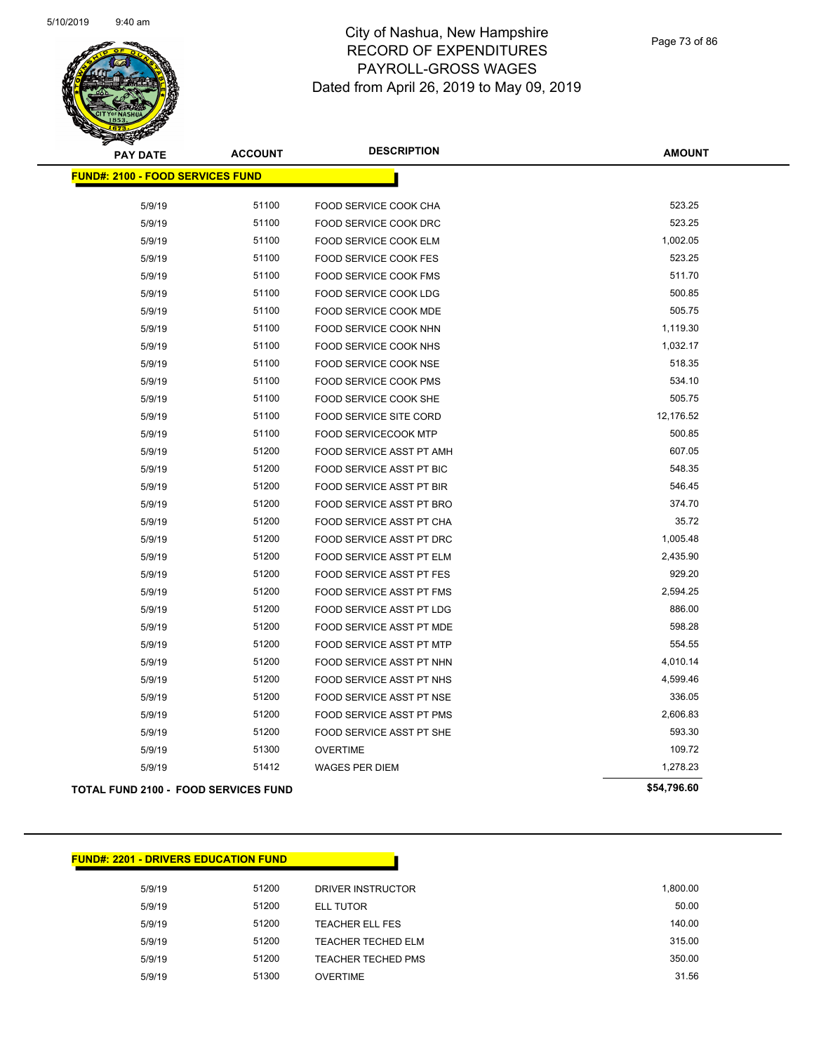# City of Nashua, New Hampshire
# RECORD OF EXPENDITURES
# PAYROLL-GROSS WAGES
# Dated from April 26, 2019 to May 09, 2019

## FUND#: 2100 - FOOD SERVICES FUND

| PAY DATE | ACCOUNT | DESCRIPTION | AMOUNT |
|---|---|---|---|
| 5/9/19 | 51100 | FOOD SERVICE COOK CHA | 523.25 |
| 5/9/19 | 51100 | FOOD SERVICE COOK DRC | 523.25 |
| 5/9/19 | 51100 | FOOD SERVICE COOK ELM | 1,002.05 |
| 5/9/19 | 51100 | FOOD SERVICE COOK FES | 523.25 |
| 5/9/19 | 51100 | FOOD SERVICE COOK FMS | 511.70 |
| 5/9/19 | 51100 | FOOD SERVICE COOK LDG | 500.85 |
| 5/9/19 | 51100 | FOOD SERVICE COOK MDE | 505.75 |
| 5/9/19 | 51100 | FOOD SERVICE COOK NHN | 1,119.30 |
| 5/9/19 | 51100 | FOOD SERVICE COOK NHS | 1,032.17 |
| 5/9/19 | 51100 | FOOD SERVICE COOK NSE | 518.35 |
| 5/9/19 | 51100 | FOOD SERVICE COOK PMS | 534.10 |
| 5/9/19 | 51100 | FOOD SERVICE COOK SHE | 505.75 |
| 5/9/19 | 51100 | FOOD SERVICE SITE CORD | 12,176.52 |
| 5/9/19 | 51100 | FOOD SERVICECOOK MTP | 500.85 |
| 5/9/19 | 51200 | FOOD SERVICE ASST PT AMH | 607.05 |
| 5/9/19 | 51200 | FOOD SERVICE ASST PT BIC | 548.35 |
| 5/9/19 | 51200 | FOOD SERVICE ASST PT BIR | 546.45 |
| 5/9/19 | 51200 | FOOD SERVICE ASST PT BRO | 374.70 |
| 5/9/19 | 51200 | FOOD SERVICE ASST PT CHA | 35.72 |
| 5/9/19 | 51200 | FOOD SERVICE ASST PT DRC | 1,005.48 |
| 5/9/19 | 51200 | FOOD SERVICE ASST PT ELM | 2,435.90 |
| 5/9/19 | 51200 | FOOD SERVICE ASST PT FES | 929.20 |
| 5/9/19 | 51200 | FOOD SERVICE ASST PT FMS | 2,594.25 |
| 5/9/19 | 51200 | FOOD SERVICE ASST PT LDG | 886.00 |
| 5/9/19 | 51200 | FOOD SERVICE ASST PT MDE | 598.28 |
| 5/9/19 | 51200 | FOOD SERVICE ASST PT MTP | 554.55 |
| 5/9/19 | 51200 | FOOD SERVICE ASST PT NHN | 4,010.14 |
| 5/9/19 | 51200 | FOOD SERVICE ASST PT NHS | 4,599.46 |
| 5/9/19 | 51200 | FOOD SERVICE ASST PT NSE | 336.05 |
| 5/9/19 | 51200 | FOOD SERVICE ASST PT PMS | 2,606.83 |
| 5/9/19 | 51200 | FOOD SERVICE ASST PT SHE | 593.30 |
| 5/9/19 | 51300 | OVERTIME | 109.72 |
| 5/9/19 | 51412 | WAGES PER DIEM | 1,278.23 |
| **TOTAL FUND 2100 - FOOD SERVICES FUND** | | | **$54,796.60** |

## FUND#: 2201 - DRIVERS EDUCATION FUND

| PAY DATE | ACCOUNT | DESCRIPTION | AMOUNT |
|---|---|---|---|
| 5/9/19 | 51200 | DRIVER INSTRUCTOR | 1,800.00 |
| 5/9/19 | 51200 | ELL TUTOR | 50.00 |
| 5/9/19 | 51200 | TEACHER ELL FES | 140.00 |
| 5/9/19 | 51200 | TEACHER TECHED ELM | 315.00 |
| 5/9/19 | 51200 | TEACHER TECHED PMS | 350.00 |
| 5/9/19 | 51300 | OVERTIME | 31.56 |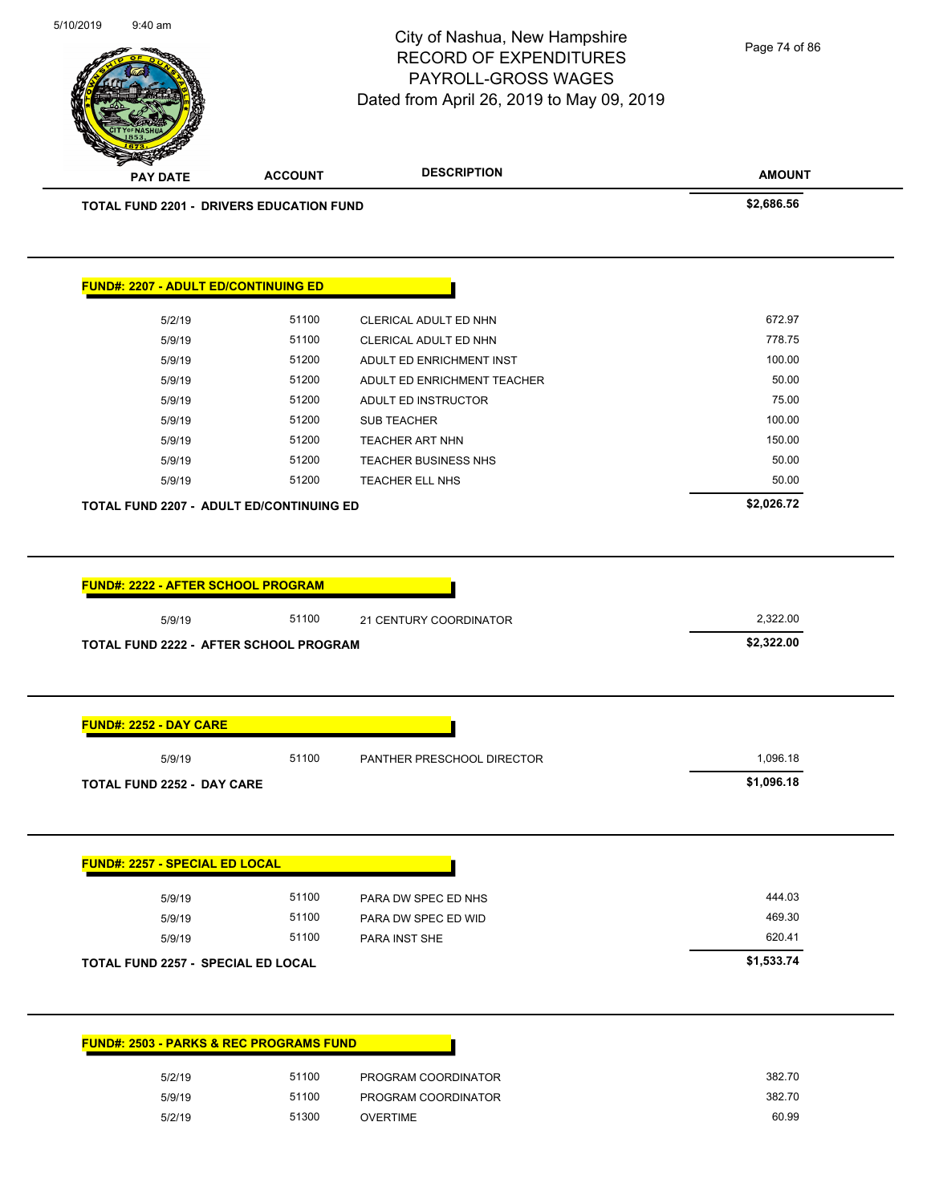| PAY DATE | ACCOUNT | DESCRIPTION | AMOUNT |
|---|---|---|---|
| **TOTAL FUND 2201 - DRIVERS EDUCATION FUND** | | | **$2,686.56** |

**FUND#: 2207 - ADULT ED/CONTINUING ED**

| PAY DATE | ACCOUNT | DESCRIPTION | AMOUNT |
|---|---|---|---|
| 5/2/19 | 51100 | CLERICAL ADULT ED NHN | 672.97 |
| 5/9/19 | 51100 | CLERICAL ADULT ED NHN | 778.75 |
| 5/9/19 | 51200 | ADULT ED ENRICHMENT INST | 100.00 |
| 5/9/19 | 51200 | ADULT ED ENRICHMENT TEACHER | 50.00 |
| 5/9/19 | 51200 | ADULT ED INSTRUCTOR | 75.00 |
| 5/9/19 | 51200 | SUB TEACHER | 100.00 |
| 5/9/19 | 51200 | TEACHER ART NHN | 150.00 |
| 5/9/19 | 51200 | TEACHER BUSINESS NHS | 50.00 |
| 5/9/19 | 51200 | TEACHER ELL NHS | 50.00 |
| **TOTAL FUND 2207 - ADULT ED/CONTINUING ED** | | | **$2,026.72** |

**FUND#: 2222 - AFTER SCHOOL PROGRAM**

| PAY DATE | ACCOUNT | DESCRIPTION | AMOUNT |
|---|---|---|---|
| 5/9/19 | 51100 | 21 CENTURY COORDINATOR | 2,322.00 |
| **TOTAL FUND 2222 - AFTER SCHOOL PROGRAM** | | | **$2,322.00** |

**FUND#: 2252 - DAY CARE**

| PAY DATE | ACCOUNT | DESCRIPTION | AMOUNT |
|---|---|---|---|
| 5/9/19 | 51100 | PANTHER PRESCHOOL DIRECTOR | 1,096.18 |
| **TOTAL FUND 2252 - DAY CARE** | | | **$1,096.18** |

**FUND#: 2257 - SPECIAL ED LOCAL**

| PAY DATE | ACCOUNT | DESCRIPTION | AMOUNT |
|---|---|---|---|
| 5/9/19 | 51100 | PARA DW SPEC ED NHS | 444.03 |
| 5/9/19 | 51100 | PARA DW SPEC ED WID | 469.30 |
| 5/9/19 | 51100 | PARA INST SHE | 620.41 |
| **TOTAL FUND 2257 - SPECIAL ED LOCAL** | | | **$1,533.74** |

**FUND#: 2503 - PARKS & REC PROGRAMS FUND**

| PAY DATE | ACCOUNT | DESCRIPTION | AMOUNT |
|---|---|---|---|
| 5/2/19 | 51100 | PROGRAM COORDINATOR | 382.70 |
| 5/9/19 | 51100 | PROGRAM COORDINATOR | 382.70 |
| 5/2/19 | 51300 | OVERTIME | 60.99 |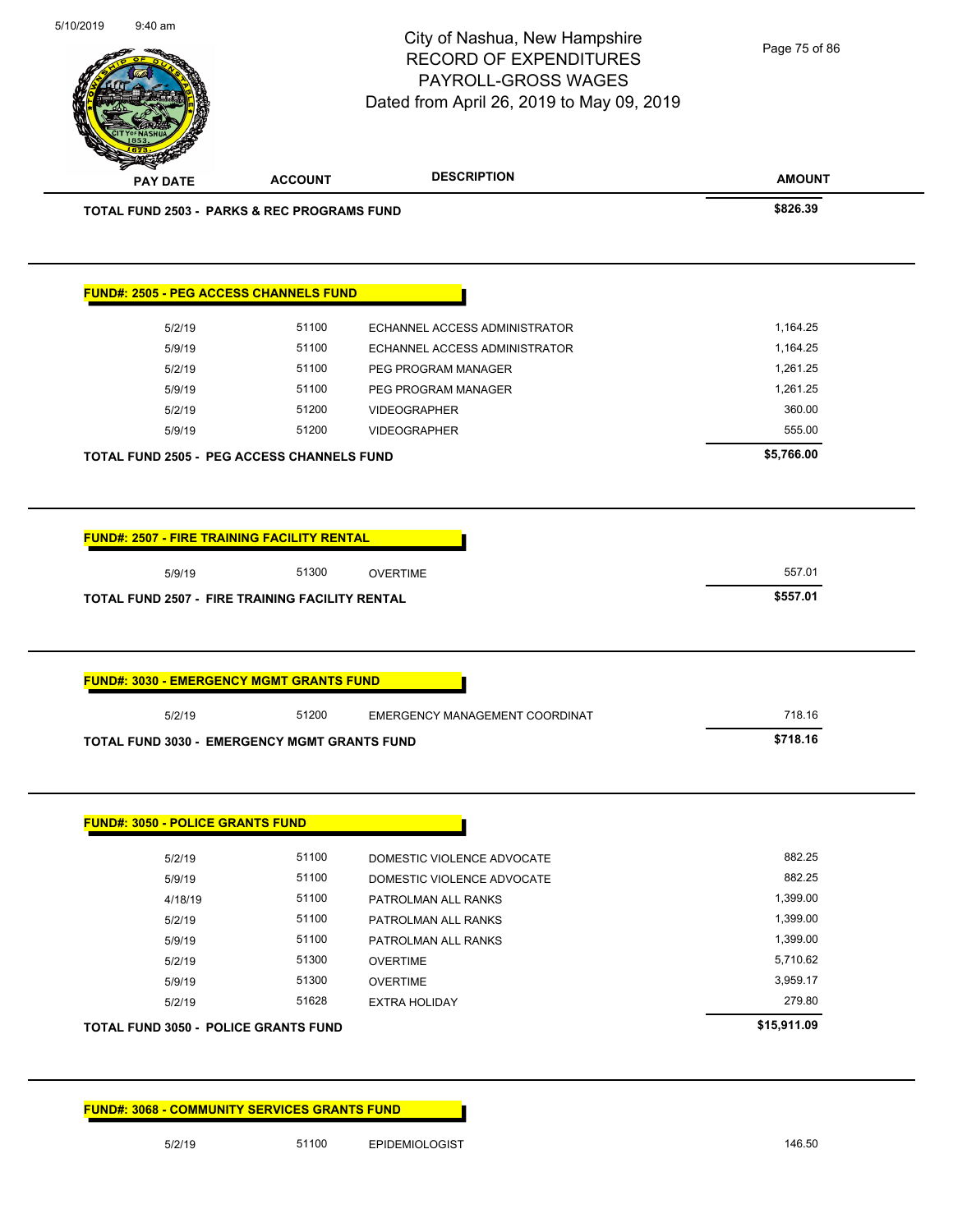# City of Nashua, New Hampshire
## RECORD OF EXPENDITURES
## PAYROLL-GROSS WAGES
## Dated from April 26, 2019 to May 09, 2019

| PAY DATE | ACCOUNT | DESCRIPTION | AMOUNT |
|---|---|---|---|
| **TOTAL FUND 2503 - PARKS & REC PROGRAMS FUND** | | | **$826.39** |

**FUND#: 2505 - PEG ACCESS CHANNELS FUND**

| PAY DATE | ACCOUNT | DESCRIPTION | AMOUNT |
|---|---|---|---|
| 5/2/19 | 51100 | ECHANNEL ACCESS ADMINISTRATOR | 1,164.25 |
| 5/9/19 | 51100 | ECHANNEL ACCESS ADMINISTRATOR | 1,164.25 |
| 5/2/19 | 51100 | PEG PROGRAM MANAGER | 1,261.25 |
| 5/9/19 | 51100 | PEG PROGRAM MANAGER | 1,261.25 |
| 5/2/19 | 51200 | VIDEOGRAPHER | 360.00 |
| 5/9/19 | 51200 | VIDEOGRAPHER | 555.00 |
| **TOTAL FUND 2505 - PEG ACCESS CHANNELS FUND** | | | **$5,766.00** |

**FUND#: 2507 - FIRE TRAINING FACILITY RENTAL**

| PAY DATE | ACCOUNT | DESCRIPTION | AMOUNT |
|---|---|---|---|
| 5/9/19 | 51300 | OVERTIME | 557.01 |
| **TOTAL FUND 2507 - FIRE TRAINING FACILITY RENTAL** | | | **$557.01** |

**FUND#: 3030 - EMERGENCY MGMT GRANTS FUND**

| PAY DATE | ACCOUNT | DESCRIPTION | AMOUNT |
|---|---|---|---|
| 5/2/19 | 51200 | EMERGENCY MANAGEMENT COORDINAT | 718.16 |
| **TOTAL FUND 3030 - EMERGENCY MGMT GRANTS FUND** | | | **$718.16** |

**FUND#: 3050 - POLICE GRANTS FUND**

| PAY DATE | ACCOUNT | DESCRIPTION | AMOUNT |
|---|---|---|---|
| 5/2/19 | 51100 | DOMESTIC VIOLENCE ADVOCATE | 882.25 |
| 5/9/19 | 51100 | DOMESTIC VIOLENCE ADVOCATE | 882.25 |
| 4/18/19 | 51100 | PATROLMAN ALL RANKS | 1,399.00 |
| 5/2/19 | 51100 | PATROLMAN ALL RANKS | 1,399.00 |
| 5/9/19 | 51100 | PATROLMAN ALL RANKS | 1,399.00 |
| 5/2/19 | 51300 | OVERTIME | 5,710.62 |
| 5/9/19 | 51300 | OVERTIME | 3,959.17 |
| 5/2/19 | 51628 | EXTRA HOLIDAY | 279.80 |
| **TOTAL FUND 3050 - POLICE GRANTS FUND** | | | **$15,911.09** |

**FUND#: 3068 - COMMUNITY SERVICES GRANTS FUND**

| PAY DATE | ACCOUNT | DESCRIPTION | AMOUNT |
|---|---|---|---|
| 5/2/19 | 51100 | EPIDEMIOLOGIST | 146.50 |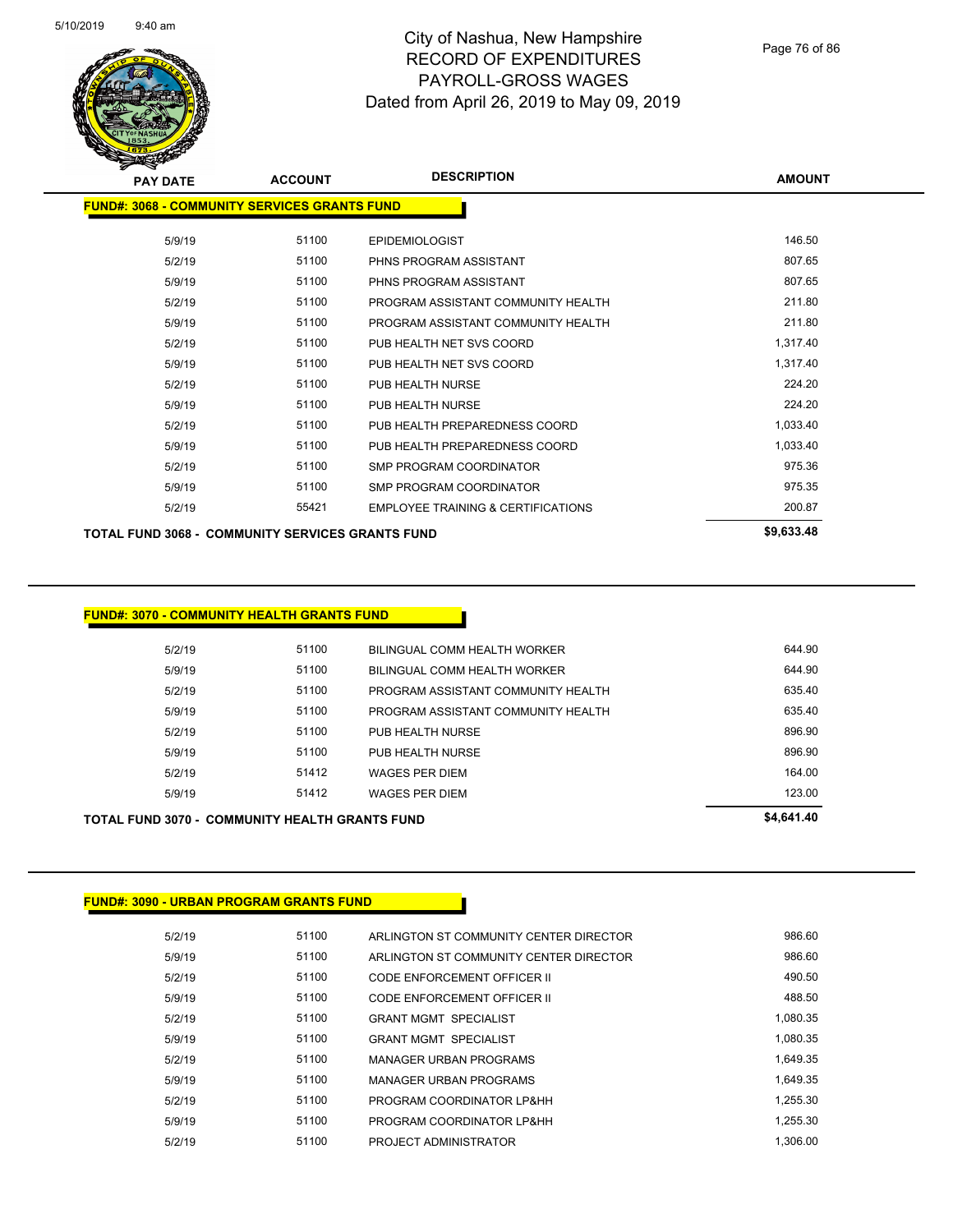# City of Nashua, New Hampshire
## RECORD OF EXPENDITURES
## PAYROLL-GROSS WAGES
### Dated from April 26, 2019 to May 09, 2019

**FUND#: 3068 - COMMUNITY SERVICES GRANTS FUND**

| PAY DATE | ACCOUNT | DESCRIPTION | AMOUNT |
|---|---|---|---|
| 5/9/19 | 51100 | EPIDEMIOLOGIST | 146.50 |
| 5/2/19 | 51100 | PHNS PROGRAM ASSISTANT | 807.65 |
| 5/9/19 | 51100 | PHNS PROGRAM ASSISTANT | 807.65 |
| 5/2/19 | 51100 | PROGRAM ASSISTANT COMMUNITY HEALTH | 211.80 |
| 5/9/19 | 51100 | PROGRAM ASSISTANT COMMUNITY HEALTH | 211.80 |
| 5/2/19 | 51100 | PUB HEALTH NET SVS COORD | 1,317.40 |
| 5/9/19 | 51100 | PUB HEALTH NET SVS COORD | 1,317.40 |
| 5/2/19 | 51100 | PUB HEALTH NURSE | 224.20 |
| 5/9/19 | 51100 | PUB HEALTH NURSE | 224.20 |
| 5/2/19 | 51100 | PUB HEALTH PREPAREDNESS COORD | 1,033.40 |
| 5/9/19 | 51100 | PUB HEALTH PREPAREDNESS COORD | 1,033.40 |
| 5/2/19 | 51100 | SMP PROGRAM COORDINATOR | 975.36 |
| 5/9/19 | 51100 | SMP PROGRAM COORDINATOR | 975.35 |
| 5/2/19 | 55421 | EMPLOYEE TRAINING & CERTIFICATIONS | 200.87 |
| **TOTAL FUND 3068 - COMMUNITY SERVICES GRANTS FUND** | | | **$9,633.48** |

**FUND#: 3070 - COMMUNITY HEALTH GRANTS FUND**

| PAY DATE | ACCOUNT | DESCRIPTION | AMOUNT |
|---|---|---|---|
| 5/2/19 | 51100 | BILINGUAL COMM HEALTH WORKER | 644.90 |
| 5/9/19 | 51100 | BILINGUAL COMM HEALTH WORKER | 644.90 |
| 5/2/19 | 51100 | PROGRAM ASSISTANT COMMUNITY HEALTH | 635.40 |
| 5/9/19 | 51100 | PROGRAM ASSISTANT COMMUNITY HEALTH | 635.40 |
| 5/2/19 | 51100 | PUB HEALTH NURSE | 896.90 |
| 5/9/19 | 51100 | PUB HEALTH NURSE | 896.90 |
| 5/2/19 | 51412 | WAGES PER DIEM | 164.00 |
| 5/9/19 | 51412 | WAGES PER DIEM | 123.00 |
| **TOTAL FUND 3070 - COMMUNITY HEALTH GRANTS FUND** | | | **$4,641.40** |

**FUND#: 3090 - URBAN PROGRAM GRANTS FUND**

| PAY DATE | ACCOUNT | DESCRIPTION | AMOUNT |
|---|---|---|---|
| 5/2/19 | 51100 | ARLINGTON ST COMMUNITY CENTER DIRECTOR | 986.60 |
| 5/9/19 | 51100 | ARLINGTON ST COMMUNITY CENTER DIRECTOR | 986.60 |
| 5/2/19 | 51100 | CODE ENFORCEMENT OFFICER II | 490.50 |
| 5/9/19 | 51100 | CODE ENFORCEMENT OFFICER II | 488.50 |
| 5/2/19 | 51100 | GRANT MGMT SPECIALIST | 1,080.35 |
| 5/9/19 | 51100 | GRANT MGMT SPECIALIST | 1,080.35 |
| 5/2/19 | 51100 | MANAGER URBAN PROGRAMS | 1,649.35 |
| 5/9/19 | 51100 | MANAGER URBAN PROGRAMS | 1,649.35 |
| 5/2/19 | 51100 | PROGRAM COORDINATOR LP&HH | 1,255.30 |
| 5/9/19 | 51100 | PROGRAM COORDINATOR LP&HH | 1,255.30 |
| 5/2/19 | 51100 | PROJECT ADMINISTRATOR | 1,306.00 |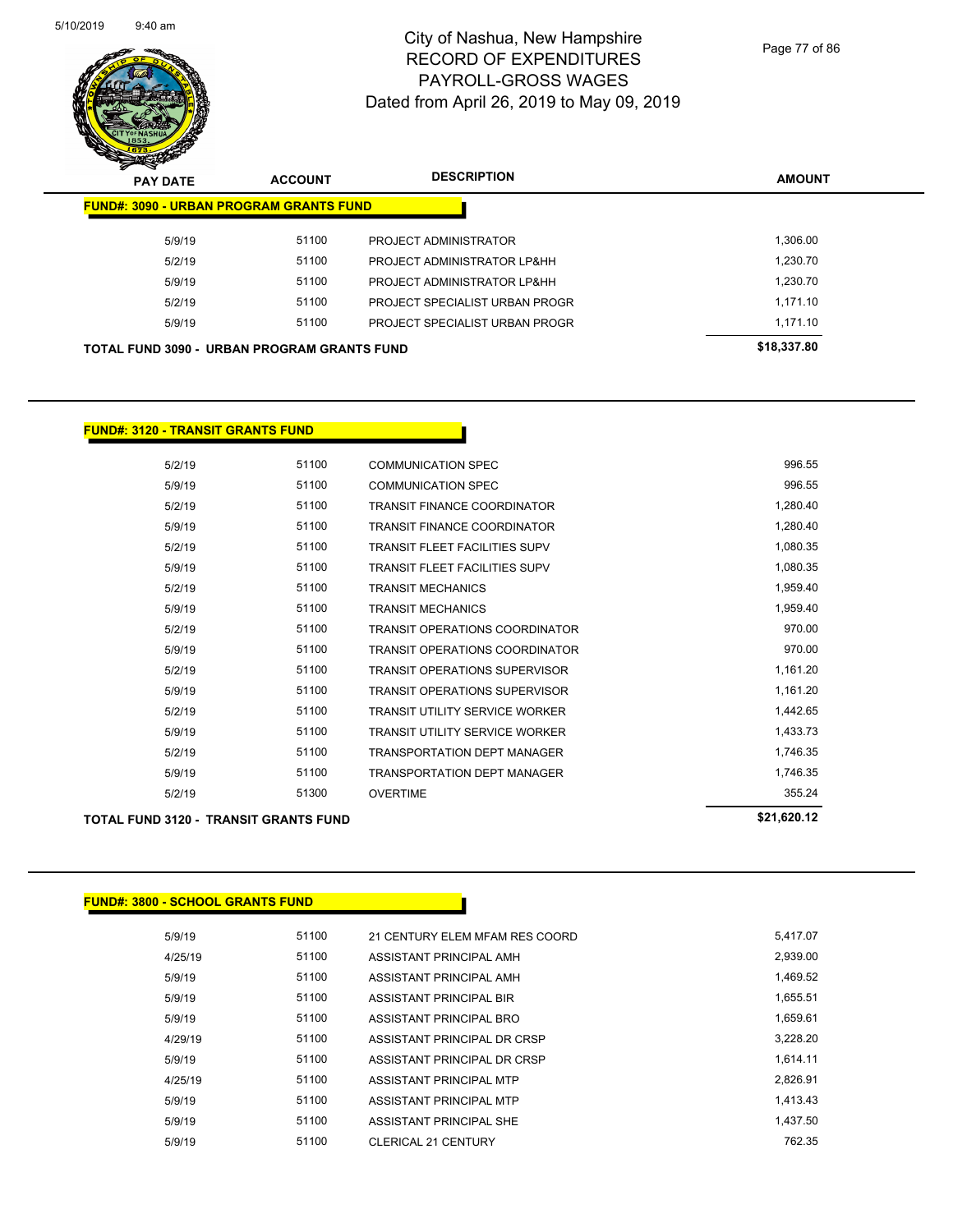# City of Nashua, New Hampshire
## RECORD OF EXPENDITURES
## PAYROLL-GROSS WAGES
### Dated from April 26, 2019 to May 09, 2019

| PAY DATE | ACCOUNT | DESCRIPTION | AMOUNT |
|---|---|---|---|
| **FUND#: 3090 - URBAN PROGRAM GRANTS FUND** | | | |
| 5/9/19 | 51100 | PROJECT ADMINISTRATOR | 1,306.00 |
| 5/2/19 | 51100 | PROJECT ADMINISTRATOR LP&HH | 1,230.70 |
| 5/9/19 | 51100 | PROJECT ADMINISTRATOR LP&HH | 1,230.70 |
| 5/2/19 | 51100 | PROJECT SPECIALIST URBAN PROGR | 1,171.10 |
| 5/9/19 | 51100 | PROJECT SPECIALIST URBAN PROGR | 1,171.10 |
| **TOTAL FUND 3090 - URBAN PROGRAM GRANTS FUND** | | | **$18,337.80** |

| PAY DATE | ACCOUNT | DESCRIPTION | AMOUNT |
|---|---|---|---|
| **FUND#: 3120 - TRANSIT GRANTS FUND** | | | |
| 5/2/19 | 51100 | COMMUNICATION SPEC | 996.55 |
| 5/9/19 | 51100 | COMMUNICATION SPEC | 996.55 |
| 5/2/19 | 51100 | TRANSIT FINANCE COORDINATOR | 1,280.40 |
| 5/9/19 | 51100 | TRANSIT FINANCE COORDINATOR | 1,280.40 |
| 5/2/19 | 51100 | TRANSIT FLEET FACILITIES SUPV | 1,080.35 |
| 5/9/19 | 51100 | TRANSIT FLEET FACILITIES SUPV | 1,080.35 |
| 5/2/19 | 51100 | TRANSIT MECHANICS | 1,959.40 |
| 5/9/19 | 51100 | TRANSIT MECHANICS | 1,959.40 |
| 5/2/19 | 51100 | TRANSIT OPERATIONS COORDINATOR | 970.00 |
| 5/9/19 | 51100 | TRANSIT OPERATIONS COORDINATOR | 970.00 |
| 5/2/19 | 51100 | TRANSIT OPERATIONS SUPERVISOR | 1,161.20 |
| 5/9/19 | 51100 | TRANSIT OPERATIONS SUPERVISOR | 1,161.20 |
| 5/2/19 | 51100 | TRANSIT UTILITY SERVICE WORKER | 1,442.65 |
| 5/9/19 | 51100 | TRANSIT UTILITY SERVICE WORKER | 1,433.73 |
| 5/2/19 | 51100 | TRANSPORTATION DEPT MANAGER | 1,746.35 |
| 5/9/19 | 51100 | TRANSPORTATION DEPT MANAGER | 1,746.35 |
| 5/2/19 | 51300 | OVERTIME | 355.24 |
| **TOTAL FUND 3120 - TRANSIT GRANTS FUND** | | | **$21,620.12** |

| PAY DATE | ACCOUNT | DESCRIPTION | AMOUNT |
|---|---|---|---|
| **FUND#: 3800 - SCHOOL GRANTS FUND** | | | |
| 5/9/19 | 51100 | 21 CENTURY ELEM MFAM RES COORD | 5,417.07 |
| 4/25/19 | 51100 | ASSISTANT PRINCIPAL AMH | 2,939.00 |
| 5/9/19 | 51100 | ASSISTANT PRINCIPAL AMH | 1,469.52 |
| 5/9/19 | 51100 | ASSISTANT PRINCIPAL BIR | 1,655.51 |
| 5/9/19 | 51100 | ASSISTANT PRINCIPAL BRO | 1,659.61 |
| 4/29/19 | 51100 | ASSISTANT PRINCIPAL DR CRSP | 3,228.20 |
| 5/9/19 | 51100 | ASSISTANT PRINCIPAL DR CRSP | 1,614.11 |
| 4/25/19 | 51100 | ASSISTANT PRINCIPAL MTP | 2,826.91 |
| 5/9/19 | 51100 | ASSISTANT PRINCIPAL MTP | 1,413.43 |
| 5/9/19 | 51100 | ASSISTANT PRINCIPAL SHE | 1,437.50 |
| 5/9/19 | 51100 | CLERICAL 21 CENTURY | 762.35 |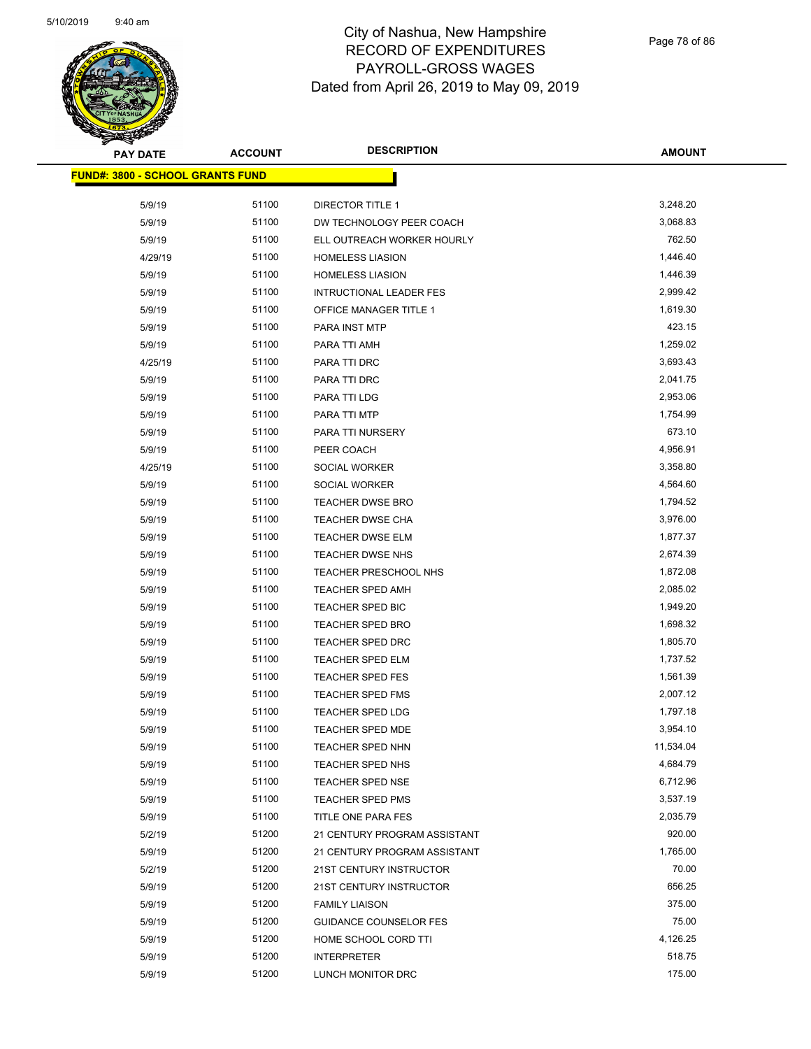# City of Nashua, New Hampshire
## RECORD OF EXPENDITURES
## PAYROLL-GROSS WAGES
## Dated from April 26, 2019 to May 09, 2019

| PAY DATE | ACCOUNT | DESCRIPTION | AMOUNT |
|---|---|---|---|
| **FUND#: 3800 - SCHOOL GRANTS FUND** | | | |
| 5/9/19 | 51100 | DIRECTOR TITLE 1 | 3,248.20 |
| 5/9/19 | 51100 | DW TECHNOLOGY PEER COACH | 3,068.83 |
| 5/9/19 | 51100 | ELL OUTREACH WORKER HOURLY | 762.50 |
| 4/29/19 | 51100 | HOMELESS LIASION | 1,446.40 |
| 5/9/19 | 51100 | HOMELESS LIASION | 1,446.39 |
| 5/9/19 | 51100 | INTRUCTIONAL LEADER FES | 2,999.42 |
| 5/9/19 | 51100 | OFFICE MANAGER TITLE 1 | 1,619.30 |
| 5/9/19 | 51100 | PARA INST MTP | 423.15 |
| 5/9/19 | 51100 | PARA TTI AMH | 1,259.02 |
| 4/25/19 | 51100 | PARA TTI DRC | 3,693.43 |
| 5/9/19 | 51100 | PARA TTI DRC | 2,041.75 |
| 5/9/19 | 51100 | PARA TTI LDG | 2,953.06 |
| 5/9/19 | 51100 | PARA TTI MTP | 1,754.99 |
| 5/9/19 | 51100 | PARA TTI NURSERY | 673.10 |
| 5/9/19 | 51100 | PEER COACH | 4,956.91 |
| 4/25/19 | 51100 | SOCIAL WORKER | 3,358.80 |
| 5/9/19 | 51100 | SOCIAL WORKER | 4,564.60 |
| 5/9/19 | 51100 | TEACHER DWSE BRO | 1,794.52 |
| 5/9/19 | 51100 | TEACHER DWSE CHA | 3,976.00 |
| 5/9/19 | 51100 | TEACHER DWSE ELM | 1,877.37 |
| 5/9/19 | 51100 | TEACHER DWSE NHS | 2,674.39 |
| 5/9/19 | 51100 | TEACHER PRESCHOOL NHS | 1,872.08 |
| 5/9/19 | 51100 | TEACHER SPED AMH | 2,085.02 |
| 5/9/19 | 51100 | TEACHER SPED BIC | 1,949.20 |
| 5/9/19 | 51100 | TEACHER SPED BRO | 1,698.32 |
| 5/9/19 | 51100 | TEACHER SPED DRC | 1,805.70 |
| 5/9/19 | 51100 | TEACHER SPED ELM | 1,737.52 |
| 5/9/19 | 51100 | TEACHER SPED FES | 1,561.39 |
| 5/9/19 | 51100 | TEACHER SPED FMS | 2,007.12 |
| 5/9/19 | 51100 | TEACHER SPED LDG | 1,797.18 |
| 5/9/19 | 51100 | TEACHER SPED MDE | 3,954.10 |
| 5/9/19 | 51100 | TEACHER SPED NHN | 11,534.04 |
| 5/9/19 | 51100 | TEACHER SPED NHS | 4,684.79 |
| 5/9/19 | 51100 | TEACHER SPED NSE | 6,712.96 |
| 5/9/19 | 51100 | TEACHER SPED PMS | 3,537.19 |
| 5/9/19 | 51100 | TITLE ONE PARA FES | 2,035.79 |
| 5/2/19 | 51200 | 21 CENTURY PROGRAM ASSISTANT | 920.00 |
| 5/9/19 | 51200 | 21 CENTURY PROGRAM ASSISTANT | 1,765.00 |
| 5/2/19 | 51200 | 21ST CENTURY INSTRUCTOR | 70.00 |
| 5/9/19 | 51200 | 21ST CENTURY INSTRUCTOR | 656.25 |
| 5/9/19 | 51200 | FAMILY LIAISON | 375.00 |
| 5/9/19 | 51200 | GUIDANCE COUNSELOR FES | 75.00 |
| 5/9/19 | 51200 | HOME SCHOOL CORD TTI | 4,126.25 |
| 5/9/19 | 51200 | INTERPRETER | 518.75 |
| 5/9/19 | 51200 | LUNCH MONITOR DRC | 175.00 |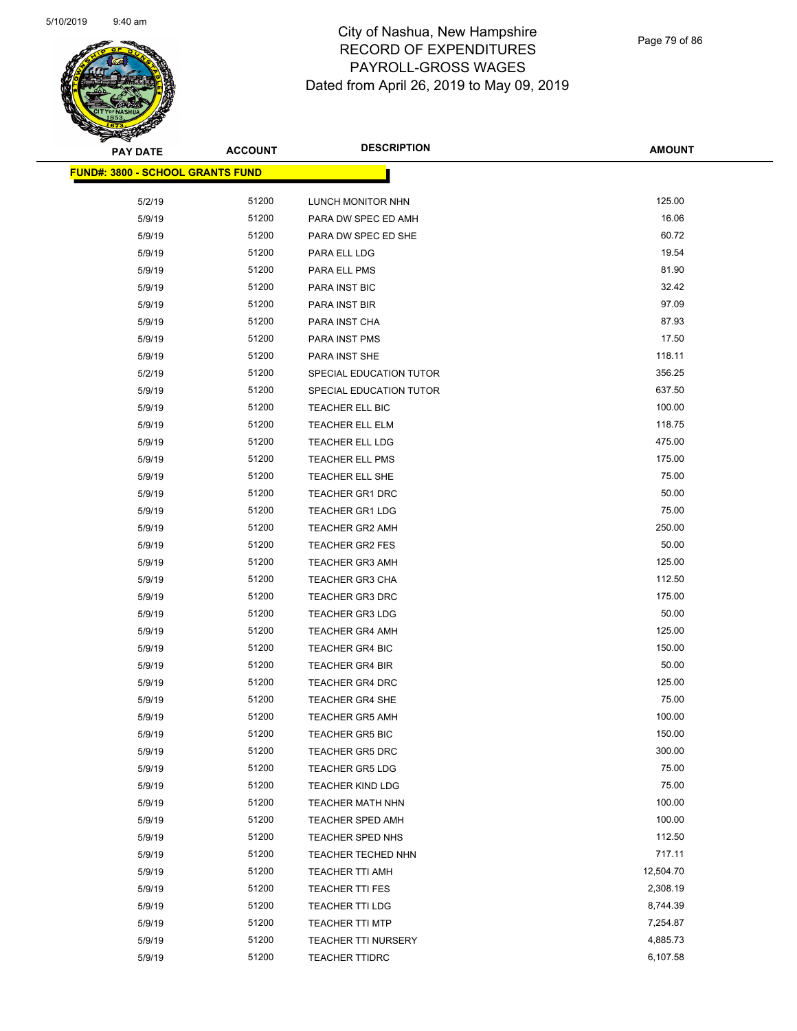City of Nashua, New Hampshire
RECORD OF EXPENDITURES
PAYROLL-GROSS WAGES
Dated from April 26, 2019 to May 09, 2019

| PAY DATE | ACCOUNT | DESCRIPTION | AMOUNT |
|---|---|---|---|
| **FUND#: 3800 - SCHOOL GRANTS FUND** | | | |
| 5/2/19 | 51200 | LUNCH MONITOR NHN | 125.00 |
| 5/9/19 | 51200 | PARA DW SPEC ED AMH | 16.06 |
| 5/9/19 | 51200 | PARA DW SPEC ED SHE | 60.72 |
| 5/9/19 | 51200 | PARA ELL LDG | 19.54 |
| 5/9/19 | 51200 | PARA ELL PMS | 81.90 |
| 5/9/19 | 51200 | PARA INST BIC | 32.42 |
| 5/9/19 | 51200 | PARA INST BIR | 97.09 |
| 5/9/19 | 51200 | PARA INST CHA | 87.93 |
| 5/9/19 | 51200 | PARA INST PMS | 17.50 |
| 5/9/19 | 51200 | PARA INST SHE | 118.11 |
| 5/2/19 | 51200 | SPECIAL EDUCATION TUTOR | 356.25 |
| 5/9/19 | 51200 | SPECIAL EDUCATION TUTOR | 637.50 |
| 5/9/19 | 51200 | TEACHER ELL BIC | 100.00 |
| 5/9/19 | 51200 | TEACHER ELL ELM | 118.75 |
| 5/9/19 | 51200 | TEACHER ELL LDG | 475.00 |
| 5/9/19 | 51200 | TEACHER ELL PMS | 175.00 |
| 5/9/19 | 51200 | TEACHER ELL SHE | 75.00 |
| 5/9/19 | 51200 | TEACHER GR1 DRC | 50.00 |
| 5/9/19 | 51200 | TEACHER GR1 LDG | 75.00 |
| 5/9/19 | 51200 | TEACHER GR2 AMH | 250.00 |
| 5/9/19 | 51200 | TEACHER GR2 FES | 50.00 |
| 5/9/19 | 51200 | TEACHER GR3 AMH | 125.00 |
| 5/9/19 | 51200 | TEACHER GR3 CHA | 112.50 |
| 5/9/19 | 51200 | TEACHER GR3 DRC | 175.00 |
| 5/9/19 | 51200 | TEACHER GR3 LDG | 50.00 |
| 5/9/19 | 51200 | TEACHER GR4 AMH | 125.00 |
| 5/9/19 | 51200 | TEACHER GR4 BIC | 150.00 |
| 5/9/19 | 51200 | TEACHER GR4 BIR | 50.00 |
| 5/9/19 | 51200 | TEACHER GR4 DRC | 125.00 |
| 5/9/19 | 51200 | TEACHER GR4 SHE | 75.00 |
| 5/9/19 | 51200 | TEACHER GR5 AMH | 100.00 |
| 5/9/19 | 51200 | TEACHER GR5 BIC | 150.00 |
| 5/9/19 | 51200 | TEACHER GR5 DRC | 300.00 |
| 5/9/19 | 51200 | TEACHER GR5 LDG | 75.00 |
| 5/9/19 | 51200 | TEACHER KIND LDG | 75.00 |
| 5/9/19 | 51200 | TEACHER MATH NHN | 100.00 |
| 5/9/19 | 51200 | TEACHER SPED AMH | 100.00 |
| 5/9/19 | 51200 | TEACHER SPED NHS | 112.50 |
| 5/9/19 | 51200 | TEACHER TECHED NHN | 717.11 |
| 5/9/19 | 51200 | TEACHER TTI AMH | 12,504.70 |
| 5/9/19 | 51200 | TEACHER TTI FES | 2,308.19 |
| 5/9/19 | 51200 | TEACHER TTI LDG | 8,744.39 |
| 5/9/19 | 51200 | TEACHER TTI MTP | 7,254.87 |
| 5/9/19 | 51200 | TEACHER TTI NURSERY | 4,885.73 |
| 5/9/19 | 51200 | TEACHER TTIDRC | 6,107.58 |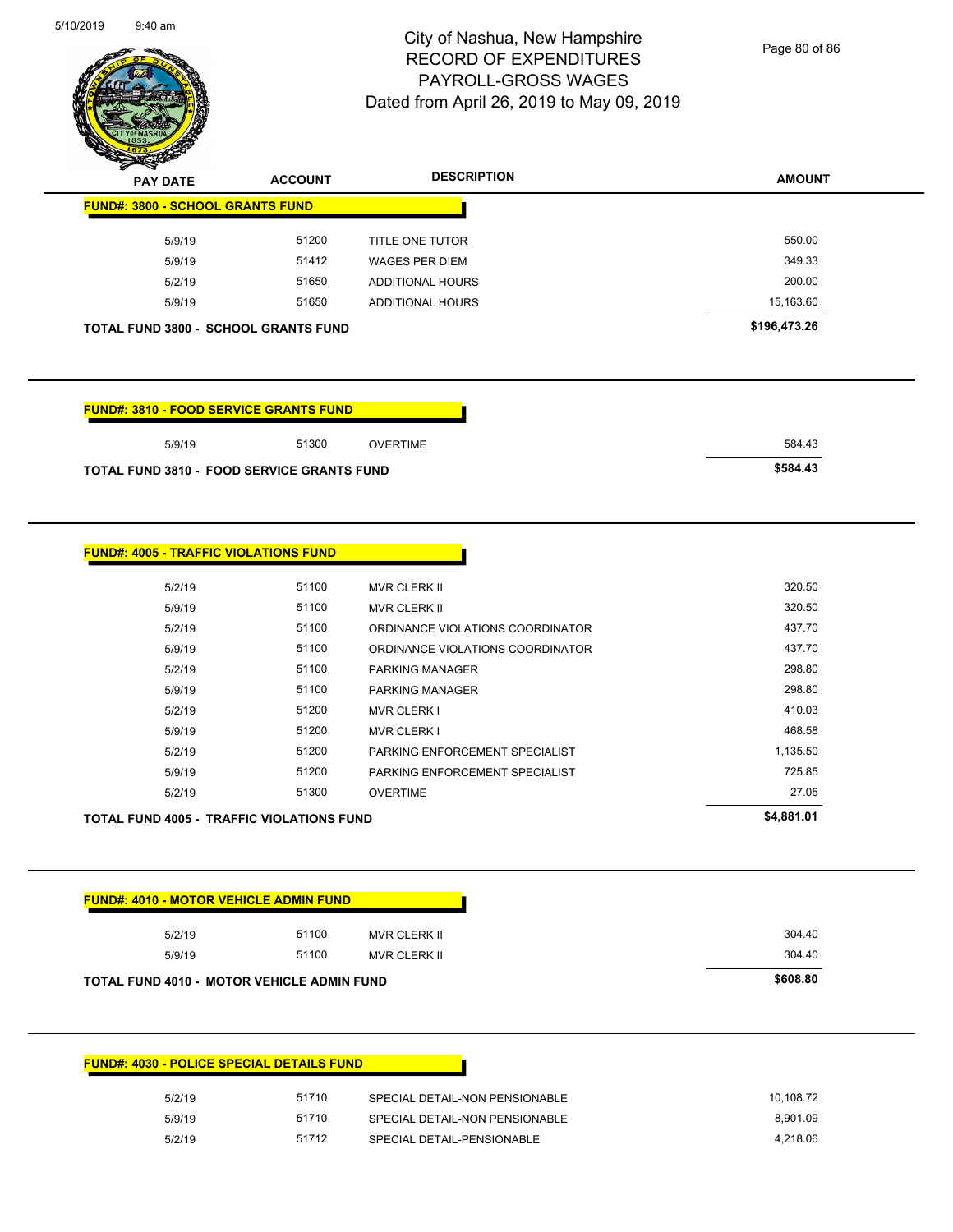City of Nashua, New Hampshire
RECORD OF EXPENDITURES
PAYROLL-GROSS WAGES
Dated from April 26, 2019 to May 09, 2019

| PAY DATE | ACCOUNT | DESCRIPTION | AMOUNT |
|---|---|---|---|
| **FUND#: 3800 - SCHOOL GRANTS FUND** | | | |
| 5/9/19 | 51200 | TITLE ONE TUTOR | 550.00 |
| 5/9/19 | 51412 | WAGES PER DIEM | 349.33 |
| 5/2/19 | 51650 | ADDITIONAL HOURS | 200.00 |
| 5/9/19 | 51650 | ADDITIONAL HOURS | 15,163.60 |
| **TOTAL FUND 3800 - SCHOOL GRANTS FUND** | | | **$196,473.26** |

| PAY DATE | ACCOUNT | DESCRIPTION | AMOUNT |
|---|---|---|---|
| **FUND#: 3810 - FOOD SERVICE GRANTS FUND** | | | |
| 5/9/19 | 51300 | OVERTIME | 584.43 |
| **TOTAL FUND 3810 - FOOD SERVICE GRANTS FUND** | | | **$584.43** |

| PAY DATE | ACCOUNT | DESCRIPTION | AMOUNT |
|---|---|---|---|
| **FUND#: 4005 - TRAFFIC VIOLATIONS FUND** | | | |
| 5/2/19 | 51100 | MVR CLERK II | 320.50 |
| 5/9/19 | 51100 | MVR CLERK II | 320.50 |
| 5/2/19 | 51100 | ORDINANCE VIOLATIONS COORDINATOR | 437.70 |
| 5/9/19 | 51100 | ORDINANCE VIOLATIONS COORDINATOR | 437.70 |
| 5/2/19 | 51100 | PARKING MANAGER | 298.80 |
| 5/9/19 | 51100 | PARKING MANAGER | 298.80 |
| 5/2/19 | 51200 | MVR CLERK I | 410.03 |
| 5/9/19 | 51200 | MVR CLERK I | 468.58 |
| 5/2/19 | 51200 | PARKING ENFORCEMENT SPECIALIST | 1,135.50 |
| 5/9/19 | 51200 | PARKING ENFORCEMENT SPECIALIST | 725.85 |
| 5/2/19 | 51300 | OVERTIME | 27.05 |
| **TOTAL FUND 4005 - TRAFFIC VIOLATIONS FUND** | | | **$4,881.01** |

| PAY DATE | ACCOUNT | DESCRIPTION | AMOUNT |
|---|---|---|---|
| **FUND#: 4010 - MOTOR VEHICLE ADMIN FUND** | | | |
| 5/2/19 | 51100 | MVR CLERK II | 304.40 |
| 5/9/19 | 51100 | MVR CLERK II | 304.40 |
| **TOTAL FUND 4010 - MOTOR VEHICLE ADMIN FUND** | | | **$608.80** |

| PAY DATE | ACCOUNT | DESCRIPTION | AMOUNT |
|---|---|---|---|
| **FUND#: 4030 - POLICE SPECIAL DETAILS FUND** | | | |
| 5/2/19 | 51710 | SPECIAL DETAIL-NON PENSIONABLE | 10,108.72 |
| 5/9/19 | 51710 | SPECIAL DETAIL-NON PENSIONABLE | 8,901.09 |
| 5/2/19 | 51712 | SPECIAL DETAIL-PENSIONABLE | 4,218.06 |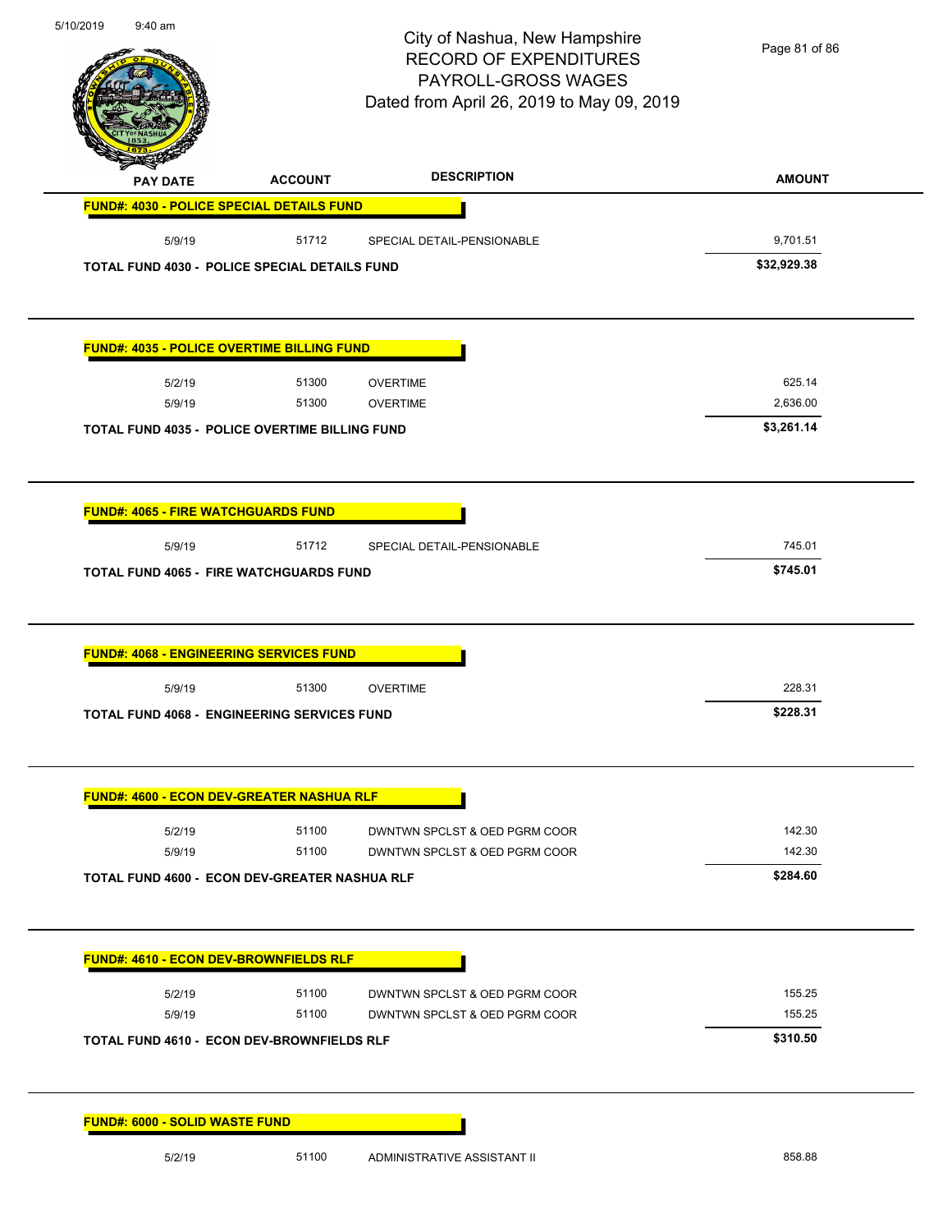| PAY DATE | ACCOUNT | DESCRIPTION | AMOUNT |
|---|---|---|---|
| **FUND#: 4030 - POLICE SPECIAL DETAILS FUND** | | | |
| 5/9/19 | 51712 | SPECIAL DETAIL-PENSIONABLE | 9,701.51 |
| **TOTAL FUND 4030 - POLICE SPECIAL DETAILS FUND** | | | **$32,929.38** |
| **FUND#: 4035 - POLICE OVERTIME BILLING FUND** | | | |
| 5/2/19 | 51300 | OVERTIME | 625.14 |
| 5/9/19 | 51300 | OVERTIME | 2,636.00 |
| **TOTAL FUND 4035 - POLICE OVERTIME BILLING FUND** | | | **$3,261.14** |
| **FUND#: 4065 - FIRE WATCHGUARDS FUND** | | | |
| 5/9/19 | 51712 | SPECIAL DETAIL-PENSIONABLE | 745.01 |
| **TOTAL FUND 4065 - FIRE WATCHGUARDS FUND** | | | **$745.01** |
| **FUND#: 4068 - ENGINEERING SERVICES FUND** | | | |
| 5/9/19 | 51300 | OVERTIME | 228.31 |
| **TOTAL FUND 4068 - ENGINEERING SERVICES FUND** | | | **$228.31** |
| **FUND#: 4600 - ECON DEV-GREATER NASHUA RLF** | | | |
| 5/2/19 | 51100 | DWNTWN SPCLST & OED PGRM COOR | 142.30 |
| 5/9/19 | 51100 | DWNTWN SPCLST & OED PGRM COOR | 142.30 |
| **TOTAL FUND 4600 - ECON DEV-GREATER NASHUA RLF** | | | **$284.60** |
| **FUND#: 4610 - ECON DEV-BROWNFIELDS RLF** | | | |
| 5/2/19 | 51100 | DWNTWN SPCLST & OED PGRM COOR | 155.25 |
| 5/9/19 | 51100 | DWNTWN SPCLST & OED PGRM COOR | 155.25 |
| **TOTAL FUND 4610 - ECON DEV-BROWNFIELDS RLF** | | | **$310.50** |
| **FUND#: 6000 - SOLID WASTE FUND** | | | |
| 5/2/19 | 51100 | ADMINISTRATIVE ASSISTANT II | 858.88 |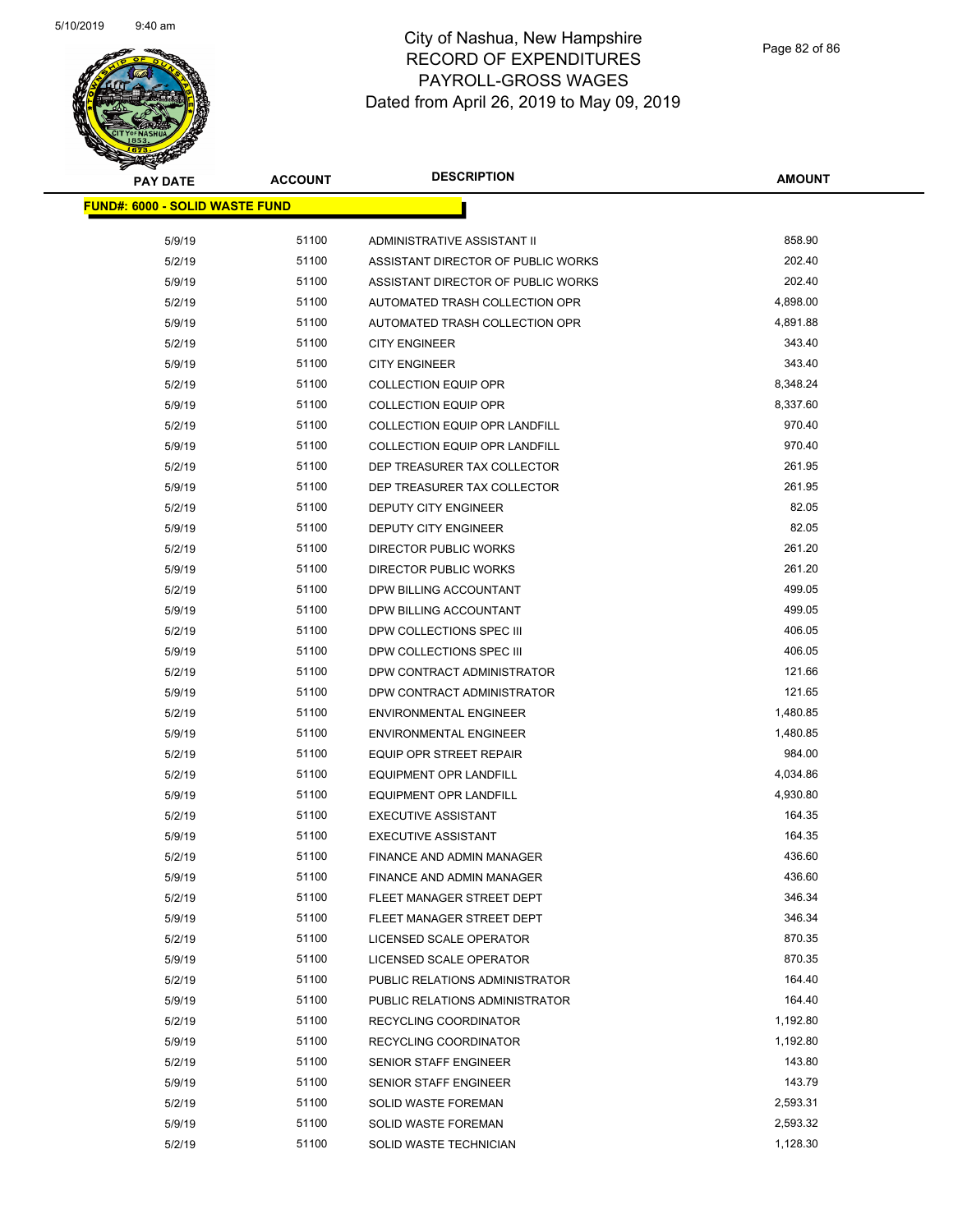# City of Nashua, New Hampshire
## RECORD OF EXPENDITURES
## PAYROLL-GROSS WAGES
## Dated from April 26, 2019 to May 09, 2019

| PAY DATE | ACCOUNT | DESCRIPTION | AMOUNT |
|---|---|---|---|
| **FUND#: 6000 - SOLID WASTE FUND** | | | |
| 5/9/19 | 51100 | ADMINISTRATIVE ASSISTANT II | 858.90 |
| 5/2/19 | 51100 | ASSISTANT DIRECTOR OF PUBLIC WORKS | 202.40 |
| 5/9/19 | 51100 | ASSISTANT DIRECTOR OF PUBLIC WORKS | 202.40 |
| 5/2/19 | 51100 | AUTOMATED TRASH COLLECTION OPR | 4,898.00 |
| 5/9/19 | 51100 | AUTOMATED TRASH COLLECTION OPR | 4,891.88 |
| 5/2/19 | 51100 | CITY ENGINEER | 343.40 |
| 5/9/19 | 51100 | CITY ENGINEER | 343.40 |
| 5/2/19 | 51100 | COLLECTION EQUIP OPR | 8,348.24 |
| 5/9/19 | 51100 | COLLECTION EQUIP OPR | 8,337.60 |
| 5/2/19 | 51100 | COLLECTION EQUIP OPR LANDFILL | 970.40 |
| 5/9/19 | 51100 | COLLECTION EQUIP OPR LANDFILL | 970.40 |
| 5/2/19 | 51100 | DEP TREASURER TAX COLLECTOR | 261.95 |
| 5/9/19 | 51100 | DEP TREASURER TAX COLLECTOR | 261.95 |
| 5/2/19 | 51100 | DEPUTY CITY ENGINEER | 82.05 |
| 5/9/19 | 51100 | DEPUTY CITY ENGINEER | 82.05 |
| 5/2/19 | 51100 | DIRECTOR PUBLIC WORKS | 261.20 |
| 5/9/19 | 51100 | DIRECTOR PUBLIC WORKS | 261.20 |
| 5/2/19 | 51100 | DPW BILLING ACCOUNTANT | 499.05 |
| 5/9/19 | 51100 | DPW BILLING ACCOUNTANT | 499.05 |
| 5/2/19 | 51100 | DPW COLLECTIONS SPEC III | 406.05 |
| 5/9/19 | 51100 | DPW COLLECTIONS SPEC III | 406.05 |
| 5/2/19 | 51100 | DPW CONTRACT ADMINISTRATOR | 121.66 |
| 5/9/19 | 51100 | DPW CONTRACT ADMINISTRATOR | 121.65 |
| 5/2/19 | 51100 | ENVIRONMENTAL ENGINEER | 1,480.85 |
| 5/9/19 | 51100 | ENVIRONMENTAL ENGINEER | 1,480.85 |
| 5/2/19 | 51100 | EQUIP OPR STREET REPAIR | 984.00 |
| 5/2/19 | 51100 | EQUIPMENT OPR LANDFILL | 4,034.86 |
| 5/9/19 | 51100 | EQUIPMENT OPR LANDFILL | 4,930.80 |
| 5/2/19 | 51100 | EXECUTIVE ASSISTANT | 164.35 |
| 5/9/19 | 51100 | EXECUTIVE ASSISTANT | 164.35 |
| 5/2/19 | 51100 | FINANCE AND ADMIN MANAGER | 436.60 |
| 5/9/19 | 51100 | FINANCE AND ADMIN MANAGER | 436.60 |
| 5/2/19 | 51100 | FLEET MANAGER STREET DEPT | 346.34 |
| 5/9/19 | 51100 | FLEET MANAGER STREET DEPT | 346.34 |
| 5/2/19 | 51100 | LICENSED SCALE OPERATOR | 870.35 |
| 5/9/19 | 51100 | LICENSED SCALE OPERATOR | 870.35 |
| 5/2/19 | 51100 | PUBLIC RELATIONS ADMINISTRATOR | 164.40 |
| 5/9/19 | 51100 | PUBLIC RELATIONS ADMINISTRATOR | 164.40 |
| 5/2/19 | 51100 | RECYCLING COORDINATOR | 1,192.80 |
| 5/9/19 | 51100 | RECYCLING COORDINATOR | 1,192.80 |
| 5/2/19 | 51100 | SENIOR STAFF ENGINEER | 143.80 |
| 5/9/19 | 51100 | SENIOR STAFF ENGINEER | 143.79 |
| 5/2/19 | 51100 | SOLID WASTE FOREMAN | 2,593.31 |
| 5/9/19 | 51100 | SOLID WASTE FOREMAN | 2,593.32 |
| 5/2/19 | 51100 | SOLID WASTE TECHNICIAN | 1,128.30 |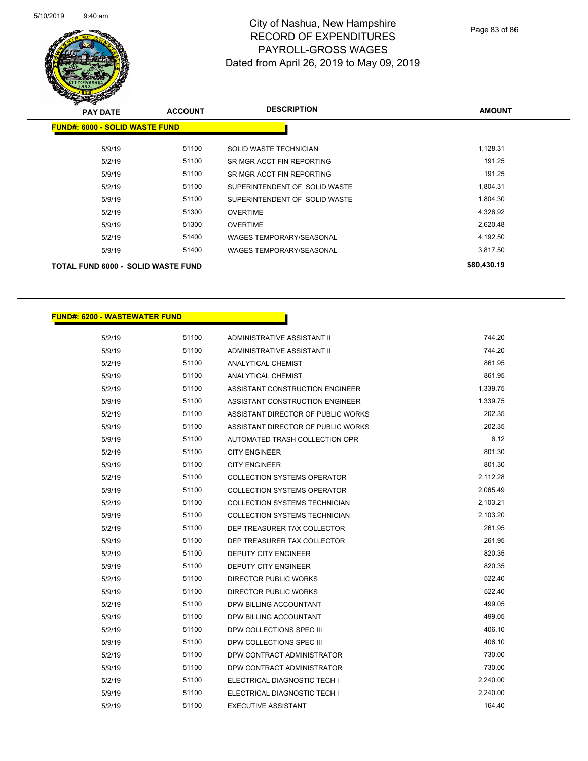| PAY DATE | ACCOUNT | DESCRIPTION | AMOUNT |
|---|---|---|---|
| **FUND#: 6000 - SOLID WASTE FUND** | | | |
| 5/9/19 | 51100 | SOLID WASTE TECHNICIAN | 1,128.31 |
| 5/2/19 | 51100 | SR MGR ACCT FIN REPORTING | 191.25 |
| 5/9/19 | 51100 | SR MGR ACCT FIN REPORTING | 191.25 |
| 5/2/19 | 51100 | SUPERINTENDENT OF SOLID WASTE | 1,804.31 |
| 5/9/19 | 51100 | SUPERINTENDENT OF SOLID WASTE | 1,804.30 |
| 5/2/19 | 51300 | OVERTIME | 4,326.92 |
| 5/9/19 | 51300 | OVERTIME | 2,620.48 |
| 5/2/19 | 51400 | WAGES TEMPORARY/SEASONAL | 4,192.50 |
| 5/9/19 | 51400 | WAGES TEMPORARY/SEASONAL | 3,817.50 |
| **TOTAL FUND 6000 - SOLID WASTE FUND** | | | **$80,430.19** |

| PAY DATE | ACCOUNT | DESCRIPTION | AMOUNT |
|---|---|---|---|
| **FUND#: 6200 - WASTEWATER FUND** | | | |
| 5/2/19 | 51100 | ADMINISTRATIVE ASSISTANT II | 744.20 |
| 5/9/19 | 51100 | ADMINISTRATIVE ASSISTANT II | 744.20 |
| 5/2/19 | 51100 | ANALYTICAL CHEMIST | 861.95 |
| 5/9/19 | 51100 | ANALYTICAL CHEMIST | 861.95 |
| 5/2/19 | 51100 | ASSISTANT CONSTRUCTION ENGINEER | 1,339.75 |
| 5/9/19 | 51100 | ASSISTANT CONSTRUCTION ENGINEER | 1,339.75 |
| 5/2/19 | 51100 | ASSISTANT DIRECTOR OF PUBLIC WORKS | 202.35 |
| 5/9/19 | 51100 | ASSISTANT DIRECTOR OF PUBLIC WORKS | 202.35 |
| 5/9/19 | 51100 | AUTOMATED TRASH COLLECTION OPR | 6.12 |
| 5/2/19 | 51100 | CITY ENGINEER | 801.30 |
| 5/9/19 | 51100 | CITY ENGINEER | 801.30 |
| 5/2/19 | 51100 | COLLECTION SYSTEMS OPERATOR | 2,112.28 |
| 5/9/19 | 51100 | COLLECTION SYSTEMS OPERATOR | 2,065.49 |
| 5/2/19 | 51100 | COLLECTION SYSTEMS TECHNICIAN | 2,103.21 |
| 5/9/19 | 51100 | COLLECTION SYSTEMS TECHNICIAN | 2,103.20 |
| 5/2/19 | 51100 | DEP TREASURER TAX COLLECTOR | 261.95 |
| 5/9/19 | 51100 | DEP TREASURER TAX COLLECTOR | 261.95 |
| 5/2/19 | 51100 | DEPUTY CITY ENGINEER | 820.35 |
| 5/9/19 | 51100 | DEPUTY CITY ENGINEER | 820.35 |
| 5/2/19 | 51100 | DIRECTOR PUBLIC WORKS | 522.40 |
| 5/9/19 | 51100 | DIRECTOR PUBLIC WORKS | 522.40 |
| 5/2/19 | 51100 | DPW BILLING ACCOUNTANT | 499.05 |
| 5/9/19 | 51100 | DPW BILLING ACCOUNTANT | 499.05 |
| 5/2/19 | 51100 | DPW COLLECTIONS SPEC III | 406.10 |
| 5/9/19 | 51100 | DPW COLLECTIONS SPEC III | 406.10 |
| 5/2/19 | 51100 | DPW CONTRACT ADMINISTRATOR | 730.00 |
| 5/9/19 | 51100 | DPW CONTRACT ADMINISTRATOR | 730.00 |
| 5/2/19 | 51100 | ELECTRICAL DIAGNOSTIC TECH I | 2,240.00 |
| 5/9/19 | 51100 | ELECTRICAL DIAGNOSTIC TECH I | 2,240.00 |
| 5/2/19 | 51100 | EXECUTIVE ASSISTANT | 164.40 |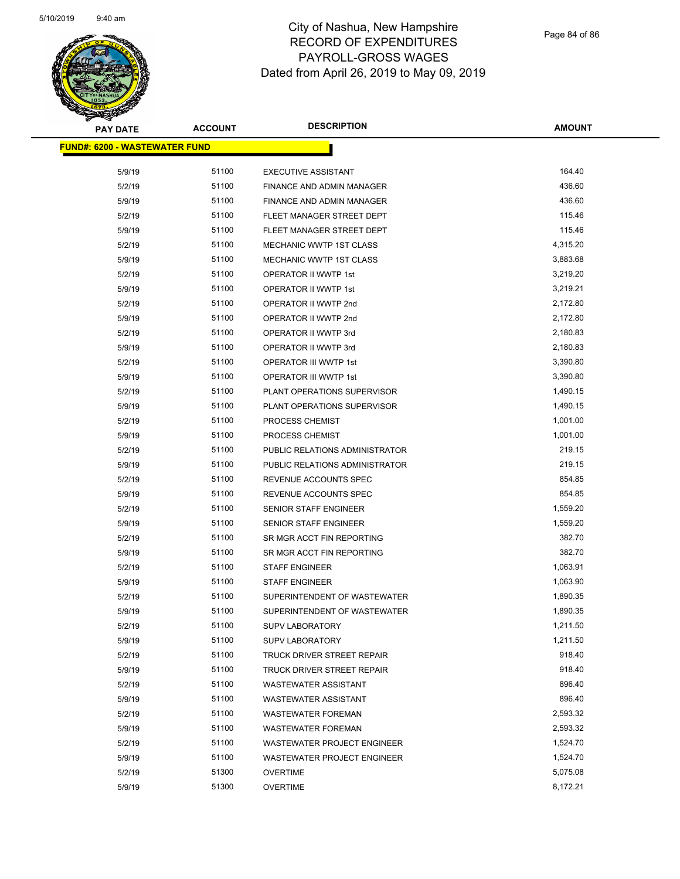# City of Nashua, New Hampshire
## RECORD OF EXPENDITURES
## PAYROLL-GROSS WAGES
## Dated from April 26, 2019 to May 09, 2019

| PAY DATE | ACCOUNT | DESCRIPTION | AMOUNT |
|---|---|---|---|
| **FUND#: 6200 - WASTEWATER FUND** | | | |
| 5/9/19 | 51100 | EXECUTIVE ASSISTANT | 164.40 |
| 5/2/19 | 51100 | FINANCE AND ADMIN MANAGER | 436.60 |
| 5/9/19 | 51100 | FINANCE AND ADMIN MANAGER | 436.60 |
| 5/2/19 | 51100 | FLEET MANAGER STREET DEPT | 115.46 |
| 5/9/19 | 51100 | FLEET MANAGER STREET DEPT | 115.46 |
| 5/2/19 | 51100 | MECHANIC WWTP 1ST CLASS | 4,315.20 |
| 5/9/19 | 51100 | MECHANIC WWTP 1ST CLASS | 3,883.68 |
| 5/2/19 | 51100 | OPERATOR II WWTP 1st | 3,219.20 |
| 5/9/19 | 51100 | OPERATOR II WWTP 1st | 3,219.21 |
| 5/2/19 | 51100 | OPERATOR II WWTP 2nd | 2,172.80 |
| 5/9/19 | 51100 | OPERATOR II WWTP 2nd | 2,172.80 |
| 5/2/19 | 51100 | OPERATOR II WWTP 3rd | 2,180.83 |
| 5/9/19 | 51100 | OPERATOR II WWTP 3rd | 2,180.83 |
| 5/2/19 | 51100 | OPERATOR III WWTP 1st | 3,390.80 |
| 5/9/19 | 51100 | OPERATOR III WWTP 1st | 3,390.80 |
| 5/2/19 | 51100 | PLANT OPERATIONS SUPERVISOR | 1,490.15 |
| 5/9/19 | 51100 | PLANT OPERATIONS SUPERVISOR | 1,490.15 |
| 5/2/19 | 51100 | PROCESS CHEMIST | 1,001.00 |
| 5/9/19 | 51100 | PROCESS CHEMIST | 1,001.00 |
| 5/2/19 | 51100 | PUBLIC RELATIONS ADMINISTRATOR | 219.15 |
| 5/9/19 | 51100 | PUBLIC RELATIONS ADMINISTRATOR | 219.15 |
| 5/2/19 | 51100 | REVENUE ACCOUNTS SPEC | 854.85 |
| 5/9/19 | 51100 | REVENUE ACCOUNTS SPEC | 854.85 |
| 5/2/19 | 51100 | SENIOR STAFF ENGINEER | 1,559.20 |
| 5/9/19 | 51100 | SENIOR STAFF ENGINEER | 1,559.20 |
| 5/2/19 | 51100 | SR MGR ACCT FIN REPORTING | 382.70 |
| 5/9/19 | 51100 | SR MGR ACCT FIN REPORTING | 382.70 |
| 5/2/19 | 51100 | STAFF ENGINEER | 1,063.91 |
| 5/9/19 | 51100 | STAFF ENGINEER | 1,063.90 |
| 5/2/19 | 51100 | SUPERINTENDENT OF WASTEWATER | 1,890.35 |
| 5/9/19 | 51100 | SUPERINTENDENT OF WASTEWATER | 1,890.35 |
| 5/2/19 | 51100 | SUPV LABORATORY | 1,211.50 |
| 5/9/19 | 51100 | SUPV LABORATORY | 1,211.50 |
| 5/2/19 | 51100 | TRUCK DRIVER STREET REPAIR | 918.40 |
| 5/9/19 | 51100 | TRUCK DRIVER STREET REPAIR | 918.40 |
| 5/2/19 | 51100 | WASTEWATER ASSISTANT | 896.40 |
| 5/9/19 | 51100 | WASTEWATER ASSISTANT | 896.40 |
| 5/2/19 | 51100 | WASTEWATER FOREMAN | 2,593.32 |
| 5/9/19 | 51100 | WASTEWATER FOREMAN | 2,593.32 |
| 5/2/19 | 51100 | WASTEWATER PROJECT ENGINEER | 1,524.70 |
| 5/9/19 | 51100 | WASTEWATER PROJECT ENGINEER | 1,524.70 |
| 5/2/19 | 51300 | OVERTIME | 5,075.08 |
| 5/9/19 | 51300 | OVERTIME | 8,172.21 |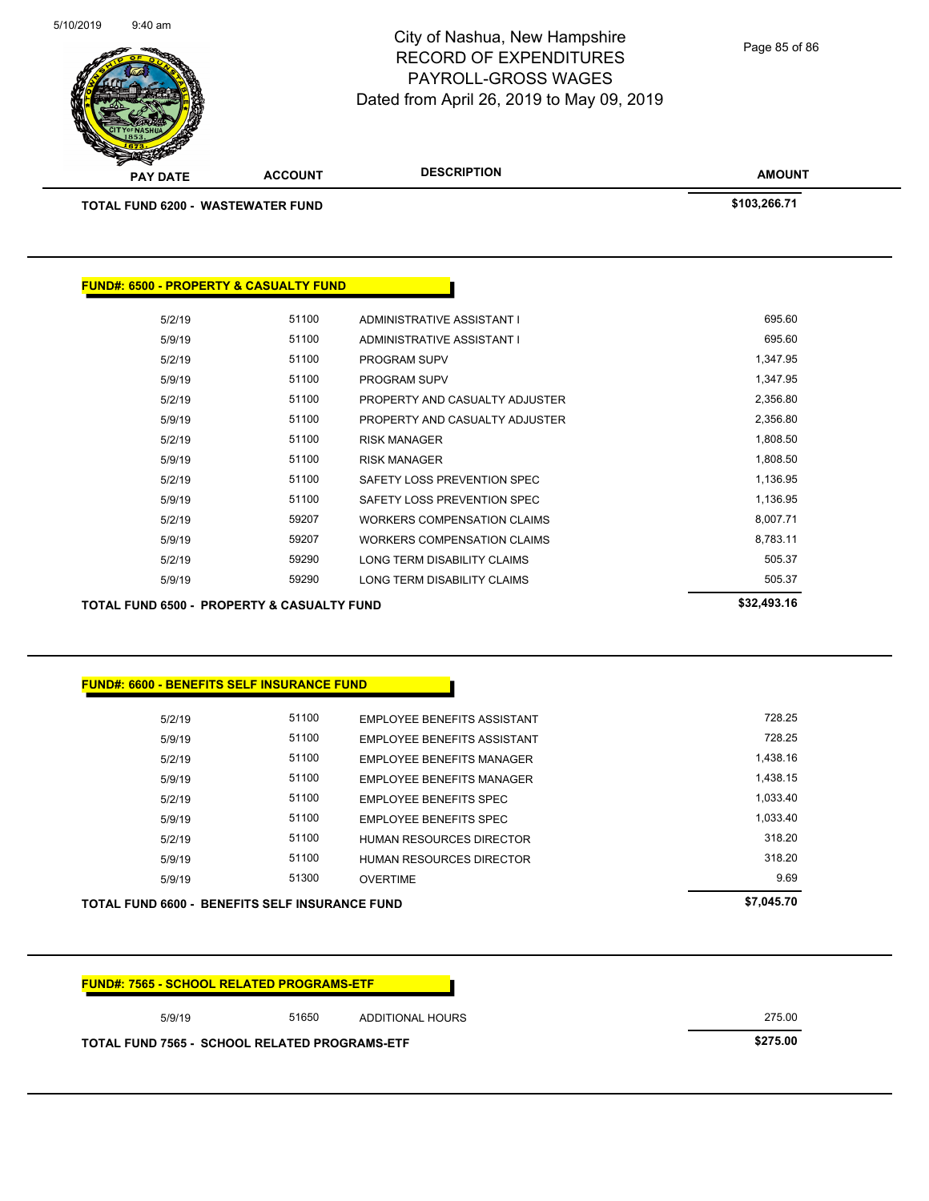| PAY DATE | ACCOUNT | DESCRIPTION | AMOUNT |
|---|---|---|---|
| **TOTAL FUND 6200 - WASTEWATER FUND** | | | **$103,266.71** |

**FUND#: 6500 - PROPERTY & CASUALTY FUND**

| PAY DATE | ACCOUNT | DESCRIPTION | AMOUNT |
|---|---|---|---|
| 5/2/19 | 51100 | ADMINISTRATIVE ASSISTANT I | 695.60 |
| 5/9/19 | 51100 | ADMINISTRATIVE ASSISTANT I | 695.60 |
| 5/2/19 | 51100 | PROGRAM SUPV | 1,347.95 |
| 5/9/19 | 51100 | PROGRAM SUPV | 1,347.95 |
| 5/2/19 | 51100 | PROPERTY AND CASUALTY ADJUSTER | 2,356.80 |
| 5/9/19 | 51100 | PROPERTY AND CASUALTY ADJUSTER | 2,356.80 |
| 5/2/19 | 51100 | RISK MANAGER | 1,808.50 |
| 5/9/19 | 51100 | RISK MANAGER | 1,808.50 |
| 5/2/19 | 51100 | SAFETY LOSS PREVENTION SPEC | 1,136.95 |
| 5/9/19 | 51100 | SAFETY LOSS PREVENTION SPEC | 1,136.95 |
| 5/2/19 | 59207 | WORKERS COMPENSATION CLAIMS | 8,007.71 |
| 5/9/19 | 59207 | WORKERS COMPENSATION CLAIMS | 8,783.11 |
| 5/2/19 | 59290 | LONG TERM DISABILITY CLAIMS | 505.37 |
| 5/9/19 | 59290 | LONG TERM DISABILITY CLAIMS | 505.37 |
| **TOTAL FUND 6500 - PROPERTY & CASUALTY FUND** | | | **$32,493.16** |

**FUND#: 6600 - BENEFITS SELF INSURANCE FUND**

| PAY DATE | ACCOUNT | DESCRIPTION | AMOUNT |
|---|---|---|---|
| 5/2/19 | 51100 | EMPLOYEE BENEFITS ASSISTANT | 728.25 |
| 5/9/19 | 51100 | EMPLOYEE BENEFITS ASSISTANT | 728.25 |
| 5/2/19 | 51100 | EMPLOYEE BENEFITS MANAGER | 1,438.16 |
| 5/9/19 | 51100 | EMPLOYEE BENEFITS MANAGER | 1,438.15 |
| 5/2/19 | 51100 | EMPLOYEE BENEFITS SPEC | 1,033.40 |
| 5/9/19 | 51100 | EMPLOYEE BENEFITS SPEC | 1,033.40 |
| 5/2/19 | 51100 | HUMAN RESOURCES DIRECTOR | 318.20 |
| 5/9/19 | 51100 | HUMAN RESOURCES DIRECTOR | 318.20 |
| 5/9/19 | 51300 | OVERTIME | 9.69 |
| **TOTAL FUND 6600 - BENEFITS SELF INSURANCE FUND** | | | **$7,045.70** |

**FUND#: 7565 - SCHOOL RELATED PROGRAMS-ETF**

| PAY DATE | ACCOUNT | DESCRIPTION | AMOUNT |
|---|---|---|---|
| 5/9/19 | 51650 | ADDITIONAL HOURS | 275.00 |
| **TOTAL FUND 7565 - SCHOOL RELATED PROGRAMS-ETF** | | | **$275.00** |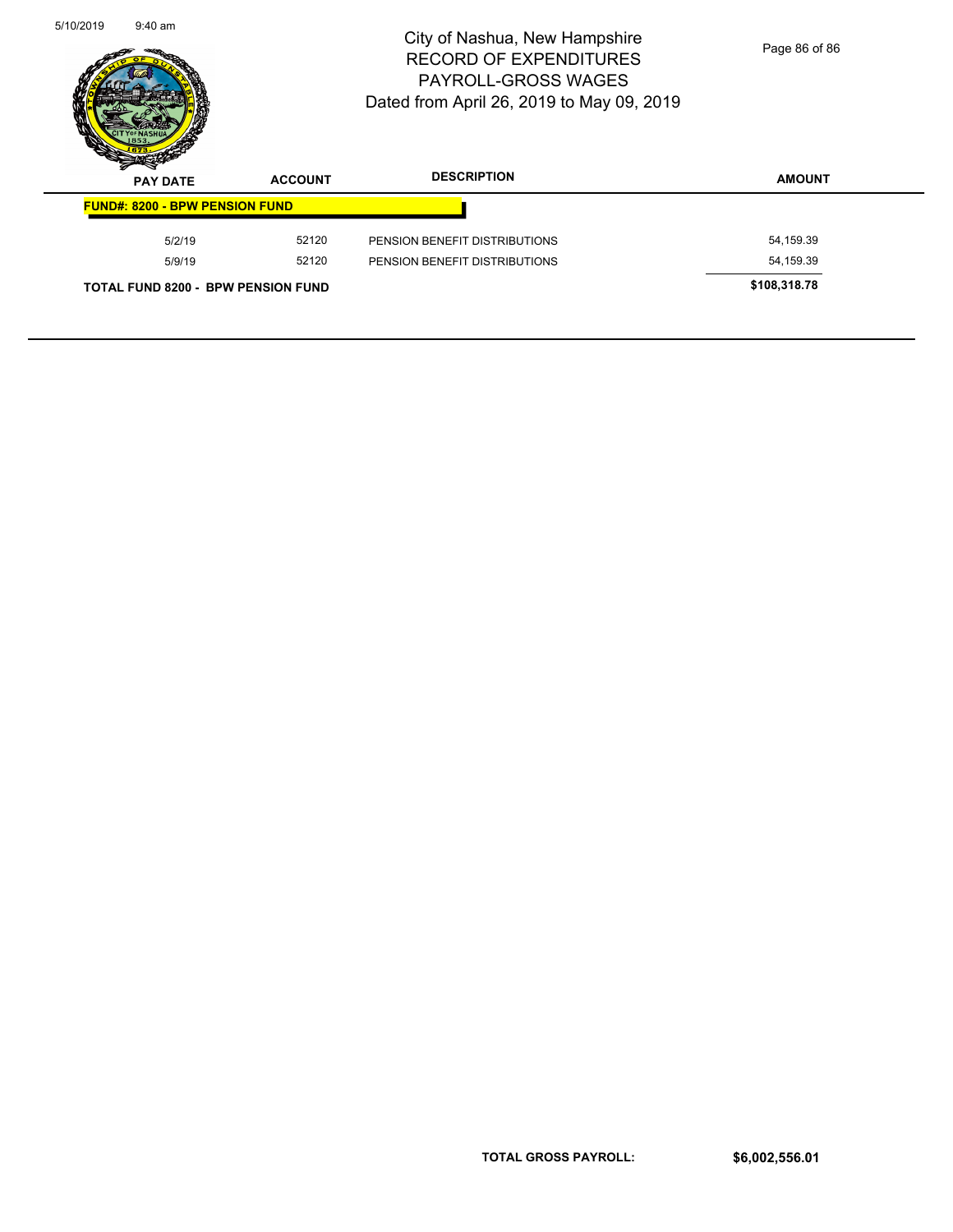# City of Nashua, New Hampshire
## RECORD OF EXPENDITURES
## PAYROLL-GROSS WAGES
## Dated from April 26, 2019 to May 09, 2019

| PAY DATE | ACCOUNT | DESCRIPTION | AMOUNT |
|---|---|---|---|
| **FUND#: 8200 - BPW PENSION FUND** | | | |
| 5/2/19 | 52120 | PENSION BENEFIT DISTRIBUTIONS | 54,159.39 |
| 5/9/19 | 52120 | PENSION BENEFIT DISTRIBUTIONS | 54,159.39 |
| **TOTAL FUND 8200 - BPW PENSION FUND** | | | **$108,318.78** |

**TOTAL GROSS PAYROLL: $6,002,556.01**